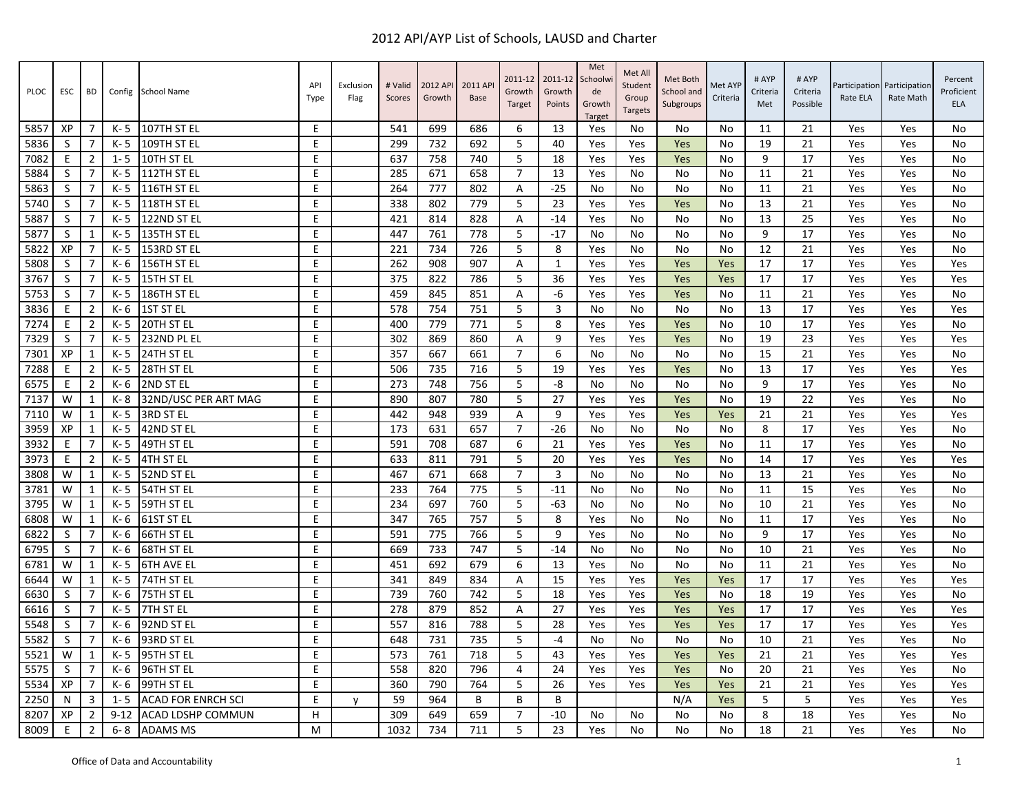# 2012 API/AYP List of Schools, LAUSD and Charter

| PLOC | ESC | BD | Config | School Name | API Type | Exclusion Flag | # Valid Scores | 2012 API Growth | 2011 API Base | 2011-12 Growth Target | 2011-12 Growth Points | Met Schoolwide Growth Target | Met All Student Group Targets | Met Both School and Subgroups | Met AYP Criteria | # AYP Criteria Met | # AYP Criteria Possible | Participation Rate ELA | Participation Rate Math | Percent Proficient ELA |
|---|---|---|---|---|---|---|---|---|---|---|---|---|---|---|---|---|---|---|---|---|
| 5857 | XP | 7 | K- 5 | 107TH ST EL | E | | 541 | 699 | 686 | 6 | 13 | Yes | No | No | No | 11 | 21 | Yes | Yes | No |
| 5836 | S | 7 | K- 5 | 109TH ST EL | E | | 299 | 732 | 692 | 5 | 40 | Yes | Yes | Yes | No | 19 | 21 | Yes | Yes | No |
| 7082 | E | 2 | 1- 5 | 10TH ST EL | E | | 637 | 758 | 740 | 5 | 18 | Yes | Yes | Yes | No | 9 | 17 | Yes | Yes | No |
| 5884 | S | 7 | K- 5 | 112TH ST EL | E | | 285 | 671 | 658 | 7 | 13 | Yes | No | No | No | 11 | 21 | Yes | Yes | No |
| 5863 | S | 7 | K- 5 | 116TH ST EL | E | | 264 | 777 | 802 | A | -25 | No | No | No | No | 11 | 21 | Yes | Yes | No |
| 5740 | S | 7 | K- 5 | 118TH ST EL | E | | 338 | 802 | 779 | 5 | 23 | Yes | Yes | Yes | No | 13 | 21 | Yes | Yes | No |
| 5887 | S | 7 | K- 5 | 122ND ST EL | E | | 421 | 814 | 828 | A | -14 | Yes | No | No | No | 13 | 25 | Yes | Yes | No |
| 5877 | S | 1 | K- 5 | 135TH ST EL | E | | 447 | 761 | 778 | 5 | -17 | No | No | No | No | 9 | 17 | Yes | Yes | No |
| 5822 | XP | 7 | K- 5 | 153RD ST EL | E | | 221 | 734 | 726 | 5 | 8 | Yes | No | No | No | 12 | 21 | Yes | Yes | No |
| 5808 | S | 7 | K- 6 | 156TH ST EL | E | | 262 | 908 | 907 | A | 1 | Yes | Yes | Yes | Yes | 17 | 17 | Yes | Yes | Yes |
| 3767 | S | 7 | K- 5 | 15TH ST EL | E | | 375 | 822 | 786 | 5 | 36 | Yes | Yes | Yes | Yes | 17 | 17 | Yes | Yes | Yes |
| 5753 | S | 7 | K- 5 | 186TH ST EL | E | | 459 | 845 | 851 | A | -6 | Yes | Yes | Yes | No | 11 | 21 | Yes | Yes | No |
| 3836 | E | 2 | K- 6 | 1ST ST EL | E | | 578 | 754 | 751 | 5 | 3 | No | No | No | No | 13 | 17 | Yes | Yes | Yes |
| 7274 | E | 2 | K- 5 | 20TH ST EL | E | | 400 | 779 | 771 | 5 | 8 | Yes | Yes | Yes | No | 10 | 17 | Yes | Yes | No |
| 7329 | S | 7 | K- 5 | 232ND PL EL | E | | 302 | 869 | 860 | A | 9 | Yes | Yes | Yes | No | 19 | 23 | Yes | Yes | Yes |
| 7301 | XP | 1 | K- 5 | 24TH ST EL | E | | 357 | 667 | 661 | 7 | 6 | No | No | No | No | 15 | 21 | Yes | Yes | No |
| 7288 | E | 2 | K- 5 | 28TH ST EL | E | | 506 | 735 | 716 | 5 | 19 | Yes | Yes | Yes | No | 13 | 17 | Yes | Yes | Yes |
| 6575 | E | 2 | K- 6 | 2ND ST EL | E | | 273 | 748 | 756 | 5 | -8 | No | No | No | No | 9 | 17 | Yes | Yes | No |
| 7137 | W | 1 | K- 8 | 32ND/USC PER ART MAG | E | | 890 | 807 | 780 | 5 | 27 | Yes | Yes | Yes | No | 19 | 22 | Yes | Yes | No |
| 7110 | W | 1 | K- 5 | 3RD ST EL | E | | 442 | 948 | 939 | A | 9 | Yes | Yes | Yes | Yes | 21 | 21 | Yes | Yes | Yes |
| 3959 | XP | 1 | K- 5 | 42ND ST EL | E | | 173 | 631 | 657 | 7 | -26 | No | No | No | No | 8 | 17 | Yes | Yes | No |
| 3932 | E | 7 | K- 5 | 49TH ST EL | E | | 591 | 708 | 687 | 6 | 21 | Yes | Yes | Yes | No | 11 | 17 | Yes | Yes | No |
| 3973 | E | 2 | K- 5 | 4TH ST EL | E | | 633 | 811 | 791 | 5 | 20 | Yes | Yes | Yes | No | 14 | 17 | Yes | Yes | Yes |
| 3808 | W | 1 | K- 5 | 52ND ST EL | E | | 467 | 671 | 668 | 7 | 3 | No | No | No | No | 13 | 21 | Yes | Yes | No |
| 3781 | W | 1 | K- 5 | 54TH ST EL | E | | 233 | 764 | 775 | 5 | -11 | No | No | No | No | 11 | 15 | Yes | Yes | No |
| 3795 | W | 1 | K- 5 | 59TH ST EL | E | | 234 | 697 | 760 | 5 | -63 | No | No | No | No | 10 | 21 | Yes | Yes | No |
| 6808 | W | 1 | K- 6 | 61ST ST EL | E | | 347 | 765 | 757 | 5 | 8 | Yes | No | No | No | 11 | 17 | Yes | Yes | No |
| 6822 | S | 7 | K- 6 | 66TH ST EL | E | | 591 | 775 | 766 | 5 | 9 | Yes | No | No | No | 9 | 17 | Yes | Yes | No |
| 6795 | S | 7 | K- 6 | 68TH ST EL | E | | 669 | 733 | 747 | 5 | -14 | No | No | No | No | 10 | 21 | Yes | Yes | No |
| 6781 | W | 1 | K- 5 | 6TH AVE EL | E | | 451 | 692 | 679 | 6 | 13 | Yes | No | No | No | 11 | 21 | Yes | Yes | No |
| 6644 | W | 1 | K- 5 | 74TH ST EL | E | | 341 | 849 | 834 | A | 15 | Yes | Yes | Yes | Yes | 17 | 17 | Yes | Yes | Yes |
| 6630 | S | 7 | K- 6 | 75TH ST EL | E | | 739 | 760 | 742 | 5 | 18 | Yes | Yes | Yes | No | 18 | 19 | Yes | Yes | No |
| 6616 | S | 7 | K- 5 | 7TH ST EL | E | | 278 | 879 | 852 | A | 27 | Yes | Yes | Yes | Yes | 17 | 17 | Yes | Yes | Yes |
| 5548 | S | 7 | K- 6 | 92ND ST EL | E | | 557 | 816 | 788 | 5 | 28 | Yes | Yes | Yes | Yes | 17 | 17 | Yes | Yes | Yes |
| 5582 | S | 7 | K- 6 | 93RD ST EL | E | | 648 | 731 | 735 | 5 | -4 | No | No | No | No | 10 | 21 | Yes | Yes | No |
| 5521 | W | 1 | K- 5 | 95TH ST EL | E | | 573 | 761 | 718 | 5 | 43 | Yes | Yes | Yes | Yes | 21 | 21 | Yes | Yes | Yes |
| 5575 | S | 7 | K- 6 | 96TH ST EL | E | | 558 | 820 | 796 | 4 | 24 | Yes | Yes | Yes | No | 20 | 21 | Yes | Yes | No |
| 5534 | XP | 7 | K- 6 | 99TH ST EL | E | | 360 | 790 | 764 | 5 | 26 | Yes | Yes | Yes | Yes | 21 | 21 | Yes | Yes | Yes |
| 2250 | N | 3 | 1- 5 | ACAD FOR ENRCH SCI | E | y | 59 | 964 | B | B | B | | | N/A | Yes | 5 | 5 | Yes | Yes | Yes |
| 8207 | XP | 2 | 9-12 | ACAD LDSHP COMMUN | H | | 309 | 649 | 659 | 7 | -10 | No | No | No | No | 8 | 18 | Yes | Yes | No |
| 8009 | E | 2 | 6- 8 | ADAMS MS | M | | 1032 | 734 | 711 | 5 | 23 | Yes | No | No | No | 18 | 21 | Yes | Yes | No |

Office of Data and Accountability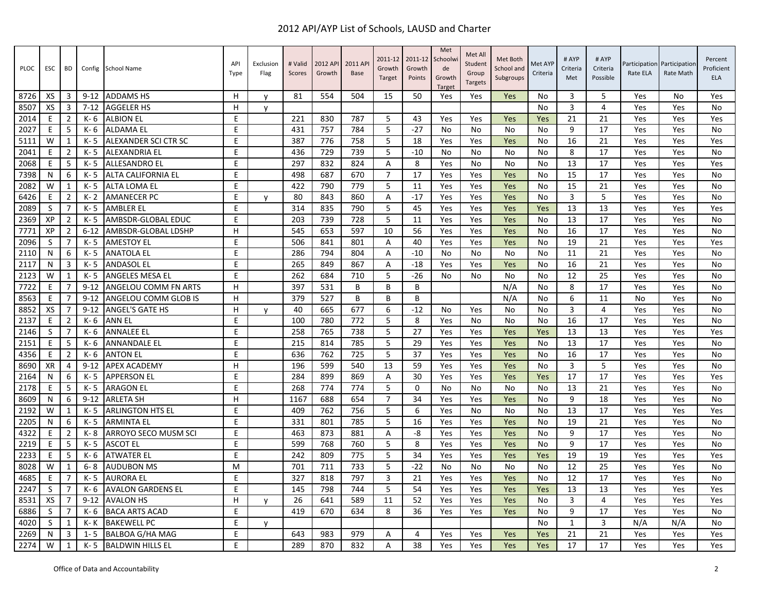# 2012 API/AYP List of Schools, LAUSD and Charter

| PLOC | ESC | BD | Config | School Name | API Type | Exclusion Flag | # Valid Scores | 2012 API Growth | 2011 API Base | 2011-12 Growth Target | 2011-12 Growth Points | Met Schoolwide Growth Target | Met All Student Group Targets | Met Both School and Subgroups | Met AYP Criteria | # AYP Criteria Met | # AYP Criteria Possible | Participation Rate ELA | Participation Rate Math | Percent Proficient ELA |
|---|---|---|---|---|---|---|---|---|---|---|---|---|---|---|---|---|---|---|---|---|
| 8726 | XS | 3 | 9-12 | ADDAMS HS | H | y | 81 | 554 | 504 | 15 | 50 | Yes | Yes | Yes | No | 3 | 5 | Yes | No | Yes |
| 8507 | XS | 3 | 7-12 | AGGELER HS | H | y | | | | | | | | | No | 3 | 4 | Yes | Yes | No |
| 2014 | E | 2 | K- 6 | ALBION EL | E | | 221 | 830 | 787 | 5 | 43 | Yes | Yes | Yes | Yes | 21 | 21 | Yes | Yes | Yes |
| 2027 | E | 5 | K- 6 | ALDAMA EL | E | | 431 | 757 | 784 | 5 | -27 | No | No | No | No | 9 | 17 | Yes | Yes | No |
| 5111 | W | 1 | K- 5 | ALEXANDER SCI CTR SC | E | | 387 | 776 | 758 | 5 | 18 | Yes | Yes | Yes | No | 16 | 21 | Yes | Yes | Yes |
| 2041 | E | 2 | K- 5 | ALEXANDRIA EL | E | | 436 | 729 | 739 | 5 | -10 | No | No | No | No | 8 | 17 | Yes | Yes | No |
| 2068 | E | 5 | K- 5 | ALLESANDRO EL | E | | 297 | 832 | 824 | A | 8 | Yes | No | No | No | 13 | 17 | Yes | Yes | Yes |
| 7398 | N | 6 | K- 5 | ALTA CALIFORNIA EL | E | | 498 | 687 | 670 | 7 | 17 | Yes | Yes | Yes | No | 15 | 17 | Yes | Yes | No |
| 2082 | W | 1 | K- 5 | ALTA LOMA EL | E | | 422 | 790 | 779 | 5 | 11 | Yes | Yes | Yes | No | 15 | 21 | Yes | Yes | No |
| 6426 | E | 2 | K- 2 | AMANECER PC | E | y | 80 | 843 | 860 | A | -17 | Yes | Yes | Yes | No | 3 | 5 | Yes | Yes | No |
| 2089 | S | 7 | K- 5 | AMBLER EL | E | | 314 | 835 | 790 | 5 | 45 | Yes | Yes | Yes | Yes | 13 | 13 | Yes | Yes | Yes |
| 2369 | XP | 2 | K- 5 | AMBSDR-GLOBAL EDUC | E | | 203 | 739 | 728 | 5 | 11 | Yes | Yes | Yes | No | 13 | 17 | Yes | Yes | No |
| 7771 | XP | 2 | 6-12 | AMBSDR-GLOBAL LDSHP | H | | 545 | 653 | 597 | 10 | 56 | Yes | Yes | Yes | No | 16 | 17 | Yes | Yes | No |
| 2096 | S | 7 | K- 5 | AMESTOY EL | E | | 506 | 841 | 801 | A | 40 | Yes | Yes | Yes | No | 19 | 21 | Yes | Yes | Yes |
| 2110 | N | 6 | K- 5 | ANATOLA EL | E | | 286 | 794 | 804 | A | -10 | No | No | No | No | 11 | 21 | Yes | Yes | No |
| 2117 | N | 3 | K- 5 | ANDASOL EL | E | | 265 | 849 | 867 | A | -18 | Yes | Yes | Yes | No | 16 | 21 | Yes | Yes | No |
| 2123 | W | 1 | K- 5 | ANGELES MESA EL | E | | 262 | 684 | 710 | 5 | -26 | No | No | No | No | 12 | 25 | Yes | Yes | No |
| 7722 | E | 7 | 9-12 | ANGELOU COMM FN ARTS | H | | 397 | 531 | B | B | B | | | N/A | No | 8 | 17 | Yes | Yes | No |
| 8563 | E | 7 | 9-12 | ANGELOU COMM GLOB IS | H | | 379 | 527 | B | B | B | | | N/A | No | 6 | 11 | No | Yes | No |
| 8852 | XS | 7 | 9-12 | ANGEL'S GATE HS | H | y | 40 | 665 | 677 | 6 | -12 | No | Yes | No | No | 3 | 4 | Yes | Yes | No |
| 2137 | E | 2 | K- 6 | ANN EL | E | | 100 | 780 | 772 | 5 | 8 | Yes | No | No | No | 16 | 17 | Yes | Yes | No |
| 2146 | S | 7 | K- 6 | ANNALEE EL | E | | 258 | 765 | 738 | 5 | 27 | Yes | Yes | Yes | Yes | 13 | 13 | Yes | Yes | Yes |
| 2151 | E | 5 | K- 6 | ANNANDALE EL | E | | 215 | 814 | 785 | 5 | 29 | Yes | Yes | Yes | No | 13 | 17 | Yes | Yes | No |
| 4356 | E | 2 | K- 6 | ANTON EL | E | | 636 | 762 | 725 | 5 | 37 | Yes | Yes | Yes | No | 16 | 17 | Yes | Yes | No |
| 8690 | XR | 4 | 9-12 | APEX ACADEMY | H | | 196 | 599 | 540 | 13 | 59 | Yes | Yes | Yes | No | 3 | 5 | Yes | Yes | No |
| 2164 | N | 6 | K- 5 | APPERSON EL | E | | 284 | 899 | 869 | A | 30 | Yes | Yes | Yes | Yes | 17 | 17 | Yes | Yes | Yes |
| 2178 | E | 5 | K- 5 | ARAGON EL | E | | 268 | 774 | 774 | 5 | 0 | No | No | No | No | 13 | 21 | Yes | Yes | No |
| 8609 | N | 6 | 9-12 | ARLETA SH | H | | 1167 | 688 | 654 | 7 | 34 | Yes | Yes | Yes | No | 9 | 18 | Yes | Yes | No |
| 2192 | W | 1 | K- 5 | ARLINGTON HTS EL | E | | 409 | 762 | 756 | 5 | 6 | Yes | No | No | No | 13 | 17 | Yes | Yes | Yes |
| 2205 | N | 6 | K- 5 | ARMINTA EL | E | | 331 | 801 | 785 | 5 | 16 | Yes | Yes | Yes | No | 19 | 21 | Yes | Yes | No |
| 4322 | E | 2 | K- 8 | ARROYO SECO MUSM SCI | E | | 463 | 873 | 881 | A | -8 | Yes | Yes | Yes | No | 9 | 17 | Yes | Yes | No |
| 2219 | E | 5 | K- 5 | ASCOT EL | E | | 599 | 768 | 760 | 5 | 8 | Yes | Yes | Yes | No | 9 | 17 | Yes | Yes | No |
| 2233 | E | 5 | K- 6 | ATWATER EL | E | | 242 | 809 | 775 | 5 | 34 | Yes | Yes | Yes | Yes | 19 | 19 | Yes | Yes | Yes |
| 8028 | W | 1 | 6- 8 | AUDUBON MS | M | | 701 | 711 | 733 | 5 | -22 | No | No | No | No | 12 | 25 | Yes | Yes | No |
| 4685 | E | 7 | K- 5 | AURORA EL | E | | 327 | 818 | 797 | 3 | 21 | Yes | Yes | Yes | No | 12 | 17 | Yes | Yes | No |
| 2247 | S | 7 | K- 6 | AVALON GARDENS EL | E | | 145 | 798 | 744 | 5 | 54 | Yes | Yes | Yes | Yes | 13 | 13 | Yes | Yes | Yes |
| 8531 | XS | 7 | 9-12 | AVALON HS | H | y | 26 | 641 | 589 | 11 | 52 | Yes | Yes | Yes | No | 3 | 4 | Yes | Yes | Yes |
| 6886 | S | 7 | K- 6 | BACA ARTS ACAD | E | | 419 | 670 | 634 | 8 | 36 | Yes | Yes | Yes | No | 9 | 17 | Yes | Yes | No |
| 4020 | S | 1 | K- K | BAKEWELL PC | E | y | | | | | | | | | No | 1 | 3 | N/A | N/A | No |
| 2269 | N | 3 | 1- 5 | BALBOA G/HA MAG | E | | 643 | 983 | 979 | A | 4 | Yes | Yes | Yes | Yes | 21 | 21 | Yes | Yes | Yes |
| 2274 | W | 1 | K- 5 | BALDWIN HILLS EL | E | | 289 | 870 | 832 | A | 38 | Yes | Yes | Yes | Yes | 17 | 17 | Yes | Yes | Yes |

Office of Data and Accountability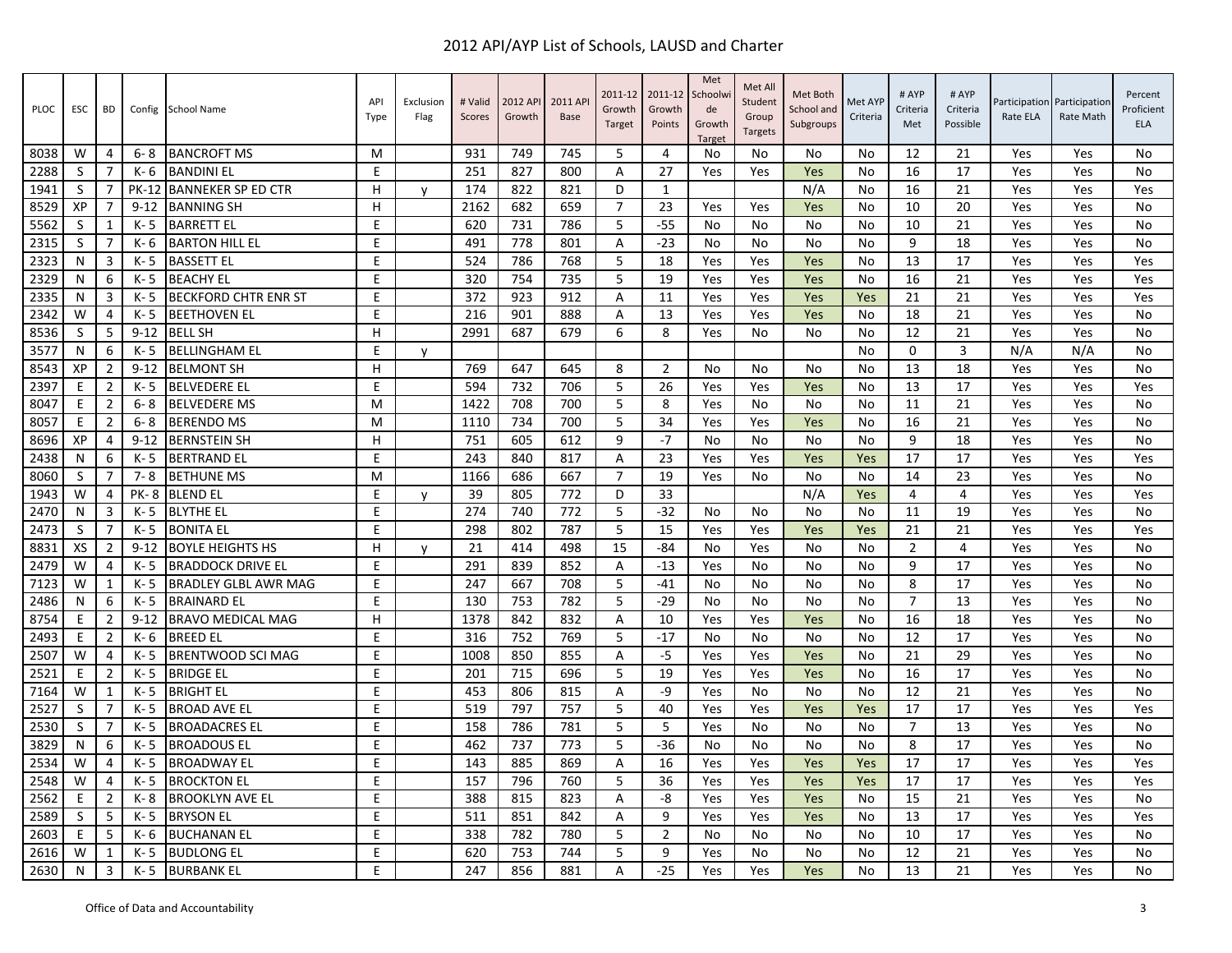# 2012 API/AYP List of Schools, LAUSD and Charter

| PLOC | ESC | BD | Config | School Name | API Type | Exclusion Flag | # Valid Scores | 2012 API Growth | 2011 API Base | 2011-12 Growth Target | 2011-12 Growth Points | Met Schoolwide Growth Target | Met All Student Group Targets | Met Both School and Subgroups | Met AYP Criteria | # AYP Criteria Met | # AYP Criteria Possible | Participation Rate ELA | Participation Rate Math | Percent Proficient ELA |
|---|---|---|---|---|---|---|---|---|---|---|---|---|---|---|---|---|---|---|---|---|
| 8038 | W | 4 | 6- 8 | BANCROFT MS | M | | 931 | 749 | 745 | 5 | 4 | No | No | No | No | 12 | 21 | Yes | Yes | No |
| 2288 | S | 7 | K- 6 | BANDINI EL | E | | 251 | 827 | 800 | A | 27 | Yes | Yes | Yes | No | 16 | 17 | Yes | Yes | No |
| 1941 | S | 7 | PK-12 | BANNEKER SP ED CTR | H | y | 174 | 822 | 821 | D | 1 | | | N/A | No | 16 | 21 | Yes | Yes | Yes |
| 8529 | XP | 7 | 9-12 | BANNING SH | H | | 2162 | 682 | 659 | 7 | 23 | Yes | Yes | Yes | No | 10 | 20 | Yes | Yes | No |
| 5562 | S | 1 | K- 5 | BARRETT EL | E | | 620 | 731 | 786 | 5 | -55 | No | No | No | No | 10 | 21 | Yes | Yes | No |
| 2315 | S | 7 | K- 6 | BARTON HILL EL | E | | 491 | 778 | 801 | A | -23 | No | No | No | No | 9 | 18 | Yes | Yes | No |
| 2323 | N | 3 | K- 5 | BASSETT EL | E | | 524 | 786 | 768 | 5 | 18 | Yes | Yes | Yes | No | 13 | 17 | Yes | Yes | Yes |
| 2329 | N | 6 | K- 5 | BEACHY EL | E | | 320 | 754 | 735 | 5 | 19 | Yes | Yes | Yes | No | 16 | 21 | Yes | Yes | Yes |
| 2335 | N | 3 | K- 5 | BECKFORD CHTR ENR ST | E | | 372 | 923 | 912 | A | 11 | Yes | Yes | Yes | Yes | 21 | 21 | Yes | Yes | Yes |
| 2342 | W | 4 | K- 5 | BEETHOVEN EL | E | | 216 | 901 | 888 | A | 13 | Yes | Yes | Yes | No | 18 | 21 | Yes | Yes | No |
| 8536 | S | 5 | 9-12 | BELL SH | H | | 2991 | 687 | 679 | 6 | 8 | Yes | No | No | No | 12 | 21 | Yes | Yes | No |
| 3577 | N | 6 | K- 5 | BELLINGHAM EL | E | y | | | | | | | | | No | 0 | 3 | N/A | N/A | No |
| 8543 | XP | 2 | 9-12 | BELMONT SH | H | | 769 | 647 | 645 | 8 | 2 | No | No | No | No | 13 | 18 | Yes | Yes | No |
| 2397 | E | 2 | K- 5 | BELVEDERE EL | E | | 594 | 732 | 706 | 5 | 26 | Yes | Yes | Yes | No | 13 | 17 | Yes | Yes | Yes |
| 8047 | E | 2 | 6- 8 | BELVEDERE MS | M | | 1422 | 708 | 700 | 5 | 8 | Yes | No | No | No | 11 | 21 | Yes | Yes | No |
| 8057 | E | 2 | 6- 8 | BERENDO MS | M | | 1110 | 734 | 700 | 5 | 34 | Yes | Yes | Yes | No | 16 | 21 | Yes | Yes | No |
| 8696 | XP | 4 | 9-12 | BERNSTEIN SH | H | | 751 | 605 | 612 | 9 | -7 | No | No | No | No | 9 | 18 | Yes | Yes | No |
| 2438 | N | 6 | K- 5 | BERTRAND EL | E | | 243 | 840 | 817 | A | 23 | Yes | Yes | Yes | Yes | 17 | 17 | Yes | Yes | Yes |
| 8060 | S | 7 | 7- 8 | BETHUNE MS | M | | 1166 | 686 | 667 | 7 | 19 | Yes | No | No | No | 14 | 23 | Yes | Yes | No |
| 1943 | W | 4 | PK- 8 | BLEND EL | E | y | 39 | 805 | 772 | D | 33 | | | N/A | Yes | 4 | 4 | Yes | Yes | Yes |
| 2470 | N | 3 | K- 5 | BLYTHE EL | E | | 274 | 740 | 772 | 5 | -32 | No | No | No | No | 11 | 19 | Yes | Yes | No |
| 2473 | S | 7 | K- 5 | BONITA EL | E | | 298 | 802 | 787 | 5 | 15 | Yes | Yes | Yes | Yes | 21 | 21 | Yes | Yes | Yes |
| 8831 | XS | 2 | 9-12 | BOYLE HEIGHTS HS | H | y | 21 | 414 | 498 | 15 | -84 | No | Yes | No | No | 2 | 4 | Yes | Yes | No |
| 2479 | W | 4 | K- 5 | BRADDOCK DRIVE EL | E | | 291 | 839 | 852 | A | -13 | Yes | No | No | No | 9 | 17 | Yes | Yes | No |
| 7123 | W | 1 | K- 5 | BRADLEY GLBL AWR MAG | E | | 247 | 667 | 708 | 5 | -41 | No | No | No | No | 8 | 17 | Yes | Yes | No |
| 2486 | N | 6 | K- 5 | BRAINARD EL | E | | 130 | 753 | 782 | 5 | -29 | No | No | No | No | 7 | 13 | Yes | Yes | No |
| 8754 | E | 2 | 9-12 | BRAVO MEDICAL MAG | H | | 1378 | 842 | 832 | A | 10 | Yes | Yes | Yes | No | 16 | 18 | Yes | Yes | No |
| 2493 | E | 2 | K- 6 | BREED EL | E | | 316 | 752 | 769 | 5 | -17 | No | No | No | No | 12 | 17 | Yes | Yes | No |
| 2507 | W | 4 | K- 5 | BRENTWOOD SCI MAG | E | | 1008 | 850 | 855 | A | -5 | Yes | Yes | Yes | No | 21 | 29 | Yes | Yes | No |
| 2521 | E | 2 | K- 5 | BRIDGE EL | E | | 201 | 715 | 696 | 5 | 19 | Yes | Yes | Yes | No | 16 | 17 | Yes | Yes | No |
| 7164 | W | 1 | K- 5 | BRIGHT EL | E | | 453 | 806 | 815 | A | -9 | Yes | No | No | No | 12 | 21 | Yes | Yes | No |
| 2527 | S | 7 | K- 5 | BROAD AVE EL | E | | 519 | 797 | 757 | 5 | 40 | Yes | Yes | Yes | Yes | 17 | 17 | Yes | Yes | Yes |
| 2530 | S | 7 | K- 5 | BROADACRES EL | E | | 158 | 786 | 781 | 5 | 5 | Yes | No | No | No | 7 | 13 | Yes | Yes | No |
| 3829 | N | 6 | K- 5 | BROADOUS EL | E | | 462 | 737 | 773 | 5 | -36 | No | No | No | No | 8 | 17 | Yes | Yes | No |
| 2534 | W | 4 | K- 5 | BROADWAY EL | E | | 143 | 885 | 869 | A | 16 | Yes | Yes | Yes | Yes | 17 | 17 | Yes | Yes | Yes |
| 2548 | W | 4 | K- 5 | BROCKTON EL | E | | 157 | 796 | 760 | 5 | 36 | Yes | Yes | Yes | Yes | 17 | 17 | Yes | Yes | Yes |
| 2562 | E | 2 | K- 8 | BROOKLYN AVE EL | E | | 388 | 815 | 823 | A | -8 | Yes | Yes | Yes | No | 15 | 21 | Yes | Yes | No |
| 2589 | S | 5 | K- 5 | BRYSON EL | E | | 511 | 851 | 842 | A | 9 | Yes | Yes | Yes | No | 13 | 17 | Yes | Yes | Yes |
| 2603 | E | 5 | K- 6 | BUCHANAN EL | E | | 338 | 782 | 780 | 5 | 2 | No | No | No | No | 10 | 17 | Yes | Yes | No |
| 2616 | W | 1 | K- 5 | BUDLONG EL | E | | 620 | 753 | 744 | 5 | 9 | Yes | No | No | No | 12 | 21 | Yes | Yes | No |
| 2630 | N | 3 | K- 5 | BURBANK EL | E | | 247 | 856 | 881 | A | -25 | Yes | Yes | Yes | No | 13 | 21 | Yes | Yes | No |

Office of Data and Accountability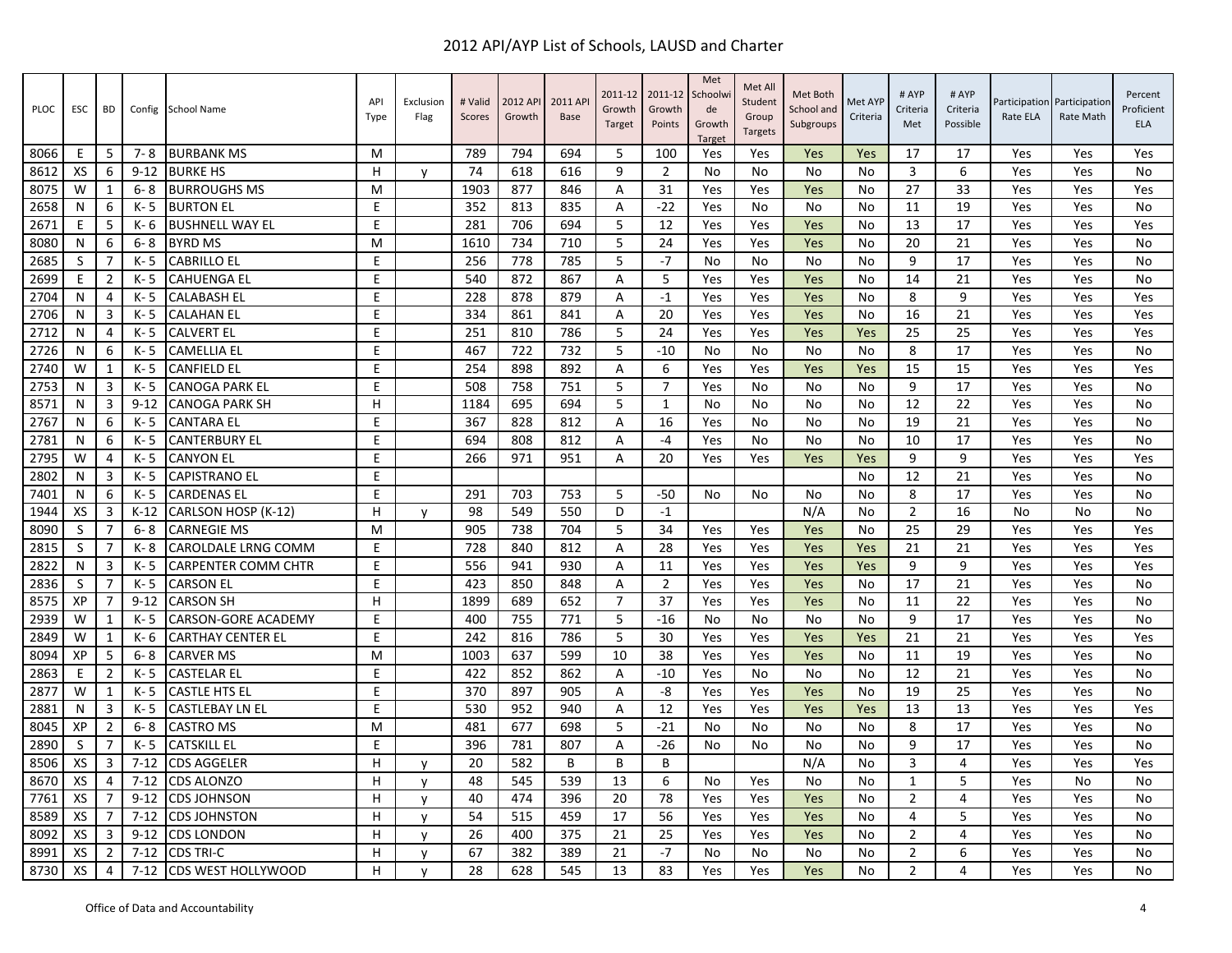# 2012 API/AYP List of Schools, LAUSD and Charter

| PLOC | ESC | BD | Config | School Name | API Type | Exclusion Flag | # Valid Scores | 2012 API Growth | 2011 API Base | 2011-12 Growth Target | 2011-12 Growth Points | Met Schoolwide Growth Target | Met All Student Group Targets | Met Both School and Subgroups | Met AYP Criteria | # AYP Criteria Met | # AYP Criteria Possible | Participation Rate ELA | Participation Rate Math | Percent Proficient ELA |
|---|---|---|---|---|---|---|---|---|---|---|---|---|---|---|---|---|---|---|---|---|
| 8066 | E | 5 | 7- 8 | BURBANK MS | M | | 789 | 794 | 694 | 5 | 100 | Yes | Yes | Yes | Yes | 17 | 17 | Yes | Yes | Yes |
| 8612 | XS | 6 | 9-12 | BURKE HS | H | y | 74 | 618 | 616 | 9 | 2 | No | No | No | No | 3 | 6 | Yes | Yes | No |
| 8075 | W | 1 | 6- 8 | BURROUGHS MS | M | | 1903 | 877 | 846 | A | 31 | Yes | Yes | Yes | No | 27 | 33 | Yes | Yes | Yes |
| 2658 | N | 6 | K- 5 | BURTON EL | E | | 352 | 813 | 835 | A | -22 | Yes | No | No | No | 11 | 19 | Yes | Yes | No |
| 2671 | E | 5 | K- 6 | BUSHNELL WAY EL | E | | 281 | 706 | 694 | 5 | 12 | Yes | Yes | Yes | No | 13 | 17 | Yes | Yes | Yes |
| 8080 | N | 6 | 6- 8 | BYRD MS | M | | 1610 | 734 | 710 | 5 | 24 | Yes | Yes | Yes | No | 20 | 21 | Yes | Yes | No |
| 2685 | S | 7 | K- 5 | CABRILLO EL | E | | 256 | 778 | 785 | 5 | -7 | No | No | No | No | 9 | 17 | Yes | Yes | No |
| 2699 | E | 2 | K- 5 | CAHUENGA EL | E | | 540 | 872 | 867 | A | 5 | Yes | Yes | Yes | No | 14 | 21 | Yes | Yes | No |
| 2704 | N | 4 | K- 5 | CALABASH EL | E | | 228 | 878 | 879 | A | -1 | Yes | Yes | Yes | No | 8 | 9 | Yes | Yes | Yes |
| 2706 | N | 3 | K- 5 | CALAHAN EL | E | | 334 | 861 | 841 | A | 20 | Yes | Yes | Yes | No | 16 | 21 | Yes | Yes | Yes |
| 2712 | N | 4 | K- 5 | CALVERT EL | E | | 251 | 810 | 786 | 5 | 24 | Yes | Yes | Yes | Yes | 25 | 25 | Yes | Yes | Yes |
| 2726 | N | 6 | K- 5 | CAMELLIA EL | E | | 467 | 722 | 732 | 5 | -10 | No | No | No | No | 8 | 17 | Yes | Yes | No |
| 2740 | W | 1 | K- 5 | CANFIELD EL | E | | 254 | 898 | 892 | A | 6 | Yes | Yes | Yes | Yes | 15 | 15 | Yes | Yes | Yes |
| 2753 | N | 3 | K- 5 | CANOGA PARK EL | E | | 508 | 758 | 751 | 5 | 7 | Yes | No | No | No | 9 | 17 | Yes | Yes | No |
| 8571 | N | 3 | 9-12 | CANOGA PARK SH | H | | 1184 | 695 | 694 | 5 | 1 | No | No | No | No | 12 | 22 | Yes | Yes | No |
| 2767 | N | 6 | K- 5 | CANTARA EL | E | | 367 | 828 | 812 | A | 16 | Yes | No | No | No | 19 | 21 | Yes | Yes | No |
| 2781 | N | 6 | K- 5 | CANTERBURY EL | E | | 694 | 808 | 812 | A | -4 | Yes | No | No | No | 10 | 17 | Yes | Yes | No |
| 2795 | W | 4 | K- 5 | CANYON EL | E | | 266 | 971 | 951 | A | 20 | Yes | Yes | Yes | Yes | 9 | 9 | Yes | Yes | Yes |
| 2802 | N | 3 | K- 5 | CAPISTRANO EL | E | | | | | | | | | | No | 12 | 21 | Yes | Yes | No |
| 7401 | N | 6 | K- 5 | CARDENAS EL | E | | 291 | 703 | 753 | 5 | -50 | No | No | No | No | 8 | 17 | Yes | Yes | No |
| 1944 | XS | 3 | K-12 | CARLSON HOSP (K-12) | H | y | 98 | 549 | 550 | D | -1 | | | N/A | No | 2 | 16 | No | No | No |
| 8090 | S | 7 | 6- 8 | CARNEGIE MS | M | | 905 | 738 | 704 | 5 | 34 | Yes | Yes | Yes | No | 25 | 29 | Yes | Yes | Yes |
| 2815 | S | 7 | K- 8 | CAROLDALE LRNG COMM | E | | 728 | 840 | 812 | A | 28 | Yes | Yes | Yes | Yes | 21 | 21 | Yes | Yes | Yes |
| 2822 | N | 3 | K- 5 | CARPENTER COMM CHTR | E | | 556 | 941 | 930 | A | 11 | Yes | Yes | Yes | Yes | 9 | 9 | Yes | Yes | Yes |
| 2836 | S | 7 | K- 5 | CARSON EL | E | | 423 | 850 | 848 | A | 2 | Yes | Yes | Yes | No | 17 | 21 | Yes | Yes | No |
| 8575 | XP | 7 | 9-12 | CARSON SH | H | | 1899 | 689 | 652 | 7 | 37 | Yes | Yes | Yes | No | 11 | 22 | Yes | Yes | No |
| 2939 | W | 1 | K- 5 | CARSON-GORE ACADEMY | E | | 400 | 755 | 771 | 5 | -16 | No | No | No | No | 9 | 17 | Yes | Yes | No |
| 2849 | W | 1 | K- 6 | CARTHAY CENTER EL | E | | 242 | 816 | 786 | 5 | 30 | Yes | Yes | Yes | Yes | 21 | 21 | Yes | Yes | Yes |
| 8094 | XP | 5 | 6- 8 | CARVER MS | M | | 1003 | 637 | 599 | 10 | 38 | Yes | Yes | Yes | No | 11 | 19 | Yes | Yes | No |
| 2863 | E | 2 | K- 5 | CASTELAR EL | E | | 422 | 852 | 862 | A | -10 | Yes | No | No | No | 12 | 21 | Yes | Yes | No |
| 2877 | W | 1 | K- 5 | CASTLE HTS EL | E | | 370 | 897 | 905 | A | -8 | Yes | Yes | Yes | No | 19 | 25 | Yes | Yes | No |
| 2881 | N | 3 | K- 5 | CASTLEBAY LN EL | E | | 530 | 952 | 940 | A | 12 | Yes | Yes | Yes | Yes | 13 | 13 | Yes | Yes | Yes |
| 8045 | XP | 2 | 6- 8 | CASTRO MS | M | | 481 | 677 | 698 | 5 | -21 | No | No | No | No | 8 | 17 | Yes | Yes | No |
| 2890 | S | 7 | K- 5 | CATSKILL EL | E | | 396 | 781 | 807 | A | -26 | No | No | No | No | 9 | 17 | Yes | Yes | No |
| 8506 | XS | 3 | 7-12 | CDS AGGELER | H | y | 20 | 582 | B | B | B | | | N/A | No | 3 | 4 | Yes | Yes | Yes |
| 8670 | XS | 4 | 7-12 | CDS ALONZO | H | y | 48 | 545 | 539 | 13 | 6 | No | Yes | No | No | 1 | 5 | Yes | No | No |
| 7761 | XS | 7 | 9-12 | CDS JOHNSON | H | y | 40 | 474 | 396 | 20 | 78 | Yes | Yes | Yes | No | 2 | 4 | Yes | Yes | No |
| 8589 | XS | 7 | 7-12 | CDS JOHNSTON | H | y | 54 | 515 | 459 | 17 | 56 | Yes | Yes | Yes | No | 4 | 5 | Yes | Yes | No |
| 8092 | XS | 3 | 9-12 | CDS LONDON | H | y | 26 | 400 | 375 | 21 | 25 | Yes | Yes | Yes | No | 2 | 4 | Yes | Yes | No |
| 8991 | XS | 2 | 7-12 | CDS TRI-C | H | y | 67 | 382 | 389 | 21 | -7 | No | No | No | No | 2 | 6 | Yes | Yes | No |
| 8730 | XS | 4 | 7-12 | CDS WEST HOLLYWOOD | H | y | 28 | 628 | 545 | 13 | 83 | Yes | Yes | Yes | No | 2 | 4 | Yes | Yes | No |

Office of Data and Accountability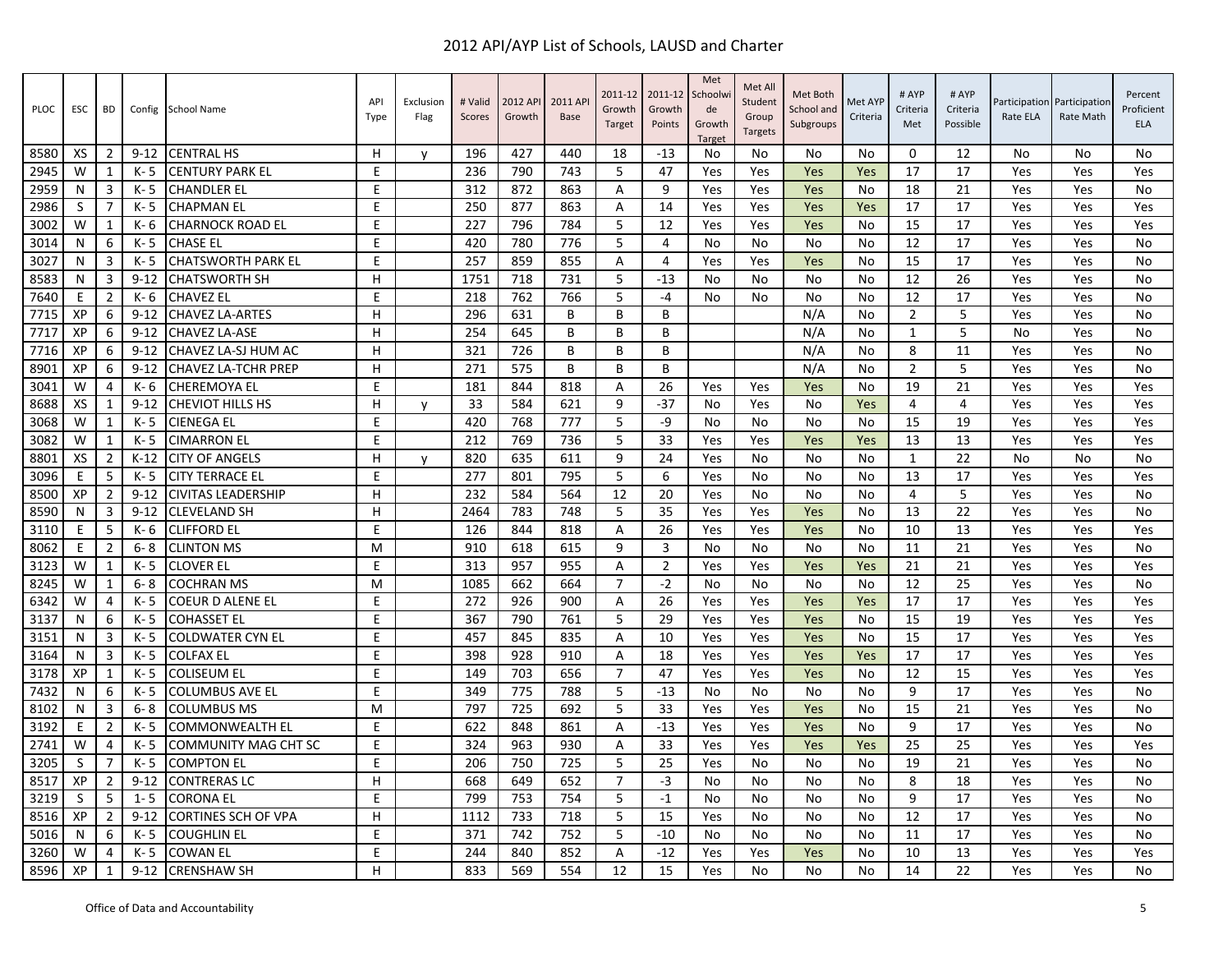# 2012 API/AYP List of Schools, LAUSD and Charter

| PLOC | ESC | BD | Config | School Name | API Type | Exclusion Flag | # Valid Scores | 2012 API Growth | 2011 API Base | 2011-12 Growth Target | 2011-12 Growth Points | Met Schoolwide Growth Target | Met All Student Group Targets | Met Both School and Subgroups | Met AYP Criteria | # AYP Criteria Met | # AYP Criteria Possible | Participation Rate ELA | Participation Rate Math | Percent Proficient ELA |
|---|---|---|---|---|---|---|---|---|---|---|---|---|---|---|---|---|---|---|---|---|
| 8580 | XS | 2 | 9-12 | CENTRAL HS | H | y | 196 | 427 | 440 | 18 | -13 | No | No | No | No | 0 | 12 | No | No | No |
| 2945 | W | 1 | K-5 | CENTURY PARK EL | E | | 236 | 790 | 743 | 5 | 47 | Yes | Yes | Yes | Yes | 17 | 17 | Yes | Yes | Yes |
| 2959 | N | 3 | K-5 | CHANDLER EL | E | | 312 | 872 | 863 | A | 9 | Yes | Yes | Yes | No | 18 | 21 | Yes | Yes | No |
| 2986 | S | 7 | K-5 | CHAPMAN EL | E | | 250 | 877 | 863 | A | 14 | Yes | Yes | Yes | Yes | 17 | 17 | Yes | Yes | Yes |
| 3002 | W | 1 | K-6 | CHARNOCK ROAD EL | E | | 227 | 796 | 784 | 5 | 12 | Yes | Yes | Yes | No | 15 | 17 | Yes | Yes | Yes |
| 3014 | N | 6 | K-5 | CHASE EL | E | | 420 | 780 | 776 | 5 | 4 | No | No | No | No | 12 | 17 | Yes | Yes | No |
| 3027 | N | 3 | K-5 | CHATSWORTH PARK EL | E | | 257 | 859 | 855 | A | 4 | Yes | Yes | Yes | No | 15 | 17 | Yes | Yes | No |
| 8583 | N | 3 | 9-12 | CHATSWORTH SH | H | | 1751 | 718 | 731 | 5 | -13 | No | No | No | No | 12 | 26 | Yes | Yes | No |
| 7640 | E | 2 | K-6 | CHAVEZ EL | E | | 218 | 762 | 766 | 5 | -4 | No | No | No | No | 12 | 17 | Yes | Yes | No |
| 7715 | XP | 6 | 9-12 | CHAVEZ LA-ARTES | H | | 296 | 631 | B | B | B | | | N/A | No | 2 | 5 | Yes | Yes | No |
| 7717 | XP | 6 | 9-12 | CHAVEZ LA-ASE | H | | 254 | 645 | B | B | B | | | N/A | No | 1 | 5 | No | Yes | No |
| 7716 | XP | 6 | 9-12 | CHAVEZ LA-SJ HUM AC | H | | 321 | 726 | B | B | B | | | N/A | No | 8 | 11 | Yes | Yes | No |
| 8901 | XP | 6 | 9-12 | CHAVEZ LA-TCHR PREP | H | | 271 | 575 | B | B | B | | | N/A | No | 2 | 5 | Yes | Yes | No |
| 3041 | W | 4 | K-6 | CHEREMOYA EL | E | | 181 | 844 | 818 | A | 26 | Yes | Yes | Yes | No | 19 | 21 | Yes | Yes | Yes |
| 8688 | XS | 1 | 9-12 | CHEVIOT HILLS HS | H | y | 33 | 584 | 621 | 9 | -37 | No | Yes | No | Yes | 4 | 4 | Yes | Yes | Yes |
| 3068 | W | 1 | K-5 | CIENEGA EL | E | | 420 | 768 | 777 | 5 | -9 | No | No | No | No | 15 | 19 | Yes | Yes | Yes |
| 3082 | W | 1 | K-5 | CIMARRON EL | E | | 212 | 769 | 736 | 5 | 33 | Yes | Yes | Yes | Yes | 13 | 13 | Yes | Yes | Yes |
| 8801 | XS | 2 | K-12 | CITY OF ANGELS | H | y | 820 | 635 | 611 | 9 | 24 | Yes | No | No | No | 1 | 22 | No | No | No |
| 3096 | E | 5 | K-5 | CITY TERRACE EL | E | | 277 | 801 | 795 | 5 | 6 | Yes | No | No | No | 13 | 17 | Yes | Yes | Yes |
| 8500 | XP | 2 | 9-12 | CIVITAS LEADERSHIP | H | | 232 | 584 | 564 | 12 | 20 | Yes | No | No | No | 4 | 5 | Yes | Yes | No |
| 8590 | N | 3 | 9-12 | CLEVELAND SH | H | | 2464 | 783 | 748 | 5 | 35 | Yes | Yes | Yes | No | 13 | 22 | Yes | Yes | No |
| 3110 | E | 5 | K-6 | CLIFFORD EL | E | | 126 | 844 | 818 | A | 26 | Yes | Yes | Yes | No | 10 | 13 | Yes | Yes | Yes |
| 8062 | E | 2 | 6-8 | CLINTON MS | M | | 910 | 618 | 615 | 9 | 3 | No | No | No | No | 11 | 21 | Yes | Yes | No |
| 3123 | W | 1 | K-5 | CLOVER EL | E | | 313 | 957 | 955 | A | 2 | Yes | Yes | Yes | Yes | 21 | 21 | Yes | Yes | Yes |
| 8245 | W | 1 | 6-8 | COCHRAN MS | M | | 1085 | 662 | 664 | 7 | -2 | No | No | No | No | 12 | 25 | Yes | Yes | No |
| 6342 | W | 4 | K-5 | COEUR D ALENE EL | E | | 272 | 926 | 900 | A | 26 | Yes | Yes | Yes | Yes | 17 | 17 | Yes | Yes | Yes |
| 3137 | N | 6 | K-5 | COHASSET EL | E | | 367 | 790 | 761 | 5 | 29 | Yes | Yes | Yes | No | 15 | 19 | Yes | Yes | Yes |
| 3151 | N | 3 | K-5 | COLDWATER CYN EL | E | | 457 | 845 | 835 | A | 10 | Yes | Yes | Yes | No | 15 | 17 | Yes | Yes | Yes |
| 3164 | N | 3 | K-5 | COLFAX EL | E | | 398 | 928 | 910 | A | 18 | Yes | Yes | Yes | Yes | 17 | 17 | Yes | Yes | Yes |
| 3178 | XP | 1 | K-5 | COLISEUM EL | E | | 149 | 703 | 656 | 7 | 47 | Yes | Yes | Yes | No | 12 | 15 | Yes | Yes | Yes |
| 7432 | N | 6 | K-5 | COLUMBUS AVE EL | E | | 349 | 775 | 788 | 5 | -13 | No | No | No | No | 9 | 17 | Yes | Yes | No |
| 8102 | N | 3 | 6-8 | COLUMBUS MS | M | | 797 | 725 | 692 | 5 | 33 | Yes | Yes | Yes | No | 15 | 21 | Yes | Yes | No |
| 3192 | E | 2 | K-5 | COMMONWEALTH EL | E | | 622 | 848 | 861 | A | -13 | Yes | Yes | Yes | No | 9 | 17 | Yes | Yes | No |
| 2741 | W | 4 | K-5 | COMMUNITY MAG CHT SC | E | | 324 | 963 | 930 | A | 33 | Yes | Yes | Yes | Yes | 25 | 25 | Yes | Yes | Yes |
| 3205 | S | 7 | K-5 | COMPTON EL | E | | 206 | 750 | 725 | 5 | 25 | Yes | No | No | No | 19 | 21 | Yes | Yes | No |
| 8517 | XP | 2 | 9-12 | CONTRERAS LC | H | | 668 | 649 | 652 | 7 | -3 | No | No | No | No | 8 | 18 | Yes | Yes | No |
| 3219 | S | 5 | 1-5 | CORONA EL | E | | 799 | 753 | 754 | 5 | -1 | No | No | No | No | 9 | 17 | Yes | Yes | No |
| 8516 | XP | 2 | 9-12 | CORTINES SCH OF VPA | H | | 1112 | 733 | 718 | 5 | 15 | Yes | No | No | No | 12 | 17 | Yes | Yes | No |
| 5016 | N | 6 | K-5 | COUGHLIN EL | E | | 371 | 742 | 752 | 5 | -10 | No | No | No | No | 11 | 17 | Yes | Yes | No |
| 3260 | W | 4 | K-5 | COWAN EL | E | | 244 | 840 | 852 | A | -12 | Yes | Yes | Yes | No | 10 | 13 | Yes | Yes | Yes |
| 8596 | XP | 1 | 9-12 | CRENSHAW SH | H | | 833 | 569 | 554 | 12 | 15 | Yes | No | No | No | 14 | 22 | Yes | Yes | No |

Office of Data and Accountability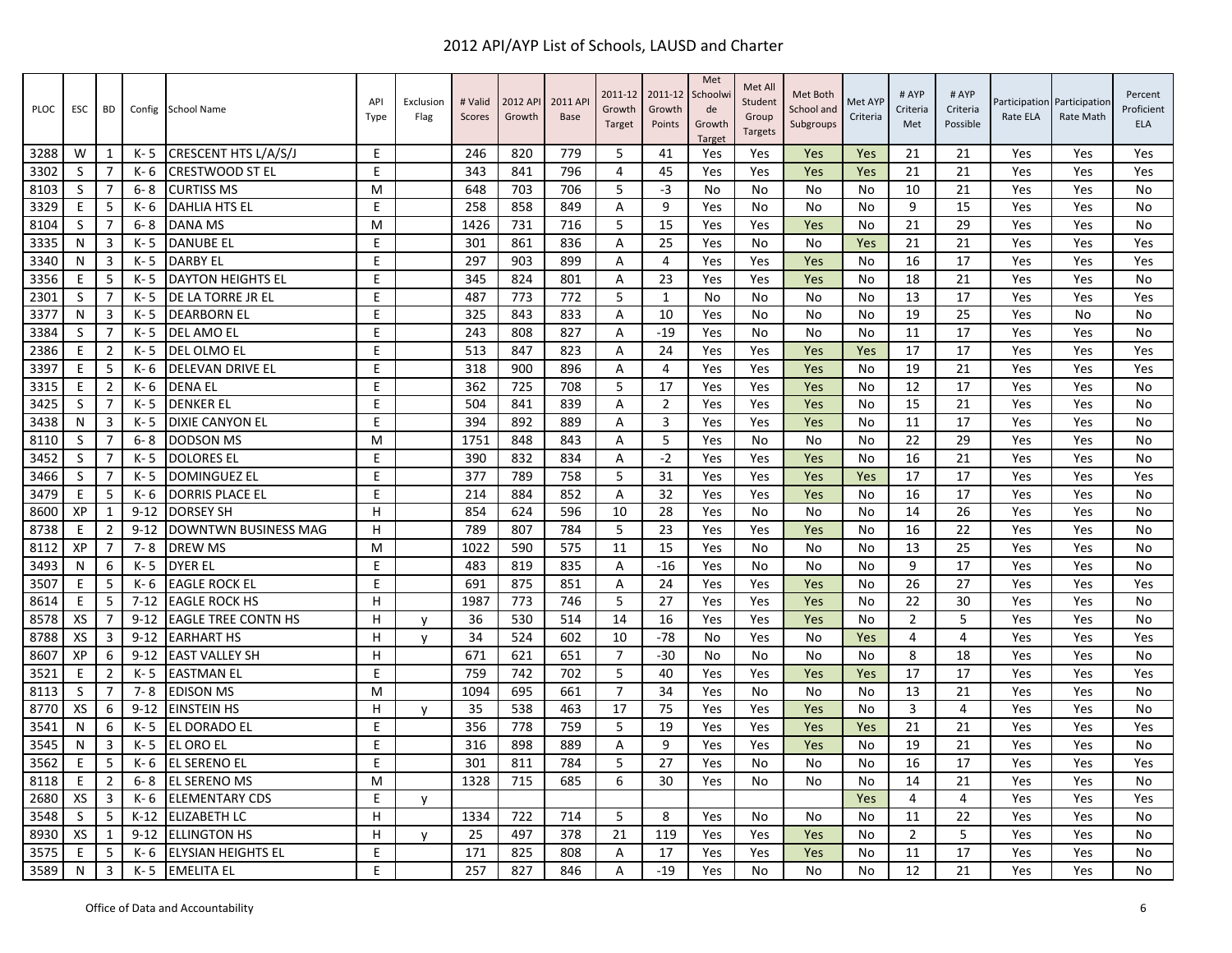# 2012 API/AYP List of Schools, LAUSD and Charter

| PLOC | ESC | BD | Config | School Name | API Type | Exclusion Flag | # Valid Scores | 2012 API Growth | 2011 API Base | 2011-12 Growth Target | 2011-12 Growth Points | Met Schoolwide Growth Target | Met All Student Group Targets | Met Both School and Subgroups | Met AYP Criteria | # AYP Criteria Met | # AYP Criteria Possible | Participation Rate ELA | Participation Rate Math | Percent Proficient ELA |
|---|---|---|---|---|---|---|---|---|---|---|---|---|---|---|---|---|---|---|---|---|
| 3288 | W | 1 | K- 5 | CRESCENT HTS L/A/S/J | E | | 246 | 820 | 779 | 5 | 41 | Yes | Yes | Yes | Yes | 21 | 21 | Yes | Yes | Yes |
| 3302 | S | 7 | K- 6 | CRESTWOOD ST EL | E | | 343 | 841 | 796 | 4 | 45 | Yes | Yes | Yes | Yes | 21 | 21 | Yes | Yes | Yes |
| 8103 | S | 7 | 6- 8 | CURTISS MS | M | | 648 | 703 | 706 | 5 | -3 | No | No | No | No | 10 | 21 | Yes | Yes | No |
| 3329 | E | 5 | K- 6 | DAHLIA HTS EL | E | | 258 | 858 | 849 | A | 9 | Yes | No | No | No | 9 | 15 | Yes | Yes | No |
| 8104 | S | 7 | 6- 8 | DANA MS | M | | 1426 | 731 | 716 | 5 | 15 | Yes | Yes | Yes | No | 21 | 29 | Yes | Yes | No |
| 3335 | N | 3 | K- 5 | DANUBE EL | E | | 301 | 861 | 836 | A | 25 | Yes | No | No | Yes | 21 | 21 | Yes | Yes | Yes |
| 3340 | N | 3 | K- 5 | DARBY EL | E | | 297 | 903 | 899 | A | 4 | Yes | Yes | Yes | No | 16 | 17 | Yes | Yes | Yes |
| 3356 | E | 5 | K- 5 | DAYTON HEIGHTS EL | E | | 345 | 824 | 801 | A | 23 | Yes | Yes | Yes | No | 18 | 21 | Yes | Yes | No |
| 2301 | S | 7 | K- 5 | DE LA TORRE JR EL | E | | 487 | 773 | 772 | 5 | 1 | No | No | No | No | 13 | 17 | Yes | Yes | Yes |
| 3377 | N | 3 | K- 5 | DEARBORN EL | E | | 325 | 843 | 833 | A | 10 | Yes | No | No | No | 19 | 25 | Yes | No | No |
| 3384 | S | 7 | K- 5 | DEL AMO EL | E | | 243 | 808 | 827 | A | -19 | Yes | No | No | No | 11 | 17 | Yes | Yes | No |
| 2386 | E | 2 | K- 5 | DEL OLMO EL | E | | 513 | 847 | 823 | A | 24 | Yes | Yes | Yes | Yes | 17 | 17 | Yes | Yes | Yes |
| 3397 | E | 5 | K- 6 | DELEVAN DRIVE EL | E | | 318 | 900 | 896 | A | 4 | Yes | Yes | Yes | No | 19 | 21 | Yes | Yes | Yes |
| 3315 | E | 2 | K- 6 | DENA EL | E | | 362 | 725 | 708 | 5 | 17 | Yes | Yes | Yes | No | 12 | 17 | Yes | Yes | No |
| 3425 | S | 7 | K- 5 | DENKER EL | E | | 504 | 841 | 839 | A | 2 | Yes | Yes | Yes | No | 15 | 21 | Yes | Yes | No |
| 3438 | N | 3 | K- 5 | DIXIE CANYON EL | E | | 394 | 892 | 889 | A | 3 | Yes | Yes | Yes | No | 11 | 17 | Yes | Yes | No |
| 8110 | S | 7 | 6- 8 | DODSON MS | M | | 1751 | 848 | 843 | A | 5 | Yes | No | No | No | 22 | 29 | Yes | Yes | No |
| 3452 | S | 7 | K- 5 | DOLORES EL | E | | 390 | 832 | 834 | A | -2 | Yes | Yes | Yes | No | 16 | 21 | Yes | Yes | No |
| 3466 | S | 7 | K- 5 | DOMINGUEZ EL | E | | 377 | 789 | 758 | 5 | 31 | Yes | Yes | Yes | Yes | 17 | 17 | Yes | Yes | Yes |
| 3479 | E | 5 | K- 6 | DORRIS PLACE EL | E | | 214 | 884 | 852 | A | 32 | Yes | Yes | Yes | No | 16 | 17 | Yes | Yes | No |
| 8600 | XP | 1 | 9-12 | DORSEY SH | H | | 854 | 624 | 596 | 10 | 28 | Yes | No | No | No | 14 | 26 | Yes | Yes | No |
| 8738 | E | 2 | 9-12 | DOWNTWN BUSINESS MAG | H | | 789 | 807 | 784 | 5 | 23 | Yes | Yes | Yes | No | 16 | 22 | Yes | Yes | No |
| 8112 | XP | 7 | 7- 8 | DREW MS | M | | 1022 | 590 | 575 | 11 | 15 | Yes | No | No | No | 13 | 25 | Yes | Yes | No |
| 3493 | N | 6 | K- 5 | DYER EL | E | | 483 | 819 | 835 | A | -16 | Yes | No | No | No | 9 | 17 | Yes | Yes | No |
| 3507 | E | 5 | K- 6 | EAGLE ROCK EL | E | | 691 | 875 | 851 | A | 24 | Yes | Yes | Yes | No | 26 | 27 | Yes | Yes | Yes |
| 8614 | E | 5 | 7-12 | EAGLE ROCK HS | H | | 1987 | 773 | 746 | 5 | 27 | Yes | Yes | Yes | No | 22 | 30 | Yes | Yes | No |
| 8578 | XS | 7 | 9-12 | EAGLE TREE CONTN HS | H | y | 36 | 530 | 514 | 14 | 16 | Yes | Yes | Yes | No | 2 | 5 | Yes | Yes | No |
| 8788 | XS | 3 | 9-12 | EARHART HS | H | y | 34 | 524 | 602 | 10 | -78 | No | Yes | No | Yes | 4 | 4 | Yes | Yes | Yes |
| 8607 | XP | 6 | 9-12 | EAST VALLEY SH | H | | 671 | 621 | 651 | 7 | -30 | No | No | No | No | 8 | 18 | Yes | Yes | No |
| 3521 | E | 2 | K- 5 | EASTMAN EL | E | | 759 | 742 | 702 | 5 | 40 | Yes | Yes | Yes | Yes | 17 | 17 | Yes | Yes | Yes |
| 8113 | S | 7 | 7- 8 | EDISON MS | M | | 1094 | 695 | 661 | 7 | 34 | Yes | No | No | No | 13 | 21 | Yes | Yes | No |
| 8770 | XS | 6 | 9-12 | EINSTEIN HS | H | y | 35 | 538 | 463 | 17 | 75 | Yes | Yes | Yes | No | 3 | 4 | Yes | Yes | No |
| 3541 | N | 6 | K- 5 | EL DORADO EL | E | | 356 | 778 | 759 | 5 | 19 | Yes | Yes | Yes | Yes | 21 | 21 | Yes | Yes | Yes |
| 3545 | N | 3 | K- 5 | EL ORO EL | E | | 316 | 898 | 889 | A | 9 | Yes | Yes | Yes | No | 19 | 21 | Yes | Yes | No |
| 3562 | E | 5 | K- 6 | EL SERENO EL | E | | 301 | 811 | 784 | 5 | 27 | Yes | No | No | No | 16 | 17 | Yes | Yes | Yes |
| 8118 | E | 2 | 6- 8 | EL SERENO MS | M | | 1328 | 715 | 685 | 6 | 30 | Yes | No | No | No | 14 | 21 | Yes | Yes | No |
| 2680 | XS | 3 | K- 6 | ELEMENTARY CDS | E | y | | | | | | | | | Yes | 4 | 4 | Yes | Yes | Yes |
| 3548 | S | 5 | K-12 | ELIZABETH LC | H | | 1334 | 722 | 714 | 5 | 8 | Yes | No | No | No | 11 | 22 | Yes | Yes | No |
| 8930 | XS | 1 | 9-12 | ELLINGTON HS | H | y | 25 | 497 | 378 | 21 | 119 | Yes | Yes | Yes | No | 2 | 5 | Yes | Yes | No |
| 3575 | E | 5 | K- 6 | ELYSIAN HEIGHTS EL | E | | 171 | 825 | 808 | A | 17 | Yes | Yes | Yes | No | 11 | 17 | Yes | Yes | No |
| 3589 | N | 3 | K- 5 | EMELITA EL | E | | 257 | 827 | 846 | A | -19 | Yes | No | No | No | 12 | 21 | Yes | Yes | No |

Office of Data and Accountability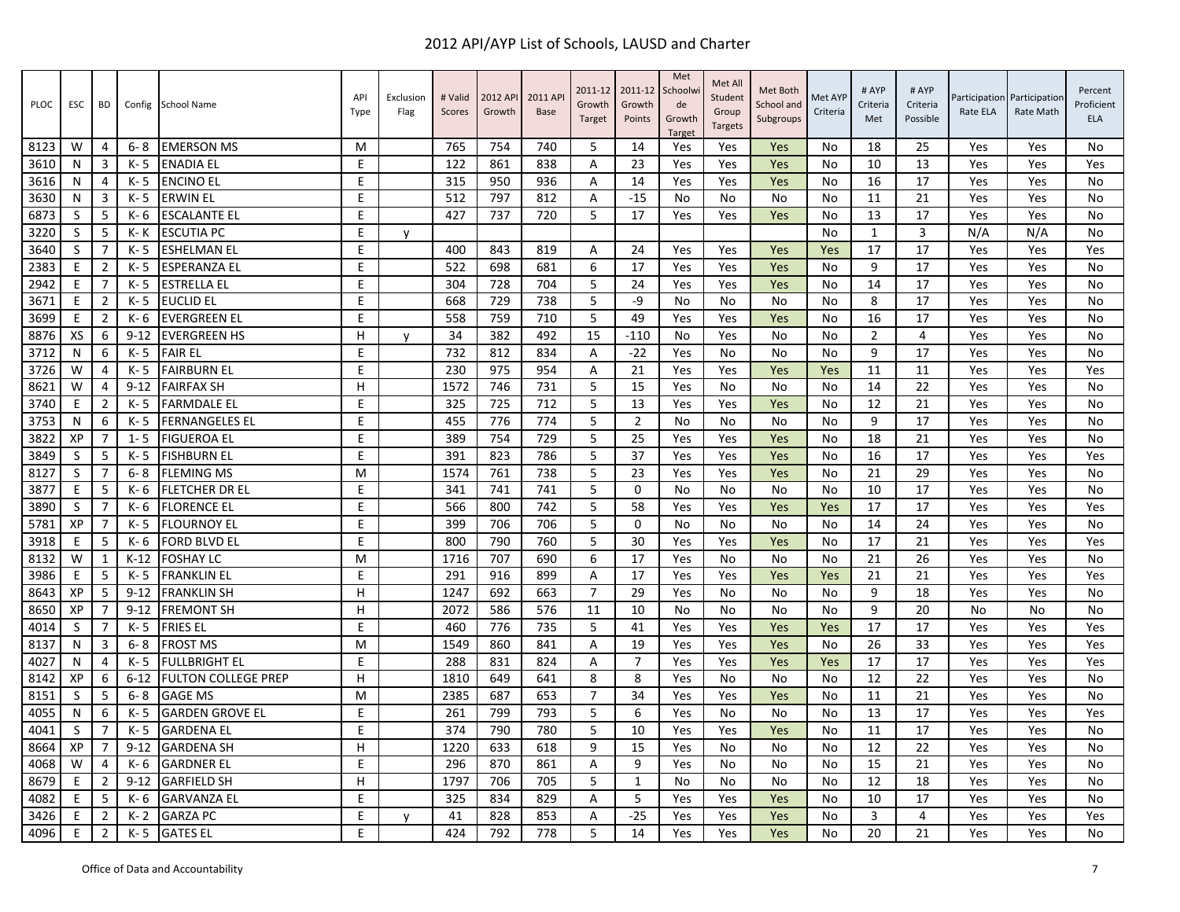# 2012 API/AYP List of Schools, LAUSD and Charter

| PLOC | ESC | BD | Config | School Name | API Type | Exclusion Flag | # Valid Scores | 2012 API Growth | 2011 API Base | 2011-12 Growth Target | 2011-12 Growth Points | Met Schoolwide Growth Target | Met All Student Group Targets | Met Both School and Subgroups | Met AYP Criteria | # AYP Criteria Met | # AYP Criteria Possible | Participation Rate ELA | Participation Rate Math | Percent Proficient ELA |
|---|---|---|---|---|---|---|---|---|---|---|---|---|---|---|---|---|---|---|---|---|
| 8123 | W | 4 | 6- 8 | EMERSON MS | M | | 765 | 754 | 740 | 5 | 14 | Yes | Yes | Yes | No | 18 | 25 | Yes | Yes | No |
| 3610 | N | 3 | K- 5 | ENADIA EL | E | | 122 | 861 | 838 | A | 23 | Yes | Yes | Yes | No | 10 | 13 | Yes | Yes | Yes |
| 3616 | N | 4 | K- 5 | ENCINO EL | E | | 315 | 950 | 936 | A | 14 | Yes | Yes | Yes | No | 16 | 17 | Yes | Yes | No |
| 3630 | N | 3 | K- 5 | ERWIN EL | E | | 512 | 797 | 812 | A | -15 | No | No | No | No | 11 | 21 | Yes | Yes | No |
| 6873 | S | 5 | K- 6 | ESCALANTE EL | E | | 427 | 737 | 720 | 5 | 17 | Yes | Yes | Yes | No | 13 | 17 | Yes | Yes | No |
| 3220 | S | 5 | K- K | ESCUTIA PC | E | y | | | | | | | | | No | 1 | 3 | N/A | N/A | No |
| 3640 | S | 7 | K- 5 | ESHELMAN EL | E | | 400 | 843 | 819 | A | 24 | Yes | Yes | Yes | Yes | 17 | 17 | Yes | Yes | Yes |
| 2383 | E | 2 | K- 5 | ESPERANZA EL | E | | 522 | 698 | 681 | 6 | 17 | Yes | Yes | Yes | No | 9 | 17 | Yes | Yes | No |
| 2942 | E | 7 | K- 5 | ESTRELLA EL | E | | 304 | 728 | 704 | 5 | 24 | Yes | Yes | Yes | No | 14 | 17 | Yes | Yes | No |
| 3671 | E | 2 | K- 5 | EUCLID EL | E | | 668 | 729 | 738 | 5 | -9 | No | No | No | No | 8 | 17 | Yes | Yes | No |
| 3699 | E | 2 | K- 6 | EVERGREEN EL | E | | 558 | 759 | 710 | 5 | 49 | Yes | Yes | Yes | No | 16 | 17 | Yes | Yes | No |
| 8876 | XS | 6 | 9-12 | EVERGREEN HS | H | y | 34 | 382 | 492 | 15 | -110 | No | Yes | No | No | 2 | 4 | Yes | Yes | No |
| 3712 | N | 6 | K- 5 | FAIR EL | E | | 732 | 812 | 834 | A | -22 | Yes | No | No | No | 9 | 17 | Yes | Yes | No |
| 3726 | W | 4 | K- 5 | FAIRBURN EL | E | | 230 | 975 | 954 | A | 21 | Yes | Yes | Yes | Yes | 11 | 11 | Yes | Yes | Yes |
| 8621 | W | 4 | 9-12 | FAIRFAX SH | H | | 1572 | 746 | 731 | 5 | 15 | Yes | No | No | No | 14 | 22 | Yes | Yes | No |
| 3740 | E | 2 | K- 5 | FARMDALE EL | E | | 325 | 725 | 712 | 5 | 13 | Yes | Yes | Yes | No | 12 | 21 | Yes | Yes | No |
| 3753 | N | 6 | K- 5 | FERNANGELES EL | E | | 455 | 776 | 774 | 5 | 2 | No | No | No | No | 9 | 17 | Yes | Yes | No |
| 3822 | XP | 7 | 1- 5 | FIGUEROA EL | E | | 389 | 754 | 729 | 5 | 25 | Yes | Yes | Yes | No | 18 | 21 | Yes | Yes | No |
| 3849 | S | 5 | K- 5 | FISHBURN EL | E | | 391 | 823 | 786 | 5 | 37 | Yes | Yes | Yes | No | 16 | 17 | Yes | Yes | Yes |
| 8127 | S | 7 | 6- 8 | FLEMING MS | M | | 1574 | 761 | 738 | 5 | 23 | Yes | Yes | Yes | No | 21 | 29 | Yes | Yes | No |
| 3877 | E | 5 | K- 6 | FLETCHER DR EL | E | | 341 | 741 | 741 | 5 | 0 | No | No | No | No | 10 | 17 | Yes | Yes | No |
| 3890 | S | 7 | K- 6 | FLORENCE EL | E | | 566 | 800 | 742 | 5 | 58 | Yes | Yes | Yes | Yes | 17 | 17 | Yes | Yes | Yes |
| 5781 | XP | 7 | K- 5 | FLOURNOY EL | E | | 399 | 706 | 706 | 5 | 0 | No | No | No | No | 14 | 24 | Yes | Yes | No |
| 3918 | E | 5 | K- 6 | FORD BLVD EL | E | | 800 | 790 | 760 | 5 | 30 | Yes | Yes | Yes | No | 17 | 21 | Yes | Yes | Yes |
| 8132 | W | 1 | K-12 | FOSHAY LC | M | | 1716 | 707 | 690 | 6 | 17 | Yes | No | No | No | 21 | 26 | Yes | Yes | No |
| 3986 | E | 5 | K- 5 | FRANKLIN EL | E | | 291 | 916 | 899 | A | 17 | Yes | Yes | Yes | Yes | 21 | 21 | Yes | Yes | Yes |
| 8643 | XP | 5 | 9-12 | FRANKLIN SH | H | | 1247 | 692 | 663 | 7 | 29 | Yes | No | No | No | 9 | 18 | Yes | Yes | No |
| 8650 | XP | 7 | 9-12 | FREMONT SH | H | | 2072 | 586 | 576 | 11 | 10 | No | No | No | No | 9 | 20 | No | No | No |
| 4014 | S | 7 | K- 5 | FRIES EL | E | | 460 | 776 | 735 | 5 | 41 | Yes | Yes | Yes | Yes | 17 | 17 | Yes | Yes | Yes |
| 8137 | N | 3 | 6- 8 | FROST MS | M | | 1549 | 860 | 841 | A | 19 | Yes | Yes | Yes | No | 26 | 33 | Yes | Yes | Yes |
| 4027 | N | 4 | K- 5 | FULLBRIGHT EL | E | | 288 | 831 | 824 | A | 7 | Yes | Yes | Yes | Yes | 17 | 17 | Yes | Yes | Yes |
| 8142 | XP | 6 | 6-12 | FULTON COLLEGE PREP | H | | 1810 | 649 | 641 | 8 | 8 | Yes | No | No | No | 12 | 22 | Yes | Yes | No |
| 8151 | S | 5 | 6- 8 | GAGE MS | M | | 2385 | 687 | 653 | 7 | 34 | Yes | Yes | Yes | No | 11 | 21 | Yes | Yes | No |
| 4055 | N | 6 | K- 5 | GARDEN GROVE EL | E | | 261 | 799 | 793 | 5 | 6 | Yes | No | No | No | 13 | 17 | Yes | Yes | Yes |
| 4041 | S | 7 | K- 5 | GARDENA EL | E | | 374 | 790 | 780 | 5 | 10 | Yes | Yes | Yes | No | 11 | 17 | Yes | Yes | No |
| 8664 | XP | 7 | 9-12 | GARDENA SH | H | | 1220 | 633 | 618 | 9 | 15 | Yes | No | No | No | 12 | 22 | Yes | Yes | No |
| 4068 | W | 4 | K- 6 | GARDNER EL | E | | 296 | 870 | 861 | A | 9 | Yes | No | No | No | 15 | 21 | Yes | Yes | No |
| 8679 | E | 2 | 9-12 | GARFIELD SH | H | | 1797 | 706 | 705 | 5 | 1 | No | No | No | No | 12 | 18 | Yes | Yes | No |
| 4082 | E | 5 | K- 6 | GARVANZA EL | E | | 325 | 834 | 829 | A | 5 | Yes | Yes | Yes | No | 10 | 17 | Yes | Yes | No |
| 3426 | E | 2 | K- 2 | GARZA PC | E | y | 41 | 828 | 853 | A | -25 | Yes | Yes | Yes | No | 3 | 4 | Yes | Yes | Yes |
| 4096 | E | 2 | K- 5 | GATES EL | E | | 424 | 792 | 778 | 5 | 14 | Yes | Yes | Yes | No | 20 | 21 | Yes | Yes | No |

Office of Data and Accountability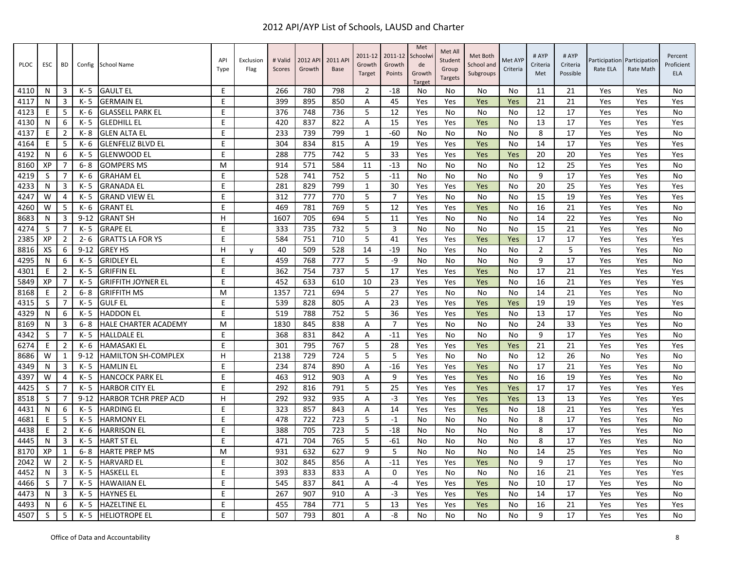# 2012 API/AYP List of Schools, LAUSD and Charter

| PLOC | ESC | BD | Config | School Name | API Type | Exclusion Flag | # Valid Scores | 2012 API Growth | 2011 API Base | 2011-12 Growth Target | 2011-12 Growth Points | Met Schoolwide Growth Target | Met All Student Group Targets | Met Both School and Subgroups | Met AYP Criteria | # AYP Criteria Met | # AYP Criteria Possible | Participation Rate ELA | Participation Rate Math | Percent Proficient ELA |
|---|---|---|---|---|---|---|---|---|---|---|---|---|---|---|---|---|---|---|---|---|
| 4110 | N | 3 | K- 5 | GAULT EL | E | | 266 | 780 | 798 | 2 | -18 | No | No | No | No | 11 | 21 | Yes | Yes | No |
| 4117 | N | 3 | K- 5 | GERMAIN EL | E | | 399 | 895 | 850 | A | 45 | Yes | Yes | Yes | Yes | 21 | 21 | Yes | Yes | Yes |
| 4123 | E | 5 | K- 6 | GLASSELL PARK EL | E | | 376 | 748 | 736 | 5 | 12 | Yes | No | No | No | 12 | 17 | Yes | Yes | No |
| 4130 | N | 6 | K- 5 | GLEDHILL EL | E | | 420 | 837 | 822 | A | 15 | Yes | Yes | Yes | No | 13 | 17 | Yes | Yes | Yes |
| 4137 | E | 2 | K- 8 | GLEN ALTA EL | E | | 233 | 739 | 799 | 1 | -60 | No | No | No | No | 8 | 17 | Yes | Yes | No |
| 4164 | E | 5 | K- 6 | GLENFELIZ BLVD EL | E | | 304 | 834 | 815 | A | 19 | Yes | Yes | Yes | No | 14 | 17 | Yes | Yes | Yes |
| 4192 | N | 6 | K- 5 | GLENWOOD EL | E | | 288 | 775 | 742 | 5 | 33 | Yes | Yes | Yes | Yes | 20 | 20 | Yes | Yes | Yes |
| 8160 | XP | 7 | 6- 8 | GOMPERS MS | M | | 914 | 571 | 584 | 11 | -13 | No | No | No | No | 12 | 25 | Yes | Yes | No |
| 4219 | S | 7 | K- 6 | GRAHAM EL | E | | 528 | 741 | 752 | 5 | -11 | No | No | No | No | 9 | 17 | Yes | Yes | No |
| 4233 | N | 3 | K- 5 | GRANADA EL | E | | 281 | 829 | 799 | 1 | 30 | Yes | Yes | Yes | No | 20 | 25 | Yes | Yes | Yes |
| 4247 | W | 4 | K- 5 | GRAND VIEW EL | E | | 312 | 777 | 770 | 5 | 7 | Yes | No | No | No | 15 | 19 | Yes | Yes | Yes |
| 4260 | W | 5 | K- 6 | GRANT EL | E | | 469 | 781 | 769 | 5 | 12 | Yes | Yes | Yes | No | 16 | 21 | Yes | Yes | No |
| 8683 | N | 3 | 9-12 | GRANT SH | H | | 1607 | 705 | 694 | 5 | 11 | Yes | No | No | No | 14 | 22 | Yes | Yes | No |
| 4274 | S | 7 | K- 5 | GRAPE EL | E | | 333 | 735 | 732 | 5 | 3 | No | No | No | No | 15 | 21 | Yes | Yes | No |
| 2385 | XP | 2 | 2- 6 | GRATTS LA FOR YS | E | | 584 | 751 | 710 | 5 | 41 | Yes | Yes | Yes | Yes | 17 | 17 | Yes | Yes | Yes |
| 8816 | XS | 6 | 9-12 | GREY HS | H | y | 40 | 509 | 528 | 14 | -19 | No | Yes | No | No | 2 | 5 | Yes | Yes | No |
| 4295 | N | 6 | K- 5 | GRIDLEY EL | E | | 459 | 768 | 777 | 5 | -9 | No | No | No | No | 9 | 17 | Yes | Yes | No |
| 4301 | E | 2 | K- 5 | GRIFFIN EL | E | | 362 | 754 | 737 | 5 | 17 | Yes | Yes | Yes | No | 17 | 21 | Yes | Yes | Yes |
| 5849 | XP | 7 | K- 5 | GRIFFITH JOYNER EL | E | | 452 | 633 | 610 | 10 | 23 | Yes | Yes | Yes | No | 16 | 21 | Yes | Yes | Yes |
| 8168 | E | 2 | 6- 8 | GRIFFITH MS | M | | 1357 | 721 | 694 | 5 | 27 | Yes | No | No | No | 14 | 21 | Yes | Yes | No |
| 4315 | S | 7 | K- 5 | GULF EL | E | | 539 | 828 | 805 | A | 23 | Yes | Yes | Yes | Yes | 19 | 19 | Yes | Yes | Yes |
| 4329 | N | 6 | K- 5 | HADDON EL | E | | 519 | 788 | 752 | 5 | 36 | Yes | Yes | Yes | No | 13 | 17 | Yes | Yes | No |
| 8169 | N | 3 | 6- 8 | HALE CHARTER ACADEMY | M | | 1830 | 845 | 838 | A | 7 | Yes | No | No | No | 24 | 33 | Yes | Yes | No |
| 4342 | S | 7 | K- 5 | HALLDALE EL | E | | 368 | 831 | 842 | A | -11 | Yes | No | No | No | 9 | 17 | Yes | Yes | No |
| 6274 | E | 2 | K- 6 | HAMASAKI EL | E | | 301 | 795 | 767 | 5 | 28 | Yes | Yes | Yes | Yes | 21 | 21 | Yes | Yes | Yes |
| 8686 | W | 1 | 9-12 | HAMILTON SH-COMPLEX | H | | 2138 | 729 | 724 | 5 | 5 | Yes | No | No | No | 12 | 26 | No | Yes | No |
| 4349 | N | 3 | K- 5 | HAMLIN EL | E | | 234 | 874 | 890 | A | -16 | Yes | Yes | Yes | No | 17 | 21 | Yes | Yes | No |
| 4397 | W | 4 | K- 5 | HANCOCK PARK EL | E | | 463 | 912 | 903 | A | 9 | Yes | Yes | Yes | No | 16 | 19 | Yes | Yes | No |
| 4425 | S | 7 | K- 5 | HARBOR CITY EL | E | | 292 | 816 | 791 | 5 | 25 | Yes | Yes | Yes | Yes | 17 | 17 | Yes | Yes | Yes |
| 8518 | S | 7 | 9-12 | HARBOR TCHR PREP ACD | H | | 292 | 932 | 935 | A | -3 | Yes | Yes | Yes | Yes | 13 | 13 | Yes | Yes | Yes |
| 4431 | N | 6 | K- 5 | HARDING EL | E | | 323 | 857 | 843 | A | 14 | Yes | Yes | Yes | No | 18 | 21 | Yes | Yes | Yes |
| 4681 | E | 5 | K- 5 | HARMONY EL | E | | 478 | 722 | 723 | 5 | -1 | No | No | No | No | 8 | 17 | Yes | Yes | No |
| 4438 | E | 2 | K- 6 | HARRISON EL | E | | 388 | 705 | 723 | 5 | -18 | No | No | No | No | 8 | 17 | Yes | Yes | No |
| 4445 | N | 3 | K- 5 | HART ST EL | E | | 471 | 704 | 765 | 5 | -61 | No | No | No | No | 8 | 17 | Yes | Yes | No |
| 8170 | XP | 1 | 6- 8 | HARTE PREP MS | M | | 931 | 632 | 627 | 9 | 5 | No | No | No | No | 14 | 25 | Yes | Yes | No |
| 2042 | W | 2 | K- 5 | HARVARD EL | E | | 302 | 845 | 856 | A | -11 | Yes | Yes | Yes | No | 9 | 17 | Yes | Yes | No |
| 4452 | N | 3 | K- 5 | HASKELL EL | E | | 393 | 833 | 833 | A | 0 | Yes | No | No | No | 16 | 21 | Yes | Yes | Yes |
| 4466 | S | 7 | K- 5 | HAWAIIAN EL | E | | 545 | 837 | 841 | A | -4 | Yes | Yes | Yes | No | 10 | 17 | Yes | Yes | No |
| 4473 | N | 3 | K- 5 | HAYNES EL | E | | 267 | 907 | 910 | A | -3 | Yes | Yes | Yes | No | 14 | 17 | Yes | Yes | No |
| 4493 | N | 6 | K- 5 | HAZELTINE EL | E | | 455 | 784 | 771 | 5 | 13 | Yes | Yes | Yes | No | 16 | 21 | Yes | Yes | Yes |
| 4507 | S | 5 | K- 5 | HELIOTROPE EL | E | | 507 | 793 | 801 | A | -8 | No | No | No | No | 9 | 17 | Yes | Yes | No |

Office of Data and Accountability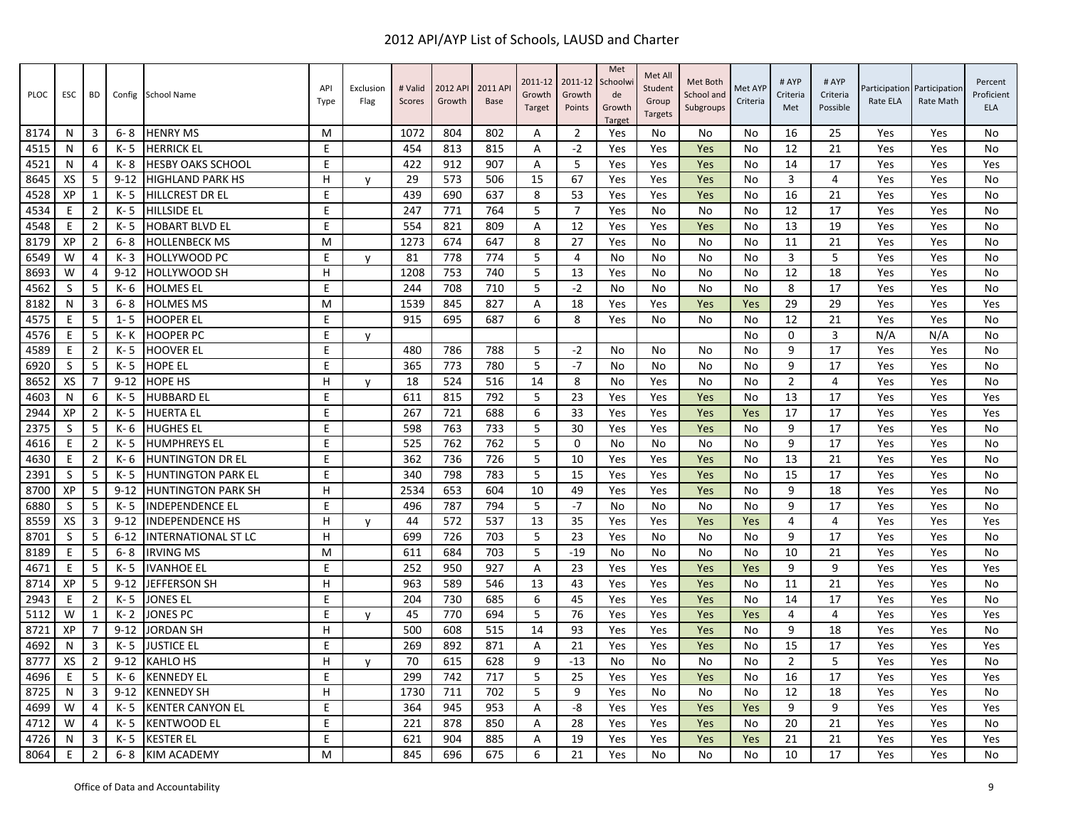# 2012 API/AYP List of Schools, LAUSD and Charter

| PLOC | ESC | BD | Config | School Name | API Type | Exclusion Flag | # Valid Scores | 2012 API Growth | 2011 API Base | 2011-12 Growth Target | 2011-12 Growth Points | Met Schoolwide Growth Target | Met All Student Group Targets | Met Both School and Subgroups | Met AYP Criteria | # AYP Criteria Met | # AYP Criteria Possible | Participation Rate ELA | Participation Rate Math | Percent Proficient ELA |
|---|---|---|---|---|---|---|---|---|---|---|---|---|---|---|---|---|---|---|---|---|
| 8174 | N | 3 | 6- 8 | HENRY MS | M | | 1072 | 804 | 802 | A | 2 | Yes | No | No | No | 16 | 25 | Yes | Yes | No |
| 4515 | N | 6 | K- 5 | HERRICK EL | E | | 454 | 813 | 815 | A | -2 | Yes | Yes | Yes | No | 12 | 21 | Yes | Yes | No |
| 4521 | N | 4 | K- 8 | HESBY OAKS SCHOOL | E | | 422 | 912 | 907 | A | 5 | Yes | Yes | Yes | No | 14 | 17 | Yes | Yes | Yes |
| 8645 | XS | 5 | 9-12 | HIGHLAND PARK HS | H | y | 29 | 573 | 506 | 15 | 67 | Yes | Yes | Yes | No | 3 | 4 | Yes | Yes | No |
| 4528 | XP | 1 | K- 5 | HILLCREST DR EL | E | | 439 | 690 | 637 | 8 | 53 | Yes | Yes | Yes | No | 16 | 21 | Yes | Yes | No |
| 4534 | E | 2 | K- 5 | HILLSIDE EL | E | | 247 | 771 | 764 | 5 | 7 | Yes | No | No | No | 12 | 17 | Yes | Yes | No |
| 4548 | E | 2 | K- 5 | HOBART BLVD EL | E | | 554 | 821 | 809 | A | 12 | Yes | Yes | Yes | No | 13 | 19 | Yes | Yes | No |
| 8179 | XP | 2 | 6- 8 | HOLLENBECK MS | M | | 1273 | 674 | 647 | 8 | 27 | Yes | No | No | No | 11 | 21 | Yes | Yes | No |
| 6549 | W | 4 | K- 3 | HOLLYWOOD PC | E | y | 81 | 778 | 774 | 5 | 4 | No | No | No | No | 3 | 5 | Yes | Yes | No |
| 8693 | W | 4 | 9-12 | HOLLYWOOD SH | H | | 1208 | 753 | 740 | 5 | 13 | Yes | No | No | No | 12 | 18 | Yes | Yes | No |
| 4562 | S | 5 | K- 6 | HOLMES EL | E | | 244 | 708 | 710 | 5 | -2 | No | No | No | No | 8 | 17 | Yes | Yes | No |
| 8182 | N | 3 | 6- 8 | HOLMES MS | M | | 1539 | 845 | 827 | A | 18 | Yes | Yes | Yes | Yes | 29 | 29 | Yes | Yes | Yes |
| 4575 | E | 5 | 1- 5 | HOOPER EL | E | | 915 | 695 | 687 | 6 | 8 | Yes | No | No | No | 12 | 21 | Yes | Yes | No |
| 4576 | E | 5 | K- K | HOOPER PC | E | y | | | | | | | | | No | 0 | 3 | N/A | N/A | No |
| 4589 | E | 2 | K- 5 | HOOVER EL | E | | 480 | 786 | 788 | 5 | -2 | No | No | No | No | 9 | 17 | Yes | Yes | No |
| 6920 | S | 5 | K- 5 | HOPE EL | E | | 365 | 773 | 780 | 5 | -7 | No | No | No | No | 9 | 17 | Yes | Yes | No |
| 8652 | XS | 7 | 9-12 | HOPE HS | H | y | 18 | 524 | 516 | 14 | 8 | No | Yes | No | No | 2 | 4 | Yes | Yes | No |
| 4603 | N | 6 | K- 5 | HUBBARD EL | E | | 611 | 815 | 792 | 5 | 23 | Yes | Yes | Yes | No | 13 | 17 | Yes | Yes | Yes |
| 2944 | XP | 2 | K- 5 | HUERTA EL | E | | 267 | 721 | 688 | 6 | 33 | Yes | Yes | Yes | Yes | 17 | 17 | Yes | Yes | Yes |
| 2375 | S | 5 | K- 6 | HUGHES EL | E | | 598 | 763 | 733 | 5 | 30 | Yes | Yes | Yes | No | 9 | 17 | Yes | Yes | No |
| 4616 | E | 2 | K- 5 | HUMPHREYS EL | E | | 525 | 762 | 762 | 5 | 0 | No | No | No | No | 9 | 17 | Yes | Yes | No |
| 4630 | E | 2 | K- 6 | HUNTINGTON DR EL | E | | 362 | 736 | 726 | 5 | 10 | Yes | Yes | Yes | No | 13 | 21 | Yes | Yes | No |
| 2391 | S | 5 | K- 5 | HUNTINGTON PARK EL | E | | 340 | 798 | 783 | 5 | 15 | Yes | Yes | Yes | No | 15 | 17 | Yes | Yes | No |
| 8700 | XP | 5 | 9-12 | HUNTINGTON PARK SH | H | | 2534 | 653 | 604 | 10 | 49 | Yes | Yes | Yes | No | 9 | 18 | Yes | Yes | No |
| 6880 | S | 5 | K- 5 | INDEPENDENCE EL | E | | 496 | 787 | 794 | 5 | -7 | No | No | No | No | 9 | 17 | Yes | Yes | No |
| 8559 | XS | 3 | 9-12 | INDEPENDENCE HS | H | y | 44 | 572 | 537 | 13 | 35 | Yes | Yes | Yes | Yes | 4 | 4 | Yes | Yes | Yes |
| 8701 | S | 5 | 6-12 | INTERNATIONAL ST LC | H | | 699 | 726 | 703 | 5 | 23 | Yes | No | No | No | 9 | 17 | Yes | Yes | No |
| 8189 | E | 5 | 6- 8 | IRVING MS | M | | 611 | 684 | 703 | 5 | -19 | No | No | No | No | 10 | 21 | Yes | Yes | No |
| 4671 | E | 5 | K- 5 | IVANHOE EL | E | | 252 | 950 | 927 | A | 23 | Yes | Yes | Yes | Yes | 9 | 9 | Yes | Yes | Yes |
| 8714 | XP | 5 | 9-12 | JEFFERSON SH | H | | 963 | 589 | 546 | 13 | 43 | Yes | Yes | Yes | No | 11 | 21 | Yes | Yes | No |
| 2943 | E | 2 | K- 5 | JONES EL | E | | 204 | 730 | 685 | 6 | 45 | Yes | Yes | Yes | No | 14 | 17 | Yes | Yes | No |
| 5112 | W | 1 | K- 2 | JONES PC | E | y | 45 | 770 | 694 | 5 | 76 | Yes | Yes | Yes | Yes | 4 | 4 | Yes | Yes | Yes |
| 8721 | XP | 7 | 9-12 | JORDAN SH | H | | 500 | 608 | 515 | 14 | 93 | Yes | Yes | Yes | No | 9 | 18 | Yes | Yes | No |
| 4692 | N | 3 | K- 5 | JUSTICE EL | E | | 269 | 892 | 871 | A | 21 | Yes | Yes | Yes | No | 15 | 17 | Yes | Yes | Yes |
| 8777 | XS | 2 | 9-12 | KAHLO HS | H | y | 70 | 615 | 628 | 9 | -13 | No | No | No | No | 2 | 5 | Yes | Yes | No |
| 4696 | E | 5 | K- 6 | KENNEDY EL | E | | 299 | 742 | 717 | 5 | 25 | Yes | Yes | Yes | No | 16 | 17 | Yes | Yes | Yes |
| 8725 | N | 3 | 9-12 | KENNEDY SH | H | | 1730 | 711 | 702 | 5 | 9 | Yes | No | No | No | 12 | 18 | Yes | Yes | No |
| 4699 | W | 4 | K- 5 | KENTER CANYON EL | E | | 364 | 945 | 953 | A | -8 | Yes | Yes | Yes | Yes | 9 | 9 | Yes | Yes | Yes |
| 4712 | W | 4 | K- 5 | KENTWOOD EL | E | | 221 | 878 | 850 | A | 28 | Yes | Yes | Yes | No | 20 | 21 | Yes | Yes | No |
| 4726 | N | 3 | K- 5 | KESTER EL | E | | 621 | 904 | 885 | A | 19 | Yes | Yes | Yes | Yes | 21 | 21 | Yes | Yes | Yes |
| 8064 | E | 2 | 6- 8 | KIM ACADEMY | M | | 845 | 696 | 675 | 6 | 21 | Yes | No | No | No | 10 | 17 | Yes | Yes | No |

Office of Data and Accountability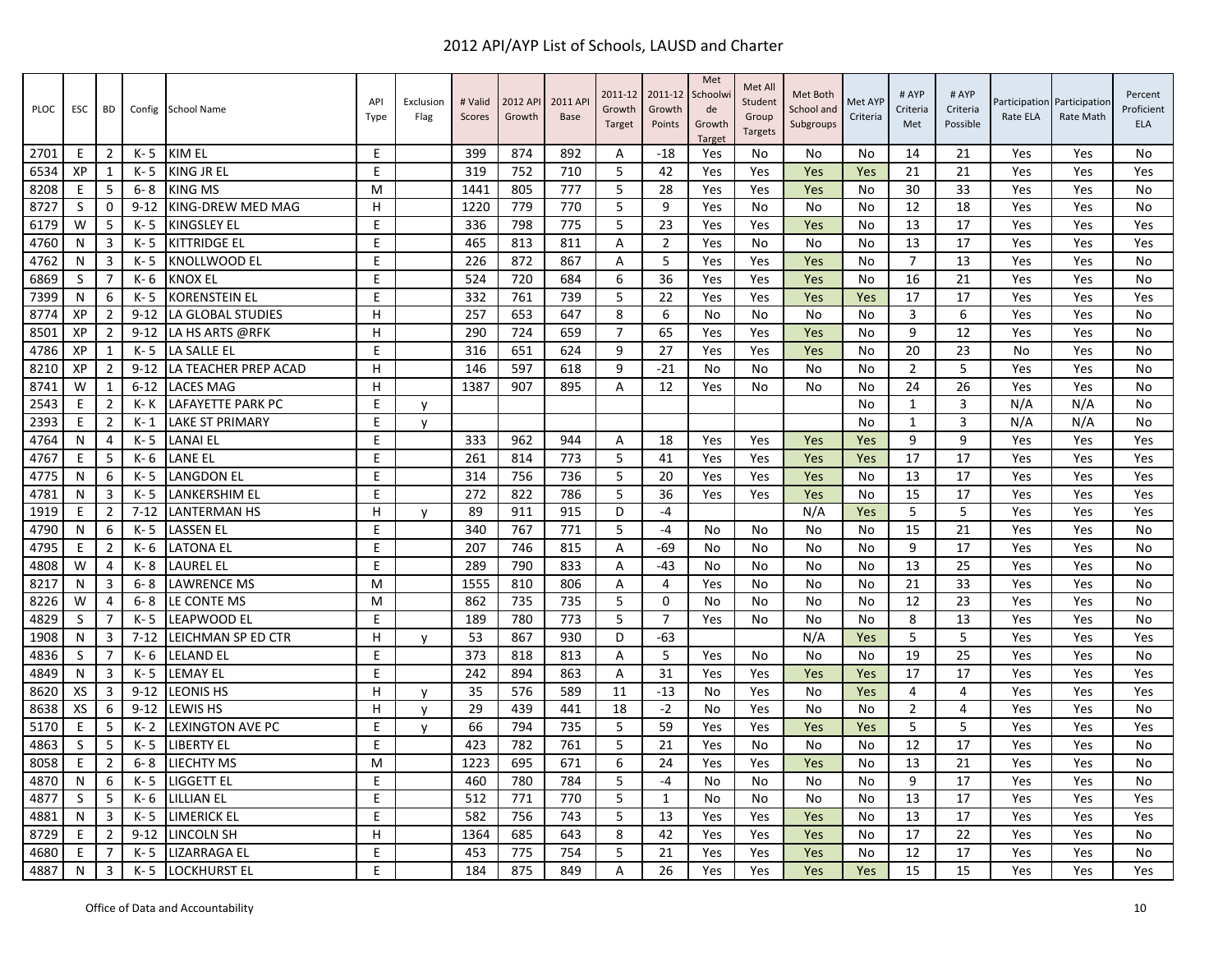# 2012 API/AYP List of Schools, LAUSD and Charter

| PLOC | ESC | BD | Config | School Name | API Type | Exclusion Flag | # Valid Scores | 2012 API Growth | 2011 API Base | 2011-12 Growth Target | 2011-12 Growth Points | Met Schoolwide Growth Target | Met All Student Group Targets | Met Both School and Subgroups | Met AYP Criteria | # AYP Criteria Met | # AYP Criteria Possible | Participation Rate ELA | Participation Rate Math | Percent Proficient ELA |
|---|---|---|---|---|---|---|---|---|---|---|---|---|---|---|---|---|---|---|---|---|
| 2701 | E | 2 | K- 5 | KIM EL | E | | 399 | 874 | 892 | A | -18 | Yes | No | No | No | 14 | 21 | Yes | Yes | No |
| 6534 | XP | 1 | K- 5 | KING JR EL | E | | 319 | 752 | 710 | 5 | 42 | Yes | Yes | Yes | Yes | 21 | 21 | Yes | Yes | Yes |
| 8208 | E | 5 | 6- 8 | KING MS | M | | 1441 | 805 | 777 | 5 | 28 | Yes | Yes | Yes | No | 30 | 33 | Yes | Yes | No |
| 8727 | S | 0 | 9-12 | KING-DREW MED MAG | H | | 1220 | 779 | 770 | 5 | 9 | Yes | No | No | No | 12 | 18 | Yes | Yes | No |
| 6179 | W | 5 | K- 5 | KINGSLEY EL | E | | 336 | 798 | 775 | 5 | 23 | Yes | Yes | Yes | No | 13 | 17 | Yes | Yes | Yes |
| 4760 | N | 3 | K- 5 | KITTRIDGE EL | E | | 465 | 813 | 811 | A | 2 | Yes | No | No | No | 13 | 17 | Yes | Yes | Yes |
| 4762 | N | 3 | K- 5 | KNOLLWOOD EL | E | | 226 | 872 | 867 | A | 5 | Yes | Yes | Yes | No | 7 | 13 | Yes | Yes | No |
| 6869 | S | 7 | K- 6 | KNOX EL | E | | 524 | 720 | 684 | 6 | 36 | Yes | Yes | Yes | No | 16 | 21 | Yes | Yes | No |
| 7399 | N | 6 | K- 5 | KORENSTEIN EL | E | | 332 | 761 | 739 | 5 | 22 | Yes | Yes | Yes | Yes | 17 | 17 | Yes | Yes | Yes |
| 8774 | XP | 2 | 9-12 | LA GLOBAL STUDIES | H | | 257 | 653 | 647 | 8 | 6 | No | No | No | No | 3 | 6 | Yes | Yes | No |
| 8501 | XP | 2 | 9-12 | LA HS ARTS @RFK | H | | 290 | 724 | 659 | 7 | 65 | Yes | Yes | Yes | No | 9 | 12 | Yes | Yes | No |
| 4786 | XP | 1 | K- 5 | LA SALLE EL | E | | 316 | 651 | 624 | 9 | 27 | Yes | Yes | Yes | No | 20 | 23 | No | Yes | No |
| 8210 | XP | 2 | 9-12 | LA TEACHER PREP ACAD | H | | 146 | 597 | 618 | 9 | -21 | No | No | No | No | 2 | 5 | Yes | Yes | No |
| 8741 | W | 1 | 6-12 | LACES MAG | H | | 1387 | 907 | 895 | A | 12 | Yes | No | No | No | 24 | 26 | Yes | Yes | No |
| 2543 | E | 2 | K- K | LAFAYETTE PARK PC | E | y | | | | | | | | | No | 1 | 3 | N/A | N/A | No |
| 2393 | E | 2 | K- 1 | LAKE ST PRIMARY | E | y | | | | | | | | | No | 1 | 3 | N/A | N/A | No |
| 4764 | N | 4 | K- 5 | LANAI EL | E | | 333 | 962 | 944 | A | 18 | Yes | Yes | Yes | Yes | 9 | 9 | Yes | Yes | Yes |
| 4767 | E | 5 | K- 6 | LANE EL | E | | 261 | 814 | 773 | 5 | 41 | Yes | Yes | Yes | Yes | 17 | 17 | Yes | Yes | Yes |
| 4775 | N | 6 | K- 5 | LANGDON EL | E | | 314 | 756 | 736 | 5 | 20 | Yes | Yes | Yes | No | 13 | 17 | Yes | Yes | Yes |
| 4781 | N | 3 | K- 5 | LANKERSHIM EL | E | | 272 | 822 | 786 | 5 | 36 | Yes | Yes | Yes | No | 15 | 17 | Yes | Yes | Yes |
| 1919 | E | 2 | 7-12 | LANTERMAN HS | H | y | 89 | 911 | 915 | D | -4 | | | N/A | Yes | 5 | 5 | Yes | Yes | Yes |
| 4790 | N | 6 | K- 5 | LASSEN EL | E | | 340 | 767 | 771 | 5 | -4 | No | No | No | No | 15 | 21 | Yes | Yes | No |
| 4795 | E | 2 | K- 6 | LATONA EL | E | | 207 | 746 | 815 | A | -69 | No | No | No | No | 9 | 17 | Yes | Yes | No |
| 4808 | W | 4 | K- 8 | LAUREL EL | E | | 289 | 790 | 833 | A | -43 | No | No | No | No | 13 | 25 | Yes | Yes | No |
| 8217 | N | 3 | 6- 8 | LAWRENCE MS | M | | 1555 | 810 | 806 | A | 4 | Yes | No | No | No | 21 | 33 | Yes | Yes | No |
| 8226 | W | 4 | 6- 8 | LE CONTE MS | M | | 862 | 735 | 735 | 5 | 0 | No | No | No | No | 12 | 23 | Yes | Yes | No |
| 4829 | S | 7 | K- 5 | LEAPWOOD EL | E | | 189 | 780 | 773 | 5 | 7 | Yes | No | No | No | 8 | 13 | Yes | Yes | No |
| 1908 | N | 3 | 7-12 | LEICHMAN SP ED CTR | H | y | 53 | 867 | 930 | D | -63 | | | N/A | Yes | 5 | 5 | Yes | Yes | Yes |
| 4836 | S | 7 | K- 6 | LELAND EL | E | | 373 | 818 | 813 | A | 5 | Yes | No | No | No | 19 | 25 | Yes | Yes | No |
| 4849 | N | 3 | K- 5 | LEMAY EL | E | | 242 | 894 | 863 | A | 31 | Yes | Yes | Yes | Yes | 17 | 17 | Yes | Yes | Yes |
| 8620 | XS | 3 | 9-12 | LEONIS HS | H | y | 35 | 576 | 589 | 11 | -13 | No | Yes | No | Yes | 4 | 4 | Yes | Yes | Yes |
| 8638 | XS | 6 | 9-12 | LEWIS HS | H | y | 29 | 439 | 441 | 18 | -2 | No | Yes | No | No | 2 | 4 | Yes | Yes | No |
| 5170 | E | 5 | K- 2 | LEXINGTON AVE PC | E | y | 66 | 794 | 735 | 5 | 59 | Yes | Yes | Yes | Yes | 5 | 5 | Yes | Yes | Yes |
| 4863 | S | 5 | K- 5 | LIBERTY EL | E | | 423 | 782 | 761 | 5 | 21 | Yes | No | No | No | 12 | 17 | Yes | Yes | No |
| 8058 | E | 2 | 6- 8 | LIECHTY MS | M | | 1223 | 695 | 671 | 6 | 24 | Yes | Yes | Yes | No | 13 | 21 | Yes | Yes | No |
| 4870 | N | 6 | K- 5 | LIGGETT EL | E | | 460 | 780 | 784 | 5 | -4 | No | No | No | No | 9 | 17 | Yes | Yes | No |
| 4877 | S | 5 | K- 6 | LILLIAN EL | E | | 512 | 771 | 770 | 5 | 1 | No | No | No | No | 13 | 17 | Yes | Yes | Yes |
| 4881 | N | 3 | K- 5 | LIMERICK EL | E | | 582 | 756 | 743 | 5 | 13 | Yes | Yes | Yes | No | 13 | 17 | Yes | Yes | Yes |
| 8729 | E | 2 | 9-12 | LINCOLN SH | H | | 1364 | 685 | 643 | 8 | 42 | Yes | Yes | Yes | No | 17 | 22 | Yes | Yes | No |
| 4680 | E | 7 | K- 5 | LIZARRAGA EL | E | | 453 | 775 | 754 | 5 | 21 | Yes | Yes | Yes | No | 12 | 17 | Yes | Yes | No |
| 4887 | N | 3 | K- 5 | LOCKHURST EL | E | | 184 | 875 | 849 | A | 26 | Yes | Yes | Yes | Yes | 15 | 15 | Yes | Yes | Yes |

Office of Data and Accountability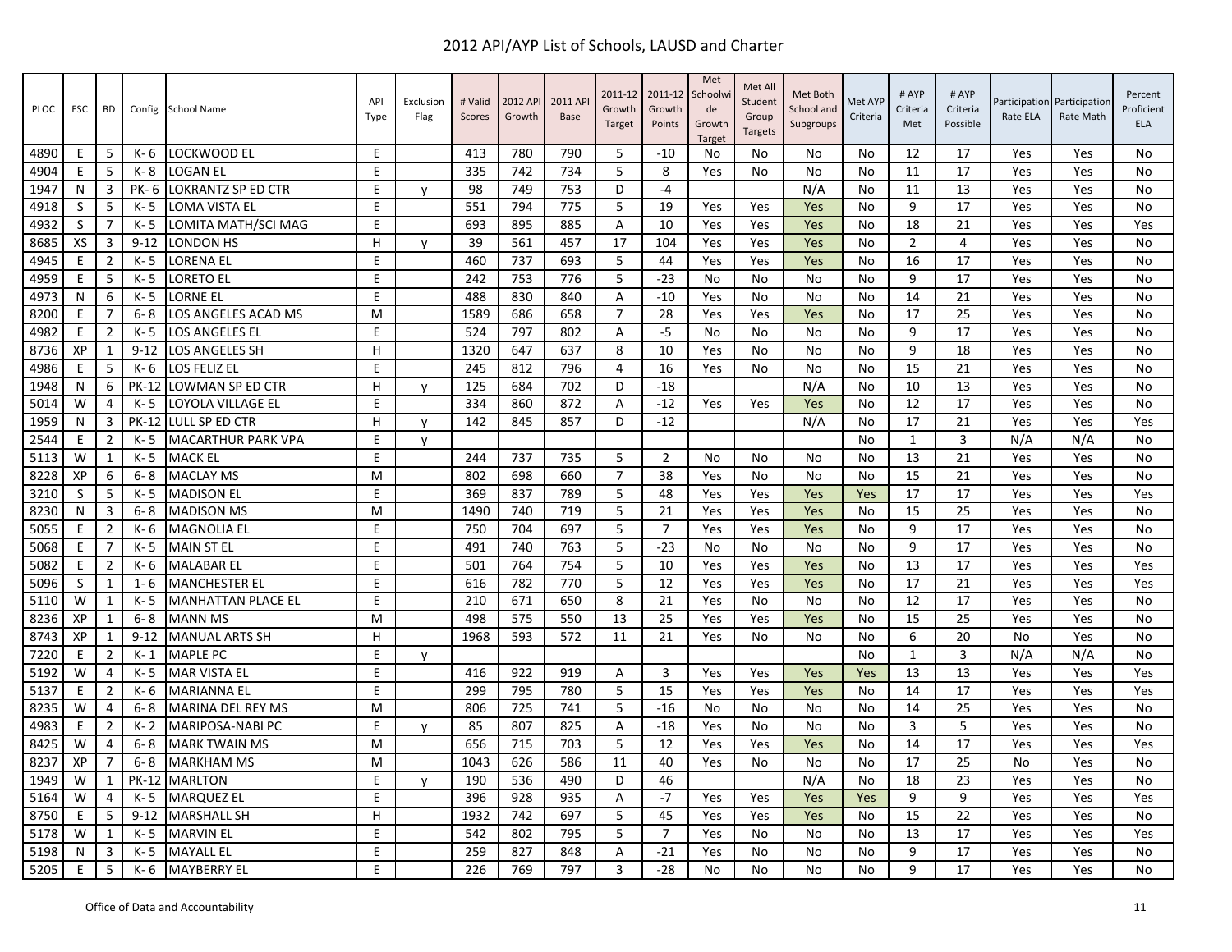# 2012 API/AYP List of Schools, LAUSD and Charter

| PLOC | ESC | BD | Config | School Name | API Type | Exclusion Flag | # Valid Scores | 2012 API Growth | 2011 API Base | 2011-12 Growth Target | 2011-12 Growth Points | Met Schoolwide Growth Target | Met All Student Group Targets | Met Both School and Subgroups | Met AYP Criteria | # AYP Criteria Met | # AYP Criteria Possible | Participation Rate ELA | Participation Rate Math | Percent Proficient ELA |
|---|---|---|---|---|---|---|---|---|---|---|---|---|---|---|---|---|---|---|---|---|
| 4890 | E | 5 | K- 6 | LOCKWOOD EL | E | | 413 | 780 | 790 | 5 | -10 | No | No | No | No | 12 | 17 | Yes | Yes | No |
| 4904 | E | 5 | K- 8 | LOGAN EL | E | | 335 | 742 | 734 | 5 | 8 | Yes | No | No | No | 11 | 17 | Yes | Yes | No |
| 1947 | N | 3 | PK- 6 | LOKRANTZ SP ED CTR | E | y | 98 | 749 | 753 | D | -4 | | | N/A | No | 11 | 13 | Yes | Yes | No |
| 4918 | S | 5 | K- 5 | LOMA VISTA EL | E | | 551 | 794 | 775 | 5 | 19 | Yes | Yes | Yes | No | 9 | 17 | Yes | Yes | No |
| 4932 | S | 7 | K- 5 | LOMITA MATH/SCI MAG | E | | 693 | 895 | 885 | A | 10 | Yes | Yes | Yes | No | 18 | 21 | Yes | Yes | Yes |
| 8685 | XS | 3 | 9-12 | LONDON HS | H | y | 39 | 561 | 457 | 17 | 104 | Yes | Yes | Yes | No | 2 | 4 | Yes | Yes | No |
| 4945 | E | 2 | K- 5 | LORENA EL | E | | 460 | 737 | 693 | 5 | 44 | Yes | Yes | Yes | No | 16 | 17 | Yes | Yes | No |
| 4959 | E | 5 | K- 5 | LORETO EL | E | | 242 | 753 | 776 | 5 | -23 | No | No | No | No | 9 | 17 | Yes | Yes | No |
| 4973 | N | 6 | K- 5 | LORNE EL | E | | 488 | 830 | 840 | A | -10 | Yes | No | No | No | 14 | 21 | Yes | Yes | No |
| 8200 | E | 7 | 6- 8 | LOS ANGELES ACAD MS | M | | 1589 | 686 | 658 | 7 | 28 | Yes | Yes | Yes | No | 17 | 25 | Yes | Yes | No |
| 4982 | E | 2 | K- 5 | LOS ANGELES EL | E | | 524 | 797 | 802 | A | -5 | No | No | No | No | 9 | 17 | Yes | Yes | No |
| 8736 | XP | 1 | 9-12 | LOS ANGELES SH | H | | 1320 | 647 | 637 | 8 | 10 | Yes | No | No | No | 9 | 18 | Yes | Yes | No |
| 4986 | E | 5 | K- 6 | LOS FELIZ EL | E | | 245 | 812 | 796 | 4 | 16 | Yes | No | No | No | 15 | 21 | Yes | Yes | No |
| 1948 | N | 6 | PK-12 | LOWMAN SP ED CTR | H | y | 125 | 684 | 702 | D | -18 | | | N/A | No | 10 | 13 | Yes | Yes | No |
| 5014 | W | 4 | K- 5 | LOYOLA VILLAGE EL | E | | 334 | 860 | 872 | A | -12 | Yes | Yes | Yes | No | 12 | 17 | Yes | Yes | No |
| 1959 | N | 3 | PK-12 | LULL SP ED CTR | H | y | 142 | 845 | 857 | D | -12 | | | N/A | No | 17 | 21 | Yes | Yes | Yes |
| 2544 | E | 2 | K- 5 | MACARTHUR PARK VPA | E | y | | | | | | | | | No | 1 | 3 | N/A | N/A | No |
| 5113 | W | 1 | K- 5 | MACK EL | E | | 244 | 737 | 735 | 5 | 2 | No | No | No | No | 13 | 21 | Yes | Yes | No |
| 8228 | XP | 6 | 6- 8 | MACLAY MS | M | | 802 | 698 | 660 | 7 | 38 | Yes | No | No | No | 15 | 21 | Yes | Yes | No |
| 3210 | S | 5 | K- 5 | MADISON EL | E | | 369 | 837 | 789 | 5 | 48 | Yes | Yes | Yes | Yes | 17 | 17 | Yes | Yes | Yes |
| 8230 | N | 3 | 6- 8 | MADISON MS | M | | 1490 | 740 | 719 | 5 | 21 | Yes | Yes | Yes | No | 15 | 25 | Yes | Yes | No |
| 5055 | E | 2 | K- 6 | MAGNOLIA EL | E | | 750 | 704 | 697 | 5 | 7 | Yes | Yes | Yes | No | 9 | 17 | Yes | Yes | No |
| 5068 | E | 7 | K- 5 | MAIN ST EL | E | | 491 | 740 | 763 | 5 | -23 | No | No | No | No | 9 | 17 | Yes | Yes | No |
| 5082 | E | 2 | K- 6 | MALABAR EL | E | | 501 | 764 | 754 | 5 | 10 | Yes | Yes | Yes | No | 13 | 17 | Yes | Yes | Yes |
| 5096 | S | 1 | 1- 6 | MANCHESTER EL | E | | 616 | 782 | 770 | 5 | 12 | Yes | Yes | Yes | No | 17 | 21 | Yes | Yes | Yes |
| 5110 | W | 1 | K- 5 | MANHATTAN PLACE EL | E | | 210 | 671 | 650 | 8 | 21 | Yes | No | No | No | 12 | 17 | Yes | Yes | No |
| 8236 | XP | 1 | 6- 8 | MANN MS | M | | 498 | 575 | 550 | 13 | 25 | Yes | Yes | Yes | No | 15 | 25 | Yes | Yes | No |
| 8743 | XP | 1 | 9-12 | MANUAL ARTS SH | H | | 1968 | 593 | 572 | 11 | 21 | Yes | No | No | No | 6 | 20 | No | Yes | No |
| 7220 | E | 2 | K- 1 | MAPLE PC | E | y | | | | | | | | | No | 1 | 3 | N/A | N/A | No |
| 5192 | W | 4 | K- 5 | MAR VISTA EL | E | | 416 | 922 | 919 | A | 3 | Yes | Yes | Yes | Yes | 13 | 13 | Yes | Yes | Yes |
| 5137 | E | 2 | K- 6 | MARIANNA EL | E | | 299 | 795 | 780 | 5 | 15 | Yes | Yes | Yes | No | 14 | 17 | Yes | Yes | Yes |
| 8235 | W | 4 | 6- 8 | MARINA DEL REY MS | M | | 806 | 725 | 741 | 5 | -16 | No | No | No | No | 14 | 25 | Yes | Yes | No |
| 4983 | E | 2 | K- 2 | MARIPOSA-NABI PC | E | y | 85 | 807 | 825 | A | -18 | Yes | No | No | No | 3 | 5 | Yes | Yes | No |
| 8425 | W | 4 | 6- 8 | MARK TWAIN MS | M | | 656 | 715 | 703 | 5 | 12 | Yes | Yes | Yes | No | 14 | 17 | Yes | Yes | Yes |
| 8237 | XP | 7 | 6- 8 | MARKHAM MS | M | | 1043 | 626 | 586 | 11 | 40 | Yes | No | No | No | 17 | 25 | No | Yes | No |
| 1949 | W | 1 | PK-12 | MARLTON | E | y | 190 | 536 | 490 | D | 46 | | | N/A | No | 18 | 23 | Yes | Yes | No |
| 5164 | W | 4 | K- 5 | MARQUEZ EL | E | | 396 | 928 | 935 | A | -7 | Yes | Yes | Yes | Yes | 9 | 9 | Yes | Yes | Yes |
| 8750 | E | 5 | 9-12 | MARSHALL SH | H | | 1932 | 742 | 697 | 5 | 45 | Yes | Yes | Yes | No | 15 | 22 | Yes | Yes | No |
| 5178 | W | 1 | K- 5 | MARVIN EL | E | | 542 | 802 | 795 | 5 | 7 | Yes | No | No | No | 13 | 17 | Yes | Yes | Yes |
| 5198 | N | 3 | K- 5 | MAYALL EL | E | | 259 | 827 | 848 | A | -21 | Yes | No | No | No | 9 | 17 | Yes | Yes | No |
| 5205 | E | 5 | K- 6 | MAYBERRY EL | E | | 226 | 769 | 797 | 3 | -28 | No | No | No | No | 9 | 17 | Yes | Yes | No |

Office of Data and Accountability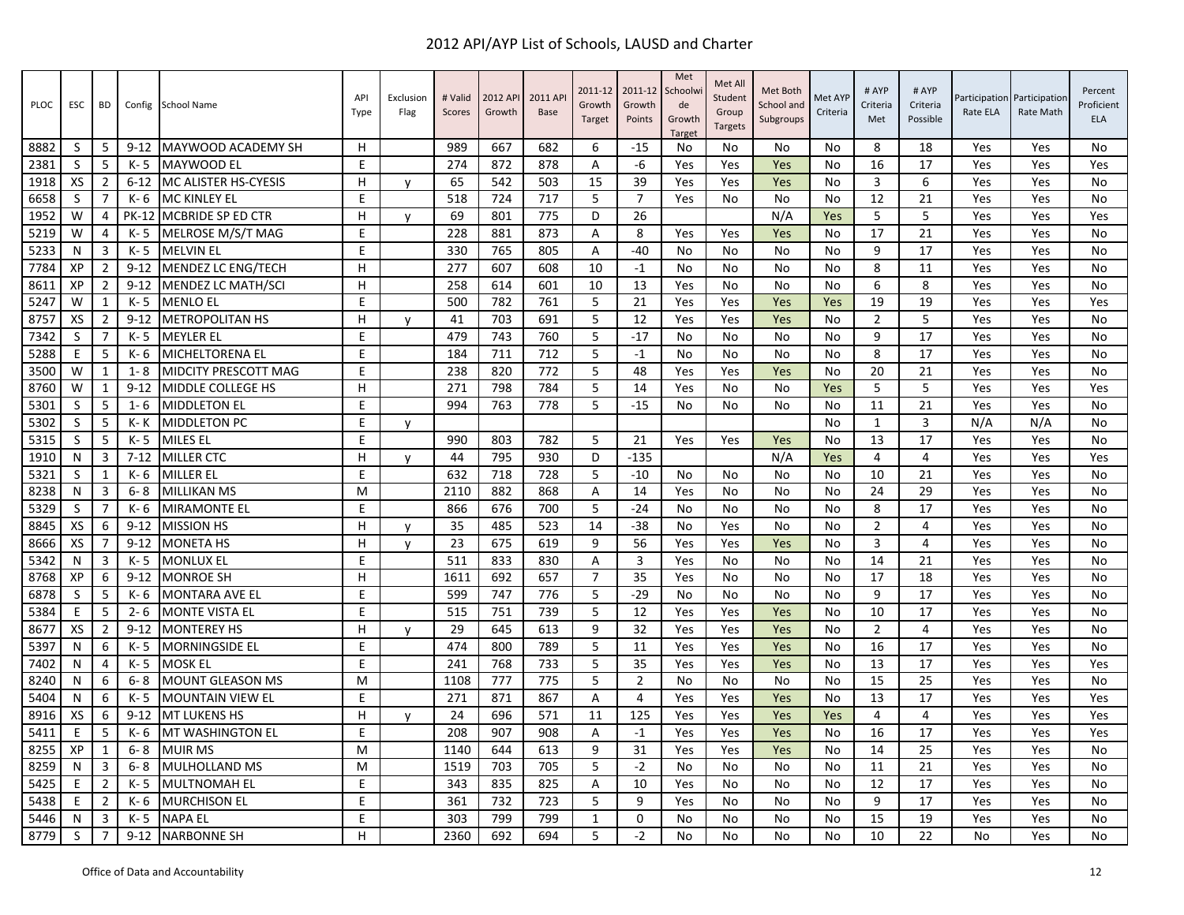# 2012 API/AYP List of Schools, LAUSD and Charter

| PLOC | ESC | BD | Config | School Name | API Type | Exclusion Flag | # Valid Scores | 2012 API Growth | 2011 API Base | 2011-12 Growth Target | 2011-12 Growth Points | Met Schoolwide Growth Target | Met All Student Group Targets | Met Both School and Subgroups | Met AYP Criteria | # AYP Criteria Met | # AYP Criteria Possible | Participation Rate ELA | Participation Rate Math | Percent Proficient ELA |
|---|---|---|---|---|---|---|---|---|---|---|---|---|---|---|---|---|---|---|---|---|
| 8882 | S | 5 | 9-12 | MAYWOOD ACADEMY SH | H | | 989 | 667 | 682 | 6 | -15 | No | No | No | No | 8 | 18 | Yes | Yes | No |
| 2381 | S | 5 | K- 5 | MAYWOOD EL | E | | 274 | 872 | 878 | A | -6 | Yes | Yes | Yes | No | 16 | 17 | Yes | Yes | Yes |
| 1918 | XS | 2 | 6-12 | MC ALISTER HS-CYESIS | H | y | 65 | 542 | 503 | 15 | 39 | Yes | Yes | Yes | No | 3 | 6 | Yes | Yes | No |
| 6658 | S | 7 | K- 6 | MC KINLEY EL | E | | 518 | 724 | 717 | 5 | 7 | Yes | No | No | No | 12 | 21 | Yes | Yes | No |
| 1952 | W | 4 | PK-12 | MCBRIDE SP ED CTR | H | y | 69 | 801 | 775 | D | 26 | | | N/A | Yes | 5 | 5 | Yes | Yes | Yes |
| 5219 | W | 4 | K- 5 | MELROSE M/S/T MAG | E | | 228 | 881 | 873 | A | 8 | Yes | Yes | Yes | No | 17 | 21 | Yes | Yes | No |
| 5233 | N | 3 | K- 5 | MELVIN EL | E | | 330 | 765 | 805 | A | -40 | No | No | No | No | 9 | 17 | Yes | Yes | No |
| 7784 | XP | 2 | 9-12 | MENDEZ LC ENG/TECH | H | | 277 | 607 | 608 | 10 | -1 | No | No | No | No | 8 | 11 | Yes | Yes | No |
| 8611 | XP | 2 | 9-12 | MENDEZ LC MATH/SCI | H | | 258 | 614 | 601 | 10 | 13 | Yes | No | No | No | 6 | 8 | Yes | Yes | No |
| 5247 | W | 1 | K- 5 | MENLO EL | E | | 500 | 782 | 761 | 5 | 21 | Yes | Yes | Yes | Yes | 19 | 19 | Yes | Yes | Yes |
| 8757 | XS | 2 | 9-12 | METROPOLITAN HS | H | y | 41 | 703 | 691 | 5 | 12 | Yes | Yes | Yes | No | 2 | 5 | Yes | Yes | No |
| 7342 | S | 7 | K- 5 | MEYLER EL | E | | 479 | 743 | 760 | 5 | -17 | No | No | No | No | 9 | 17 | Yes | Yes | No |
| 5288 | E | 5 | K- 6 | MICHELTORENA EL | E | | 184 | 711 | 712 | 5 | -1 | No | No | No | No | 8 | 17 | Yes | Yes | No |
| 3500 | W | 1 | 1- 8 | MIDCITY PRESCOTT MAG | E | | 238 | 820 | 772 | 5 | 48 | Yes | Yes | Yes | No | 20 | 21 | Yes | Yes | No |
| 8760 | W | 1 | 9-12 | MIDDLE COLLEGE HS | H | | 271 | 798 | 784 | 5 | 14 | Yes | No | No | Yes | 5 | 5 | Yes | Yes | Yes |
| 5301 | S | 5 | 1- 6 | MIDDLETON EL | E | | 994 | 763 | 778 | 5 | -15 | No | No | No | No | 11 | 21 | Yes | Yes | No |
| 5302 | S | 5 | K- K | MIDDLETON PC | E | y | | | | | | | | | No | 1 | 3 | N/A | N/A | No |
| 5315 | S | 5 | K- 5 | MILES EL | E | | 990 | 803 | 782 | 5 | 21 | Yes | Yes | Yes | No | 13 | 17 | Yes | Yes | No |
| 1910 | N | 3 | 7-12 | MILLER CTC | H | y | 44 | 795 | 930 | D | -135 | | | N/A | Yes | 4 | 4 | Yes | Yes | Yes |
| 5321 | S | 1 | K- 6 | MILLER EL | E | | 632 | 718 | 728 | 5 | -10 | No | No | No | No | 10 | 21 | Yes | Yes | No |
| 8238 | N | 3 | 6- 8 | MILLIKAN MS | M | | 2110 | 882 | 868 | A | 14 | Yes | No | No | No | 24 | 29 | Yes | Yes | No |
| 5329 | S | 7 | K- 6 | MIRAMONTE EL | E | | 866 | 676 | 700 | 5 | -24 | No | No | No | No | 8 | 17 | Yes | Yes | No |
| 8845 | XS | 6 | 9-12 | MISSION HS | H | y | 35 | 485 | 523 | 14 | -38 | No | Yes | No | No | 2 | 4 | Yes | Yes | No |
| 8666 | XS | 7 | 9-12 | MONETA HS | H | y | 23 | 675 | 619 | 9 | 56 | Yes | Yes | Yes | No | 3 | 4 | Yes | Yes | No |
| 5342 | N | 3 | K- 5 | MONLUX EL | E | | 511 | 833 | 830 | A | 3 | Yes | No | No | No | 14 | 21 | Yes | Yes | No |
| 8768 | XP | 6 | 9-12 | MONROE SH | H | | 1611 | 692 | 657 | 7 | 35 | Yes | No | No | No | 17 | 18 | Yes | Yes | No |
| 6878 | S | 5 | K- 6 | MONTARA AVE EL | E | | 599 | 747 | 776 | 5 | -29 | No | No | No | No | 9 | 17 | Yes | Yes | No |
| 5384 | E | 5 | 2- 6 | MONTE VISTA EL | E | | 515 | 751 | 739 | 5 | 12 | Yes | Yes | Yes | No | 10 | 17 | Yes | Yes | No |
| 8677 | XS | 2 | 9-12 | MONTEREY HS | H | y | 29 | 645 | 613 | 9 | 32 | Yes | Yes | Yes | No | 2 | 4 | Yes | Yes | No |
| 5397 | N | 6 | K- 5 | MORNINGSIDE EL | E | | 474 | 800 | 789 | 5 | 11 | Yes | Yes | Yes | No | 16 | 17 | Yes | Yes | No |
| 7402 | N | 4 | K- 5 | MOSK EL | E | | 241 | 768 | 733 | 5 | 35 | Yes | Yes | Yes | No | 13 | 17 | Yes | Yes | Yes |
| 8240 | N | 6 | 6- 8 | MOUNT GLEASON MS | M | | 1108 | 777 | 775 | 5 | 2 | No | No | No | No | 15 | 25 | Yes | Yes | No |
| 5404 | N | 6 | K- 5 | MOUNTAIN VIEW EL | E | | 271 | 871 | 867 | A | 4 | Yes | Yes | Yes | No | 13 | 17 | Yes | Yes | Yes |
| 8916 | XS | 6 | 9-12 | MT LUKENS HS | H | y | 24 | 696 | 571 | 11 | 125 | Yes | Yes | Yes | Yes | 4 | 4 | Yes | Yes | Yes |
| 5411 | E | 5 | K- 6 | MT WASHINGTON EL | E | | 208 | 907 | 908 | A | -1 | Yes | Yes | Yes | No | 16 | 17 | Yes | Yes | Yes |
| 8255 | XP | 1 | 6- 8 | MUIR MS | M | | 1140 | 644 | 613 | 9 | 31 | Yes | Yes | Yes | No | 14 | 25 | Yes | Yes | No |
| 8259 | N | 3 | 6- 8 | MULHOLLAND MS | M | | 1519 | 703 | 705 | 5 | -2 | No | No | No | No | 11 | 21 | Yes | Yes | No |
| 5425 | E | 2 | K- 5 | MULTNOMAH EL | E | | 343 | 835 | 825 | A | 10 | Yes | No | No | No | 12 | 17 | Yes | Yes | No |
| 5438 | E | 2 | K- 6 | MURCHISON EL | E | | 361 | 732 | 723 | 5 | 9 | Yes | No | No | No | 9 | 17 | Yes | Yes | No |
| 5446 | N | 3 | K- 5 | NAPA EL | E | | 303 | 799 | 799 | 1 | 0 | No | No | No | No | 15 | 19 | Yes | Yes | No |
| 8779 | S | 7 | 9-12 | NARBONNE SH | H | | 2360 | 692 | 694 | 5 | -2 | No | No | No | No | 10 | 22 | No | Yes | No |

Office of Data and Accountability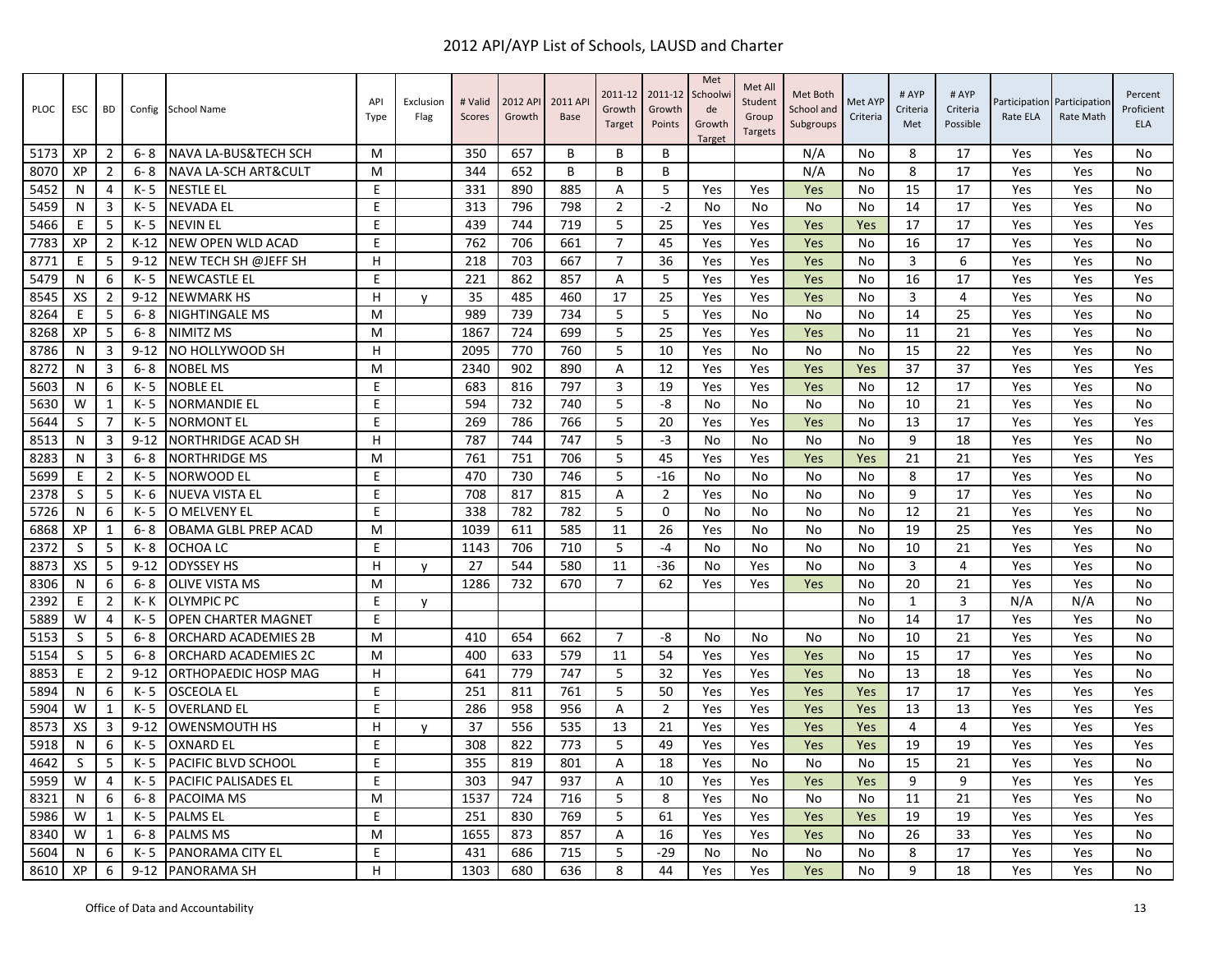# 2012 API/AYP List of Schools, LAUSD and Charter

| PLOC | ESC | BD | Config | School Name | API Type | Exclusion Flag | # Valid Scores | 2012 API Growth | 2011 API Base | 2011-12 Growth Target | 2011-12 Growth Points | Met Schoolwide Growth Target | Met All Student Group Targets | Met Both School and Subgroups | Met AYP Criteria | # AYP Criteria Met | # AYP Criteria Possible | Participation Rate ELA | Participation Rate Math | Percent Proficient ELA |
|---|---|---|---|---|---|---|---|---|---|---|---|---|---|---|---|---|---|---|---|---|
| 5173 | XP | 2 | 6- 8 | NAVA LA-BUS&TECH SCH | M | | 350 | 657 | B | B | B | | | N/A | No | 8 | 17 | Yes | Yes | No |
| 8070 | XP | 2 | 6- 8 | NAVA LA-SCH ART&CULT | M | | 344 | 652 | B | B | B | | | N/A | No | 8 | 17 | Yes | Yes | No |
| 5452 | N | 4 | K- 5 | NESTLE EL | E | | 331 | 890 | 885 | A | 5 | Yes | Yes | Yes | No | 15 | 17 | Yes | Yes | No |
| 5459 | N | 3 | K- 5 | NEVADA EL | E | | 313 | 796 | 798 | 2 | -2 | No | No | No | No | 14 | 17 | Yes | Yes | No |
| 5466 | E | 5 | K- 5 | NEVIN EL | E | | 439 | 744 | 719 | 5 | 25 | Yes | Yes | Yes | Yes | 17 | 17 | Yes | Yes | Yes |
| 7783 | XP | 2 | K-12 | NEW OPEN WLD ACAD | E | | 762 | 706 | 661 | 7 | 45 | Yes | Yes | Yes | No | 16 | 17 | Yes | Yes | No |
| 8771 | E | 5 | 9-12 | NEW TECH SH @JEFF SH | H | | 218 | 703 | 667 | 7 | 36 | Yes | Yes | Yes | No | 3 | 6 | Yes | Yes | No |
| 5479 | N | 6 | K- 5 | NEWCASTLE EL | E | | 221 | 862 | 857 | A | 5 | Yes | Yes | Yes | No | 16 | 17 | Yes | Yes | Yes |
| 8545 | XS | 2 | 9-12 | NEWMARK HS | H | y | 35 | 485 | 460 | 17 | 25 | Yes | Yes | Yes | No | 3 | 4 | Yes | Yes | No |
| 8264 | E | 5 | 6- 8 | NIGHTINGALE MS | M | | 989 | 739 | 734 | 5 | 5 | Yes | No | No | No | 14 | 25 | Yes | Yes | No |
| 8268 | XP | 5 | 6- 8 | NIMITZ MS | M | | 1867 | 724 | 699 | 5 | 25 | Yes | Yes | Yes | No | 11 | 21 | Yes | Yes | No |
| 8786 | N | 3 | 9-12 | NO HOLLYWOOD SH | H | | 2095 | 770 | 760 | 5 | 10 | Yes | No | No | No | 15 | 22 | Yes | Yes | No |
| 8272 | N | 3 | 6- 8 | NOBEL MS | M | | 2340 | 902 | 890 | A | 12 | Yes | Yes | Yes | Yes | 37 | 37 | Yes | Yes | Yes |
| 5603 | N | 6 | K- 5 | NOBLE EL | E | | 683 | 816 | 797 | 3 | 19 | Yes | Yes | Yes | No | 12 | 17 | Yes | Yes | No |
| 5630 | W | 1 | K- 5 | NORMANDIE EL | E | | 594 | 732 | 740 | 5 | -8 | No | No | No | No | 10 | 21 | Yes | Yes | No |
| 5644 | S | 7 | K- 5 | NORMONT EL | E | | 269 | 786 | 766 | 5 | 20 | Yes | Yes | Yes | No | 13 | 17 | Yes | Yes | Yes |
| 8513 | N | 3 | 9-12 | NORTHRIDGE ACAD SH | H | | 787 | 744 | 747 | 5 | -3 | No | No | No | No | 9 | 18 | Yes | Yes | No |
| 8283 | N | 3 | 6- 8 | NORTHRIDGE MS | M | | 761 | 751 | 706 | 5 | 45 | Yes | Yes | Yes | Yes | 21 | 21 | Yes | Yes | Yes |
| 5699 | E | 2 | K- 5 | NORWOOD EL | E | | 470 | 730 | 746 | 5 | -16 | No | No | No | No | 8 | 17 | Yes | Yes | No |
| 2378 | S | 5 | K- 6 | NUEVA VISTA EL | E | | 708 | 817 | 815 | A | 2 | Yes | No | No | No | 9 | 17 | Yes | Yes | No |
| 5726 | N | 6 | K- 5 | O MELVENY EL | E | | 338 | 782 | 782 | 5 | 0 | No | No | No | No | 12 | 21 | Yes | Yes | No |
| 6868 | XP | 1 | 6- 8 | OBAMA GLBL PREP ACAD | M | | 1039 | 611 | 585 | 11 | 26 | Yes | No | No | No | 19 | 25 | Yes | Yes | No |
| 2372 | S | 5 | K- 8 | OCHOA LC | E | | 1143 | 706 | 710 | 5 | -4 | No | No | No | No | 10 | 21 | Yes | Yes | No |
| 8873 | XS | 5 | 9-12 | ODYSSEY HS | H | y | 27 | 544 | 580 | 11 | -36 | No | Yes | No | No | 3 | 4 | Yes | Yes | No |
| 8306 | N | 6 | 6- 8 | OLIVE VISTA MS | M | | 1286 | 732 | 670 | 7 | 62 | Yes | Yes | Yes | No | 20 | 21 | Yes | Yes | No |
| 2392 | E | 2 | K- K | OLYMPIC PC | E | y | | | | | | | | | No | 1 | 3 | N/A | N/A | No |
| 5889 | W | 4 | K- 5 | OPEN CHARTER MAGNET | E | | | | | | | | | | No | 14 | 17 | Yes | Yes | No |
| 5153 | S | 5 | 6- 8 | ORCHARD ACADEMIES 2B | M | | 410 | 654 | 662 | 7 | -8 | No | No | No | No | 10 | 21 | Yes | Yes | No |
| 5154 | S | 5 | 6- 8 | ORCHARD ACADEMIES 2C | M | | 400 | 633 | 579 | 11 | 54 | Yes | Yes | Yes | No | 15 | 17 | Yes | Yes | No |
| 8853 | E | 2 | 9-12 | ORTHOPAEDIC HOSP MAG | H | | 641 | 779 | 747 | 5 | 32 | Yes | Yes | Yes | No | 13 | 18 | Yes | Yes | No |
| 5894 | N | 6 | K- 5 | OSCEOLA EL | E | | 251 | 811 | 761 | 5 | 50 | Yes | Yes | Yes | Yes | 17 | 17 | Yes | Yes | Yes |
| 5904 | W | 1 | K- 5 | OVERLAND EL | E | | 286 | 958 | 956 | A | 2 | Yes | Yes | Yes | Yes | 13 | 13 | Yes | Yes | Yes |
| 8573 | XS | 3 | 9-12 | OWENSMOUTH HS | H | y | 37 | 556 | 535 | 13 | 21 | Yes | Yes | Yes | Yes | 4 | 4 | Yes | Yes | Yes |
| 5918 | N | 6 | K- 5 | OXNARD EL | E | | 308 | 822 | 773 | 5 | 49 | Yes | Yes | Yes | Yes | 19 | 19 | Yes | Yes | Yes |
| 4642 | S | 5 | K- 5 | PACIFIC BLVD SCHOOL | E | | 355 | 819 | 801 | A | 18 | Yes | No | No | No | 15 | 21 | Yes | Yes | No |
| 5959 | W | 4 | K- 5 | PACIFIC PALISADES EL | E | | 303 | 947 | 937 | A | 10 | Yes | Yes | Yes | Yes | 9 | 9 | Yes | Yes | Yes |
| 8321 | N | 6 | 6- 8 | PACOIMA MS | M | | 1537 | 724 | 716 | 5 | 8 | Yes | No | No | No | 11 | 21 | Yes | Yes | No |
| 5986 | W | 1 | K- 5 | PALMS EL | E | | 251 | 830 | 769 | 5 | 61 | Yes | Yes | Yes | Yes | 19 | 19 | Yes | Yes | Yes |
| 8340 | W | 1 | 6- 8 | PALMS MS | M | | 1655 | 873 | 857 | A | 16 | Yes | Yes | Yes | No | 26 | 33 | Yes | Yes | No |
| 5604 | N | 6 | K- 5 | PANORAMA CITY EL | E | | 431 | 686 | 715 | 5 | -29 | No | No | No | No | 8 | 17 | Yes | Yes | No |
| 8610 | XP | 6 | 9-12 | PANORAMA SH | H | | 1303 | 680 | 636 | 8 | 44 | Yes | Yes | Yes | No | 9 | 18 | Yes | Yes | No |

Office of Data and Accountability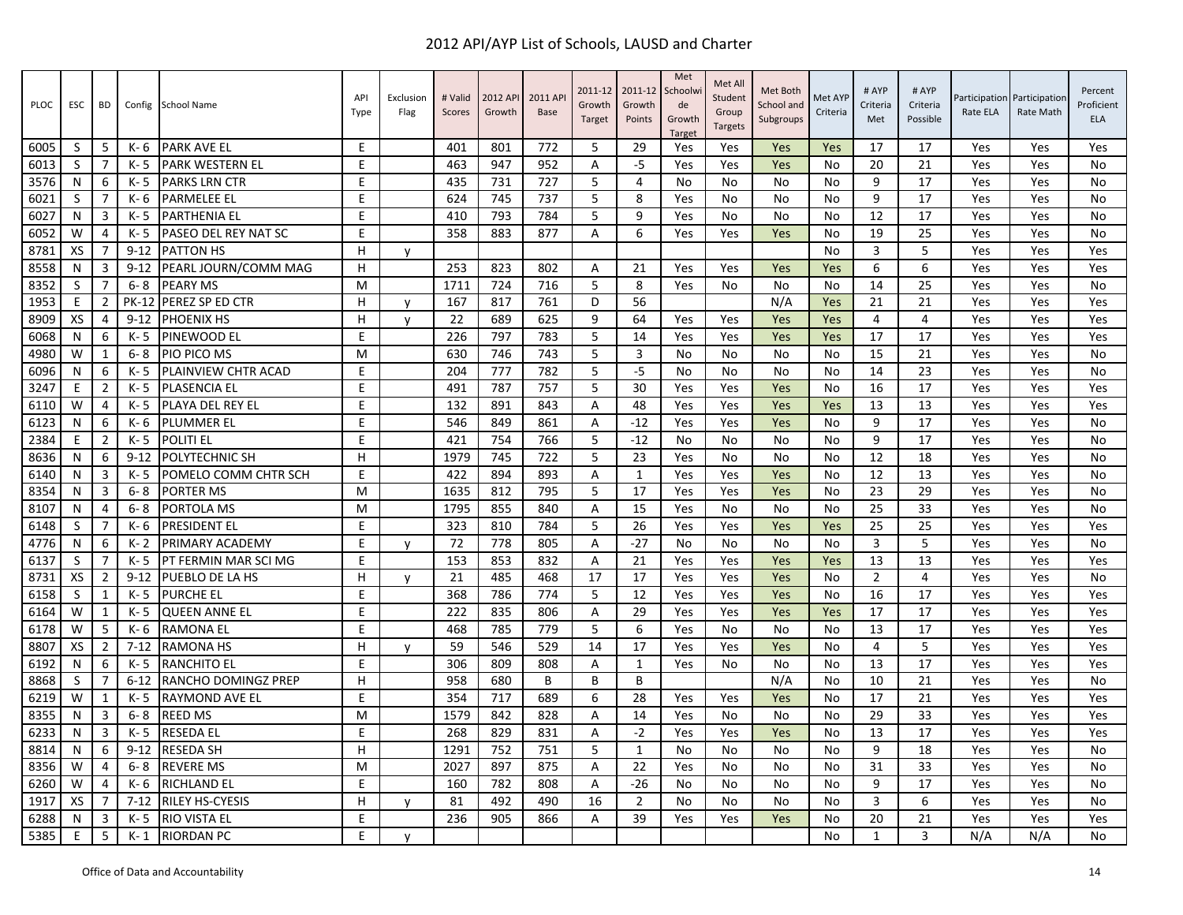# 2012 API/AYP List of Schools, LAUSD and Charter

| PLOC | ESC | BD | Config | School Name | API Type | Exclusion Flag | # Valid Scores | 2012 API Growth | 2011 API Base | 2011-12 Growth Target | 2011-12 Growth Points | Met Schoolwide Growth Target | Met All Student Group Targets | Met Both School and Subgroups | Met AYP Criteria | # AYP Criteria Met | # AYP Criteria Possible | Participation Rate ELA | Participation Rate Math | Percent Proficient ELA |
|---|---|---|---|---|---|---|---|---|---|---|---|---|---|---|---|---|---|---|---|---|
| 6005 | S | 5 | K- 6 | PARK AVE EL | E | | 401 | 801 | 772 | 5 | 29 | Yes | Yes | Yes | Yes | 17 | 17 | Yes | Yes | Yes |
| 6013 | S | 7 | K- 5 | PARK WESTERN EL | E | | 463 | 947 | 952 | A | -5 | Yes | Yes | Yes | No | 20 | 21 | Yes | Yes | No |
| 3576 | N | 6 | K- 5 | PARKS LRN CTR | E | | 435 | 731 | 727 | 5 | 4 | No | No | No | No | 9 | 17 | Yes | Yes | No |
| 6021 | S | 7 | K- 6 | PARMELEE EL | E | | 624 | 745 | 737 | 5 | 8 | Yes | No | No | No | 9 | 17 | Yes | Yes | No |
| 6027 | N | 3 | K- 5 | PARTHENIA EL | E | | 410 | 793 | 784 | 5 | 9 | Yes | No | No | No | 12 | 17 | Yes | Yes | No |
| 6052 | W | 4 | K- 5 | PASEO DEL REY NAT SC | E | | 358 | 883 | 877 | A | 6 | Yes | Yes | Yes | No | 19 | 25 | Yes | Yes | No |
| 8781 | XS | 7 | 9-12 | PATTON HS | H | y | | | | | | | | | No | 3 | 5 | Yes | Yes | Yes |
| 8558 | N | 3 | 9-12 | PEARL JOURN/COMM MAG | H | | 253 | 823 | 802 | A | 21 | Yes | Yes | Yes | Yes | 6 | 6 | Yes | Yes | Yes |
| 8352 | S | 7 | 6- 8 | PEARY MS | M | | 1711 | 724 | 716 | 5 | 8 | Yes | No | No | No | 14 | 25 | Yes | Yes | No |
| 1953 | E | 2 | PK-12 | PEREZ SP ED CTR | H | y | 167 | 817 | 761 | D | 56 | | | N/A | Yes | 21 | 21 | Yes | Yes | Yes |
| 8909 | XS | 4 | 9-12 | PHOENIX HS | H | y | 22 | 689 | 625 | 9 | 64 | Yes | Yes | Yes | Yes | 4 | 4 | Yes | Yes | Yes |
| 6068 | N | 6 | K- 5 | PINEWOOD EL | E | | 226 | 797 | 783 | 5 | 14 | Yes | Yes | Yes | Yes | 17 | 17 | Yes | Yes | Yes |
| 4980 | W | 1 | 6- 8 | PIO PICO MS | M | | 630 | 746 | 743 | 5 | 3 | No | No | No | No | 15 | 21 | Yes | Yes | No |
| 6096 | N | 6 | K- 5 | PLAINVIEW CHTR ACAD | E | | 204 | 777 | 782 | 5 | -5 | No | No | No | No | 14 | 23 | Yes | Yes | No |
| 3247 | E | 2 | K- 5 | PLASENCIA EL | E | | 491 | 787 | 757 | 5 | 30 | Yes | Yes | Yes | No | 16 | 17 | Yes | Yes | Yes |
| 6110 | W | 4 | K- 5 | PLAYA DEL REY EL | E | | 132 | 891 | 843 | A | 48 | Yes | Yes | Yes | Yes | 13 | 13 | Yes | Yes | Yes |
| 6123 | N | 6 | K- 6 | PLUMMER EL | E | | 546 | 849 | 861 | A | -12 | Yes | Yes | Yes | No | 9 | 17 | Yes | Yes | No |
| 2384 | E | 2 | K- 5 | POLITI EL | E | | 421 | 754 | 766 | 5 | -12 | No | No | No | No | 9 | 17 | Yes | Yes | No |
| 8636 | N | 6 | 9-12 | POLYTECHNIC SH | H | | 1979 | 745 | 722 | 5 | 23 | Yes | No | No | No | 12 | 18 | Yes | Yes | No |
| 6140 | N | 3 | K- 5 | POMELO COMM CHTR SCH | E | | 422 | 894 | 893 | A | 1 | Yes | Yes | Yes | No | 12 | 13 | Yes | Yes | No |
| 8354 | N | 3 | 6- 8 | PORTER MS | M | | 1635 | 812 | 795 | 5 | 17 | Yes | Yes | Yes | No | 23 | 29 | Yes | Yes | No |
| 8107 | N | 4 | 6- 8 | PORTOLA MS | M | | 1795 | 855 | 840 | A | 15 | Yes | No | No | No | 25 | 33 | Yes | Yes | No |
| 6148 | S | 7 | K- 6 | PRESIDENT EL | E | | 323 | 810 | 784 | 5 | 26 | Yes | Yes | Yes | Yes | 25 | 25 | Yes | Yes | Yes |
| 4776 | N | 6 | K- 2 | PRIMARY ACADEMY | E | y | 72 | 778 | 805 | A | -27 | No | No | No | No | 3 | 5 | Yes | Yes | No |
| 6137 | S | 7 | K- 5 | PT FERMIN MAR SCI MG | E | | 153 | 853 | 832 | A | 21 | Yes | Yes | Yes | Yes | 13 | 13 | Yes | Yes | Yes |
| 8731 | XS | 2 | 9-12 | PUEBLO DE LA HS | H | y | 21 | 485 | 468 | 17 | 17 | Yes | Yes | Yes | No | 2 | 4 | Yes | Yes | No |
| 6158 | S | 1 | K- 5 | PURCHE EL | E | | 368 | 786 | 774 | 5 | 12 | Yes | Yes | Yes | No | 16 | 17 | Yes | Yes | Yes |
| 6164 | W | 1 | K- 5 | QUEEN ANNE EL | E | | 222 | 835 | 806 | A | 29 | Yes | Yes | Yes | Yes | 17 | 17 | Yes | Yes | Yes |
| 6178 | W | 5 | K- 6 | RAMONA EL | E | | 468 | 785 | 779 | 5 | 6 | Yes | No | No | No | 13 | 17 | Yes | Yes | Yes |
| 8807 | XS | 2 | 7-12 | RAMONA HS | H | y | 59 | 546 | 529 | 14 | 17 | Yes | Yes | Yes | No | 4 | 5 | Yes | Yes | Yes |
| 6192 | N | 6 | K- 5 | RANCHITO EL | E | | 306 | 809 | 808 | A | 1 | Yes | No | No | No | 13 | 17 | Yes | Yes | Yes |
| 8868 | S | 7 | 6-12 | RANCHO DOMINGZ PREP | H | | 958 | 680 | B | B | B | | | N/A | No | 10 | 21 | Yes | Yes | No |
| 6219 | W | 1 | K- 5 | RAYMOND AVE EL | E | | 354 | 717 | 689 | 6 | 28 | Yes | Yes | Yes | No | 17 | 21 | Yes | Yes | Yes |
| 8355 | N | 3 | 6- 8 | REED MS | M | | 1579 | 842 | 828 | A | 14 | Yes | No | No | No | 29 | 33 | Yes | Yes | Yes |
| 6233 | N | 3 | K- 5 | RESEDA EL | E | | 268 | 829 | 831 | A | -2 | Yes | Yes | Yes | No | 13 | 17 | Yes | Yes | Yes |
| 8814 | N | 6 | 9-12 | RESEDA SH | H | | 1291 | 752 | 751 | 5 | 1 | No | No | No | No | 9 | 18 | Yes | Yes | No |
| 8356 | W | 4 | 6- 8 | REVERE MS | M | | 2027 | 897 | 875 | A | 22 | Yes | No | No | No | 31 | 33 | Yes | Yes | No |
| 6260 | W | 4 | K- 6 | RICHLAND EL | E | | 160 | 782 | 808 | A | -26 | No | No | No | No | 9 | 17 | Yes | Yes | No |
| 1917 | XS | 7 | 7-12 | RILEY HS-CYESIS | H | y | 81 | 492 | 490 | 16 | 2 | No | No | No | No | 3 | 6 | Yes | Yes | No |
| 6288 | N | 3 | K- 5 | RIO VISTA EL | E | | 236 | 905 | 866 | A | 39 | Yes | Yes | Yes | No | 20 | 21 | Yes | Yes | Yes |
| 5385 | E | 5 | K- 1 | RIORDAN PC | E | y | | | | | | | | | No | 1 | 3 | N/A | N/A | No |

Office of Data and Accountability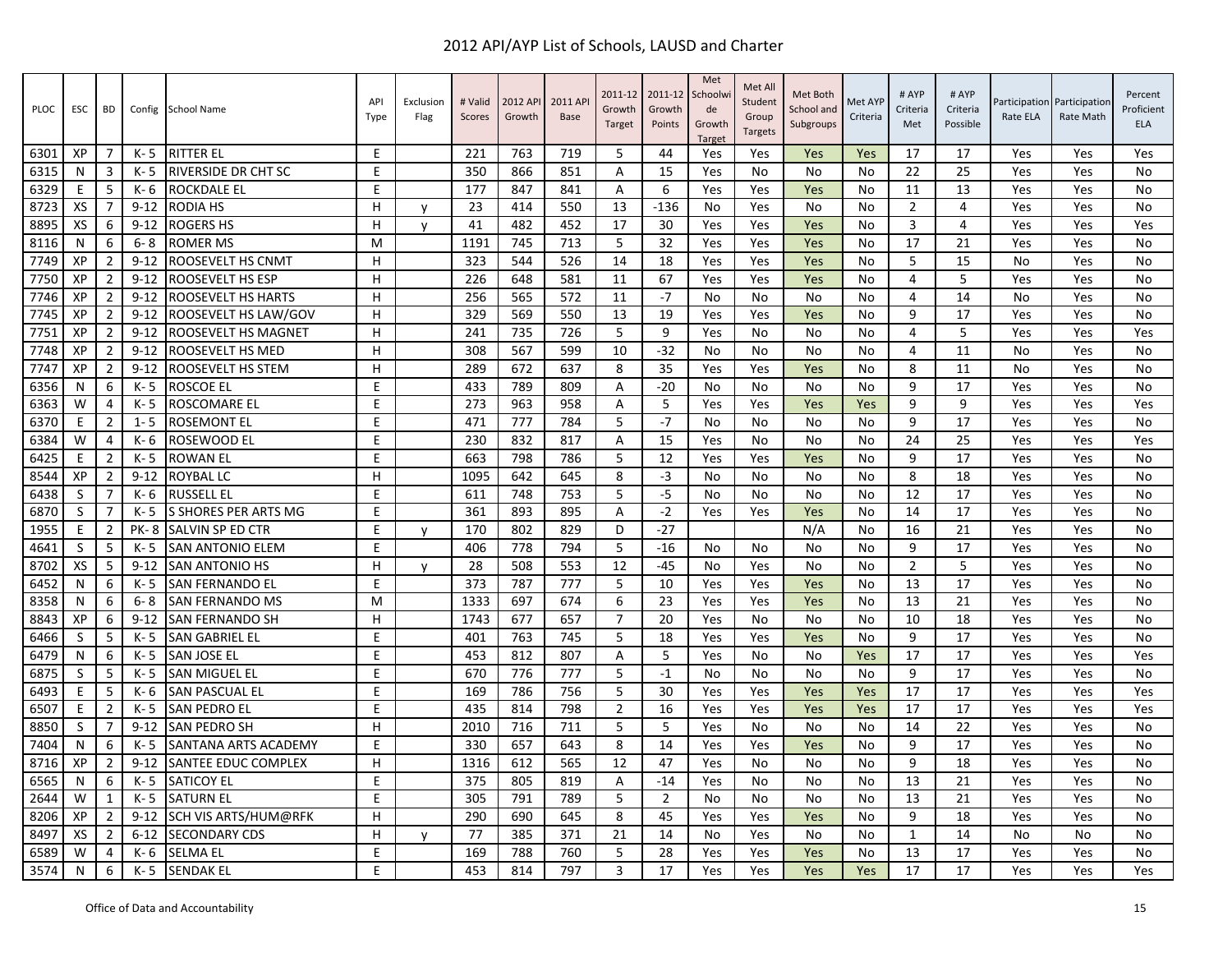# 2012 API/AYP List of Schools, LAUSD and Charter

| PLOC | ESC | BD | Config | School Name | API Type | Exclusion Flag | # Valid Scores | 2012 API Growth | 2011 API Base | 2011-12 Growth Target | 2011-12 Growth Points | Met Schoolwide Growth Target | Met All Student Group Targets | Met Both School and Subgroups | Met AYP Criteria | # AYP Criteria Met | # AYP Criteria Possible | Participation Rate ELA | Participation Rate Math | Percent Proficient ELA |
|---|---|---|---|---|---|---|---|---|---|---|---|---|---|---|---|---|---|---|---|---|
| 6301 | XP | 7 | K- 5 | RITTER EL | E | | 221 | 763 | 719 | 5 | 44 | Yes | Yes | Yes | Yes | 17 | 17 | Yes | Yes | Yes |
| 6315 | N | 3 | K- 5 | RIVERSIDE DR CHT SC | E | | 350 | 866 | 851 | A | 15 | Yes | No | No | No | 22 | 25 | Yes | Yes | No |
| 6329 | E | 5 | K- 6 | ROCKDALE EL | E | | 177 | 847 | 841 | A | 6 | Yes | Yes | Yes | No | 11 | 13 | Yes | Yes | No |
| 8723 | XS | 7 | 9-12 | RODIA HS | H | y | 23 | 414 | 550 | 13 | -136 | No | Yes | No | No | 2 | 4 | Yes | Yes | No |
| 8895 | XS | 6 | 9-12 | ROGERS HS | H | y | 41 | 482 | 452 | 17 | 30 | Yes | Yes | Yes | No | 3 | 4 | Yes | Yes | Yes |
| 8116 | N | 6 | 6- 8 | ROMER MS | M | | 1191 | 745 | 713 | 5 | 32 | Yes | Yes | Yes | No | 17 | 21 | Yes | Yes | No |
| 7749 | XP | 2 | 9-12 | ROOSEVELT HS CNMT | H | | 323 | 544 | 526 | 14 | 18 | Yes | Yes | Yes | No | 5 | 15 | No | Yes | No |
| 7750 | XP | 2 | 9-12 | ROOSEVELT HS ESP | H | | 226 | 648 | 581 | 11 | 67 | Yes | Yes | Yes | No | 4 | 5 | Yes | Yes | No |
| 7746 | XP | 2 | 9-12 | ROOSEVELT HS HARTS | H | | 256 | 565 | 572 | 11 | -7 | No | No | No | No | 4 | 14 | No | Yes | No |
| 7745 | XP | 2 | 9-12 | ROOSEVELT HS LAW/GOV | H | | 329 | 569 | 550 | 13 | 19 | Yes | Yes | Yes | No | 9 | 17 | Yes | Yes | No |
| 7751 | XP | 2 | 9-12 | ROOSEVELT HS MAGNET | H | | 241 | 735 | 726 | 5 | 9 | Yes | No | No | No | 4 | 5 | Yes | Yes | Yes |
| 7748 | XP | 2 | 9-12 | ROOSEVELT HS MED | H | | 308 | 567 | 599 | 10 | -32 | No | No | No | No | 4 | 11 | No | Yes | No |
| 7747 | XP | 2 | 9-12 | ROOSEVELT HS STEM | H | | 289 | 672 | 637 | 8 | 35 | Yes | Yes | Yes | No | 8 | 11 | No | Yes | No |
| 6356 | N | 6 | K- 5 | ROSCOE EL | E | | 433 | 789 | 809 | A | -20 | No | No | No | No | 9 | 17 | Yes | Yes | No |
| 6363 | W | 4 | K- 5 | ROSCOMARE EL | E | | 273 | 963 | 958 | A | 5 | Yes | Yes | Yes | Yes | 9 | 9 | Yes | Yes | Yes |
| 6370 | E | 2 | 1- 5 | ROSEMONT EL | E | | 471 | 777 | 784 | 5 | -7 | No | No | No | No | 9 | 17 | Yes | Yes | No |
| 6384 | W | 4 | K- 6 | ROSEWOOD EL | E | | 230 | 832 | 817 | A | 15 | Yes | No | No | No | 24 | 25 | Yes | Yes | Yes |
| 6425 | E | 2 | K- 5 | ROWAN EL | E | | 663 | 798 | 786 | 5 | 12 | Yes | Yes | Yes | No | 9 | 17 | Yes | Yes | No |
| 8544 | XP | 2 | 9-12 | ROYBAL LC | H | | 1095 | 642 | 645 | 8 | -3 | No | No | No | No | 8 | 18 | Yes | Yes | No |
| 6438 | S | 7 | K- 6 | RUSSELL EL | E | | 611 | 748 | 753 | 5 | -5 | No | No | No | No | 12 | 17 | Yes | Yes | No |
| 6870 | S | 7 | K- 5 | S SHORES PER ARTS MG | E | | 361 | 893 | 895 | A | -2 | Yes | Yes | Yes | No | 14 | 17 | Yes | Yes | No |
| 1955 | E | 2 | PK- 8 | SALVIN SP ED CTR | E | y | 170 | 802 | 829 | D | -27 | | | N/A | No | 16 | 21 | Yes | Yes | No |
| 4641 | S | 5 | K- 5 | SAN ANTONIO ELEM | E | | 406 | 778 | 794 | 5 | -16 | No | No | No | No | 9 | 17 | Yes | Yes | No |
| 8702 | XS | 5 | 9-12 | SAN ANTONIO HS | H | y | 28 | 508 | 553 | 12 | -45 | No | Yes | No | No | 2 | 5 | Yes | Yes | No |
| 6452 | N | 6 | K- 5 | SAN FERNANDO EL | E | | 373 | 787 | 777 | 5 | 10 | Yes | Yes | Yes | No | 13 | 17 | Yes | Yes | No |
| 8358 | N | 6 | 6- 8 | SAN FERNANDO MS | M | | 1333 | 697 | 674 | 6 | 23 | Yes | Yes | Yes | No | 13 | 21 | Yes | Yes | No |
| 8843 | XP | 6 | 9-12 | SAN FERNANDO SH | H | | 1743 | 677 | 657 | 7 | 20 | Yes | No | No | No | 10 | 18 | Yes | Yes | No |
| 6466 | S | 5 | K- 5 | SAN GABRIEL EL | E | | 401 | 763 | 745 | 5 | 18 | Yes | Yes | Yes | No | 9 | 17 | Yes | Yes | No |
| 6479 | N | 6 | K- 5 | SAN JOSE EL | E | | 453 | 812 | 807 | A | 5 | Yes | No | No | Yes | 17 | 17 | Yes | Yes | Yes |
| 6875 | S | 5 | K- 5 | SAN MIGUEL EL | E | | 670 | 776 | 777 | 5 | -1 | No | No | No | No | 9 | 17 | Yes | Yes | No |
| 6493 | E | 5 | K- 6 | SAN PASCUAL EL | E | | 169 | 786 | 756 | 5 | 30 | Yes | Yes | Yes | Yes | 17 | 17 | Yes | Yes | Yes |
| 6507 | E | 2 | K- 5 | SAN PEDRO EL | E | | 435 | 814 | 798 | 2 | 16 | Yes | Yes | Yes | Yes | 17 | 17 | Yes | Yes | Yes |
| 8850 | S | 7 | 9-12 | SAN PEDRO SH | H | | 2010 | 716 | 711 | 5 | 5 | Yes | No | No | No | 14 | 22 | Yes | Yes | No |
| 7404 | N | 6 | K- 5 | SANTANA ARTS ACADEMY | E | | 330 | 657 | 643 | 8 | 14 | Yes | Yes | Yes | No | 9 | 17 | Yes | Yes | No |
| 8716 | XP | 2 | 9-12 | SANTEE EDUC COMPLEX | H | | 1316 | 612 | 565 | 12 | 47 | Yes | No | No | No | 9 | 18 | Yes | Yes | No |
| 6565 | N | 6 | K- 5 | SATICOY EL | E | | 375 | 805 | 819 | A | -14 | Yes | No | No | No | 13 | 21 | Yes | Yes | No |
| 2644 | W | 1 | K- 5 | SATURN EL | E | | 305 | 791 | 789 | 5 | 2 | No | No | No | No | 13 | 21 | Yes | Yes | No |
| 8206 | XP | 2 | 9-12 | SCH VIS ARTS/HUM@RFK | H | | 290 | 690 | 645 | 8 | 45 | Yes | Yes | Yes | No | 9 | 18 | Yes | Yes | No |
| 8497 | XS | 2 | 6-12 | SECONDARY CDS | H | y | 77 | 385 | 371 | 21 | 14 | No | Yes | No | No | 1 | 14 | No | No | No |
| 6589 | W | 4 | K- 6 | SELMA EL | E | | 169 | 788 | 760 | 5 | 28 | Yes | Yes | Yes | No | 13 | 17 | Yes | Yes | No |
| 3574 | N | 6 | K- 5 | SENDAK EL | E | | 453 | 814 | 797 | 3 | 17 | Yes | Yes | Yes | Yes | 17 | 17 | Yes | Yes | Yes |

Office of Data and Accountability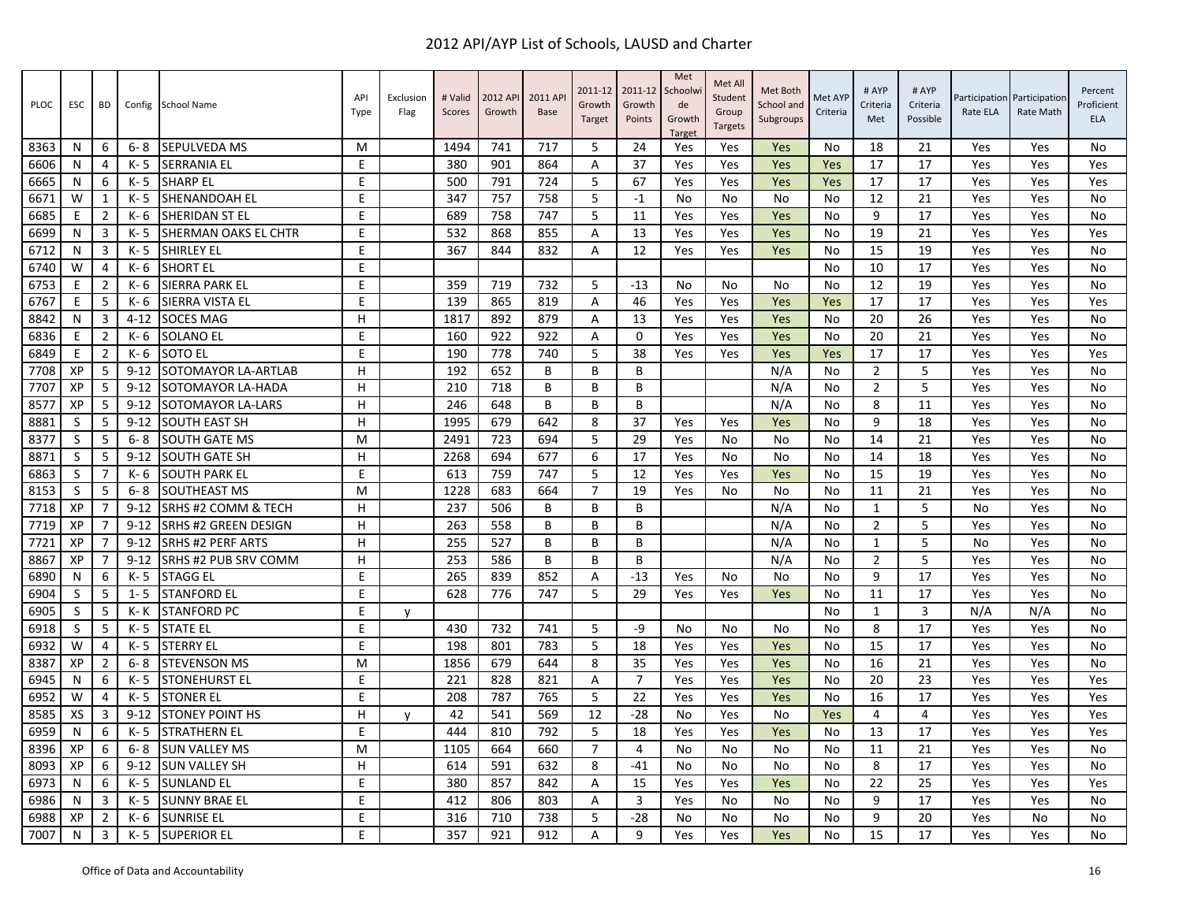# 2012 API/AYP List of Schools, LAUSD and Charter

| PLOC | ESC | BD | Config | School Name | API Type | Exclusion Flag | # Valid Scores | 2012 API Growth | 2011 API Base | 2011-12 Growth Target | 2011-12 Growth Points | Met Schoolwide Growth Target | Met All Student Group Targets | Met Both School and Subgroups | Met AYP Criteria | # AYP Criteria Met | # AYP Criteria Possible | Participation Rate ELA | Participation Rate Math | Percent Proficient ELA |
|---|---|---|---|---|---|---|---|---|---|---|---|---|---|---|---|---|---|---|---|---|
| 8363 | N | 6 | 6- 8 | SEPULVEDA MS | M | | 1494 | 741 | 717 | 5 | 24 | Yes | Yes | Yes | No | 18 | 21 | Yes | Yes | No |
| 6606 | N | 4 | K- 5 | SERRANIA EL | E | | 380 | 901 | 864 | A | 37 | Yes | Yes | Yes | Yes | 17 | 17 | Yes | Yes | Yes |
| 6665 | N | 6 | K- 5 | SHARP EL | E | | 500 | 791 | 724 | 5 | 67 | Yes | Yes | Yes | Yes | 17 | 17 | Yes | Yes | Yes |
| 6671 | W | 1 | K- 5 | SHENANDOAH EL | E | | 347 | 757 | 758 | 5 | -1 | No | No | No | No | 12 | 21 | Yes | Yes | No |
| 6685 | E | 2 | K- 6 | SHERIDAN ST EL | E | | 689 | 758 | 747 | 5 | 11 | Yes | Yes | Yes | No | 9 | 17 | Yes | Yes | No |
| 6699 | N | 3 | K- 5 | SHERMAN OAKS EL CHTR | E | | 532 | 868 | 855 | A | 13 | Yes | Yes | Yes | No | 19 | 21 | Yes | Yes | Yes |
| 6712 | N | 3 | K- 5 | SHIRLEY EL | E | | 367 | 844 | 832 | A | 12 | Yes | Yes | Yes | No | 15 | 19 | Yes | Yes | No |
| 6740 | W | 4 | K- 6 | SHORT EL | E | | | | | | | | | | No | 10 | 17 | Yes | Yes | No |
| 6753 | E | 2 | K- 6 | SIERRA PARK EL | E | | 359 | 719 | 732 | 5 | -13 | No | No | No | No | 12 | 19 | Yes | Yes | No |
| 6767 | E | 5 | K- 6 | SIERRA VISTA EL | E | | 139 | 865 | 819 | A | 46 | Yes | Yes | Yes | Yes | 17 | 17 | Yes | Yes | Yes |
| 8842 | N | 3 | 4-12 | SOCES MAG | H | | 1817 | 892 | 879 | A | 13 | Yes | Yes | Yes | No | 20 | 26 | Yes | Yes | No |
| 6836 | E | 2 | K- 6 | SOLANO EL | E | | 160 | 922 | 922 | A | 0 | Yes | Yes | Yes | No | 20 | 21 | Yes | Yes | No |
| 6849 | E | 2 | K- 6 | SOTO EL | E | | 190 | 778 | 740 | 5 | 38 | Yes | Yes | Yes | Yes | 17 | 17 | Yes | Yes | Yes |
| 7708 | XP | 5 | 9-12 | SOTOMAYOR LA-ARTLAB | H | | 192 | 652 | B | B | B | | | N/A | No | 2 | 5 | Yes | Yes | No |
| 7707 | XP | 5 | 9-12 | SOTOMAYOR LA-HADA | H | | 210 | 718 | B | B | B | | | N/A | No | 2 | 5 | Yes | Yes | No |
| 8577 | XP | 5 | 9-12 | SOTOMAYOR LA-LARS | H | | 246 | 648 | B | B | B | | | N/A | No | 8 | 11 | Yes | Yes | No |
| 8881 | S | 5 | 9-12 | SOUTH EAST SH | H | | 1995 | 679 | 642 | 8 | 37 | Yes | Yes | Yes | No | 9 | 18 | Yes | Yes | No |
| 8377 | S | 5 | 6- 8 | SOUTH GATE MS | M | | 2491 | 723 | 694 | 5 | 29 | Yes | No | No | No | 14 | 21 | Yes | Yes | No |
| 8871 | S | 5 | 9-12 | SOUTH GATE SH | H | | 2268 | 694 | 677 | 6 | 17 | Yes | No | No | No | 14 | 18 | Yes | Yes | No |
| 6863 | S | 7 | K- 6 | SOUTH PARK EL | E | | 613 | 759 | 747 | 5 | 12 | Yes | Yes | Yes | No | 15 | 19 | Yes | Yes | No |
| 8153 | S | 5 | 6- 8 | SOUTHEAST MS | M | | 1228 | 683 | 664 | 7 | 19 | Yes | No | No | No | 11 | 21 | Yes | Yes | No |
| 7718 | XP | 7 | 9-12 | SRHS #2 COMM & TECH | H | | 237 | 506 | B | B | B | | | N/A | No | 1 | 5 | No | Yes | No |
| 7719 | XP | 7 | 9-12 | SRHS #2 GREEN DESIGN | H | | 263 | 558 | B | B | B | | | N/A | No | 2 | 5 | Yes | Yes | No |
| 7721 | XP | 7 | 9-12 | SRHS #2 PERF ARTS | H | | 255 | 527 | B | B | B | | | N/A | No | 1 | 5 | No | Yes | No |
| 8867 | XP | 7 | 9-12 | SRHS #2 PUB SRV COMM | H | | 253 | 586 | B | B | B | | | N/A | No | 2 | 5 | Yes | Yes | No |
| 6890 | N | 6 | K- 5 | STAGG EL | E | | 265 | 839 | 852 | A | -13 | Yes | No | No | No | 9 | 17 | Yes | Yes | No |
| 6904 | S | 5 | 1- 5 | STANFORD EL | E | | 628 | 776 | 747 | 5 | 29 | Yes | Yes | Yes | No | 11 | 17 | Yes | Yes | No |
| 6905 | S | 5 | K- K | STANFORD PC | E | y | | | | | | | | | No | 1 | 3 | N/A | N/A | No |
| 6918 | S | 5 | K- 5 | STATE EL | E | | 430 | 732 | 741 | 5 | -9 | No | No | No | No | 8 | 17 | Yes | Yes | No |
| 6932 | W | 4 | K- 5 | STERRY EL | E | | 198 | 801 | 783 | 5 | 18 | Yes | Yes | Yes | No | 15 | 17 | Yes | Yes | No |
| 8387 | XP | 2 | 6- 8 | STEVENSON MS | M | | 1856 | 679 | 644 | 8 | 35 | Yes | Yes | Yes | No | 16 | 21 | Yes | Yes | No |
| 6945 | N | 6 | K- 5 | STONEHURST EL | E | | 221 | 828 | 821 | A | 7 | Yes | Yes | Yes | No | 20 | 23 | Yes | Yes | Yes |
| 6952 | W | 4 | K- 5 | STONER EL | E | | 208 | 787 | 765 | 5 | 22 | Yes | Yes | Yes | No | 16 | 17 | Yes | Yes | Yes |
| 8585 | XS | 3 | 9-12 | STONEY POINT HS | H | y | 42 | 541 | 569 | 12 | -28 | No | Yes | No | Yes | 4 | 4 | Yes | Yes | Yes |
| 6959 | N | 6 | K- 5 | STRATHERN EL | E | | 444 | 810 | 792 | 5 | 18 | Yes | Yes | Yes | No | 13 | 17 | Yes | Yes | Yes |
| 8396 | XP | 6 | 6- 8 | SUN VALLEY MS | M | | 1105 | 664 | 660 | 7 | 4 | No | No | No | No | 11 | 21 | Yes | Yes | No |
| 8093 | XP | 6 | 9-12 | SUN VALLEY SH | H | | 614 | 591 | 632 | 8 | -41 | No | No | No | No | 8 | 17 | Yes | Yes | No |
| 6973 | N | 6 | K- 5 | SUNLAND EL | E | | 380 | 857 | 842 | A | 15 | Yes | Yes | Yes | No | 22 | 25 | Yes | Yes | Yes |
| 6986 | N | 3 | K- 5 | SUNNY BRAE EL | E | | 412 | 806 | 803 | A | 3 | Yes | No | No | No | 9 | 17 | Yes | Yes | No |
| 6988 | XP | 2 | K- 6 | SUNRISE EL | E | | 316 | 710 | 738 | 5 | -28 | No | No | No | No | 9 | 20 | Yes | No | No |
| 7007 | N | 3 | K- 5 | SUPERIOR EL | E | | 357 | 921 | 912 | A | 9 | Yes | Yes | Yes | No | 15 | 17 | Yes | Yes | No |

Office of Data and Accountability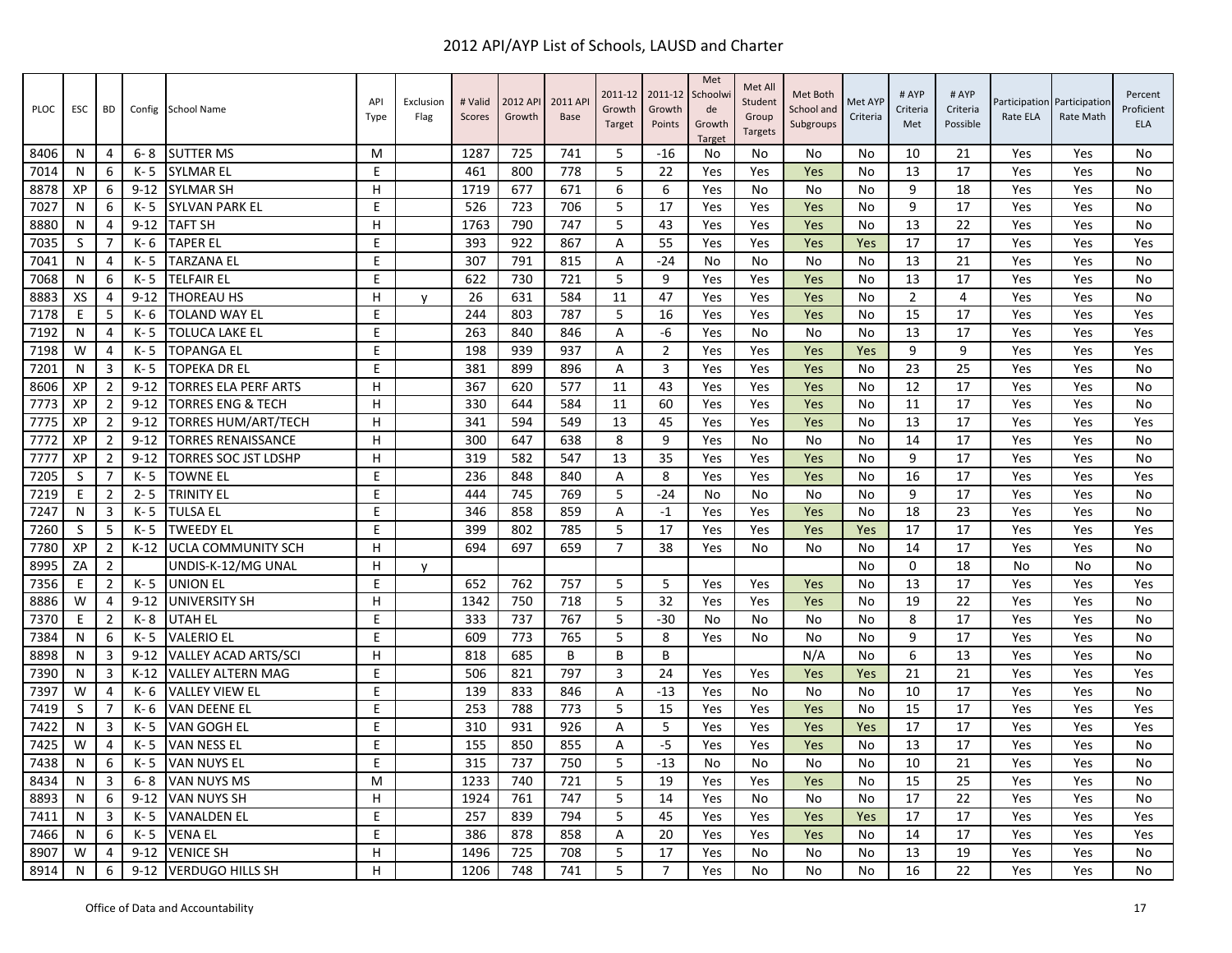# 2012 API/AYP List of Schools, LAUSD and Charter

| PLOC | ESC | BD | Config | School Name | API Type | Exclusion Flag | # Valid Scores | 2012 API Growth | 2011 API Base | 2011-12 Growth Target | 2011-12 Growth Points | Met Schoolwide Growth Target | Met All Student Group Targets | Met Both School and Subgroups | Met AYP Criteria | # AYP Criteria Met | # AYP Criteria Possible | Participation Rate ELA | Participation Rate Math | Percent Proficient ELA |
|---|---|---|---|---|---|---|---|---|---|---|---|---|---|---|---|---|---|---|---|---|
| 8406 | N | 4 | 6- 8 | SUTTER MS | M | | 1287 | 725 | 741 | 5 | -16 | No | No | No | No | 10 | 21 | Yes | Yes | No |
| 7014 | N | 6 | K- 5 | SYLMAR EL | E | | 461 | 800 | 778 | 5 | 22 | Yes | Yes | Yes | No | 13 | 17 | Yes | Yes | No |
| 8878 | XP | 6 | 9-12 | SYLMAR SH | H | | 1719 | 677 | 671 | 6 | 6 | Yes | No | No | No | 9 | 18 | Yes | Yes | No |
| 7027 | N | 6 | K- 5 | SYLVAN PARK EL | E | | 526 | 723 | 706 | 5 | 17 | Yes | Yes | Yes | No | 9 | 17 | Yes | Yes | No |
| 8880 | N | 4 | 9-12 | TAFT SH | H | | 1763 | 790 | 747 | 5 | 43 | Yes | Yes | Yes | No | 13 | 22 | Yes | Yes | No |
| 7035 | S | 7 | K- 6 | TAPER EL | E | | 393 | 922 | 867 | A | 55 | Yes | Yes | Yes | Yes | 17 | 17 | Yes | Yes | Yes |
| 7041 | N | 4 | K- 5 | TARZANA EL | E | | 307 | 791 | 815 | A | -24 | No | No | No | No | 13 | 21 | Yes | Yes | No |
| 7068 | N | 6 | K- 5 | TELFAIR EL | E | | 622 | 730 | 721 | 5 | 9 | Yes | Yes | Yes | No | 13 | 17 | Yes | Yes | No |
| 8883 | XS | 4 | 9-12 | THOREAU HS | H | y | 26 | 631 | 584 | 11 | 47 | Yes | Yes | Yes | No | 2 | 4 | Yes | Yes | No |
| 7178 | E | 5 | K- 6 | TOLAND WAY EL | E | | 244 | 803 | 787 | 5 | 16 | Yes | Yes | Yes | No | 15 | 17 | Yes | Yes | Yes |
| 7192 | N | 4 | K- 5 | TOLUCA LAKE EL | E | | 263 | 840 | 846 | A | -6 | Yes | No | No | No | 13 | 17 | Yes | Yes | Yes |
| 7198 | W | 4 | K- 5 | TOPANGA EL | E | | 198 | 939 | 937 | A | 2 | Yes | Yes | Yes | Yes | 9 | 9 | Yes | Yes | Yes |
| 7201 | N | 3 | K- 5 | TOPEKA DR EL | E | | 381 | 899 | 896 | A | 3 | Yes | Yes | Yes | No | 23 | 25 | Yes | Yes | No |
| 8606 | XP | 2 | 9-12 | TORRES ELA PERF ARTS | H | | 367 | 620 | 577 | 11 | 43 | Yes | Yes | Yes | No | 12 | 17 | Yes | Yes | No |
| 7773 | XP | 2 | 9-12 | TORRES ENG & TECH | H | | 330 | 644 | 584 | 11 | 60 | Yes | Yes | Yes | No | 11 | 17 | Yes | Yes | No |
| 7775 | XP | 2 | 9-12 | TORRES HUM/ART/TECH | H | | 341 | 594 | 549 | 13 | 45 | Yes | Yes | Yes | No | 13 | 17 | Yes | Yes | Yes |
| 7772 | XP | 2 | 9-12 | TORRES RENAISSANCE | H | | 300 | 647 | 638 | 8 | 9 | Yes | No | No | No | 14 | 17 | Yes | Yes | No |
| 7777 | XP | 2 | 9-12 | TORRES SOC JST LDSHP | H | | 319 | 582 | 547 | 13 | 35 | Yes | Yes | Yes | No | 9 | 17 | Yes | Yes | No |
| 7205 | S | 7 | K- 5 | TOWNE EL | E | | 236 | 848 | 840 | A | 8 | Yes | Yes | Yes | No | 16 | 17 | Yes | Yes | Yes |
| 7219 | E | 2 | 2- 5 | TRINITY EL | E | | 444 | 745 | 769 | 5 | -24 | No | No | No | No | 9 | 17 | Yes | Yes | No |
| 7247 | N | 3 | K- 5 | TULSA EL | E | | 346 | 858 | 859 | A | -1 | Yes | Yes | Yes | No | 18 | 23 | Yes | Yes | No |
| 7260 | S | 5 | K- 5 | TWEEDY EL | E | | 399 | 802 | 785 | 5 | 17 | Yes | Yes | Yes | Yes | 17 | 17 | Yes | Yes | Yes |
| 7780 | XP | 2 | K-12 | UCLA COMMUNITY SCH | H | | 694 | 697 | 659 | 7 | 38 | Yes | No | No | No | 14 | 17 | Yes | Yes | No |
| 8995 | ZA | 2 | | UNDIS-K-12/MG UNAL | H | y | | | | | | | | | No | 0 | 18 | No | No | No |
| 7356 | E | 2 | K- 5 | UNION EL | E | | 652 | 762 | 757 | 5 | 5 | Yes | Yes | Yes | No | 13 | 17 | Yes | Yes | Yes |
| 8886 | W | 4 | 9-12 | UNIVERSITY SH | H | | 1342 | 750 | 718 | 5 | 32 | Yes | Yes | Yes | No | 19 | 22 | Yes | Yes | No |
| 7370 | E | 2 | K- 8 | UTAH EL | E | | 333 | 737 | 767 | 5 | -30 | No | No | No | No | 8 | 17 | Yes | Yes | No |
| 7384 | N | 6 | K- 5 | VALERIO EL | E | | 609 | 773 | 765 | 5 | 8 | Yes | No | No | No | 9 | 17 | Yes | Yes | No |
| 8898 | N | 3 | 9-12 | VALLEY ACAD ARTS/SCI | H | | 818 | 685 | B | B | B | | | N/A | No | 6 | 13 | Yes | Yes | No |
| 7390 | N | 3 | K-12 | VALLEY ALTERN MAG | E | | 506 | 821 | 797 | 3 | 24 | Yes | Yes | Yes | Yes | 21 | 21 | Yes | Yes | Yes |
| 7397 | W | 4 | K- 6 | VALLEY VIEW EL | E | | 139 | 833 | 846 | A | -13 | Yes | No | No | No | 10 | 17 | Yes | Yes | No |
| 7419 | S | 7 | K- 6 | VAN DEENE EL | E | | 253 | 788 | 773 | 5 | 15 | Yes | Yes | Yes | No | 15 | 17 | Yes | Yes | Yes |
| 7422 | N | 3 | K- 5 | VAN GOGH EL | E | | 310 | 931 | 926 | A | 5 | Yes | Yes | Yes | Yes | 17 | 17 | Yes | Yes | Yes |
| 7425 | W | 4 | K- 5 | VAN NESS EL | E | | 155 | 850 | 855 | A | -5 | Yes | Yes | Yes | No | 13 | 17 | Yes | Yes | No |
| 7438 | N | 6 | K- 5 | VAN NUYS EL | E | | 315 | 737 | 750 | 5 | -13 | No | No | No | No | 10 | 21 | Yes | Yes | No |
| 8434 | N | 3 | 6- 8 | VAN NUYS MS | M | | 1233 | 740 | 721 | 5 | 19 | Yes | Yes | Yes | No | 15 | 25 | Yes | Yes | No |
| 8893 | N | 6 | 9-12 | VAN NUYS SH | H | | 1924 | 761 | 747 | 5 | 14 | Yes | No | No | No | 17 | 22 | Yes | Yes | No |
| 7411 | N | 3 | K- 5 | VANALDEN EL | E | | 257 | 839 | 794 | 5 | 45 | Yes | Yes | Yes | Yes | 17 | 17 | Yes | Yes | Yes |
| 7466 | N | 6 | K- 5 | VENA EL | E | | 386 | 878 | 858 | A | 20 | Yes | Yes | Yes | No | 14 | 17 | Yes | Yes | Yes |
| 8907 | W | 4 | 9-12 | VENICE SH | H | | 1496 | 725 | 708 | 5 | 17 | Yes | No | No | No | 13 | 19 | Yes | Yes | No |
| 8914 | N | 6 | 9-12 | VERDUGO HILLS SH | H | | 1206 | 748 | 741 | 5 | 7 | Yes | No | No | No | 16 | 22 | Yes | Yes | No |

Office of Data and Accountability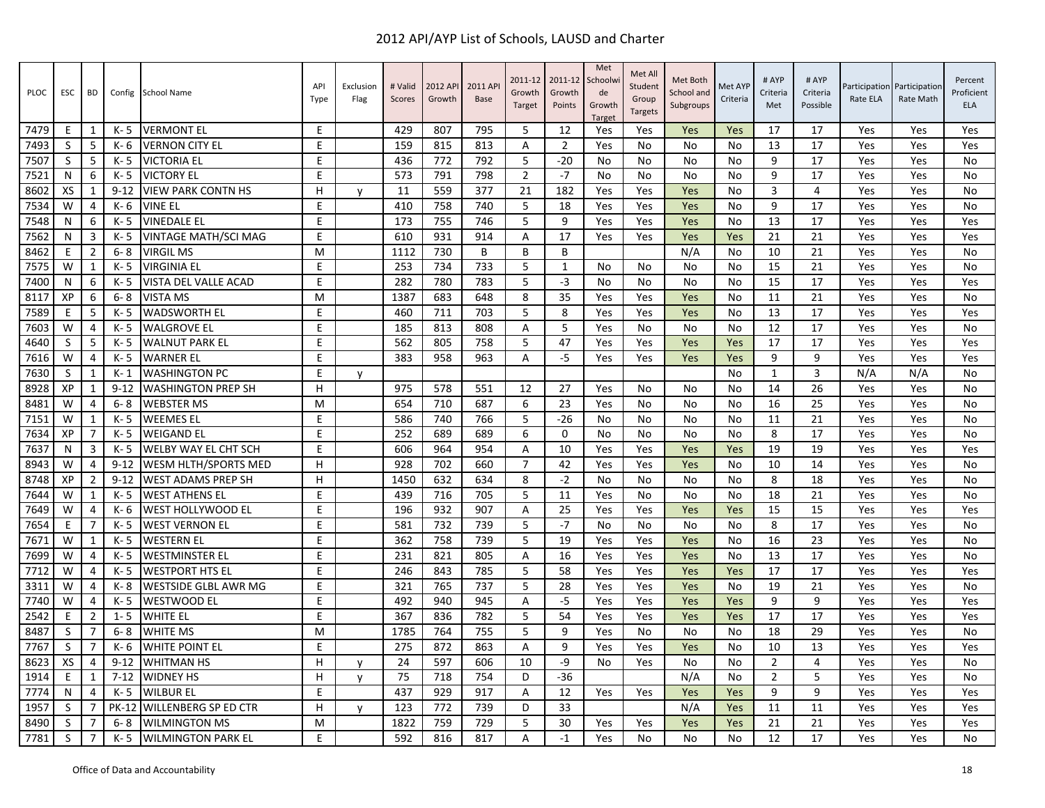# 2012 API/AYP List of Schools, LAUSD and Charter

| PLOC | ESC | BD | Config | School Name | API Type | Exclusion Flag | # Valid Scores | 2012 API Growth | 2011 API Base | 2011-12 Growth Target | 2011-12 Growth Points | Met Schoolwide Growth Target | Met All Student Group Targets | Met Both School and Subgroups | Met AYP Criteria | # AYP Criteria Met | # AYP Criteria Possible | Participation Rate ELA | Participation Rate Math | Percent Proficient ELA |
|---|---|---|---|---|---|---|---|---|---|---|---|---|---|---|---|---|---|---|---|---|
| 7479 | E | 1 | K- 5 | VERMONT EL | E | | 429 | 807 | 795 | 5 | 12 | Yes | Yes | Yes | Yes | 17 | 17 | Yes | Yes | Yes |
| 7493 | S | 5 | K- 6 | VERNON CITY EL | E | | 159 | 815 | 813 | A | 2 | Yes | No | No | No | 13 | 17 | Yes | Yes | Yes |
| 7507 | S | 5 | K- 5 | VICTORIA EL | E | | 436 | 772 | 792 | 5 | -20 | No | No | No | No | 9 | 17 | Yes | Yes | No |
| 7521 | N | 6 | K- 5 | VICTORY EL | E | | 573 | 791 | 798 | 2 | -7 | No | No | No | No | 9 | 17 | Yes | Yes | No |
| 8602 | XS | 1 | 9-12 | VIEW PARK CONTN HS | H | y | 11 | 559 | 377 | 21 | 182 | Yes | Yes | Yes | No | 3 | 4 | Yes | Yes | No |
| 7534 | W | 4 | K- 6 | VINE EL | E | | 410 | 758 | 740 | 5 | 18 | Yes | Yes | Yes | No | 9 | 17 | Yes | Yes | No |
| 7548 | N | 6 | K- 5 | VINEDALE EL | E | | 173 | 755 | 746 | 5 | 9 | Yes | Yes | Yes | No | 13 | 17 | Yes | Yes | Yes |
| 7562 | N | 3 | K- 5 | VINTAGE MATH/SCI MAG | E | | 610 | 931 | 914 | A | 17 | Yes | Yes | Yes | Yes | 21 | 21 | Yes | Yes | Yes |
| 8462 | E | 2 | 6- 8 | VIRGIL MS | M | | 1112 | 730 | B | B | B | | | N/A | No | 10 | 21 | Yes | Yes | No |
| 7575 | W | 1 | K- 5 | VIRGINIA EL | E | | 253 | 734 | 733 | 5 | 1 | No | No | No | No | 15 | 21 | Yes | Yes | No |
| 7400 | N | 6 | K- 5 | VISTA DEL VALLE ACAD | E | | 282 | 780 | 783 | 5 | -3 | No | No | No | No | 15 | 17 | Yes | Yes | Yes |
| 8117 | XP | 6 | 6- 8 | VISTA MS | M | | 1387 | 683 | 648 | 8 | 35 | Yes | Yes | Yes | No | 11 | 21 | Yes | Yes | No |
| 7589 | E | 5 | K- 5 | WADSWORTH EL | E | | 460 | 711 | 703 | 5 | 8 | Yes | Yes | Yes | No | 13 | 17 | Yes | Yes | Yes |
| 7603 | W | 4 | K- 5 | WALGROVE EL | E | | 185 | 813 | 808 | A | 5 | Yes | No | No | No | 12 | 17 | Yes | Yes | No |
| 4640 | S | 5 | K- 5 | WALNUT PARK EL | E | | 562 | 805 | 758 | 5 | 47 | Yes | Yes | Yes | Yes | 17 | 17 | Yes | Yes | Yes |
| 7616 | W | 4 | K- 5 | WARNER EL | E | | 383 | 958 | 963 | A | -5 | Yes | Yes | Yes | Yes | 9 | 9 | Yes | Yes | Yes |
| 7630 | S | 1 | K- 1 | WASHINGTON PC | E | y | | | | | | | | | No | 1 | 3 | N/A | N/A | No |
| 8928 | XP | 1 | 9-12 | WASHINGTON PREP SH | H | | 975 | 578 | 551 | 12 | 27 | Yes | No | No | No | 14 | 26 | Yes | Yes | No |
| 8481 | W | 4 | 6- 8 | WEBSTER MS | M | | 654 | 710 | 687 | 6 | 23 | Yes | No | No | No | 16 | 25 | Yes | Yes | No |
| 7151 | W | 1 | K- 5 | WEEMES EL | E | | 586 | 740 | 766 | 5 | -26 | No | No | No | No | 11 | 21 | Yes | Yes | No |
| 7634 | XP | 7 | K- 5 | WEIGAND EL | E | | 252 | 689 | 689 | 6 | 0 | No | No | No | No | 8 | 17 | Yes | Yes | No |
| 7637 | N | 3 | K- 5 | WELBY WAY EL CHT SCH | E | | 606 | 964 | 954 | A | 10 | Yes | Yes | Yes | Yes | 19 | 19 | Yes | Yes | Yes |
| 8943 | W | 4 | 9-12 | WESM HLTH/SPORTS MED | H | | 928 | 702 | 660 | 7 | 42 | Yes | Yes | Yes | No | 10 | 14 | Yes | Yes | No |
| 8748 | XP | 2 | 9-12 | WEST ADAMS PREP SH | H | | 1450 | 632 | 634 | 8 | -2 | No | No | No | No | 8 | 18 | Yes | Yes | No |
| 7644 | W | 1 | K- 5 | WEST ATHENS EL | E | | 439 | 716 | 705 | 5 | 11 | Yes | No | No | No | 18 | 21 | Yes | Yes | No |
| 7649 | W | 4 | K- 6 | WEST HOLLYWOOD EL | E | | 196 | 932 | 907 | A | 25 | Yes | Yes | Yes | Yes | 15 | 15 | Yes | Yes | Yes |
| 7654 | E | 7 | K- 5 | WEST VERNON EL | E | | 581 | 732 | 739 | 5 | -7 | No | No | No | No | 8 | 17 | Yes | Yes | No |
| 7671 | W | 1 | K- 5 | WESTERN EL | E | | 362 | 758 | 739 | 5 | 19 | Yes | Yes | Yes | No | 16 | 23 | Yes | Yes | No |
| 7699 | W | 4 | K- 5 | WESTMINSTER EL | E | | 231 | 821 | 805 | A | 16 | Yes | Yes | Yes | No | 13 | 17 | Yes | Yes | No |
| 7712 | W | 4 | K- 5 | WESTPORT HTS EL | E | | 246 | 843 | 785 | 5 | 58 | Yes | Yes | Yes | Yes | 17 | 17 | Yes | Yes | Yes |
| 3311 | W | 4 | K- 8 | WESTSIDE GLBL AWR MG | E | | 321 | 765 | 737 | 5 | 28 | Yes | Yes | Yes | No | 19 | 21 | Yes | Yes | No |
| 7740 | W | 4 | K- 5 | WESTWOOD EL | E | | 492 | 940 | 945 | A | -5 | Yes | Yes | Yes | Yes | 9 | 9 | Yes | Yes | Yes |
| 2542 | E | 2 | 1- 5 | WHITE EL | E | | 367 | 836 | 782 | 5 | 54 | Yes | Yes | Yes | Yes | 17 | 17 | Yes | Yes | Yes |
| 8487 | S | 7 | 6- 8 | WHITE MS | M | | 1785 | 764 | 755 | 5 | 9 | Yes | No | No | No | 18 | 29 | Yes | Yes | No |
| 7767 | S | 7 | K- 6 | WHITE POINT EL | E | | 275 | 872 | 863 | A | 9 | Yes | Yes | Yes | No | 10 | 13 | Yes | Yes | Yes |
| 8623 | XS | 4 | 9-12 | WHITMAN HS | H | y | 24 | 597 | 606 | 10 | -9 | No | Yes | No | No | 2 | 4 | Yes | Yes | No |
| 1914 | E | 1 | 7-12 | WIDNEY HS | H | y | 75 | 718 | 754 | D | -36 | | | N/A | No | 2 | 5 | Yes | Yes | No |
| 7774 | N | 4 | K- 5 | WILBUR EL | E | | 437 | 929 | 917 | A | 12 | Yes | Yes | Yes | Yes | 9 | 9 | Yes | Yes | Yes |
| 1957 | S | 7 | PK-12 | WILLENBERG SP ED CTR | H | y | 123 | 772 | 739 | D | 33 | | | N/A | Yes | 11 | 11 | Yes | Yes | Yes |
| 8490 | S | 7 | 6- 8 | WILMINGTON MS | M | | 1822 | 759 | 729 | 5 | 30 | Yes | Yes | Yes | Yes | 21 | 21 | Yes | Yes | Yes |
| 7781 | S | 7 | K- 5 | WILMINGTON PARK EL | E | | 592 | 816 | 817 | A | -1 | Yes | No | No | No | 12 | 17 | Yes | Yes | No |

Office of Data and Accountability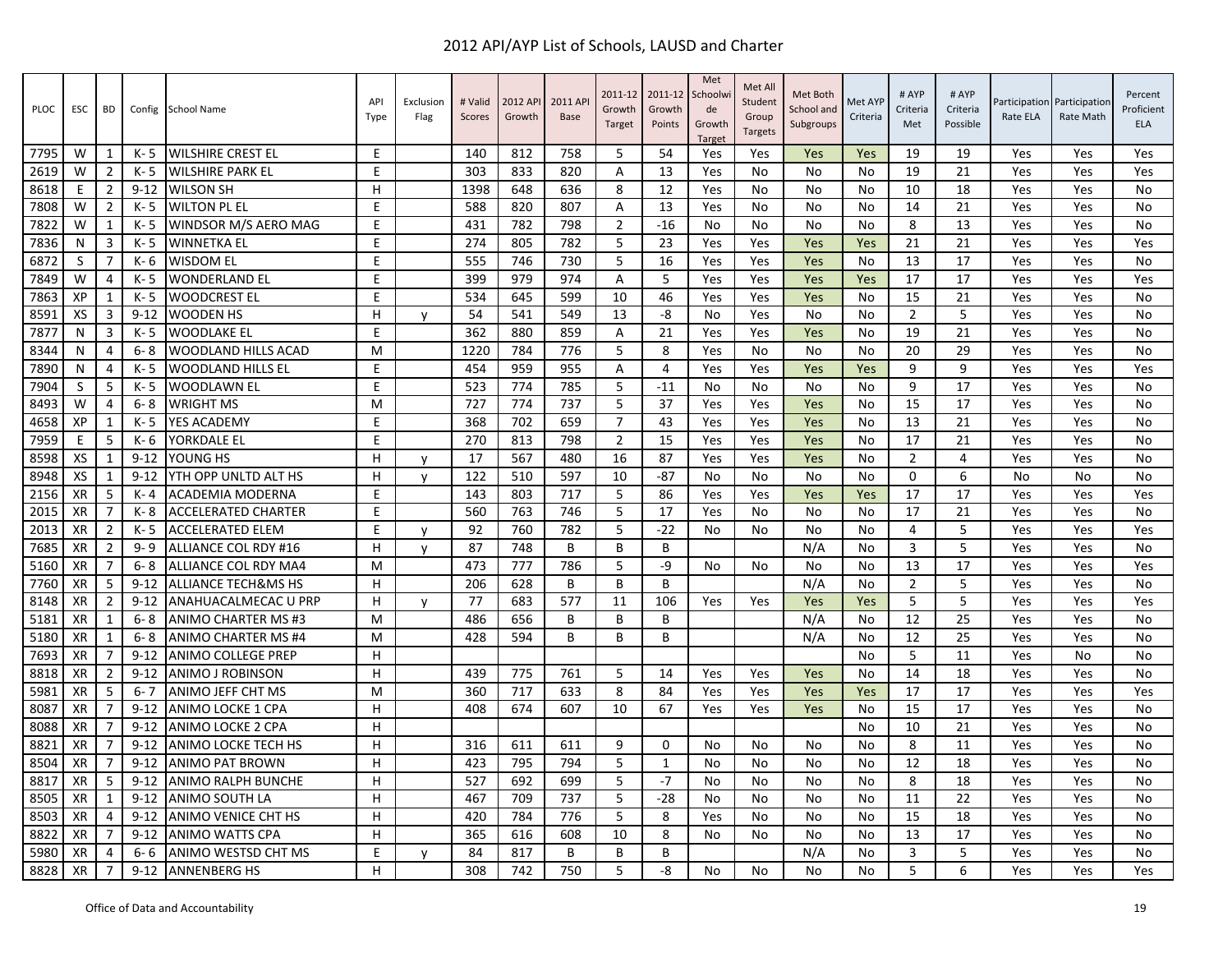# 2012 API/AYP List of Schools, LAUSD and Charter

| PLOC | ESC | BD | Config | School Name | API Type | Exclusion Flag | # Valid Scores | 2012 API Growth | 2011 API Base | 2011-12 Growth Target | 2011-12 Growth Points | Met Schoolwide Growth Target | Met All Student Group Targets | Met Both School and Subgroups | Met AYP Criteria | # AYP Criteria Met | # AYP Criteria Possible | Participation Rate ELA | Participation Rate Math | Percent Proficient ELA |
|---|---|---|---|---|---|---|---|---|---|---|---|---|---|---|---|---|---|---|---|---|
| 7795 | W | 1 | K- 5 | WILSHIRE CREST EL | E | | 140 | 812 | 758 | 5 | 54 | Yes | Yes | Yes | Yes | 19 | 19 | Yes | Yes | Yes |
| 2619 | W | 2 | K- 5 | WILSHIRE PARK EL | E | | 303 | 833 | 820 | A | 13 | Yes | No | No | No | 19 | 21 | Yes | Yes | Yes |
| 8618 | E | 2 | 9-12 | WILSON SH | H | | 1398 | 648 | 636 | 8 | 12 | Yes | No | No | No | 10 | 18 | Yes | Yes | No |
| 7808 | W | 2 | K- 5 | WILTON PL EL | E | | 588 | 820 | 807 | A | 13 | Yes | No | No | No | 14 | 21 | Yes | Yes | No |
| 7822 | W | 1 | K- 5 | WINDSOR M/S AERO MAG | E | | 431 | 782 | 798 | 2 | -16 | No | No | No | No | 8 | 13 | Yes | Yes | No |
| 7836 | N | 3 | K- 5 | WINNETKA EL | E | | 274 | 805 | 782 | 5 | 23 | Yes | Yes | Yes | Yes | 21 | 21 | Yes | Yes | Yes |
| 6872 | S | 7 | K- 6 | WISDOM EL | E | | 555 | 746 | 730 | 5 | 16 | Yes | Yes | Yes | No | 13 | 17 | Yes | Yes | No |
| 7849 | W | 4 | K- 5 | WONDERLAND EL | E | | 399 | 979 | 974 | A | 5 | Yes | Yes | Yes | Yes | 17 | 17 | Yes | Yes | Yes |
| 7863 | XP | 1 | K- 5 | WOODCREST EL | E | | 534 | 645 | 599 | 10 | 46 | Yes | Yes | Yes | No | 15 | 21 | Yes | Yes | No |
| 8591 | XS | 3 | 9-12 | WOODEN HS | H | y | 54 | 541 | 549 | 13 | -8 | No | Yes | No | No | 2 | 5 | Yes | Yes | No |
| 7877 | N | 3 | K- 5 | WOODLAKE EL | E | | 362 | 880 | 859 | A | 21 | Yes | Yes | Yes | No | 19 | 21 | Yes | Yes | No |
| 8344 | N | 4 | 6- 8 | WOODLAND HILLS ACAD | M | | 1220 | 784 | 776 | 5 | 8 | Yes | No | No | No | 20 | 29 | Yes | Yes | No |
| 7890 | N | 4 | K- 5 | WOODLAND HILLS EL | E | | 454 | 959 | 955 | A | 4 | Yes | Yes | Yes | Yes | 9 | 9 | Yes | Yes | Yes |
| 7904 | S | 5 | K- 5 | WOODLAWN EL | E | | 523 | 774 | 785 | 5 | -11 | No | No | No | No | 9 | 17 | Yes | Yes | No |
| 8493 | W | 4 | 6- 8 | WRIGHT MS | M | | 727 | 774 | 737 | 5 | 37 | Yes | Yes | Yes | No | 15 | 17 | Yes | Yes | No |
| 4658 | XP | 1 | K- 5 | YES ACADEMY | E | | 368 | 702 | 659 | 7 | 43 | Yes | Yes | Yes | No | 13 | 21 | Yes | Yes | No |
| 7959 | E | 5 | K- 6 | YORKDALE EL | E | | 270 | 813 | 798 | 2 | 15 | Yes | Yes | Yes | No | 17 | 21 | Yes | Yes | No |
| 8598 | XS | 1 | 9-12 | YOUNG HS | H | y | 17 | 567 | 480 | 16 | 87 | Yes | Yes | Yes | No | 2 | 4 | Yes | Yes | No |
| 8948 | XS | 1 | 9-12 | YTH OPP UNLTD ALT HS | H | y | 122 | 510 | 597 | 10 | -87 | No | No | No | No | 0 | 6 | No | No | No |
| 2156 | XR | 5 | K- 4 | ACADEMIA MODERNA | E | | 143 | 803 | 717 | 5 | 86 | Yes | Yes | Yes | Yes | 17 | 17 | Yes | Yes | Yes |
| 2015 | XR | 7 | K- 8 | ACCELERATED CHARTER | E | | 560 | 763 | 746 | 5 | 17 | Yes | No | No | No | 17 | 21 | Yes | Yes | No |
| 2013 | XR | 2 | K- 5 | ACCELERATED ELEM | E | y | 92 | 760 | 782 | 5 | -22 | No | No | No | No | 4 | 5 | Yes | Yes | Yes |
| 7685 | XR | 2 | 9- 9 | ALLIANCE COL RDY #16 | H | y | 87 | 748 | B | B | B | | | N/A | No | 3 | 5 | Yes | Yes | No |
| 5160 | XR | 7 | 6- 8 | ALLIANCE COL RDY MA4 | M | | 473 | 777 | 786 | 5 | -9 | No | No | No | No | 13 | 17 | Yes | Yes | Yes |
| 7760 | XR | 5 | 9-12 | ALLIANCE TECH&MS HS | H | | 206 | 628 | B | B | B | | | N/A | No | 2 | 5 | Yes | Yes | No |
| 8148 | XR | 2 | 9-12 | ANAHUACALMECAC U PRP | H | y | 77 | 683 | 577 | 11 | 106 | Yes | Yes | Yes | Yes | 5 | 5 | Yes | Yes | Yes |
| 5181 | XR | 1 | 6- 8 | ANIMO CHARTER MS #3 | M | | 486 | 656 | B | B | B | | | N/A | No | 12 | 25 | Yes | Yes | No |
| 5180 | XR | 1 | 6- 8 | ANIMO CHARTER MS #4 | M | | 428 | 594 | B | B | B | | | N/A | No | 12 | 25 | Yes | Yes | No |
| 7693 | XR | 7 | 9-12 | ANIMO COLLEGE PREP | H | | | | | | | | | | No | 5 | 11 | Yes | No | No |
| 8818 | XR | 2 | 9-12 | ANIMO J ROBINSON | H | | 439 | 775 | 761 | 5 | 14 | Yes | Yes | Yes | No | 14 | 18 | Yes | Yes | No |
| 5981 | XR | 5 | 6- 7 | ANIMO JEFF CHT MS | M | | 360 | 717 | 633 | 8 | 84 | Yes | Yes | Yes | Yes | 17 | 17 | Yes | Yes | Yes |
| 8087 | XR | 7 | 9-12 | ANIMO LOCKE 1 CPA | H | | 408 | 674 | 607 | 10 | 67 | Yes | Yes | Yes | No | 15 | 17 | Yes | Yes | No |
| 8088 | XR | 7 | 9-12 | ANIMO LOCKE 2 CPA | H | | | | | | | | | | No | 10 | 21 | Yes | Yes | No |
| 8821 | XR | 7 | 9-12 | ANIMO LOCKE TECH HS | H | | 316 | 611 | 611 | 9 | 0 | No | No | No | No | 8 | 11 | Yes | Yes | No |
| 8504 | XR | 7 | 9-12 | ANIMO PAT BROWN | H | | 423 | 795 | 794 | 5 | 1 | No | No | No | No | 12 | 18 | Yes | Yes | No |
| 8817 | XR | 5 | 9-12 | ANIMO RALPH BUNCHE | H | | 527 | 692 | 699 | 5 | -7 | No | No | No | No | 8 | 18 | Yes | Yes | No |
| 8505 | XR | 1 | 9-12 | ANIMO SOUTH LA | H | | 467 | 709 | 737 | 5 | -28 | No | No | No | No | 11 | 22 | Yes | Yes | No |
| 8503 | XR | 4 | 9-12 | ANIMO VENICE CHT HS | H | | 420 | 784 | 776 | 5 | 8 | Yes | No | No | No | 15 | 18 | Yes | Yes | No |
| 8822 | XR | 7 | 9-12 | ANIMO WATTS CPA | H | | 365 | 616 | 608 | 10 | 8 | No | No | No | No | 13 | 17 | Yes | Yes | No |
| 5980 | XR | 4 | 6- 6 | ANIMO WESTSD CHT MS | E | y | 84 | 817 | B | B | B | | | N/A | No | 3 | 5 | Yes | Yes | No |
| 8828 | XR | 7 | 9-12 | ANNENBERG HS | H | | 308 | 742 | 750 | 5 | -8 | No | No | No | No | 5 | 6 | Yes | Yes | Yes |

Office of Data and Accountability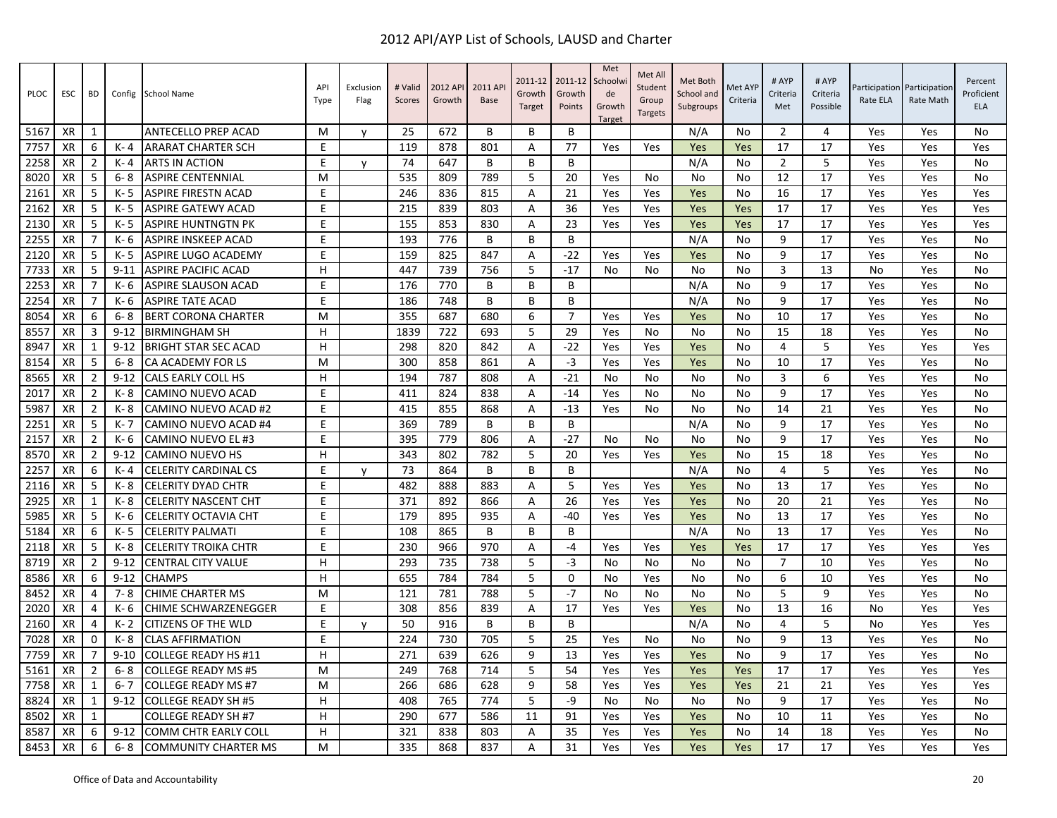# 2012 API/AYP List of Schools, LAUSD and Charter

| PLOC | ESC | BD | Config | School Name | API Type | Exclusion Flag | # Valid Scores | 2012 API Growth | 2011 API Base | 2011-12 Growth Target | 2011-12 Growth Points | Met Schoolwide Growth Target | Met All Student Group Targets | Met Both School and Subgroups | Met AYP Criteria | # AYP Criteria Met | # AYP Criteria Possible | Participation Rate ELA | Participation Rate Math | Percent Proficient ELA |
|---|---|---|---|---|---|---|---|---|---|---|---|---|---|---|---|---|---|---|---|---|
| 5167 | XR | 1 | | ANTECELLO PREP ACAD | M | y | 25 | 672 | B | B | B | | | N/A | No | 2 | 4 | Yes | Yes | No |
| 7757 | XR | 6 | K- 4 | ARARAT CHARTER SCH | E | | 119 | 878 | 801 | A | 77 | Yes | Yes | Yes | Yes | 17 | 17 | Yes | Yes | Yes |
| 2258 | XR | 2 | K- 4 | ARTS IN ACTION | E | y | 74 | 647 | B | B | B | | | N/A | No | 2 | 5 | Yes | Yes | No |
| 8020 | XR | 5 | 6- 8 | ASPIRE CENTENNIAL | M | | 535 | 809 | 789 | 5 | 20 | Yes | No | No | No | 12 | 17 | Yes | Yes | No |
| 2161 | XR | 5 | K- 5 | ASPIRE FIRESTN ACAD | E | | 246 | 836 | 815 | A | 21 | Yes | Yes | Yes | No | 16 | 17 | Yes | Yes | Yes |
| 2162 | XR | 5 | K- 5 | ASPIRE GATEWY ACAD | E | | 215 | 839 | 803 | A | 36 | Yes | Yes | Yes | Yes | 17 | 17 | Yes | Yes | Yes |
| 2130 | XR | 5 | K- 5 | ASPIRE HUNTNGTN PK | E | | 155 | 853 | 830 | A | 23 | Yes | Yes | Yes | Yes | 17 | 17 | Yes | Yes | Yes |
| 2255 | XR | 7 | K- 6 | ASPIRE INSKEEP ACAD | E | | 193 | 776 | B | B | B | | | N/A | No | 9 | 17 | Yes | Yes | No |
| 2120 | XR | 5 | K- 5 | ASPIRE LUGO ACADEMY | E | | 159 | 825 | 847 | A | -22 | Yes | Yes | Yes | No | 9 | 17 | Yes | Yes | No |
| 7733 | XR | 5 | 9-11 | ASPIRE PACIFIC ACAD | H | | 447 | 739 | 756 | 5 | -17 | No | No | No | No | 3 | 13 | No | Yes | No |
| 2253 | XR | 7 | K- 6 | ASPIRE SLAUSON ACAD | E | | 176 | 770 | B | B | B | | | N/A | No | 9 | 17 | Yes | Yes | No |
| 2254 | XR | 7 | K- 6 | ASPIRE TATE ACAD | E | | 186 | 748 | B | B | B | | | N/A | No | 9 | 17 | Yes | Yes | No |
| 8054 | XR | 6 | 6- 8 | BERT CORONA CHARTER | M | | 355 | 687 | 680 | 6 | 7 | Yes | Yes | Yes | No | 10 | 17 | Yes | Yes | No |
| 8557 | XR | 3 | 9-12 | BIRMINGHAM SH | H | | 1839 | 722 | 693 | 5 | 29 | Yes | No | No | No | 15 | 18 | Yes | Yes | No |
| 8947 | XR | 1 | 9-12 | BRIGHT STAR SEC ACAD | H | | 298 | 820 | 842 | A | -22 | Yes | Yes | Yes | No | 4 | 5 | Yes | Yes | Yes |
| 8154 | XR | 5 | 6- 8 | CA ACADEMY FOR LS | M | | 300 | 858 | 861 | A | -3 | Yes | Yes | Yes | No | 10 | 17 | Yes | Yes | No |
| 8565 | XR | 2 | 9-12 | CALS EARLY COLL HS | H | | 194 | 787 | 808 | A | -21 | No | No | No | No | 3 | 6 | Yes | Yes | No |
| 2017 | XR | 2 | K- 8 | CAMINO NUEVO ACAD | E | | 411 | 824 | 838 | A | -14 | Yes | No | No | No | 9 | 17 | Yes | Yes | No |
| 5987 | XR | 2 | K- 8 | CAMINO NUEVO ACAD #2 | E | | 415 | 855 | 868 | A | -13 | Yes | No | No | No | 14 | 21 | Yes | Yes | No |
| 2251 | XR | 5 | K- 7 | CAMINO NUEVO ACAD #4 | E | | 369 | 789 | B | B | B | | | N/A | No | 9 | 17 | Yes | Yes | No |
| 2157 | XR | 2 | K- 6 | CAMINO NUEVO EL #3 | E | | 395 | 779 | 806 | A | -27 | No | No | No | No | 9 | 17 | Yes | Yes | No |
| 8570 | XR | 2 | 9-12 | CAMINO NUEVO HS | H | | 343 | 802 | 782 | 5 | 20 | Yes | Yes | Yes | No | 15 | 18 | Yes | Yes | No |
| 2257 | XR | 6 | K- 4 | CELERITY CARDINAL CS | E | y | 73 | 864 | B | B | B | | | N/A | No | 4 | 5 | Yes | Yes | No |
| 2116 | XR | 5 | K- 8 | CELERITY DYAD CHTR | E | | 482 | 888 | 883 | A | 5 | Yes | Yes | Yes | No | 13 | 17 | Yes | Yes | No |
| 2925 | XR | 1 | K- 8 | CELERITY NASCENT CHT | E | | 371 | 892 | 866 | A | 26 | Yes | Yes | Yes | No | 20 | 21 | Yes | Yes | No |
| 5985 | XR | 5 | K- 6 | CELERITY OCTAVIA CHT | E | | 179 | 895 | 935 | A | -40 | Yes | Yes | Yes | No | 13 | 17 | Yes | Yes | No |
| 5184 | XR | 6 | K- 5 | CELERITY PALMATI | E | | 108 | 865 | B | B | B | | | N/A | No | 13 | 17 | Yes | Yes | No |
| 2118 | XR | 5 | K- 8 | CELERITY TROIKA CHTR | E | | 230 | 966 | 970 | A | -4 | Yes | Yes | Yes | Yes | 17 | 17 | Yes | Yes | Yes |
| 8719 | XR | 2 | 9-12 | CENTRAL CITY VALUE | H | | 293 | 735 | 738 | 5 | -3 | No | No | No | No | 7 | 10 | Yes | Yes | No |
| 8586 | XR | 6 | 9-12 | CHAMPS | H | | 655 | 784 | 784 | 5 | 0 | No | Yes | No | No | 6 | 10 | Yes | Yes | No |
| 8452 | XR | 4 | 7- 8 | CHIME CHARTER MS | M | | 121 | 781 | 788 | 5 | -7 | No | No | No | No | 5 | 9 | Yes | Yes | No |
| 2020 | XR | 4 | K- 6 | CHIME SCHWARZENEGGER | E | | 308 | 856 | 839 | A | 17 | Yes | Yes | Yes | No | 13 | 16 | No | Yes | Yes |
| 2160 | XR | 4 | K- 2 | CITIZENS OF THE WLD | E | y | 50 | 916 | B | B | B | | | N/A | No | 4 | 5 | No | Yes | Yes |
| 7028 | XR | 0 | K- 8 | CLAS AFFIRMATION | E | | 224 | 730 | 705 | 5 | 25 | Yes | No | No | No | 9 | 13 | Yes | Yes | No |
| 7759 | XR | 7 | 9-10 | COLLEGE READY HS #11 | H | | 271 | 639 | 626 | 9 | 13 | Yes | Yes | Yes | No | 9 | 17 | Yes | Yes | No |
| 5161 | XR | 2 | 6- 8 | COLLEGE READY MS #5 | M | | 249 | 768 | 714 | 5 | 54 | Yes | Yes | Yes | Yes | 17 | 17 | Yes | Yes | Yes |
| 7758 | XR | 1 | 6- 7 | COLLEGE READY MS #7 | M | | 266 | 686 | 628 | 9 | 58 | Yes | Yes | Yes | Yes | 21 | 21 | Yes | Yes | Yes |
| 8824 | XR | 1 | 9-12 | COLLEGE READY SH #5 | H | | 408 | 765 | 774 | 5 | -9 | No | No | No | No | 9 | 17 | Yes | Yes | No |
| 8502 | XR | 1 | | COLLEGE READY SH #7 | H | | 290 | 677 | 586 | 11 | 91 | Yes | Yes | Yes | No | 10 | 11 | Yes | Yes | No |
| 8587 | XR | 6 | 9-12 | COMM CHTR EARLY COLL | H | | 321 | 838 | 803 | A | 35 | Yes | Yes | Yes | No | 14 | 18 | Yes | Yes | No |
| 8453 | XR | 6 | 6- 8 | COMMUNITY CHARTER MS | M | | 335 | 868 | 837 | A | 31 | Yes | Yes | Yes | Yes | 17 | 17 | Yes | Yes | Yes |

Office of Data and Accountability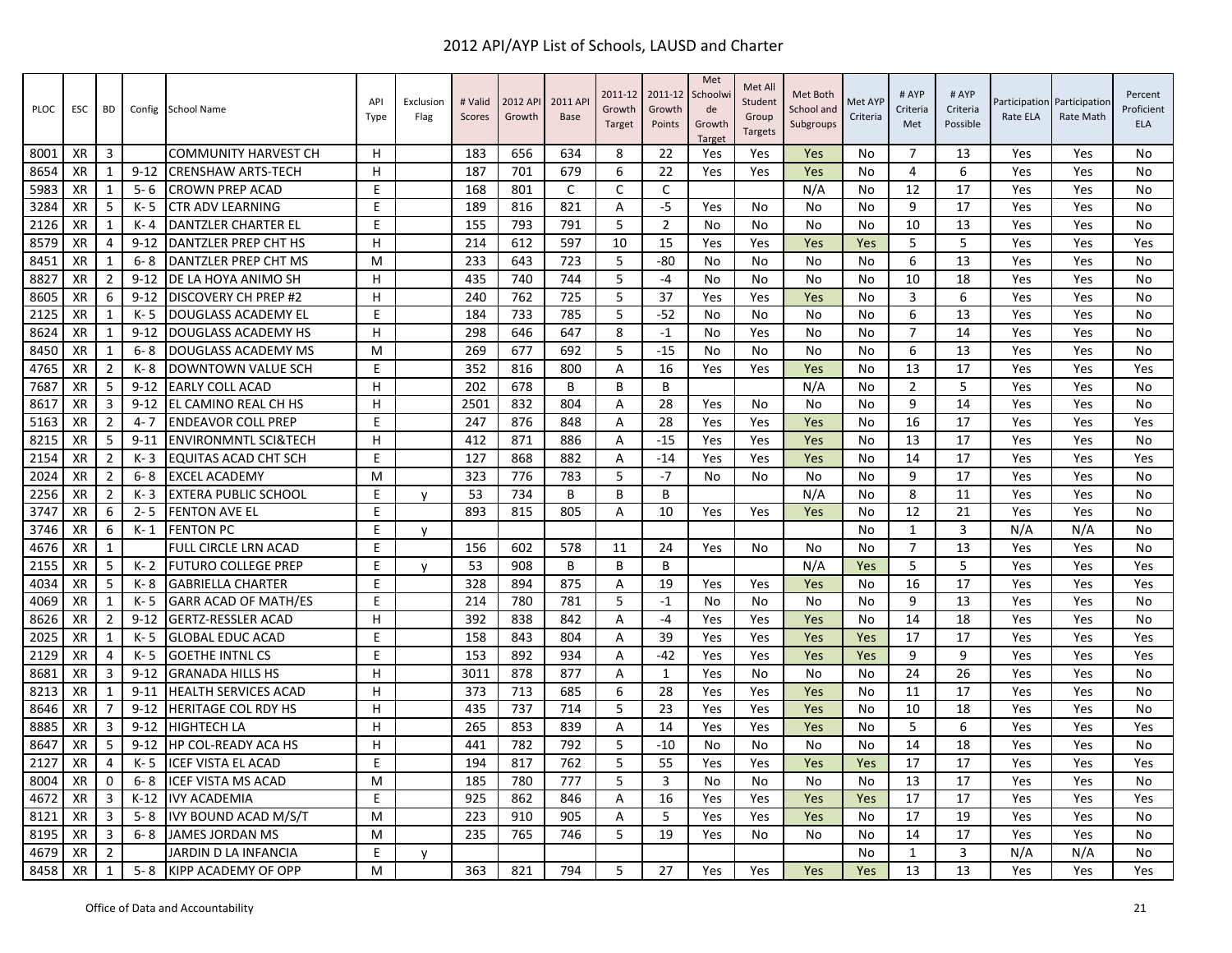# 2012 API/AYP List of Schools, LAUSD and Charter

| PLOC | ESC | BD | Config | School Name | API Type | Exclusion Flag | # Valid Scores | 2012 API Growth | 2011 API Base | 2011-12 Growth Target | 2011-12 Growth Points | Met Schoolwide Growth Target | Met All Student Group Targets | Met Both School and Subgroups | Met AYP Criteria | # AYP Criteria Met | # AYP Criteria Possible | Participation Rate ELA | Participation Rate Math | Percent Proficient ELA |
|---|---|---|---|---|---|---|---|---|---|---|---|---|---|---|---|---|---|---|---|---|
| 8001 | XR | 3 | | COMMUNITY HARVEST CH | H | | 183 | 656 | 634 | 8 | 22 | Yes | Yes | Yes | No | 7 | 13 | Yes | Yes | No |
| 8654 | XR | 1 | 9-12 | CRENSHAW ARTS-TECH | H | | 187 | 701 | 679 | 6 | 22 | Yes | Yes | Yes | No | 4 | 6 | Yes | Yes | No |
| 5983 | XR | 1 | 5-6 | CROWN PREP ACAD | E | | 168 | 801 | C | C | C | | | N/A | No | 12 | 17 | Yes | Yes | No |
| 3284 | XR | 5 | K-5 | CTR ADV LEARNING | E | | 189 | 816 | 821 | A | -5 | Yes | No | No | No | 9 | 17 | Yes | Yes | No |
| 2126 | XR | 1 | K-4 | DANTZLER CHARTER EL | E | | 155 | 793 | 791 | 5 | 2 | No | No | No | No | 10 | 13 | Yes | Yes | No |
| 8579 | XR | 4 | 9-12 | DANTZLER PREP CHT HS | H | | 214 | 612 | 597 | 10 | 15 | Yes | Yes | Yes | Yes | 5 | 5 | Yes | Yes | Yes |
| 8451 | XR | 1 | 6-8 | DANTZLER PREP CHT MS | M | | 233 | 643 | 723 | 5 | -80 | No | No | No | No | 6 | 13 | Yes | Yes | No |
| 8827 | XR | 2 | 9-12 | DE LA HOYA ANIMO SH | H | | 435 | 740 | 744 | 5 | -4 | No | No | No | No | 10 | 18 | Yes | Yes | No |
| 8605 | XR | 6 | 9-12 | DISCOVERY CH PREP #2 | H | | 240 | 762 | 725 | 5 | 37 | Yes | Yes | Yes | No | 3 | 6 | Yes | Yes | No |
| 2125 | XR | 1 | K-5 | DOUGLASS ACADEMY EL | E | | 184 | 733 | 785 | 5 | -52 | No | No | No | No | 6 | 13 | Yes | Yes | No |
| 8624 | XR | 1 | 9-12 | DOUGLASS ACADEMY HS | H | | 298 | 646 | 647 | 8 | -1 | No | Yes | No | No | 7 | 14 | Yes | Yes | No |
| 8450 | XR | 1 | 6-8 | DOUGLASS ACADEMY MS | M | | 269 | 677 | 692 | 5 | -15 | No | No | No | No | 6 | 13 | Yes | Yes | No |
| 4765 | XR | 2 | K-8 | DOWNTOWN VALUE SCH | E | | 352 | 816 | 800 | A | 16 | Yes | Yes | Yes | No | 13 | 17 | Yes | Yes | Yes |
| 7687 | XR | 5 | 9-12 | EARLY COLL ACAD | H | | 202 | 678 | B | B | B | | | N/A | No | 2 | 5 | Yes | Yes | No |
| 8617 | XR | 3 | 9-12 | EL CAMINO REAL CH HS | H | | 2501 | 832 | 804 | A | 28 | Yes | No | No | No | 9 | 14 | Yes | Yes | No |
| 5163 | XR | 2 | 4-7 | ENDEAVOR COLL PREP | E | | 247 | 876 | 848 | A | 28 | Yes | Yes | Yes | No | 16 | 17 | Yes | Yes | Yes |
| 8215 | XR | 5 | 9-11 | ENVIRONMNTL SCI&TECH | H | | 412 | 871 | 886 | A | -15 | Yes | Yes | Yes | No | 13 | 17 | Yes | Yes | No |
| 2154 | XR | 2 | K-3 | EQUITAS ACAD CHT SCH | E | | 127 | 868 | 882 | A | -14 | Yes | Yes | Yes | No | 14 | 17 | Yes | Yes | Yes |
| 2024 | XR | 2 | 6-8 | EXCEL ACADEMY | M | | 323 | 776 | 783 | 5 | -7 | No | No | No | No | 9 | 17 | Yes | Yes | No |
| 2256 | XR | 2 | K-3 | EXTERA PUBLIC SCHOOL | E | y | 53 | 734 | B | B | B | | | N/A | No | 8 | 11 | Yes | Yes | No |
| 3747 | XR | 6 | 2-5 | FENTON AVE EL | E | | 893 | 815 | 805 | A | 10 | Yes | Yes | Yes | No | 12 | 21 | Yes | Yes | No |
| 3746 | XR | 6 | K-1 | FENTON PC | E | y | | | | | | | | | No | 1 | 3 | N/A | N/A | No |
| 4676 | XR | 1 | | FULL CIRCLE LRN ACAD | E | | 156 | 602 | 578 | 11 | 24 | Yes | No | No | No | 7 | 13 | Yes | Yes | No |
| 2155 | XR | 5 | K-2 | FUTURO COLLEGE PREP | E | y | 53 | 908 | B | B | B | | | N/A | Yes | 5 | 5 | Yes | Yes | Yes |
| 4034 | XR | 5 | K-8 | GABRIELLA CHARTER | E | | 328 | 894 | 875 | A | 19 | Yes | Yes | Yes | No | 16 | 17 | Yes | Yes | Yes |
| 4069 | XR | 1 | K-5 | GARR ACAD OF MATH/ES | E | | 214 | 780 | 781 | 5 | -1 | No | No | No | No | 9 | 13 | Yes | Yes | No |
| 8626 | XR | 2 | 9-12 | GERTZ-RESSLER ACAD | H | | 392 | 838 | 842 | A | -4 | Yes | Yes | Yes | No | 14 | 18 | Yes | Yes | No |
| 2025 | XR | 1 | K-5 | GLOBAL EDUC ACAD | E | | 158 | 843 | 804 | A | 39 | Yes | Yes | Yes | Yes | 17 | 17 | Yes | Yes | Yes |
| 2129 | XR | 4 | K-5 | GOETHE INTNL CS | E | | 153 | 892 | 934 | A | -42 | Yes | Yes | Yes | Yes | 9 | 9 | Yes | Yes | Yes |
| 8681 | XR | 3 | 9-12 | GRANADA HILLS HS | H | | 3011 | 878 | 877 | A | 1 | Yes | No | No | No | 24 | 26 | Yes | Yes | No |
| 8213 | XR | 1 | 9-11 | HEALTH SERVICES ACAD | H | | 373 | 713 | 685 | 6 | 28 | Yes | Yes | Yes | No | 11 | 17 | Yes | Yes | No |
| 8646 | XR | 7 | 9-12 | HERITAGE COL RDY HS | H | | 435 | 737 | 714 | 5 | 23 | Yes | Yes | Yes | No | 10 | 18 | Yes | Yes | No |
| 8885 | XR | 3 | 9-12 | HIGHTECH LA | H | | 265 | 853 | 839 | A | 14 | Yes | Yes | Yes | No | 5 | 6 | Yes | Yes | Yes |
| 8647 | XR | 5 | 9-12 | HP COL-READY ACA HS | H | | 441 | 782 | 792 | 5 | -10 | No | No | No | No | 14 | 18 | Yes | Yes | No |
| 2127 | XR | 4 | K-5 | ICEF VISTA EL ACAD | E | | 194 | 817 | 762 | 5 | 55 | Yes | Yes | Yes | Yes | 17 | 17 | Yes | Yes | Yes |
| 8004 | XR | 0 | 6-8 | ICEF VISTA MS ACAD | M | | 185 | 780 | 777 | 5 | 3 | No | No | No | No | 13 | 17 | Yes | Yes | No |
| 4672 | XR | 3 | K-12 | IVY ACADEMIA | E | | 925 | 862 | 846 | A | 16 | Yes | Yes | Yes | Yes | 17 | 17 | Yes | Yes | Yes |
| 8121 | XR | 3 | 5-8 | IVY BOUND ACAD M/S/T | M | | 223 | 910 | 905 | A | 5 | Yes | Yes | Yes | No | 17 | 19 | Yes | Yes | No |
| 8195 | XR | 3 | 6-8 | JAMES JORDAN MS | M | | 235 | 765 | 746 | 5 | 19 | Yes | No | No | No | 14 | 17 | Yes | Yes | No |
| 4679 | XR | 2 | | JARDIN D LA INFANCIA | E | y | | | | | | | | | No | 1 | 3 | N/A | N/A | No |
| 8458 | XR | 1 | 5-8 | KIPP ACADEMY OF OPP | M | | 363 | 821 | 794 | 5 | 27 | Yes | Yes | Yes | Yes | 13 | 13 | Yes | Yes | Yes |

Office of Data and Accountability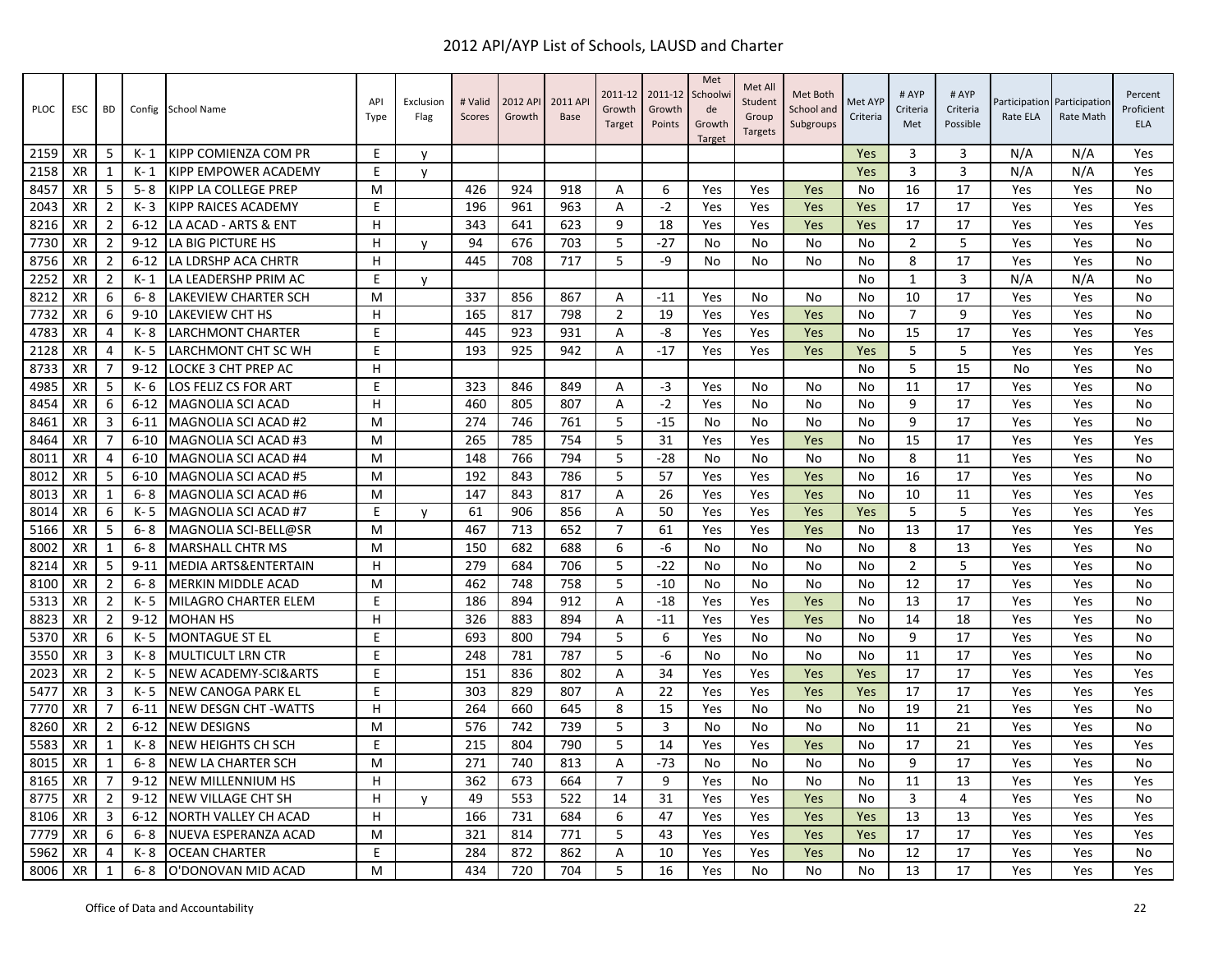# 2012 API/AYP List of Schools, LAUSD and Charter

| PLOC | ESC | BD | Config | School Name | API Type | Exclusion Flag | # Valid Scores | 2012 API Growth | 2011 API Base | 2011-12 Growth Target | 2011-12 Growth Points | Met Schoolwide Growth Target | Met All Student Group Targets | Met Both School and Subgroups | Met AYP Criteria | # AYP Criteria Met | # AYP Criteria Possible | Participation Rate ELA | Participation Rate Math | Percent Proficient ELA |
|---|---|---|---|---|---|---|---|---|---|---|---|---|---|---|---|---|---|---|---|---|
| 2159 | XR | 5 | K- 1 | KIPP COMIENZA COM PR | E | y | | | | | | | | | Yes | 3 | 3 | N/A | N/A | Yes |
| 2158 | XR | 1 | K- 1 | KIPP EMPOWER ACADEMY | E | y | | | | | | | | | Yes | 3 | 3 | N/A | N/A | Yes |
| 8457 | XR | 5 | 5- 8 | KIPP LA COLLEGE PREP | M | | 426 | 924 | 918 | A | 6 | Yes | Yes | Yes | No | 16 | 17 | Yes | Yes | No |
| 2043 | XR | 2 | K- 3 | KIPP RAICES ACADEMY | E | | 196 | 961 | 963 | A | -2 | Yes | Yes | Yes | Yes | 17 | 17 | Yes | Yes | Yes |
| 8216 | XR | 2 | 6-12 | LA ACAD - ARTS & ENT | H | | 343 | 641 | 623 | 9 | 18 | Yes | Yes | Yes | Yes | 17 | 17 | Yes | Yes | Yes |
| 7730 | XR | 2 | 9-12 | LA BIG PICTURE HS | H | y | 94 | 676 | 703 | 5 | -27 | No | No | No | No | 2 | 5 | Yes | Yes | No |
| 8756 | XR | 2 | 6-12 | LA LDRSHP ACA CHRTR | H | | 445 | 708 | 717 | 5 | -9 | No | No | No | No | 8 | 17 | Yes | Yes | No |
| 2252 | XR | 2 | K- 1 | LA LEADERSHP PRIM AC | E | y | | | | | | | | | No | 1 | 3 | N/A | N/A | No |
| 8212 | XR | 6 | 6- 8 | LAKEVIEW CHARTER SCH | M | | 337 | 856 | 867 | A | -11 | Yes | No | No | No | 10 | 17 | Yes | Yes | No |
| 7732 | XR | 6 | 9-10 | LAKEVIEW CHT HS | H | | 165 | 817 | 798 | 2 | 19 | Yes | Yes | Yes | No | 7 | 9 | Yes | Yes | No |
| 4783 | XR | 4 | K- 8 | LARCHMONT CHARTER | E | | 445 | 923 | 931 | A | -8 | Yes | Yes | Yes | No | 15 | 17 | Yes | Yes | Yes |
| 2128 | XR | 4 | K- 5 | LARCHMONT CHT SC WH | E | | 193 | 925 | 942 | A | -17 | Yes | Yes | Yes | Yes | 5 | 5 | Yes | Yes | Yes |
| 8733 | XR | 7 | 9-12 | LOCKE 3 CHT PREP AC | H | | | | | | | | | | No | 5 | 15 | No | Yes | No |
| 4985 | XR | 5 | K- 6 | LOS FELIZ CS FOR ART | E | | 323 | 846 | 849 | A | -3 | Yes | No | No | No | 11 | 17 | Yes | Yes | No |
| 8454 | XR | 6 | 6-12 | MAGNOLIA SCI ACAD | H | | 460 | 805 | 807 | A | -2 | Yes | No | No | No | 9 | 17 | Yes | Yes | No |
| 8461 | XR | 3 | 6-11 | MAGNOLIA SCI ACAD #2 | M | | 274 | 746 | 761 | 5 | -15 | No | No | No | No | 9 | 17 | Yes | Yes | No |
| 8464 | XR | 7 | 6-10 | MAGNOLIA SCI ACAD #3 | M | | 265 | 785 | 754 | 5 | 31 | Yes | Yes | Yes | No | 15 | 17 | Yes | Yes | Yes |
| 8011 | XR | 4 | 6-10 | MAGNOLIA SCI ACAD #4 | M | | 148 | 766 | 794 | 5 | -28 | No | No | No | No | 8 | 11 | Yes | Yes | No |
| 8012 | XR | 5 | 6-10 | MAGNOLIA SCI ACAD #5 | M | | 192 | 843 | 786 | 5 | 57 | Yes | Yes | Yes | No | 16 | 17 | Yes | Yes | No |
| 8013 | XR | 1 | 6- 8 | MAGNOLIA SCI ACAD #6 | M | | 147 | 843 | 817 | A | 26 | Yes | Yes | Yes | No | 10 | 11 | Yes | Yes | Yes |
| 8014 | XR | 6 | K- 5 | MAGNOLIA SCI ACAD #7 | E | y | 61 | 906 | 856 | A | 50 | Yes | Yes | Yes | Yes | 5 | 5 | Yes | Yes | Yes |
| 5166 | XR | 5 | 6- 8 | MAGNOLIA SCI-BELL@SR | M | | 467 | 713 | 652 | 7 | 61 | Yes | Yes | Yes | No | 13 | 17 | Yes | Yes | Yes |
| 8002 | XR | 1 | 6- 8 | MARSHALL CHTR MS | M | | 150 | 682 | 688 | 6 | -6 | No | No | No | No | 8 | 13 | Yes | Yes | No |
| 8214 | XR | 5 | 9-11 | MEDIA ARTS&ENTERTAIN | H | | 279 | 684 | 706 | 5 | -22 | No | No | No | No | 2 | 5 | Yes | Yes | No |
| 8100 | XR | 2 | 6- 8 | MERKIN MIDDLE ACAD | M | | 462 | 748 | 758 | 5 | -10 | No | No | No | No | 12 | 17 | Yes | Yes | No |
| 5313 | XR | 2 | K- 5 | MILAGRO CHARTER ELEM | E | | 186 | 894 | 912 | A | -18 | Yes | Yes | Yes | No | 13 | 17 | Yes | Yes | No |
| 8823 | XR | 2 | 9-12 | MOHAN HS | H | | 326 | 883 | 894 | A | -11 | Yes | Yes | Yes | No | 14 | 18 | Yes | Yes | No |
| 5370 | XR | 6 | K- 5 | MONTAGUE ST EL | E | | 693 | 800 | 794 | 5 | 6 | Yes | No | No | No | 9 | 17 | Yes | Yes | No |
| 3550 | XR | 3 | K- 8 | MULTICULT LRN CTR | E | | 248 | 781 | 787 | 5 | -6 | No | No | No | No | 11 | 17 | Yes | Yes | No |
| 2023 | XR | 2 | K- 5 | NEW ACADEMY-SCI&ARTS | E | | 151 | 836 | 802 | A | 34 | Yes | Yes | Yes | Yes | 17 | 17 | Yes | Yes | Yes |
| 5477 | XR | 3 | K- 5 | NEW CANOGA PARK EL | E | | 303 | 829 | 807 | A | 22 | Yes | Yes | Yes | Yes | 17 | 17 | Yes | Yes | Yes |
| 7770 | XR | 7 | 6-11 | NEW DESGN CHT -WATTS | H | | 264 | 660 | 645 | 8 | 15 | Yes | No | No | No | 19 | 21 | Yes | Yes | No |
| 8260 | XR | 2 | 6-12 | NEW DESIGNS | M | | 576 | 742 | 739 | 5 | 3 | No | No | No | No | 11 | 21 | Yes | Yes | No |
| 5583 | XR | 1 | K- 8 | NEW HEIGHTS CH SCH | E | | 215 | 804 | 790 | 5 | 14 | Yes | Yes | Yes | No | 17 | 21 | Yes | Yes | Yes |
| 8015 | XR | 1 | 6- 8 | NEW LA CHARTER SCH | M | | 271 | 740 | 813 | A | -73 | No | No | No | No | 9 | 17 | Yes | Yes | No |
| 8165 | XR | 7 | 9-12 | NEW MILLENNIUM HS | H | | 362 | 673 | 664 | 7 | 9 | Yes | No | No | No | 11 | 13 | Yes | Yes | Yes |
| 8775 | XR | 2 | 9-12 | NEW VILLAGE CHT SH | H | y | 49 | 553 | 522 | 14 | 31 | Yes | Yes | Yes | No | 3 | 4 | Yes | Yes | No |
| 8106 | XR | 3 | 6-12 | NORTH VALLEY CH ACAD | H | | 166 | 731 | 684 | 6 | 47 | Yes | Yes | Yes | Yes | 13 | 13 | Yes | Yes | Yes |
| 7779 | XR | 6 | 6- 8 | NUEVA ESPERANZA ACAD | M | | 321 | 814 | 771 | 5 | 43 | Yes | Yes | Yes | Yes | 17 | 17 | Yes | Yes | Yes |
| 5962 | XR | 4 | K- 8 | OCEAN CHARTER | E | | 284 | 872 | 862 | A | 10 | Yes | Yes | Yes | No | 12 | 17 | Yes | Yes | No |
| 8006 | XR | 1 | 6- 8 | O'DONOVAN MID ACAD | M | | 434 | 720 | 704 | 5 | 16 | Yes | No | No | No | 13 | 17 | Yes | Yes | Yes |

Office of Data and Accountability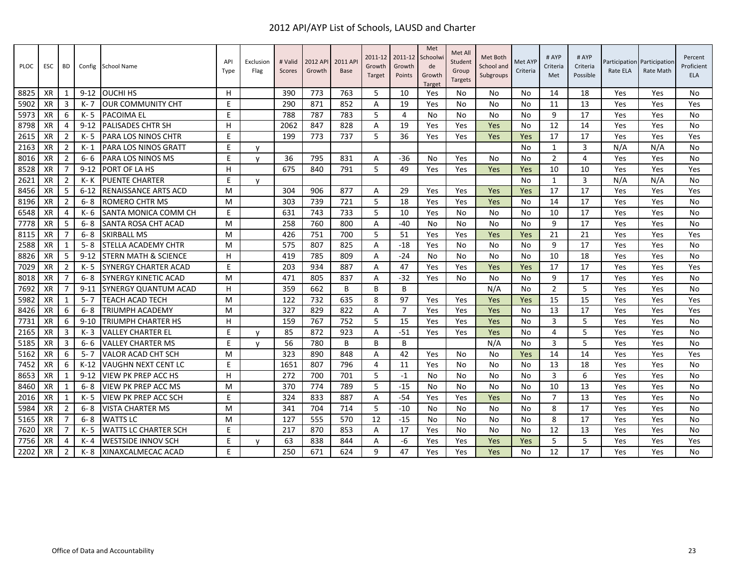# 2012 API/AYP List of Schools, LAUSD and Charter

| PLOC | ESC | BD | Config | School Name | API Type | Exclusion Flag | # Valid Scores | 2012 API Growth | 2011 API Base | 2011-12 Growth Target | 2011-12 Growth Points | Met Schoolwide Growth Target | Met All Student Group Targets | Met Both School and Subgroups | Met AYP Criteria | # AYP Criteria Met | # AYP Criteria Possible | Participation Rate ELA | Participation Rate Math | Percent Proficient ELA |
|---|---|---|---|---|---|---|---|---|---|---|---|---|---|---|---|---|---|---|---|---|
| 8825 | XR | 1 | 9-12 | OUCHI HS | H | | 390 | 773 | 763 | 5 | 10 | Yes | No | No | No | 14 | 18 | Yes | Yes | No |
| 5902 | XR | 3 | K- 7 | OUR COMMUNITY CHT | E | | 290 | 871 | 852 | A | 19 | Yes | No | No | No | 11 | 13 | Yes | Yes | Yes |
| 5973 | XR | 6 | K- 5 | PACOIMA EL | E | | 788 | 787 | 783 | 5 | 4 | No | No | No | No | 9 | 17 | Yes | Yes | No |
| 8798 | XR | 4 | 9-12 | PALISADES CHTR SH | H | | 2062 | 847 | 828 | A | 19 | Yes | Yes | Yes | No | 12 | 14 | Yes | Yes | No |
| 2615 | XR | 2 | K- 5 | PARA LOS NINOS CHTR | E | | 199 | 773 | 737 | 5 | 36 | Yes | Yes | Yes | Yes | 17 | 17 | Yes | Yes | Yes |
| 2163 | XR | 2 | K- 1 | PARA LOS NINOS GRATT | E | y | | | | | | | | | No | 1 | 3 | N/A | N/A | No |
| 8016 | XR | 2 | 6- 6 | PARA LOS NINOS MS | E | y | 36 | 795 | 831 | A | -36 | No | Yes | No | No | 2 | 4 | Yes | Yes | No |
| 8528 | XR | 7 | 9-12 | PORT OF LA HS | H | | 675 | 840 | 791 | 5 | 49 | Yes | Yes | Yes | Yes | 10 | 10 | Yes | Yes | Yes |
| 2621 | XR | 2 | K- K | PUENTE CHARTER | E | y | | | | | | | | | No | 1 | 3 | N/A | N/A | No |
| 8456 | XR | 5 | 6-12 | RENAISSANCE ARTS ACD | M | | 304 | 906 | 877 | A | 29 | Yes | Yes | Yes | Yes | 17 | 17 | Yes | Yes | Yes |
| 8196 | XR | 2 | 6- 8 | ROMERO CHTR MS | M | | 303 | 739 | 721 | 5 | 18 | Yes | Yes | Yes | No | 14 | 17 | Yes | Yes | No |
| 6548 | XR | 4 | K- 6 | SANTA MONICA COMM CH | E | | 631 | 743 | 733 | 5 | 10 | Yes | No | No | No | 10 | 17 | Yes | Yes | No |
| 7778 | XR | 5 | 6- 8 | SANTA ROSA CHT ACAD | M | | 258 | 760 | 800 | A | -40 | No | No | No | No | 9 | 17 | Yes | Yes | No |
| 8115 | XR | 7 | 6- 8 | SKIRBALL MS | M | | 426 | 751 | 700 | 5 | 51 | Yes | Yes | Yes | Yes | 21 | 21 | Yes | Yes | Yes |
| 2588 | XR | 1 | 5- 8 | STELLA ACADEMY CHTR | M | | 575 | 807 | 825 | A | -18 | Yes | No | No | No | 9 | 17 | Yes | Yes | No |
| 8826 | XR | 5 | 9-12 | STERN MATH & SCIENCE | H | | 419 | 785 | 809 | A | -24 | No | No | No | No | 10 | 18 | Yes | Yes | No |
| 7029 | XR | 2 | K- 5 | SYNERGY CHARTER ACAD | E | | 203 | 934 | 887 | A | 47 | Yes | Yes | Yes | Yes | 17 | 17 | Yes | Yes | Yes |
| 8018 | XR | 7 | 6- 8 | SYNERGY KINETIC ACAD | M | | 471 | 805 | 837 | A | -32 | Yes | No | No | No | 9 | 17 | Yes | Yes | No |
| 7692 | XR | 7 | 9-11 | SYNERGY QUANTUM ACAD | H | | 359 | 662 | B | B | B | | | N/A | No | 2 | 5 | Yes | Yes | No |
| 5982 | XR | 1 | 5- 7 | TEACH ACAD TECH | M | | 122 | 732 | 635 | 8 | 97 | Yes | Yes | Yes | Yes | 15 | 15 | Yes | Yes | Yes |
| 8426 | XR | 6 | 6- 8 | TRIUMPH ACADEMY | M | | 327 | 829 | 822 | A | 7 | Yes | Yes | Yes | No | 13 | 17 | Yes | Yes | Yes |
| 7731 | XR | 6 | 9-10 | TRIUMPH CHARTER HS | H | | 159 | 767 | 752 | 5 | 15 | Yes | Yes | Yes | No | 3 | 5 | Yes | Yes | No |
| 2165 | XR | 3 | K- 3 | VALLEY CHARTER EL | E | y | 85 | 872 | 923 | A | -51 | Yes | Yes | Yes | No | 4 | 5 | Yes | Yes | No |
| 5185 | XR | 3 | 6- 6 | VALLEY CHARTER MS | E | y | 56 | 780 | B | B | B | | | N/A | No | 3 | 5 | Yes | Yes | No |
| 5162 | XR | 6 | 5- 7 | VALOR ACAD CHT SCH | M | | 323 | 890 | 848 | A | 42 | Yes | No | No | Yes | 14 | 14 | Yes | Yes | Yes |
| 7452 | XR | 6 | K-12 | VAUGHN NEXT CENT LC | E | | 1651 | 807 | 796 | 4 | 11 | Yes | No | No | No | 13 | 18 | Yes | Yes | No |
| 8653 | XR | 1 | 9-12 | VIEW PK PREP ACC HS | H | | 272 | 700 | 701 | 5 | -1 | No | No | No | No | 3 | 6 | Yes | Yes | No |
| 8460 | XR | 1 | 6- 8 | VIEW PK PREP ACC MS | M | | 370 | 774 | 789 | 5 | -15 | No | No | No | No | 10 | 13 | Yes | Yes | No |
| 2016 | XR | 1 | K- 5 | VIEW PK PREP ACC SCH | E | | 324 | 833 | 887 | A | -54 | Yes | Yes | Yes | No | 7 | 13 | Yes | Yes | No |
| 5984 | XR | 2 | 6- 8 | VISTA CHARTER MS | M | | 341 | 704 | 714 | 5 | -10 | No | No | No | No | 8 | 17 | Yes | Yes | No |
| 5165 | XR | 7 | 6- 8 | WATTS LC | M | | 127 | 555 | 570 | 12 | -15 | No | No | No | No | 8 | 17 | Yes | Yes | No |
| 7620 | XR | 7 | K- 5 | WATTS LC CHARTER SCH | E | | 217 | 870 | 853 | A | 17 | Yes | No | No | No | 12 | 13 | Yes | Yes | No |
| 7756 | XR | 4 | K- 4 | WESTSIDE INNOV SCH | E | y | 63 | 838 | 844 | A | -6 | Yes | Yes | Yes | Yes | 5 | 5 | Yes | Yes | Yes |
| 2202 | XR | 2 | K- 8 | XINAXCALMECAC ACAD | E | | 250 | 671 | 624 | 9 | 47 | Yes | Yes | Yes | No | 12 | 17 | Yes | Yes | No |

Office of Data and Accountability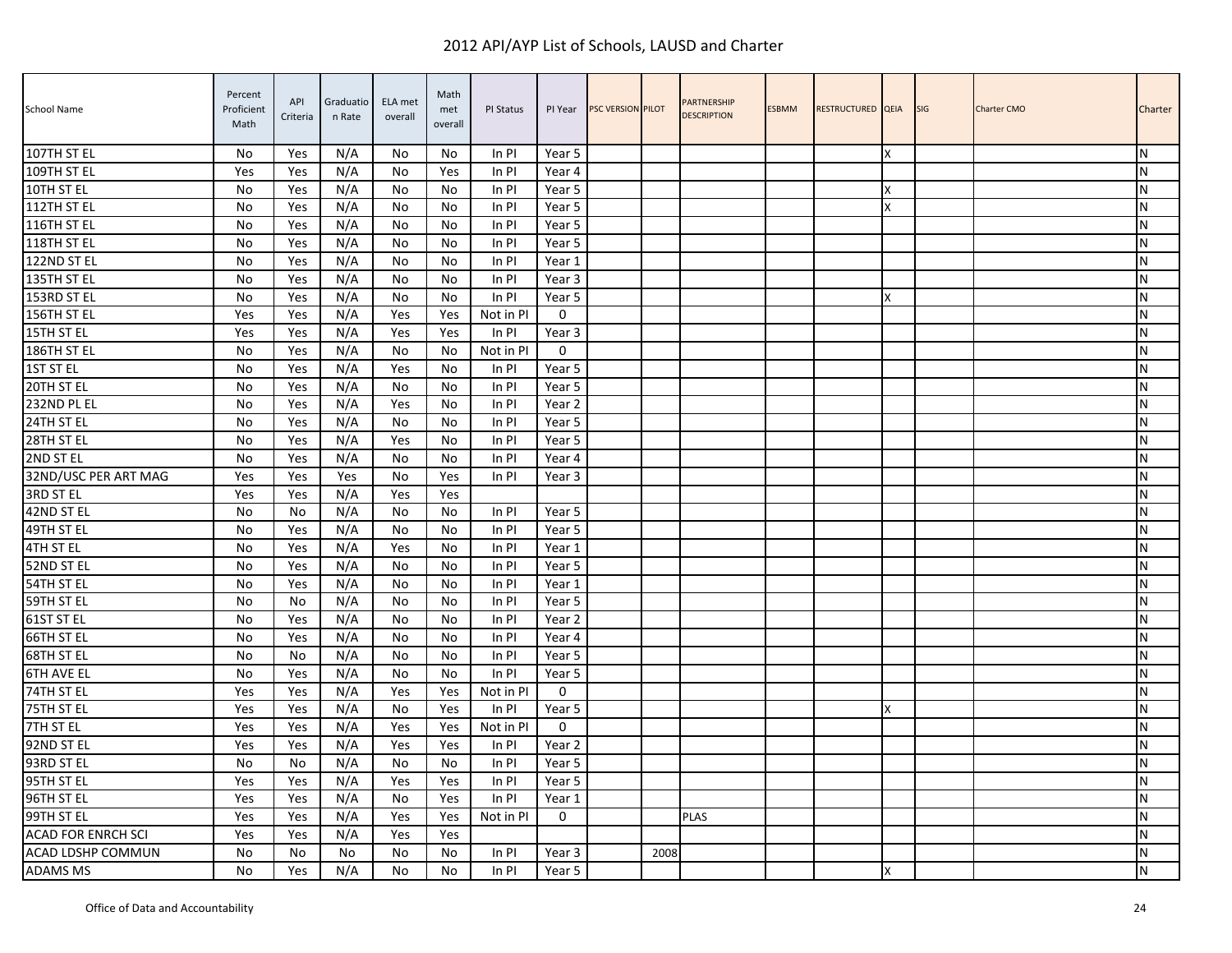# 2012 API/AYP List of Schools, LAUSD and Charter

| School Name | Percent Proficient Math | API Criteria | Graduation Rate | ELA met overall | Math met overall | PI Status | PI Year | PSC VERSION | PILOT | PARTNERSHIP DESCRIPTION | ESBMM | RESTRUCTURED | QEIA | SIG | Charter CMO | Charter |
|---|---|---|---|---|---|---|---|---|---|---|---|---|---|---|---|---|
| 107TH ST EL | No | Yes | N/A | No | No | In PI | Year 5 | | | | | | X | | | N |
| 109TH ST EL | Yes | Yes | N/A | No | Yes | In PI | Year 4 | | | | | | | | | N |
| 10TH ST EL | No | Yes | N/A | No | No | In PI | Year 5 | | | | | | X | | | N |
| 112TH ST EL | No | Yes | N/A | No | No | In PI | Year 5 | | | | | | X | | | N |
| 116TH ST EL | No | Yes | N/A | No | No | In PI | Year 5 | | | | | | | | | N |
| 118TH ST EL | No | Yes | N/A | No | No | In PI | Year 5 | | | | | | | | | N |
| 122ND ST EL | No | Yes | N/A | No | No | In PI | Year 1 | | | | | | | | | N |
| 135TH ST EL | No | Yes | N/A | No | No | In PI | Year 3 | | | | | | | | | N |
| 153RD ST EL | No | Yes | N/A | No | No | In PI | Year 5 | | | | | | X | | | N |
| 156TH ST EL | Yes | Yes | N/A | Yes | Yes | Not in PI | 0 | | | | | | | | | N |
| 15TH ST EL | Yes | Yes | N/A | Yes | Yes | In PI | Year 3 | | | | | | | | | N |
| 186TH ST EL | No | Yes | N/A | No | No | Not in PI | 0 | | | | | | | | | N |
| 1ST ST EL | No | Yes | N/A | Yes | No | In PI | Year 5 | | | | | | | | | N |
| 20TH ST EL | No | Yes | N/A | No | No | In PI | Year 5 | | | | | | | | | N |
| 232ND PL EL | No | Yes | N/A | Yes | No | In PI | Year 2 | | | | | | | | | N |
| 24TH ST EL | No | Yes | N/A | No | No | In PI | Year 5 | | | | | | | | | N |
| 28TH ST EL | No | Yes | N/A | Yes | No | In PI | Year 5 | | | | | | | | | N |
| 2ND ST EL | No | Yes | N/A | No | No | In PI | Year 4 | | | | | | | | | N |
| 32ND/USC PER ART MAG | Yes | Yes | Yes | No | Yes | In PI | Year 3 | | | | | | | | | N |
| 3RD ST EL | Yes | Yes | N/A | Yes | Yes | | | | | | | | | | | N |
| 42ND ST EL | No | No | N/A | No | No | In PI | Year 5 | | | | | | | | | N |
| 49TH ST EL | No | Yes | N/A | No | No | In PI | Year 5 | | | | | | | | | N |
| 4TH ST EL | No | Yes | N/A | Yes | No | In PI | Year 1 | | | | | | | | | N |
| 52ND ST EL | No | Yes | N/A | No | No | In PI | Year 5 | | | | | | | | | N |
| 54TH ST EL | No | Yes | N/A | No | No | In PI | Year 1 | | | | | | | | | N |
| 59TH ST EL | No | No | N/A | No | No | In PI | Year 5 | | | | | | | | | N |
| 61ST ST EL | No | Yes | N/A | No | No | In PI | Year 2 | | | | | | | | | N |
| 66TH ST EL | No | Yes | N/A | No | No | In PI | Year 4 | | | | | | | | | N |
| 68TH ST EL | No | No | N/A | No | No | In PI | Year 5 | | | | | | | | | N |
| 6TH AVE EL | No | Yes | N/A | No | No | In PI | Year 5 | | | | | | | | | N |
| 74TH ST EL | Yes | Yes | N/A | Yes | Yes | Not in PI | 0 | | | | | | | | | N |
| 75TH ST EL | Yes | Yes | N/A | No | Yes | In PI | Year 5 | | | | | | X | | | N |
| 7TH ST EL | Yes | Yes | N/A | Yes | Yes | Not in PI | 0 | | | | | | | | | N |
| 92ND ST EL | Yes | Yes | N/A | Yes | Yes | In PI | Year 2 | | | | | | | | | N |
| 93RD ST EL | No | No | N/A | No | No | In PI | Year 5 | | | | | | | | | N |
| 95TH ST EL | Yes | Yes | N/A | Yes | Yes | In PI | Year 5 | | | | | | | | | N |
| 96TH ST EL | Yes | Yes | N/A | No | Yes | In PI | Year 1 | | | | | | | | | N |
| 99TH ST EL | Yes | Yes | N/A | Yes | Yes | Not in PI | 0 | | | PLAS | | | | | | N |
| ACAD FOR ENRCH SCI | Yes | Yes | N/A | Yes | Yes | | | | | | | | | | | N |
| ACAD LDSHP COMMUN | No | No | No | No | No | In PI | Year 3 | | 2008 | | | | | | | N |
| ADAMS MS | No | Yes | N/A | No | No | In PI | Year 5 | | | | | | X | | | N |

Office of Data and Accountability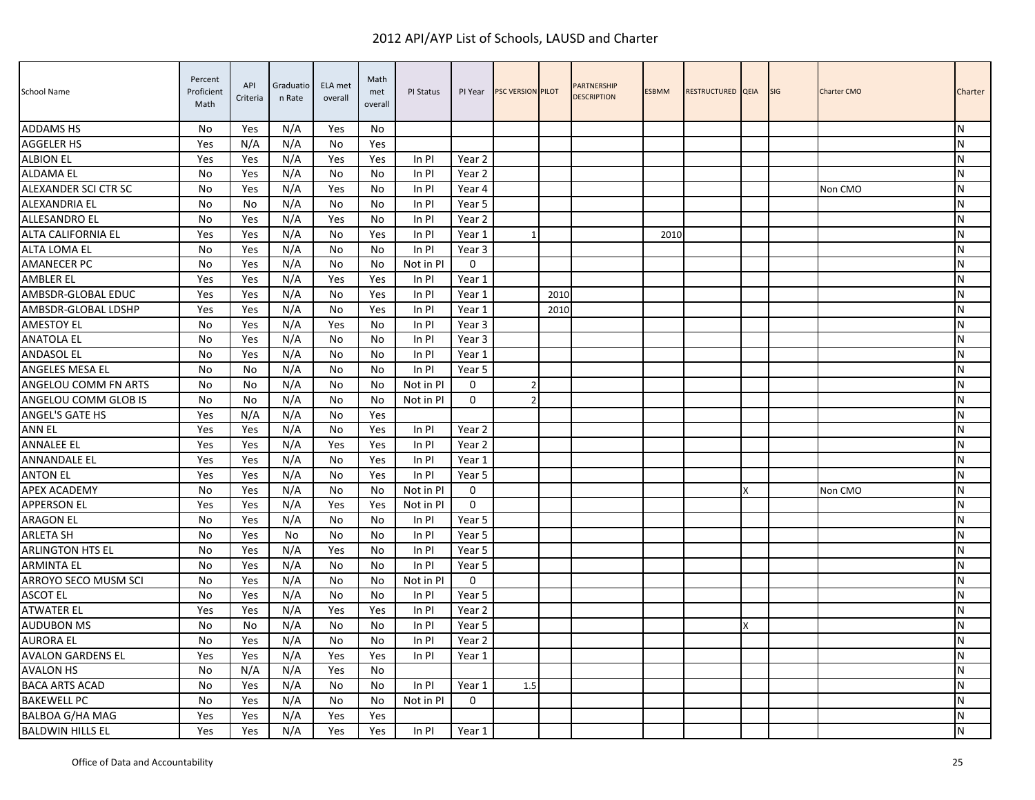# 2012 API/AYP List of Schools, LAUSD and Charter

| School Name | Percent Proficient Math | API Criteria | Graduation Rate | ELA met overall | Math met overall | PI Status | PI Year | PSC VERSION | PILOT | PARTNERSHIP DESCRIPTION | ESBMM | RESTRUCTURED | QEIA | SIG | Charter CMO | Charter |
|---|---|---|---|---|---|---|---|---|---|---|---|---|---|---|---|---|
| ADDAMS HS | No | Yes | N/A | Yes | No | | | | | | | | | | | N |
| AGGELER HS | Yes | N/A | N/A | No | Yes | | | | | | | | | | | N |
| ALBION EL | Yes | Yes | N/A | Yes | Yes | In PI | Year 2 | | | | | | | | | N |
| ALDAMA EL | No | Yes | N/A | No | No | In PI | Year 2 | | | | | | | | | N |
| ALEXANDER SCI CTR SC | No | Yes | N/A | Yes | No | In PI | Year 4 | | | | | | | | Non CMO | N |
| ALEXANDRIA EL | No | No | N/A | No | No | In PI | Year 5 | | | | | | | | | N |
| ALLESANDRO EL | No | Yes | N/A | Yes | No | In PI | Year 2 | | | | | | | | | N |
| ALTA CALIFORNIA EL | Yes | Yes | N/A | No | Yes | In PI | Year 1 | 1 | | | 2010 | | | | | N |
| ALTA LOMA EL | No | Yes | N/A | No | No | In PI | Year 3 | | | | | | | | | N |
| AMANECER PC | No | Yes | N/A | No | No | Not in PI | 0 | | | | | | | | | N |
| AMBLER EL | Yes | Yes | N/A | Yes | Yes | In PI | Year 1 | | | | | | | | | N |
| AMBSDR-GLOBAL EDUC | Yes | Yes | N/A | No | Yes | In PI | Year 1 | | 2010 | | | | | | | N |
| AMBSDR-GLOBAL LDSHP | Yes | Yes | N/A | No | Yes | In PI | Year 1 | | 2010 | | | | | | | N |
| AMESTOY EL | No | Yes | N/A | Yes | No | In PI | Year 3 | | | | | | | | | N |
| ANATOLA EL | No | Yes | N/A | No | No | In PI | Year 3 | | | | | | | | | N |
| ANDASOL EL | No | Yes | N/A | No | No | In PI | Year 1 | | | | | | | | | N |
| ANGELES MESA EL | No | No | N/A | No | No | In PI | Year 5 | | | | | | | | | N |
| ANGELOU COMM FN ARTS | No | No | N/A | No | No | Not in PI | 0 | 2 | | | | | | | | N |
| ANGELOU COMM GLOB IS | No | No | N/A | No | No | Not in PI | 0 | 2 | | | | | | | | N |
| ANGEL'S GATE HS | Yes | N/A | N/A | No | Yes | | | | | | | | | | | N |
| ANN EL | Yes | Yes | N/A | No | Yes | In PI | Year 2 | | | | | | | | | N |
| ANNALEE EL | Yes | Yes | N/A | Yes | Yes | In PI | Year 2 | | | | | | | | | N |
| ANNANDALE EL | Yes | Yes | N/A | No | Yes | In PI | Year 1 | | | | | | | | | N |
| ANTON EL | Yes | Yes | N/A | No | Yes | In PI | Year 5 | | | | | | | | | N |
| APEX ACADEMY | No | Yes | N/A | No | No | Not in PI | 0 | | | | | | X | | Non CMO | N |
| APPERSON EL | Yes | Yes | N/A | Yes | Yes | Not in PI | 0 | | | | | | | | | N |
| ARAGON EL | No | Yes | N/A | No | No | In PI | Year 5 | | | | | | | | | N |
| ARLETA SH | No | Yes | No | No | No | In PI | Year 5 | | | | | | | | | N |
| ARLINGTON HTS EL | No | Yes | N/A | Yes | No | In PI | Year 5 | | | | | | | | | N |
| ARMINTA EL | No | Yes | N/A | No | No | In PI | Year 5 | | | | | | | | | N |
| ARROYO SECO MUSM SCI | No | Yes | N/A | No | No | Not in PI | 0 | | | | | | | | | N |
| ASCOT EL | No | Yes | N/A | No | No | In PI | Year 5 | | | | | | | | | N |
| ATWATER EL | Yes | Yes | N/A | Yes | Yes | In PI | Year 2 | | | | | | | | | N |
| AUDUBON MS | No | No | N/A | No | No | In PI | Year 5 | | | | | | X | | | N |
| AURORA EL | No | Yes | N/A | No | No | In PI | Year 2 | | | | | | | | | N |
| AVALON GARDENS EL | Yes | Yes | N/A | Yes | Yes | In PI | Year 1 | | | | | | | | | N |
| AVALON HS | No | N/A | N/A | Yes | No | | | | | | | | | | | N |
| BACA ARTS ACAD | No | Yes | N/A | No | No | In PI | Year 1 | 1.5 | | | | | | | | N |
| BAKEWELL PC | No | Yes | N/A | No | No | Not in PI | 0 | | | | | | | | | N |
| BALBOA G/HA MAG | Yes | Yes | N/A | Yes | Yes | | | | | | | | | | | N |
| BALDWIN HILLS EL | Yes | Yes | N/A | Yes | Yes | In PI | Year 1 | | | | | | | | | N |

Office of Data and Accountability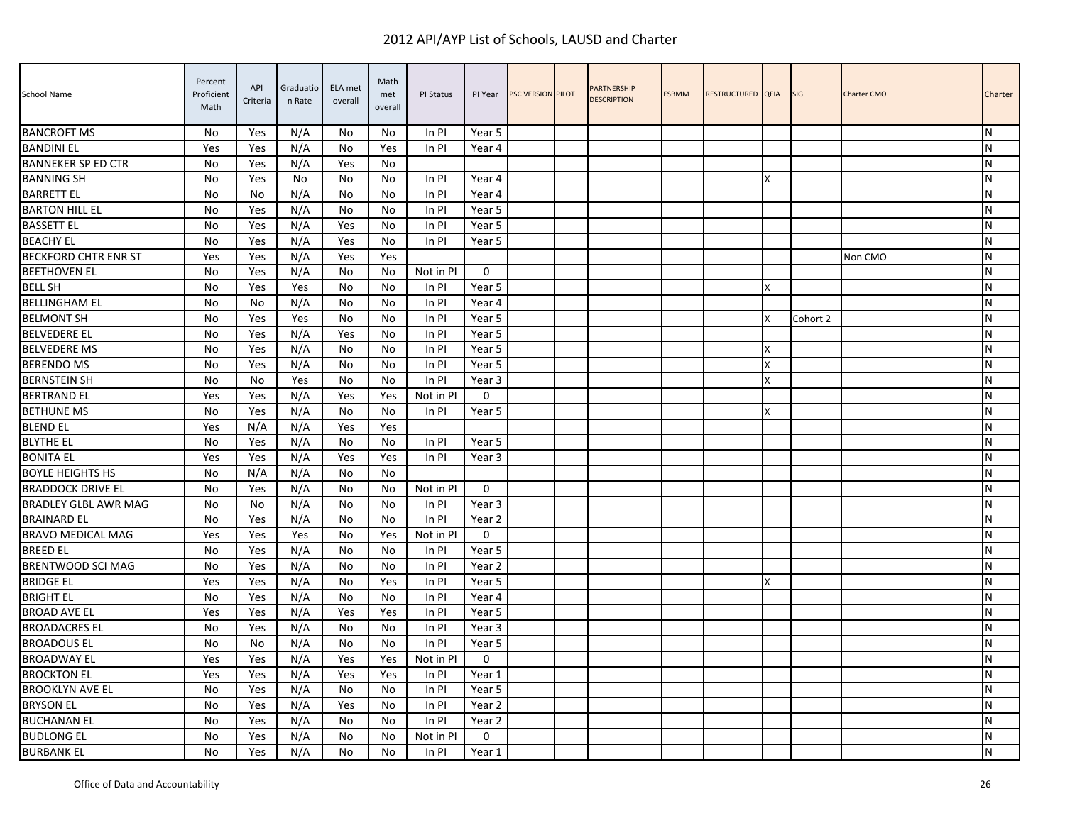# 2012 API/AYP List of Schools, LAUSD and Charter

| School Name | Percent Proficient Math | API Criteria | Graduation Rate | ELA met overall | Math met overall | PI Status | PI Year | PSC VERSION | PILOT | PARTNERSHIP DESCRIPTION | ESBMM | RESTRUCTURED | QEIA | SIG | Charter CMO | Charter |
|---|---|---|---|---|---|---|---|---|---|---|---|---|---|---|---|---|
| BANCROFT MS | No | Yes | N/A | No | No | In PI | Year 5 | | | | | | | | | N |
| BANDINI EL | Yes | Yes | N/A | No | Yes | In PI | Year 4 | | | | | | | | | N |
| BANNEKER SP ED CTR | No | Yes | N/A | Yes | No | | | | | | | | | | | N |
| BANNING SH | No | Yes | No | No | No | In PI | Year 4 | | | | | | X | | | N |
| BARRETT EL | No | No | N/A | No | No | In PI | Year 4 | | | | | | | | | N |
| BARTON HILL EL | No | Yes | N/A | No | No | In PI | Year 5 | | | | | | | | | N |
| BASSETT EL | No | Yes | N/A | Yes | No | In PI | Year 5 | | | | | | | | | N |
| BEACHY EL | No | Yes | N/A | Yes | No | In PI | Year 5 | | | | | | | | | N |
| BECKFORD CHTR ENR ST | Yes | Yes | N/A | Yes | Yes | | | | | | | | | | Non CMO | N |
| BEETHOVEN EL | No | Yes | N/A | No | No | Not in PI | 0 | | | | | | | | | N |
| BELL SH | No | Yes | Yes | No | No | In PI | Year 5 | | | | | | X | | | N |
| BELLINGHAM EL | No | No | N/A | No | No | In PI | Year 4 | | | | | | | | | N |
| BELMONT SH | No | Yes | Yes | No | No | In PI | Year 5 | | | | | | X | Cohort 2 | | N |
| BELVEDERE EL | No | Yes | N/A | Yes | No | In PI | Year 5 | | | | | | | | | N |
| BELVEDERE MS | No | Yes | N/A | No | No | In PI | Year 5 | | | | | | X | | | N |
| BERENDO MS | No | Yes | N/A | No | No | In PI | Year 5 | | | | | | X | | | N |
| BERNSTEIN SH | No | No | Yes | No | No | In PI | Year 3 | | | | | | X | | | N |
| BERTRAND EL | Yes | Yes | N/A | Yes | Yes | Not in PI | 0 | | | | | | | | | N |
| BETHUNE MS | No | Yes | N/A | No | No | In PI | Year 5 | | | | | | X | | | N |
| BLEND EL | Yes | N/A | N/A | Yes | Yes | | | | | | | | | | | N |
| BLYTHE EL | No | Yes | N/A | No | No | In PI | Year 5 | | | | | | | | | N |
| BONITA EL | Yes | Yes | N/A | Yes | Yes | In PI | Year 3 | | | | | | | | | N |
| BOYLE HEIGHTS HS | No | N/A | N/A | No | No | | | | | | | | | | | N |
| BRADDOCK DRIVE EL | No | Yes | N/A | No | No | Not in PI | 0 | | | | | | | | | N |
| BRADLEY GLBL AWR MAG | No | No | N/A | No | No | In PI | Year 3 | | | | | | | | | N |
| BRAINARD EL | No | Yes | N/A | No | No | In PI | Year 2 | | | | | | | | | N |
| BRAVO MEDICAL MAG | Yes | Yes | Yes | No | Yes | Not in PI | 0 | | | | | | | | | N |
| BREED EL | No | Yes | N/A | No | No | In PI | Year 5 | | | | | | | | | N |
| BRENTWOOD SCI MAG | No | Yes | N/A | No | No | In PI | Year 2 | | | | | | | | | N |
| BRIDGE EL | Yes | Yes | N/A | No | Yes | In PI | Year 5 | | | | | | X | | | N |
| BRIGHT EL | No | Yes | N/A | No | No | In PI | Year 4 | | | | | | | | | N |
| BROAD AVE EL | Yes | Yes | N/A | Yes | Yes | In PI | Year 5 | | | | | | | | | N |
| BROADACRES EL | No | Yes | N/A | No | No | In PI | Year 3 | | | | | | | | | N |
| BROADOUS EL | No | No | N/A | No | No | In PI | Year 5 | | | | | | | | | N |
| BROADWAY EL | Yes | Yes | N/A | Yes | Yes | Not in PI | 0 | | | | | | | | | N |
| BROCKTON EL | Yes | Yes | N/A | Yes | Yes | In PI | Year 1 | | | | | | | | | N |
| BROOKLYN AVE EL | No | Yes | N/A | No | No | In PI | Year 5 | | | | | | | | | N |
| BRYSON EL | No | Yes | N/A | Yes | No | In PI | Year 2 | | | | | | | | | N |
| BUCHANAN EL | No | Yes | N/A | No | No | In PI | Year 2 | | | | | | | | | N |
| BUDLONG EL | No | Yes | N/A | No | No | Not in PI | 0 | | | | | | | | | N |
| BURBANK EL | No | Yes | N/A | No | No | In PI | Year 1 | | | | | | | | | N |

Office of Data and Accountability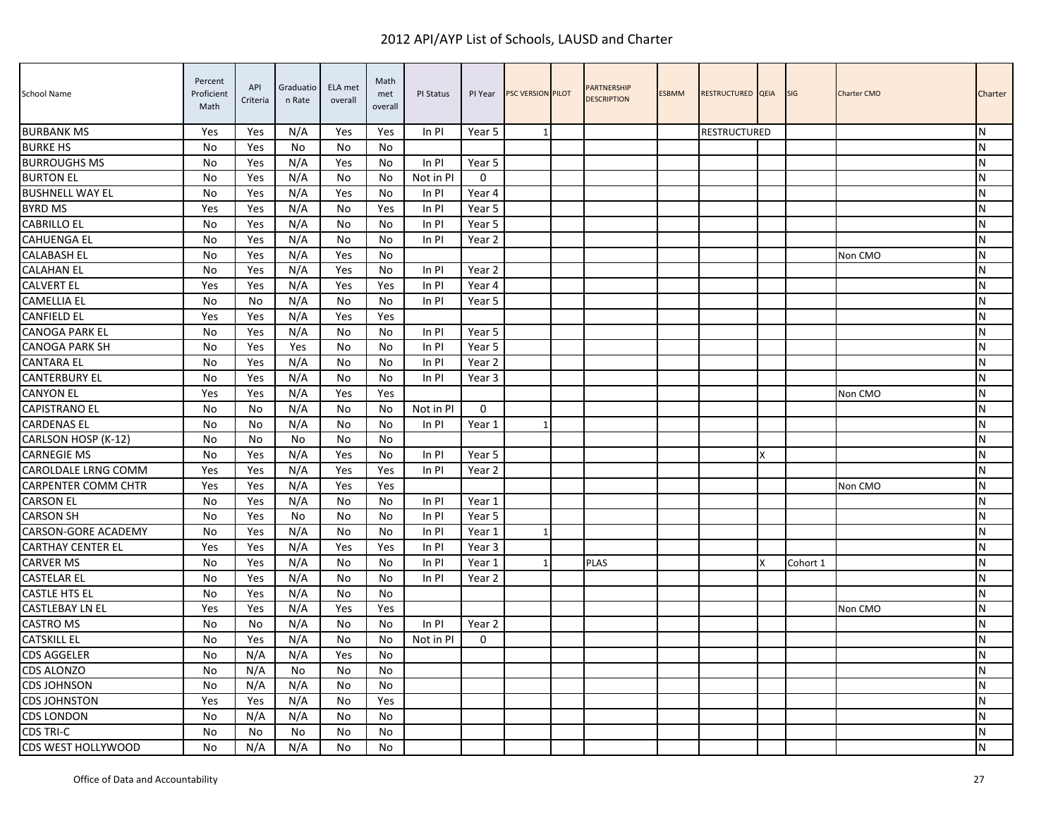# 2012 API/AYP List of Schools, LAUSD and Charter

| School Name | Percent Proficient Math | API Criteria | Graduation Rate | ELA met overall | Math met overall | PI Status | PI Year | PSC VERSION | PILOT | PARTNERSHIP DESCRIPTION | ESBMM | RESTRUCTURED | QEIA | SIG | Charter CMO | Charter |
|---|---|---|---|---|---|---|---|---|---|---|---|---|---|---|---|---|
| BURBANK MS | Yes | Yes | N/A | Yes | Yes | In PI | Year 5 | 1 | | | | RESTRUCTURED | | | | N |
| BURKE HS | No | Yes | No | No | No | | | | | | | | | | | N |
| BURROUGHS MS | No | Yes | N/A | Yes | No | In PI | Year 5 | | | | | | | | | N |
| BURTON EL | No | Yes | N/A | No | No | Not in PI | 0 | | | | | | | | | N |
| BUSHNELL WAY EL | No | Yes | N/A | Yes | No | In PI | Year 4 | | | | | | | | | N |
| BYRD MS | Yes | Yes | N/A | No | Yes | In PI | Year 5 | | | | | | | | | N |
| CABRILLO EL | No | Yes | N/A | No | No | In PI | Year 5 | | | | | | | | | N |
| CAHUENGA EL | No | Yes | N/A | No | No | In PI | Year 2 | | | | | | | | | N |
| CALABASH EL | No | Yes | N/A | Yes | No | | | | | | | | | | Non CMO | N |
| CALAHAN EL | No | Yes | N/A | Yes | No | In PI | Year 2 | | | | | | | | | N |
| CALVERT EL | Yes | Yes | N/A | Yes | Yes | In PI | Year 4 | | | | | | | | | N |
| CAMELLIA EL | No | No | N/A | No | No | In PI | Year 5 | | | | | | | | | N |
| CANFIELD EL | Yes | Yes | N/A | Yes | Yes | | | | | | | | | | | N |
| CANOGA PARK EL | No | Yes | N/A | No | No | In PI | Year 5 | | | | | | | | | N |
| CANOGA PARK SH | No | Yes | Yes | No | No | In PI | Year 5 | | | | | | | | | N |
| CANTARA EL | No | Yes | N/A | No | No | In PI | Year 2 | | | | | | | | | N |
| CANTERBURY EL | No | Yes | N/A | No | No | In PI | Year 3 | | | | | | | | | N |
| CANYON EL | Yes | Yes | N/A | Yes | Yes | | | | | | | | | | Non CMO | N |
| CAPISTRANO EL | No | No | N/A | No | No | Not in PI | 0 | | | | | | | | | N |
| CARDENAS EL | No | No | N/A | No | No | In PI | Year 1 | 1 | | | | | | | | N |
| CARLSON HOSP (K-12) | No | No | No | No | No | | | | | | | | | | | N |
| CARNEGIE MS | No | Yes | N/A | Yes | No | In PI | Year 5 | | | | | | X | | | N |
| CAROLDALE LRNG COMM | Yes | Yes | N/A | Yes | Yes | In PI | Year 2 | | | | | | | | | N |
| CARPENTER COMM CHTR | Yes | Yes | N/A | Yes | Yes | | | | | | | | | | Non CMO | N |
| CARSON EL | No | Yes | N/A | No | No | In PI | Year 1 | | | | | | | | | N |
| CARSON SH | No | Yes | No | No | No | In PI | Year 5 | | | | | | | | | N |
| CARSON-GORE ACADEMY | No | Yes | N/A | No | No | In PI | Year 1 | 1 | | | | | | | | N |
| CARTHAY CENTER EL | Yes | Yes | N/A | Yes | Yes | In PI | Year 3 | | | | | | | | | N |
| CARVER MS | No | Yes | N/A | No | No | In PI | Year 1 | 1 | | PLAS | | | X | Cohort 1 | | N |
| CASTELAR EL | No | Yes | N/A | No | No | In PI | Year 2 | | | | | | | | | N |
| CASTLE HTS EL | No | Yes | N/A | No | No | | | | | | | | | | | N |
| CASTLEBAY LN EL | Yes | Yes | N/A | Yes | Yes | | | | | | | | | | Non CMO | N |
| CASTRO MS | No | No | N/A | No | No | In PI | Year 2 | | | | | | | | | N |
| CATSKILL EL | No | Yes | N/A | No | No | Not in PI | 0 | | | | | | | | | N |
| CDS AGGELER | No | N/A | N/A | Yes | No | | | | | | | | | | | N |
| CDS ALONZO | No | N/A | No | No | No | | | | | | | | | | | N |
| CDS JOHNSON | No | N/A | N/A | No | No | | | | | | | | | | | N |
| CDS JOHNSTON | Yes | Yes | N/A | No | Yes | | | | | | | | | | | N |
| CDS LONDON | No | N/A | N/A | No | No | | | | | | | | | | | N |
| CDS TRI-C | No | No | No | No | No | | | | | | | | | | | N |
| CDS WEST HOLLYWOOD | No | N/A | N/A | No | No | | | | | | | | | | | N |

Office of Data and Accountability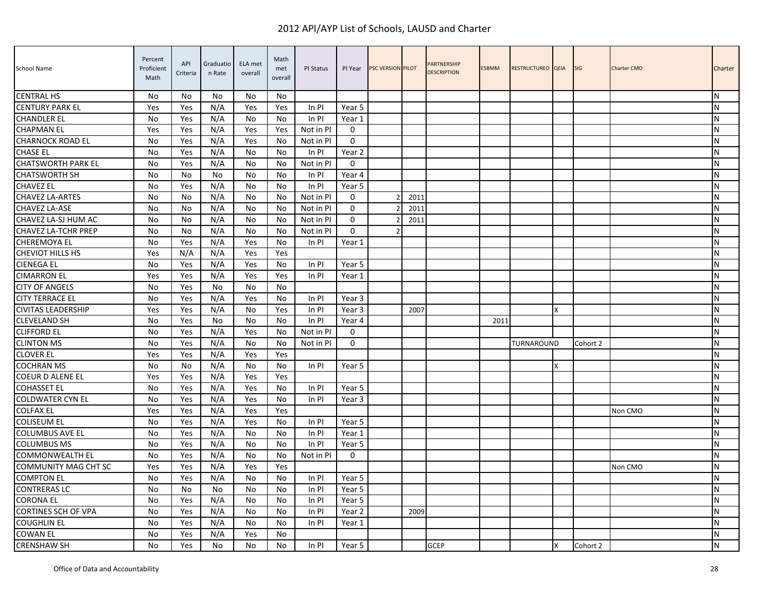# 2012 API/AYP List of Schools, LAUSD and Charter

| School Name | Percent Proficient Math | API Criteria | Graduation Rate | ELA met overall | Math met overall | PI Status | PI Year | PSC VERSION | PILOT | PARTNERSHIP DESCRIPTION | ESBMM | RESTRUCTURED | QEIA | SIG | Charter CMO | Charter |
|---|---|---|---|---|---|---|---|---|---|---|---|---|---|---|---|---|
| CENTRAL HS | No | No | No | No | No | | | | | | | | | | | N |
| CENTURY PARK EL | Yes | Yes | N/A | Yes | Yes | In PI | Year 5 | | | | | | | | | N |
| CHANDLER EL | No | Yes | N/A | No | No | In PI | Year 1 | | | | | | | | | N |
| CHAPMAN EL | Yes | Yes | N/A | Yes | Yes | Not in PI | 0 | | | | | | | | | N |
| CHARNOCK ROAD EL | No | Yes | N/A | Yes | No | Not in PI | 0 | | | | | | | | | N |
| CHASE EL | No | Yes | N/A | No | No | In PI | Year 2 | | | | | | | | | N |
| CHATSWORTH PARK EL | No | Yes | N/A | No | No | Not in PI | 0 | | | | | | | | | N |
| CHATSWORTH SH | No | No | No | No | No | In PI | Year 4 | | | | | | | | | N |
| CHAVEZ EL | No | Yes | N/A | No | No | In PI | Year 5 | | | | | | | | | N |
| CHAVEZ LA-ARTES | No | No | N/A | No | No | Not in PI | 0 | 2 | 2011 | | | | | | | N |
| CHAVEZ LA-ASE | No | No | N/A | No | No | Not in PI | 0 | 2 | 2011 | | | | | | | N |
| CHAVEZ LA-SJ HUM AC | No | No | N/A | No | No | Not in PI | 0 | 2 | 2011 | | | | | | | N |
| CHAVEZ LA-TCHR PREP | No | No | N/A | No | No | Not in PI | 0 | 2 | | | | | | | | N |
| CHEREMOYA EL | No | Yes | N/A | Yes | No | In PI | Year 1 | | | | | | | | | N |
| CHEVIOT HILLS HS | Yes | N/A | N/A | Yes | Yes | | | | | | | | | | | N |
| CIENEGA EL | No | Yes | N/A | Yes | No | In PI | Year 5 | | | | | | | | | N |
| CIMARRON EL | Yes | Yes | N/A | Yes | Yes | In PI | Year 1 | | | | | | | | | N |
| CITY OF ANGELS | No | Yes | No | No | No | | | | | | | | | | | N |
| CITY TERRACE EL | No | Yes | N/A | Yes | No | In PI | Year 3 | | | | | | | | | N |
| CIVITAS LEADERSHIP | Yes | Yes | N/A | No | Yes | In PI | Year 3 | | 2007 | | | | X | | | N |
| CLEVELAND SH | No | Yes | No | No | No | In PI | Year 4 | | | | 2011 | | | | | N |
| CLIFFORD EL | No | Yes | N/A | Yes | No | Not in PI | 0 | | | | | | | | | N |
| CLINTON MS | No | Yes | N/A | No | No | Not in PI | 0 | | | | | TURNAROUND | | Cohort 2 | | N |
| CLOVER EL | Yes | Yes | N/A | Yes | Yes | | | | | | | | | | | N |
| COCHRAN MS | No | No | N/A | No | No | In PI | Year 5 | | | | | | X | | | N |
| COEUR D ALENE EL | Yes | Yes | N/A | Yes | Yes | | | | | | | | | | | N |
| COHASSET EL | No | Yes | N/A | Yes | No | In PI | Year 5 | | | | | | | | | N |
| COLDWATER CYN EL | No | Yes | N/A | Yes | No | In PI | Year 3 | | | | | | | | | N |
| COLFAX EL | Yes | Yes | N/A | Yes | Yes | | | | | | | | | | Non CMO | N |
| COLISEUM EL | No | Yes | N/A | Yes | No | In PI | Year 5 | | | | | | | | | N |
| COLUMBUS AVE EL | No | Yes | N/A | No | No | In PI | Year 1 | | | | | | | | | N |
| COLUMBUS MS | No | Yes | N/A | No | No | In PI | Year 5 | | | | | | | | | N |
| COMMONWEALTH EL | No | Yes | N/A | No | No | Not in PI | 0 | | | | | | | | | N |
| COMMUNITY MAG CHT SC | Yes | Yes | N/A | Yes | Yes | | | | | | | | | | Non CMO | N |
| COMPTON EL | No | Yes | N/A | No | No | In PI | Year 5 | | | | | | | | | N |
| CONTRERAS LC | No | No | No | No | No | In PI | Year 5 | | | | | | | | | N |
| CORONA EL | No | Yes | N/A | No | No | In PI | Year 5 | | | | | | | | | N |
| CORTINES SCH OF VPA | No | Yes | N/A | No | No | In PI | Year 2 | | 2009 | | | | | | | N |
| COUGHLIN EL | No | Yes | N/A | No | No | In PI | Year 1 | | | | | | | | | N |
| COWAN EL | No | Yes | N/A | Yes | No | | | | | | | | | | | N |
| CRENSHAW SH | No | Yes | No | No | No | In PI | Year 5 | | | GCEP | | | X | Cohort 2 | | N |

Office of Data and Accountability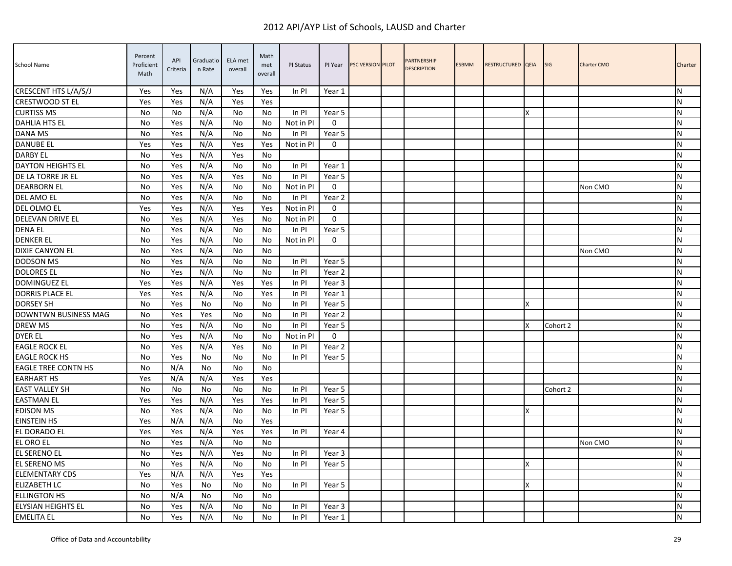# 2012 API/AYP List of Schools, LAUSD and Charter

| School Name | Percent Proficient Math | API Criteria | Graduation Rate | ELA met overall | Math met overall | PI Status | PI Year | PSC VERSION | PILOT | PARTNERSHIP DESCRIPTION | ESBMM | RESTRUCTURED | QEIA | SIG | Charter CMO | Charter |
|---|---|---|---|---|---|---|---|---|---|---|---|---|---|---|---|---|
| CRESCENT HTS L/A/S/J | Yes | Yes | N/A | Yes | Yes | In PI | Year 1 | | | | | | | | | N |
| CRESTWOOD ST EL | Yes | Yes | N/A | Yes | Yes | | | | | | | | | | | N |
| CURTISS MS | No | No | N/A | No | No | In PI | Year 5 | | | | | | X | | | N |
| DAHLIA HTS EL | No | Yes | N/A | No | No | Not in PI | 0 | | | | | | | | | N |
| DANA MS | No | Yes | N/A | No | No | In PI | Year 5 | | | | | | | | | N |
| DANUBE EL | Yes | Yes | N/A | Yes | Yes | Not in PI | 0 | | | | | | | | | N |
| DARBY EL | No | Yes | N/A | Yes | No | | | | | | | | | | | N |
| DAYTON HEIGHTS EL | No | Yes | N/A | No | No | In PI | Year 1 | | | | | | | | | N |
| DE LA TORRE JR EL | No | Yes | N/A | Yes | No | In PI | Year 5 | | | | | | | | | N |
| DEARBORN EL | No | Yes | N/A | No | No | Not in PI | 0 | | | | | | | | Non CMO | N |
| DEL AMO EL | No | Yes | N/A | No | No | In PI | Year 2 | | | | | | | | | N |
| DEL OLMO EL | Yes | Yes | N/A | Yes | Yes | Not in PI | 0 | | | | | | | | | N |
| DELEVAN DRIVE EL | No | Yes | N/A | Yes | No | Not in PI | 0 | | | | | | | | | N |
| DENA EL | No | Yes | N/A | No | No | In PI | Year 5 | | | | | | | | | N |
| DENKER EL | No | Yes | N/A | No | No | Not in PI | 0 | | | | | | | | | N |
| DIXIE CANYON EL | No | Yes | N/A | No | No | | | | | | | | | | Non CMO | N |
| DODSON MS | No | Yes | N/A | No | No | In PI | Year 5 | | | | | | | | | N |
| DOLORES EL | No | Yes | N/A | No | No | In PI | Year 2 | | | | | | | | | N |
| DOMINGUEZ EL | Yes | Yes | N/A | Yes | Yes | In PI | Year 3 | | | | | | | | | N |
| DORRIS PLACE EL | Yes | Yes | N/A | No | Yes | In PI | Year 1 | | | | | | | | | N |
| DORSEY SH | No | Yes | No | No | No | In PI | Year 5 | | | | | | X | | | N |
| DOWNTWN BUSINESS MAG | No | Yes | Yes | No | No | In PI | Year 2 | | | | | | | | | N |
| DREW MS | No | Yes | N/A | No | No | In PI | Year 5 | | | | | | X | Cohort 2 | | N |
| DYER EL | No | Yes | N/A | No | No | Not in PI | 0 | | | | | | | | | N |
| EAGLE ROCK EL | No | Yes | N/A | Yes | No | In PI | Year 2 | | | | | | | | | N |
| EAGLE ROCK HS | No | Yes | No | No | No | In PI | Year 5 | | | | | | | | | N |
| EAGLE TREE CONTN HS | No | N/A | No | No | No | | | | | | | | | | | N |
| EARHART HS | Yes | N/A | N/A | Yes | Yes | | | | | | | | | | | N |
| EAST VALLEY SH | No | No | No | No | No | In PI | Year 5 | | | | | | | Cohort 2 | | N |
| EASTMAN EL | Yes | Yes | N/A | Yes | Yes | In PI | Year 5 | | | | | | | | | N |
| EDISON MS | No | Yes | N/A | No | No | In PI | Year 5 | | | | | | X | | | N |
| EINSTEIN HS | Yes | N/A | N/A | No | Yes | | | | | | | | | | | N |
| EL DORADO EL | Yes | Yes | N/A | Yes | Yes | In PI | Year 4 | | | | | | | | | N |
| EL ORO EL | No | Yes | N/A | No | No | | | | | | | | | | Non CMO | N |
| EL SERENO EL | No | Yes | N/A | Yes | No | In PI | Year 3 | | | | | | | | | N |
| EL SERENO MS | No | Yes | N/A | No | No | In PI | Year 5 | | | | | | X | | | N |
| ELEMENTARY CDS | Yes | N/A | N/A | Yes | Yes | | | | | | | | | | | N |
| ELIZABETH LC | No | Yes | No | No | No | In PI | Year 5 | | | | | | X | | | N |
| ELLINGTON HS | No | N/A | No | No | No | | | | | | | | | | | N |
| ELYSIAN HEIGHTS EL | No | Yes | N/A | No | No | In PI | Year 3 | | | | | | | | | N |
| EMELITA EL | No | Yes | N/A | No | No | In PI | Year 1 | | | | | | | | | N |

Office of Data and Accountability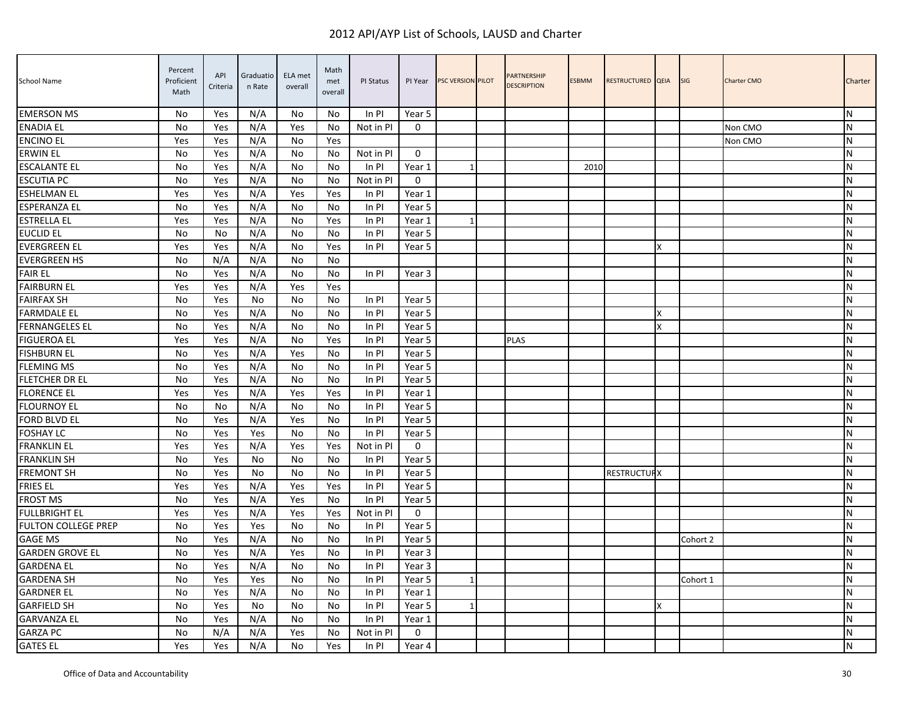# 2012 API/AYP List of Schools, LAUSD and Charter

| School Name | Percent Proficient Math | API Criteria | Graduation Rate | ELA met overall | Math met overall | PI Status | PI Year | PSC VERSION | PILOT | PARTNERSHIP DESCRIPTION | ESBMM | RESTRUCTURED | QEIA | SIG | Charter CMO | Charter |
|---|---|---|---|---|---|---|---|---|---|---|---|---|---|---|---|---|
| EMERSON MS | No | Yes | N/A | No | No | In PI | Year 5 | | | | | | | | | N |
| ENADIA EL | No | Yes | N/A | Yes | No | Not in PI | 0 | | | | | | | | Non CMO | N |
| ENCINO EL | Yes | Yes | N/A | No | Yes | | | | | | | | | | Non CMO | N |
| ERWIN EL | No | Yes | N/A | No | No | Not in PI | 0 | | | | | | | | | N |
| ESCALANTE EL | No | Yes | N/A | No | No | In PI | Year 1 | 1 | | | 2010 | | | | | N |
| ESCUTIA PC | No | Yes | N/A | No | No | Not in PI | 0 | | | | | | | | | N |
| ESHELMAN EL | Yes | Yes | N/A | Yes | Yes | In PI | Year 1 | | | | | | | | | N |
| ESPERANZA EL | No | Yes | N/A | No | No | In PI | Year 5 | | | | | | | | | N |
| ESTRELLA EL | Yes | Yes | N/A | No | Yes | In PI | Year 1 | 1 | | | | | | | | N |
| EUCLID EL | No | No | N/A | No | No | In PI | Year 5 | | | | | | | | | N |
| EVERGREEN EL | Yes | Yes | N/A | No | Yes | In PI | Year 5 | | | | | | X | | | N |
| EVERGREEN HS | No | N/A | N/A | No | No | | | | | | | | | | | N |
| FAIR EL | No | Yes | N/A | No | No | In PI | Year 3 | | | | | | | | | N |
| FAIRBURN EL | Yes | Yes | N/A | Yes | Yes | | | | | | | | | | | N |
| FAIRFAX SH | No | Yes | No | No | No | In PI | Year 5 | | | | | | | | | N |
| FARMDALE EL | No | Yes | N/A | No | No | In PI | Year 5 | | | | | | X | | | N |
| FERNANGELES EL | No | Yes | N/A | No | No | In PI | Year 5 | | | | | | X | | | N |
| FIGUEROA EL | Yes | Yes | N/A | No | Yes | In PI | Year 5 | | | PLAS | | | | | | N |
| FISHBURN EL | No | Yes | N/A | Yes | No | In PI | Year 5 | | | | | | | | | N |
| FLEMING MS | No | Yes | N/A | No | No | In PI | Year 5 | | | | | | | | | N |
| FLETCHER DR EL | No | Yes | N/A | No | No | In PI | Year 5 | | | | | | | | | N |
| FLORENCE EL | Yes | Yes | N/A | Yes | Yes | In PI | Year 1 | | | | | | | | | N |
| FLOURNOY EL | No | No | N/A | No | No | In PI | Year 5 | | | | | | | | | N |
| FORD BLVD EL | No | Yes | N/A | Yes | No | In PI | Year 5 | | | | | | | | | N |
| FOSHAY LC | No | Yes | Yes | No | No | In PI | Year 5 | | | | | | | | | N |
| FRANKLIN EL | Yes | Yes | N/A | Yes | Yes | Not in PI | 0 | | | | | | | | | N |
| FRANKLIN SH | No | Yes | No | No | No | In PI | Year 5 | | | | | | | | | N |
| FREMONT SH | No | Yes | No | No | No | In PI | Year 5 | | | | | RESTRUCTUR | X | | | N |
| FRIES EL | Yes | Yes | N/A | Yes | Yes | In PI | Year 5 | | | | | | | | | N |
| FROST MS | No | Yes | N/A | Yes | No | In PI | Year 5 | | | | | | | | | N |
| FULLBRIGHT EL | Yes | Yes | N/A | Yes | Yes | Not in PI | 0 | | | | | | | | | N |
| FULTON COLLEGE PREP | No | Yes | Yes | No | No | In PI | Year 5 | | | | | | | | | N |
| GAGE MS | No | Yes | N/A | No | No | In PI | Year 5 | | | | | | | Cohort 2 | | N |
| GARDEN GROVE EL | No | Yes | N/A | Yes | No | In PI | Year 3 | | | | | | | | | N |
| GARDENA EL | No | Yes | N/A | No | No | In PI | Year 3 | | | | | | | | | N |
| GARDENA SH | No | Yes | Yes | No | No | In PI | Year 5 | 1 | | | | | | Cohort 1 | | N |
| GARDNER EL | No | Yes | N/A | No | No | In PI | Year 1 | | | | | | | | | N |
| GARFIELD SH | No | Yes | No | No | No | In PI | Year 5 | 1 | | | | | X | | | N |
| GARVANZA EL | No | Yes | N/A | No | No | In PI | Year 1 | | | | | | | | | N |
| GARZA PC | No | N/A | N/A | Yes | No | Not in PI | 0 | | | | | | | | | N |
| GATES EL | Yes | Yes | N/A | No | Yes | In PI | Year 4 | | | | | | | | | N |

Office of Data and Accountability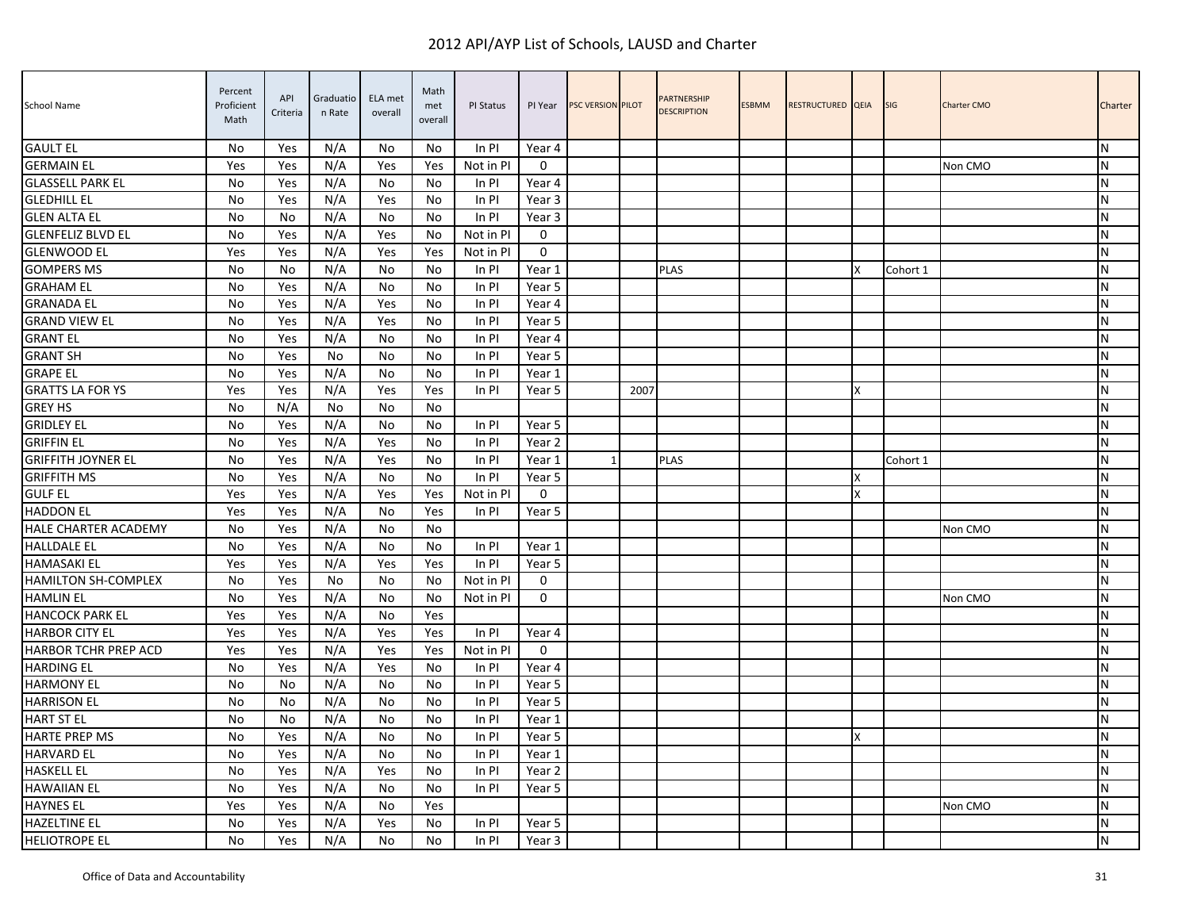# 2012 API/AYP List of Schools, LAUSD and Charter

| School Name | Percent Proficient Math | API Criteria | Graduation Rate | ELA met overall | Math met overall | PI Status | PI Year | PSC VERSION | PILOT | PARTNERSHIP DESCRIPTION | ESBMM | RESTRUCTURED | QEIA | SIG | Charter CMO | Charter |
|---|---|---|---|---|---|---|---|---|---|---|---|---|---|---|---|---|
| GAULT EL | No | Yes | N/A | No | No | In PI | Year 4 | | | | | | | | | N |
| GERMAIN EL | Yes | Yes | N/A | Yes | Yes | Not in PI | 0 | | | | | | | | Non CMO | N |
| GLASSELL PARK EL | No | Yes | N/A | No | No | In PI | Year 4 | | | | | | | | | N |
| GLEDHILL EL | No | Yes | N/A | Yes | No | In PI | Year 3 | | | | | | | | | N |
| GLEN ALTA EL | No | No | N/A | No | No | In PI | Year 3 | | | | | | | | | N |
| GLENFELIZ BLVD EL | No | Yes | N/A | Yes | No | Not in PI | 0 | | | | | | | | | N |
| GLENWOOD EL | Yes | Yes | N/A | Yes | Yes | Not in PI | 0 | | | | | | | | | N |
| GOMPERS MS | No | No | N/A | No | No | In PI | Year 1 | | | PLAS | | | X | Cohort 1 | | N |
| GRAHAM EL | No | Yes | N/A | No | No | In PI | Year 5 | | | | | | | | | N |
| GRANADA EL | No | Yes | N/A | Yes | No | In PI | Year 4 | | | | | | | | | N |
| GRAND VIEW EL | No | Yes | N/A | Yes | No | In PI | Year 5 | | | | | | | | | N |
| GRANT EL | No | Yes | N/A | No | No | In PI | Year 4 | | | | | | | | | N |
| GRANT SH | No | Yes | No | No | No | In PI | Year 5 | | | | | | | | | N |
| GRAPE EL | No | Yes | N/A | No | No | In PI | Year 1 | | | | | | | | | N |
| GRATTS LA FOR YS | Yes | Yes | N/A | Yes | Yes | In PI | Year 5 | | 2007 | | | | X | | | N |
| GREY HS | No | N/A | No | No | No | | | | | | | | | | | N |
| GRIDLEY EL | No | Yes | N/A | No | No | In PI | Year 5 | | | | | | | | | N |
| GRIFFIN EL | No | Yes | N/A | Yes | No | In PI | Year 2 | | | | | | | | | N |
| GRIFFITH JOYNER EL | No | Yes | N/A | Yes | No | In PI | Year 1 | 1 | | PLAS | | | | Cohort 1 | | N |
| GRIFFITH MS | No | Yes | N/A | No | No | In PI | Year 5 | | | | | | X | | | N |
| GULF EL | Yes | Yes | N/A | Yes | Yes | Not in PI | 0 | | | | | | X | | | N |
| HADDON EL | Yes | Yes | N/A | No | Yes | In PI | Year 5 | | | | | | | | | N |
| HALE CHARTER ACADEMY | No | Yes | N/A | No | No | | | | | | | | | | Non CMO | N |
| HALLDALE EL | No | Yes | N/A | No | No | In PI | Year 1 | | | | | | | | | N |
| HAMASAKI EL | Yes | Yes | N/A | Yes | Yes | In PI | Year 5 | | | | | | | | | N |
| HAMILTON SH-COMPLEX | No | Yes | No | No | No | Not in PI | 0 | | | | | | | | | N |
| HAMLIN EL | No | Yes | N/A | No | No | Not in PI | 0 | | | | | | | | Non CMO | N |
| HANCOCK PARK EL | Yes | Yes | N/A | No | Yes | | | | | | | | | | | N |
| HARBOR CITY EL | Yes | Yes | N/A | Yes | Yes | In PI | Year 4 | | | | | | | | | N |
| HARBOR TCHR PREP ACD | Yes | Yes | N/A | Yes | Yes | Not in PI | 0 | | | | | | | | | N |
| HARDING EL | No | Yes | N/A | Yes | No | In PI | Year 4 | | | | | | | | | N |
| HARMONY EL | No | No | N/A | No | No | In PI | Year 5 | | | | | | | | | N |
| HARRISON EL | No | No | N/A | No | No | In PI | Year 5 | | | | | | | | | N |
| HART ST EL | No | No | N/A | No | No | In PI | Year 1 | | | | | | | | | N |
| HARTE PREP MS | No | Yes | N/A | No | No | In PI | Year 5 | | | | | | X | | | N |
| HARVARD EL | No | Yes | N/A | No | No | In PI | Year 1 | | | | | | | | | N |
| HASKELL EL | No | Yes | N/A | Yes | No | In PI | Year 2 | | | | | | | | | N |
| HAWAIIAN EL | No | Yes | N/A | No | No | In PI | Year 5 | | | | | | | | | N |
| HAYNES EL | Yes | Yes | N/A | No | Yes | | | | | | | | | | Non CMO | N |
| HAZELTINE EL | No | Yes | N/A | Yes | No | In PI | Year 5 | | | | | | | | | N |
| HELIOTROPE EL | No | Yes | N/A | No | No | In PI | Year 3 | | | | | | | | | N |

Office of Data and Accountability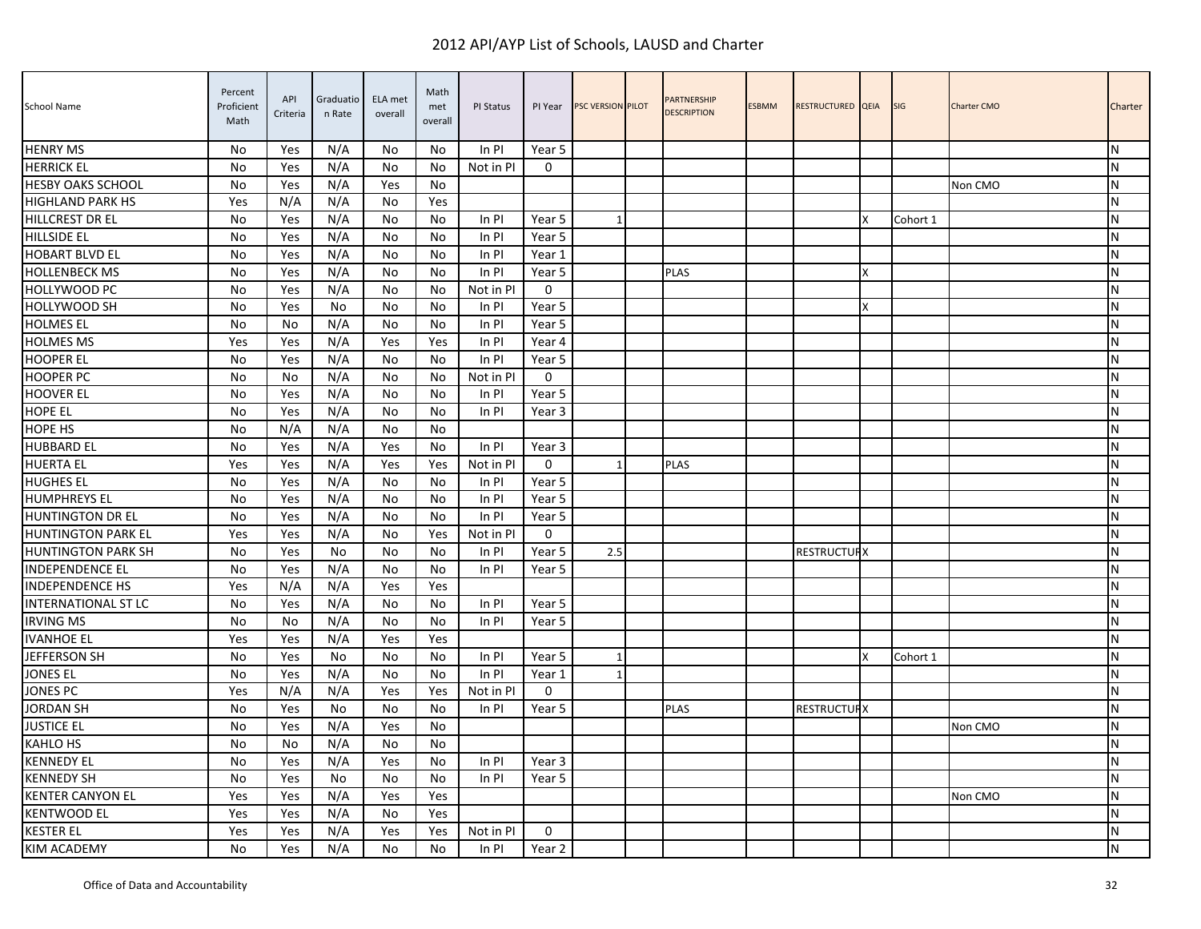# 2012 API/AYP List of Schools, LAUSD and Charter

| School Name | Percent Proficient Math | API Criteria | Graduation Rate | ELA met overall | Math met overall | PI Status | PI Year | PSC VERSION | PILOT | PARTNERSHIP DESCRIPTION | ESBMM | RESTRUCTURED | QEIA | SIG | Charter CMO | Charter |
|---|---|---|---|---|---|---|---|---|---|---|---|---|---|---|---|---|
| HENRY MS | No | Yes | N/A | No | No | In PI | Year 5 | | | | | | | | | N |
| HERRICK EL | No | Yes | N/A | No | No | Not in PI | 0 | | | | | | | | | N |
| HESBY OAKS SCHOOL | No | Yes | N/A | Yes | No | | | | | | | | | | Non CMO | N |
| HIGHLAND PARK HS | Yes | N/A | N/A | No | Yes | | | | | | | | | | | N |
| HILLCREST DR EL | No | Yes | N/A | No | No | In PI | Year 5 | 1 | | | | | X | Cohort 1 | | N |
| HILLSIDE EL | No | Yes | N/A | No | No | In PI | Year 5 | | | | | | | | | N |
| HOBART BLVD EL | No | Yes | N/A | No | No | In PI | Year 1 | | | | | | | | | N |
| HOLLENBECK MS | No | Yes | N/A | No | No | In PI | Year 5 | | | PLAS | | | X | | | N |
| HOLLYWOOD PC | No | Yes | N/A | No | No | Not in PI | 0 | | | | | | | | | N |
| HOLLYWOOD SH | No | Yes | No | No | No | In PI | Year 5 | | | | | | X | | | N |
| HOLMES EL | No | No | N/A | No | No | In PI | Year 5 | | | | | | | | | N |
| HOLMES MS | Yes | Yes | N/A | Yes | Yes | In PI | Year 4 | | | | | | | | | N |
| HOOPER EL | No | Yes | N/A | No | No | In PI | Year 5 | | | | | | | | | N |
| HOOPER PC | No | No | N/A | No | No | Not in PI | 0 | | | | | | | | | N |
| HOOVER EL | No | Yes | N/A | No | No | In PI | Year 5 | | | | | | | | | N |
| HOPE EL | No | Yes | N/A | No | No | In PI | Year 3 | | | | | | | | | N |
| HOPE HS | No | N/A | N/A | No | No | | | | | | | | | | | N |
| HUBBARD EL | No | Yes | N/A | Yes | No | In PI | Year 3 | | | | | | | | | N |
| HUERTA EL | Yes | Yes | N/A | Yes | Yes | Not in PI | 0 | 1 | | PLAS | | | | | | N |
| HUGHES EL | No | Yes | N/A | No | No | In PI | Year 5 | | | | | | | | | N |
| HUMPHREYS EL | No | Yes | N/A | No | No | In PI | Year 5 | | | | | | | | | N |
| HUNTINGTON DR EL | No | Yes | N/A | No | No | In PI | Year 5 | | | | | | | | | N |
| HUNTINGTON PARK EL | Yes | Yes | N/A | No | Yes | Not in PI | 0 | | | | | | | | | N |
| HUNTINGTON PARK SH | No | Yes | No | No | No | In PI | Year 5 | 2.5 | | | | RESTRUCTUR | X | | | N |
| INDEPENDENCE EL | No | Yes | N/A | No | No | In PI | Year 5 | | | | | | | | | N |
| INDEPENDENCE HS | Yes | N/A | N/A | Yes | Yes | | | | | | | | | | | N |
| INTERNATIONAL ST LC | No | Yes | N/A | No | No | In PI | Year 5 | | | | | | | | | N |
| IRVING MS | No | No | N/A | No | No | In PI | Year 5 | | | | | | | | | N |
| IVANHOE EL | Yes | Yes | N/A | Yes | Yes | | | | | | | | | | | N |
| JEFFERSON SH | No | Yes | No | No | No | In PI | Year 5 | 1 | | | | | X | Cohort 1 | | N |
| JONES EL | No | Yes | N/A | No | No | In PI | Year 1 | 1 | | | | | | | | N |
| JONES PC | Yes | N/A | N/A | Yes | Yes | Not in PI | 0 | | | | | | | | | N |
| JORDAN SH | No | Yes | No | No | No | In PI | Year 5 | | | PLAS | | RESTRUCTUR | X | | | N |
| JUSTICE EL | No | Yes | N/A | Yes | No | | | | | | | | | | Non CMO | N |
| KAHLO HS | No | No | N/A | No | No | | | | | | | | | | | N |
| KENNEDY EL | No | Yes | N/A | Yes | No | In PI | Year 3 | | | | | | | | | N |
| KENNEDY SH | No | Yes | No | No | No | In PI | Year 5 | | | | | | | | | N |
| KENTER CANYON EL | Yes | Yes | N/A | Yes | Yes | | | | | | | | | | Non CMO | N |
| KENTWOOD EL | Yes | Yes | N/A | No | Yes | | | | | | | | | | | N |
| KESTER EL | Yes | Yes | N/A | Yes | Yes | Not in PI | 0 | | | | | | | | | N |
| KIM ACADEMY | No | Yes | N/A | No | No | In PI | Year 2 | | | | | | | | | N |

Office of Data and Accountability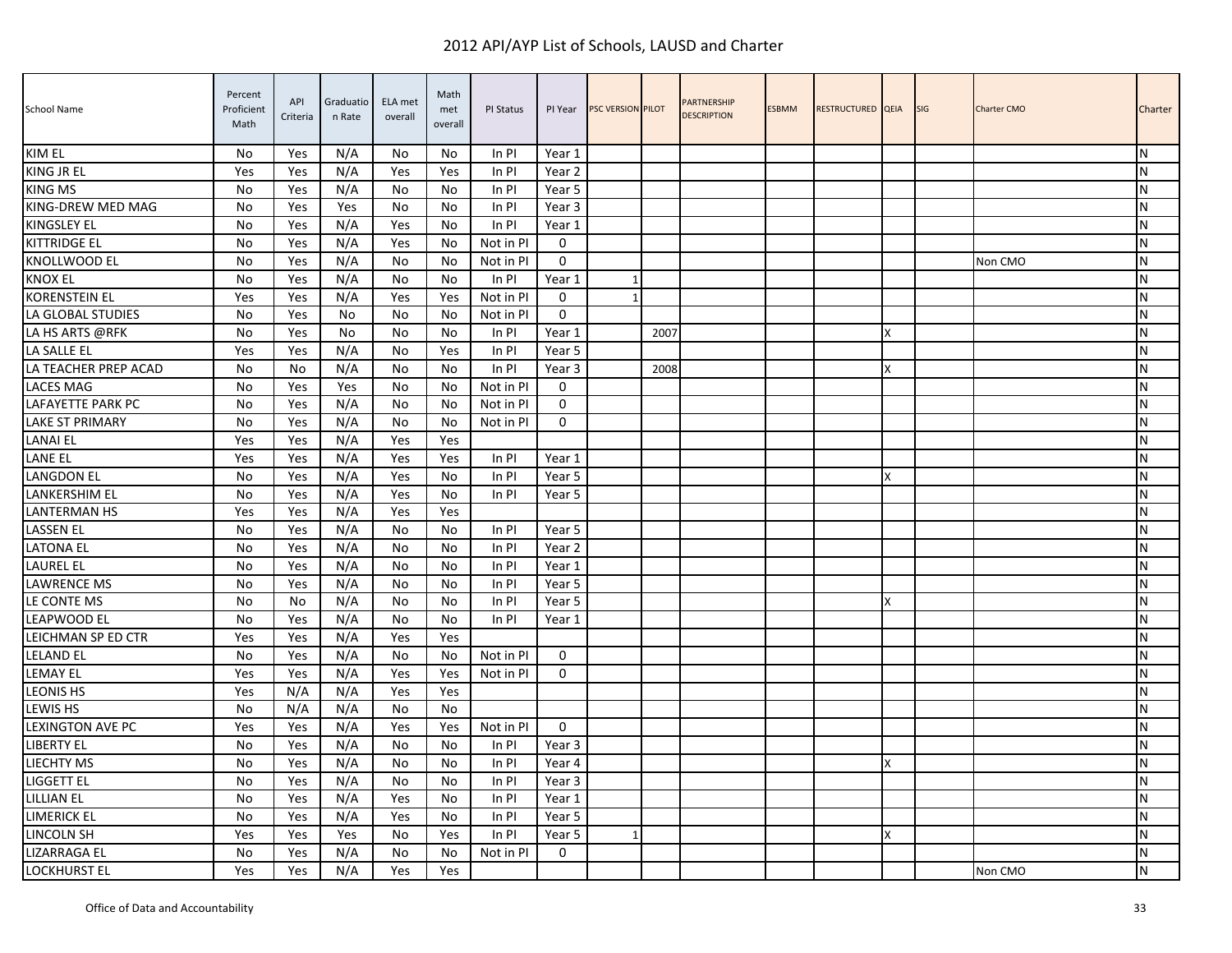# 2012 API/AYP List of Schools, LAUSD and Charter

| School Name | Percent Proficient Math | API Criteria | Graduation Rate | ELA met overall | Math met overall | PI Status | PI Year | PSC VERSION | PILOT | PARTNERSHIP DESCRIPTION | ESBMM | RESTRUCTURED | QEIA | SIG | Charter CMO | Charter |
|---|---|---|---|---|---|---|---|---|---|---|---|---|---|---|---|---|
| KIM EL | No | Yes | N/A | No | No | In PI | Year 1 | | | | | | | | | N |
| KING JR EL | Yes | Yes | N/A | Yes | Yes | In PI | Year 2 | | | | | | | | | N |
| KING MS | No | Yes | N/A | No | No | In PI | Year 5 | | | | | | | | | N |
| KING-DREW MED MAG | No | Yes | Yes | No | No | In PI | Year 3 | | | | | | | | | N |
| KINGSLEY EL | No | Yes | N/A | Yes | No | In PI | Year 1 | | | | | | | | | N |
| KITTRIDGE EL | No | Yes | N/A | Yes | No | Not in PI | 0 | | | | | | | | | N |
| KNOLLWOOD EL | No | Yes | N/A | No | No | Not in PI | 0 | | | | | | | | Non CMO | N |
| KNOX EL | No | Yes | N/A | No | No | In PI | Year 1 | 1 | | | | | | | | N |
| KORENSTEIN EL | Yes | Yes | N/A | Yes | Yes | Not in PI | 0 | 1 | | | | | | | | N |
| LA GLOBAL STUDIES | No | Yes | No | No | No | Not in PI | 0 | | | | | | | | | N |
| LA HS ARTS @RFK | No | Yes | No | No | No | In PI | Year 1 | | 2007 | | | | X | | | N |
| LA SALLE EL | Yes | Yes | N/A | No | Yes | In PI | Year 5 | | | | | | | | | N |
| LA TEACHER PREP ACAD | No | No | N/A | No | No | In PI | Year 3 | | 2008 | | | | X | | | N |
| LACES MAG | No | Yes | Yes | No | No | Not in PI | 0 | | | | | | | | | N |
| LAFAYETTE PARK PC | No | Yes | N/A | No | No | Not in PI | 0 | | | | | | | | | N |
| LAKE ST PRIMARY | No | Yes | N/A | No | No | Not in PI | 0 | | | | | | | | | N |
| LANAI EL | Yes | Yes | N/A | Yes | Yes | | | | | | | | | | | N |
| LANE EL | Yes | Yes | N/A | Yes | Yes | In PI | Year 1 | | | | | | | | | N |
| LANGDON EL | No | Yes | N/A | Yes | No | In PI | Year 5 | | | | | | X | | | N |
| LANKERSHIM EL | No | Yes | N/A | Yes | No | In PI | Year 5 | | | | | | | | | N |
| LANTERMAN HS | Yes | Yes | N/A | Yes | Yes | | | | | | | | | | | N |
| LASSEN EL | No | Yes | N/A | No | No | In PI | Year 5 | | | | | | | | | N |
| LATONA EL | No | Yes | N/A | No | No | In PI | Year 2 | | | | | | | | | N |
| LAUREL EL | No | Yes | N/A | No | No | In PI | Year 1 | | | | | | | | | N |
| LAWRENCE MS | No | Yes | N/A | No | No | In PI | Year 5 | | | | | | | | | N |
| LE CONTE MS | No | No | N/A | No | No | In PI | Year 5 | | | | | | X | | | N |
| LEAPWOOD EL | No | Yes | N/A | No | No | In PI | Year 1 | | | | | | | | | N |
| LEICHMAN SP ED CTR | Yes | Yes | N/A | Yes | Yes | | | | | | | | | | | N |
| LELAND EL | No | Yes | N/A | No | No | Not in PI | 0 | | | | | | | | | N |
| LEMAY EL | Yes | Yes | N/A | Yes | Yes | Not in PI | 0 | | | | | | | | | N |
| LEONIS HS | Yes | N/A | N/A | Yes | Yes | | | | | | | | | | | N |
| LEWIS HS | No | N/A | N/A | No | No | | | | | | | | | | | N |
| LEXINGTON AVE PC | Yes | Yes | N/A | Yes | Yes | Not in PI | 0 | | | | | | | | | N |
| LIBERTY EL | No | Yes | N/A | No | No | In PI | Year 3 | | | | | | | | | N |
| LIECHTY MS | No | Yes | N/A | No | No | In PI | Year 4 | | | | | | X | | | N |
| LIGGETT EL | No | Yes | N/A | No | No | In PI | Year 3 | | | | | | | | | N |
| LILLIAN EL | No | Yes | N/A | Yes | No | In PI | Year 1 | | | | | | | | | N |
| LIMERICK EL | No | Yes | N/A | Yes | No | In PI | Year 5 | | | | | | | | | N |
| LINCOLN SH | Yes | Yes | Yes | No | Yes | In PI | Year 5 | 1 | | | | | X | | | N |
| LIZARRAGA EL | No | Yes | N/A | No | No | Not in PI | 0 | | | | | | | | | N |
| LOCKHURST EL | Yes | Yes | N/A | Yes | Yes | | | | | | | | | | Non CMO | N |

Office of Data and Accountability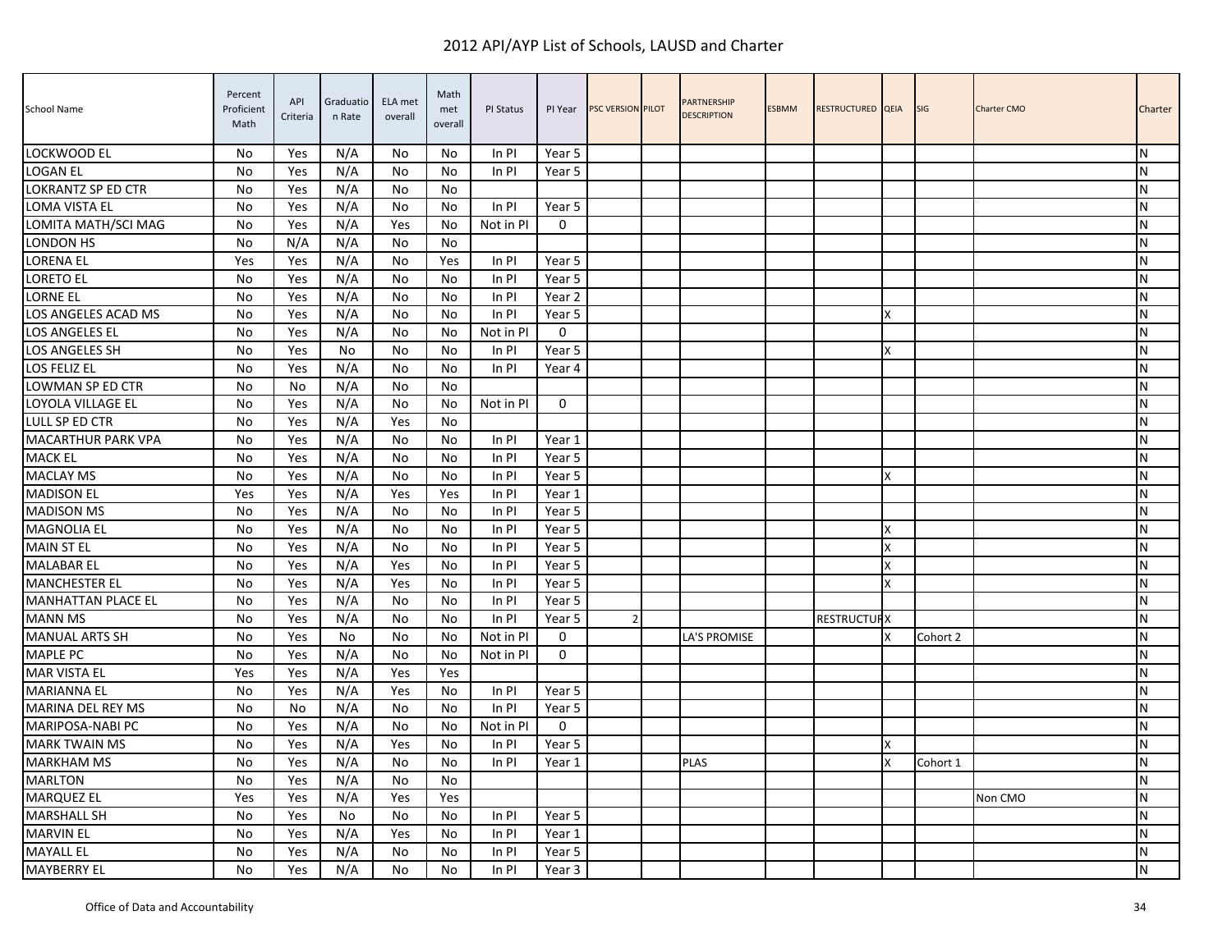# 2012 API/AYP List of Schools, LAUSD and Charter

| School Name | Percent Proficient Math | API Criteria | Graduation Rate | ELA met overall | Math met overall | PI Status | PI Year | PSC VERSION | PILOT | PARTNERSHIP DESCRIPTION | ESBMM | RESTRUCTURED | QEIA | SIG | Charter CMO | Charter |
|---|---|---|---|---|---|---|---|---|---|---|---|---|---|---|---|---|
| LOCKWOOD EL | No | Yes | N/A | No | No | In PI | Year 5 | | | | | | | | | N |
| LOGAN EL | No | Yes | N/A | No | No | In PI | Year 5 | | | | | | | | | N |
| LOKRANTZ SP ED CTR | No | Yes | N/A | No | No | | | | | | | | | | | N |
| LOMA VISTA EL | No | Yes | N/A | No | No | In PI | Year 5 | | | | | | | | | N |
| LOMITA MATH/SCI MAG | No | Yes | N/A | Yes | No | Not in PI | 0 | | | | | | | | | N |
| LONDON HS | No | N/A | N/A | No | No | | | | | | | | | | | N |
| LORENA EL | Yes | Yes | N/A | No | Yes | In PI | Year 5 | | | | | | | | | N |
| LORETO EL | No | Yes | N/A | No | No | In PI | Year 5 | | | | | | | | | N |
| LORNE EL | No | Yes | N/A | No | No | In PI | Year 2 | | | | | | | | | N |
| LOS ANGELES ACAD MS | No | Yes | N/A | No | No | In PI | Year 5 | | | | | | X | | | N |
| LOS ANGELES EL | No | Yes | N/A | No | No | Not in PI | 0 | | | | | | | | | N |
| LOS ANGELES SH | No | Yes | No | No | No | In PI | Year 5 | | | | | | X | | | N |
| LOS FELIZ EL | No | Yes | N/A | No | No | In PI | Year 4 | | | | | | | | | N |
| LOWMAN SP ED CTR | No | No | N/A | No | No | | | | | | | | | | | N |
| LOYOLA VILLAGE EL | No | Yes | N/A | No | No | Not in PI | 0 | | | | | | | | | N |
| LULL SP ED CTR | No | Yes | N/A | Yes | No | | | | | | | | | | | N |
| MACARTHUR PARK VPA | No | Yes | N/A | No | No | In PI | Year 1 | | | | | | | | | N |
| MACK EL | No | Yes | N/A | No | No | In PI | Year 5 | | | | | | | | | N |
| MACLAY MS | No | Yes | N/A | No | No | In PI | Year 5 | | | | | | X | | | N |
| MADISON EL | Yes | Yes | N/A | Yes | Yes | In PI | Year 1 | | | | | | | | | N |
| MADISON MS | No | Yes | N/A | No | No | In PI | Year 5 | | | | | | | | | N |
| MAGNOLIA EL | No | Yes | N/A | No | No | In PI | Year 5 | | | | | | X | | | N |
| MAIN ST EL | No | Yes | N/A | No | No | In PI | Year 5 | | | | | | X | | | N |
| MALABAR EL | No | Yes | N/A | Yes | No | In PI | Year 5 | | | | | | X | | | N |
| MANCHESTER EL | No | Yes | N/A | Yes | No | In PI | Year 5 | | | | | | X | | | N |
| MANHATTAN PLACE EL | No | Yes | N/A | No | No | In PI | Year 5 | | | | | | | | | N |
| MANN MS | No | Yes | N/A | No | No | In PI | Year 5 | 2 | | | | RESTRUCTUR | X | | | N |
| MANUAL ARTS SH | No | Yes | No | No | No | Not in PI | 0 | | | LA'S PROMISE | | | X | Cohort 2 | | N |
| MAPLE PC | No | Yes | N/A | No | No | Not in PI | 0 | | | | | | | | | N |
| MAR VISTA EL | Yes | Yes | N/A | Yes | Yes | | | | | | | | | | | N |
| MARIANNA EL | No | Yes | N/A | Yes | No | In PI | Year 5 | | | | | | | | | N |
| MARINA DEL REY MS | No | No | N/A | No | No | In PI | Year 5 | | | | | | | | | N |
| MARIPOSA-NABI PC | No | Yes | N/A | No | No | Not in PI | 0 | | | | | | | | | N |
| MARK TWAIN MS | No | Yes | N/A | Yes | No | In PI | Year 5 | | | | | | X | | | N |
| MARKHAM MS | No | Yes | N/A | No | No | In PI | Year 1 | | | PLAS | | | X | Cohort 1 | | N |
| MARLTON | No | Yes | N/A | No | No | | | | | | | | | | | N |
| MARQUEZ EL | Yes | Yes | N/A | Yes | Yes | | | | | | | | | | Non CMO | N |
| MARSHALL SH | No | Yes | No | No | No | In PI | Year 5 | | | | | | | | | N |
| MARVIN EL | No | Yes | N/A | Yes | No | In PI | Year 1 | | | | | | | | | N |
| MAYALL EL | No | Yes | N/A | No | No | In PI | Year 5 | | | | | | | | | N |
| MAYBERRY EL | No | Yes | N/A | No | No | In PI | Year 3 | | | | | | | | | N |

Office of Data and Accountability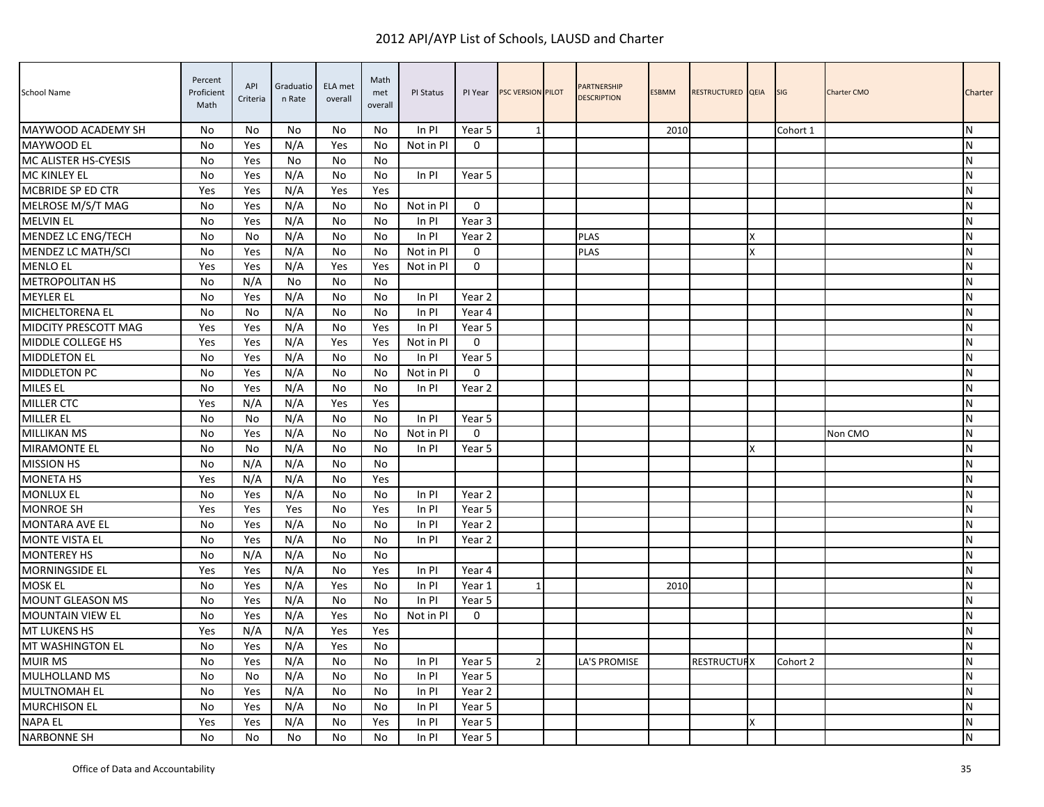# 2012 API/AYP List of Schools, LAUSD and Charter

| School Name | Percent Proficient Math | API Criteria | Graduation Rate | ELA met overall | Math met overall | PI Status | PI Year | PSC VERSION | PILOT | PARTNERSHIP DESCRIPTION | ESBMM | RESTRUCTURED | QEIA | SIG | Charter CMO | Charter |
|---|---|---|---|---|---|---|---|---|---|---|---|---|---|---|---|---|
| MAYWOOD ACADEMY SH | No | No | No | No | No | In PI | Year 5 | 1 | | | 2010 | | | Cohort 1 | | N |
| MAYWOOD EL | No | Yes | N/A | Yes | No | Not in PI | 0 | | | | | | | | | N |
| MC ALISTER HS-CYESIS | No | Yes | No | No | No | | | | | | | | | | | N |
| MC KINLEY EL | No | Yes | N/A | No | No | In PI | Year 5 | | | | | | | | | N |
| MCBRIDE SP ED CTR | Yes | Yes | N/A | Yes | Yes | | | | | | | | | | | N |
| MELROSE M/S/T MAG | No | Yes | N/A | No | No | Not in PI | 0 | | | | | | | | | N |
| MELVIN EL | No | Yes | N/A | No | No | In PI | Year 3 | | | | | | | | | N |
| MENDEZ LC ENG/TECH | No | No | N/A | No | No | In PI | Year 2 | | | PLAS | | | X | | | N |
| MENDEZ LC MATH/SCI | No | Yes | N/A | No | No | Not in PI | 0 | | | PLAS | | | X | | | N |
| MENLO EL | Yes | Yes | N/A | Yes | Yes | Not in PI | 0 | | | | | | | | | N |
| METROPOLITAN HS | No | N/A | No | No | No | | | | | | | | | | | N |
| MEYLER EL | No | Yes | N/A | No | No | In PI | Year 2 | | | | | | | | | N |
| MICHELTORENA EL | No | No | N/A | No | No | In PI | Year 4 | | | | | | | | | N |
| MIDCITY PRESCOTT MAG | Yes | Yes | N/A | No | Yes | In PI | Year 5 | | | | | | | | | N |
| MIDDLE COLLEGE HS | Yes | Yes | N/A | Yes | Yes | Not in PI | 0 | | | | | | | | | N |
| MIDDLETON EL | No | Yes | N/A | No | No | In PI | Year 5 | | | | | | | | | N |
| MIDDLETON PC | No | Yes | N/A | No | No | Not in PI | 0 | | | | | | | | | N |
| MILES EL | No | Yes | N/A | No | No | In PI | Year 2 | | | | | | | | | N |
| MILLER CTC | Yes | N/A | N/A | Yes | Yes | | | | | | | | | | | N |
| MILLER EL | No | No | N/A | No | No | In PI | Year 5 | | | | | | | | | N |
| MILLIKAN MS | No | Yes | N/A | No | No | Not in PI | 0 | | | | | | | | Non CMO | N |
| MIRAMONTE EL | No | No | N/A | No | No | In PI | Year 5 | | | | | | X | | | N |
| MISSION HS | No | N/A | N/A | No | No | | | | | | | | | | | N |
| MONETA HS | Yes | N/A | N/A | No | Yes | | | | | | | | | | | N |
| MONLUX EL | No | Yes | N/A | No | No | In PI | Year 2 | | | | | | | | | N |
| MONROE SH | Yes | Yes | Yes | No | Yes | In PI | Year 5 | | | | | | | | | N |
| MONTARA AVE EL | No | Yes | N/A | No | No | In PI | Year 2 | | | | | | | | | N |
| MONTE VISTA EL | No | Yes | N/A | No | No | In PI | Year 2 | | | | | | | | | N |
| MONTEREY HS | No | N/A | N/A | No | No | | | | | | | | | | | N |
| MORNINGSIDE EL | Yes | Yes | N/A | No | Yes | In PI | Year 4 | | | | | | | | | N |
| MOSK EL | No | Yes | N/A | Yes | No | In PI | Year 1 | 1 | | | 2010 | | | | | N |
| MOUNT GLEASON MS | No | Yes | N/A | No | No | In PI | Year 5 | | | | | | | | | N |
| MOUNTAIN VIEW EL | No | Yes | N/A | Yes | No | Not in PI | 0 | | | | | | | | | N |
| MT LUKENS HS | Yes | N/A | N/A | Yes | Yes | | | | | | | | | | | N |
| MT WASHINGTON EL | No | Yes | N/A | Yes | No | | | | | | | | | | | N |
| MUIR MS | No | Yes | N/A | No | No | In PI | Year 5 | 2 | | LA'S PROMISE | | RESTRUCTUR | X | Cohort 2 | | N |
| MULHOLLAND MS | No | No | N/A | No | No | In PI | Year 5 | | | | | | | | | N |
| MULTNOMAH EL | No | Yes | N/A | No | No | In PI | Year 2 | | | | | | | | | N |
| MURCHISON EL | No | Yes | N/A | No | No | In PI | Year 5 | | | | | | | | | N |
| NAPA EL | Yes | Yes | N/A | No | Yes | In PI | Year 5 | | | | | | X | | | N |
| NARBONNE SH | No | No | No | No | No | In PI | Year 5 | | | | | | | | | N |

Office of Data and Accountability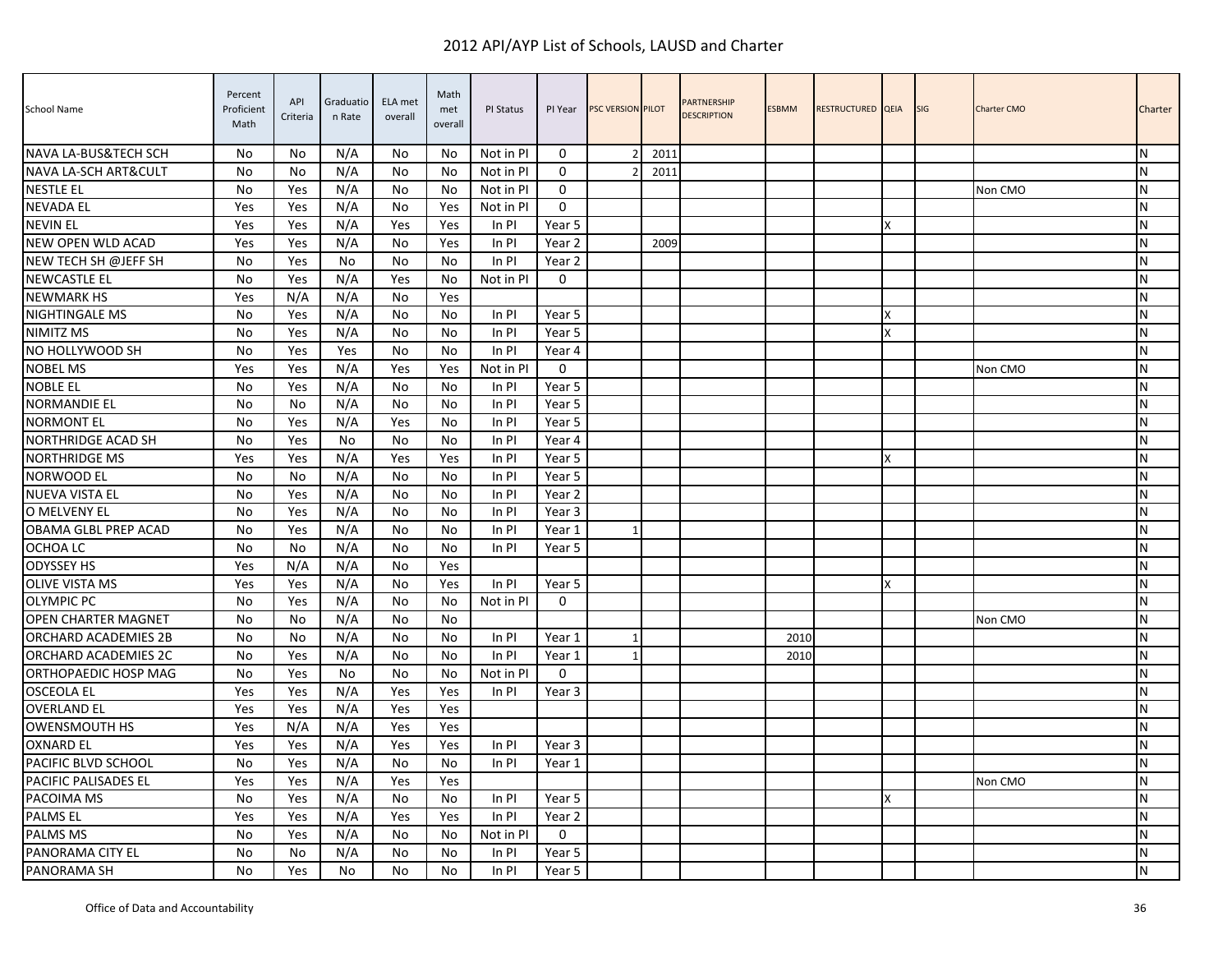# 2012 API/AYP List of Schools, LAUSD and Charter

| School Name | Percent Proficient Math | API Criteria | Graduation Rate | ELA met overall | Math met overall | PI Status | PI Year | PSC VERSION | PILOT | PARTNERSHIP DESCRIPTION | ESBMM | RESTRUCTURED | QEIA | SIG | Charter CMO | Charter |
|---|---|---|---|---|---|---|---|---|---|---|---|---|---|---|---|---|
| NAVA LA-BUS&TECH SCH | No | No | N/A | No | No | Not in PI | 0 | 2 | 2011 | | | | | | | N |
| NAVA LA-SCH ART&CULT | No | No | N/A | No | No | Not in PI | 0 | 2 | 2011 | | | | | | | N |
| NESTLE EL | No | Yes | N/A | No | No | Not in PI | 0 | | | | | | | | Non CMO | N |
| NEVADA EL | Yes | Yes | N/A | No | Yes | Not in PI | 0 | | | | | | | | | N |
| NEVIN EL | Yes | Yes | N/A | Yes | Yes | In PI | Year 5 | | | | | | X | | | N |
| NEW OPEN WLD ACAD | Yes | Yes | N/A | No | Yes | In PI | Year 2 | | 2009 | | | | | | | N |
| NEW TECH SH @JEFF SH | No | Yes | No | No | No | In PI | Year 2 | | | | | | | | | N |
| NEWCASTLE EL | No | Yes | N/A | Yes | No | Not in PI | 0 | | | | | | | | | N |
| NEWMARK HS | Yes | N/A | N/A | No | Yes | | | | | | | | | | | N |
| NIGHTINGALE MS | No | Yes | N/A | No | No | In PI | Year 5 | | | | | | X | | | N |
| NIMITZ MS | No | Yes | N/A | No | No | In PI | Year 5 | | | | | | X | | | N |
| NO HOLLYWOOD SH | No | Yes | Yes | No | No | In PI | Year 4 | | | | | | | | | N |
| NOBEL MS | Yes | Yes | N/A | Yes | Yes | Not in PI | 0 | | | | | | | | Non CMO | N |
| NOBLE EL | No | Yes | N/A | No | No | In PI | Year 5 | | | | | | | | | N |
| NORMANDIE EL | No | No | N/A | No | No | In PI | Year 5 | | | | | | | | | N |
| NORMONT EL | No | Yes | N/A | Yes | No | In PI | Year 5 | | | | | | | | | N |
| NORTHRIDGE ACAD SH | No | Yes | No | No | No | In PI | Year 4 | | | | | | | | | N |
| NORTHRIDGE MS | Yes | Yes | N/A | Yes | Yes | In PI | Year 5 | | | | | | X | | | N |
| NORWOOD EL | No | No | N/A | No | No | In PI | Year 5 | | | | | | | | | N |
| NUEVA VISTA EL | No | Yes | N/A | No | No | In PI | Year 2 | | | | | | | | | N |
| O MELVENY EL | No | Yes | N/A | No | No | In PI | Year 3 | | | | | | | | | N |
| OBAMA GLBL PREP ACAD | No | Yes | N/A | No | No | In PI | Year 1 | 1 | | | | | | | | N |
| OCHOA LC | No | No | N/A | No | No | In PI | Year 5 | | | | | | | | | N |
| ODYSSEY HS | Yes | N/A | N/A | No | Yes | | | | | | | | | | | N |
| OLIVE VISTA MS | Yes | Yes | N/A | No | Yes | In PI | Year 5 | | | | | | X | | | N |
| OLYMPIC PC | No | Yes | N/A | No | No | Not in PI | 0 | | | | | | | | | N |
| OPEN CHARTER MAGNET | No | No | N/A | No | No | | | | | | | | | | Non CMO | N |
| ORCHARD ACADEMIES 2B | No | No | N/A | No | No | In PI | Year 1 | 1 | | | 2010 | | | | | N |
| ORCHARD ACADEMIES 2C | No | Yes | N/A | No | No | In PI | Year 1 | 1 | | | 2010 | | | | | N |
| ORTHOPAEDIC HOSP MAG | No | Yes | No | No | No | Not in PI | 0 | | | | | | | | | N |
| OSCEOLA EL | Yes | Yes | N/A | Yes | Yes | In PI | Year 3 | | | | | | | | | N |
| OVERLAND EL | Yes | Yes | N/A | Yes | Yes | | | | | | | | | | | N |
| OWENSMOUTH HS | Yes | N/A | N/A | Yes | Yes | | | | | | | | | | | N |
| OXNARD EL | Yes | Yes | N/A | Yes | Yes | In PI | Year 3 | | | | | | | | | N |
| PACIFIC BLVD SCHOOL | No | Yes | N/A | No | No | In PI | Year 1 | | | | | | | | | N |
| PACIFIC PALISADES EL | Yes | Yes | N/A | Yes | Yes | | | | | | | | | | Non CMO | N |
| PACOIMA MS | No | Yes | N/A | No | No | In PI | Year 5 | | | | | | X | | | N |
| PALMS EL | Yes | Yes | N/A | Yes | Yes | In PI | Year 2 | | | | | | | | | N |
| PALMS MS | No | Yes | N/A | No | No | Not in PI | 0 | | | | | | | | | N |
| PANORAMA CITY EL | No | No | N/A | No | No | In PI | Year 5 | | | | | | | | | N |
| PANORAMA SH | No | Yes | No | No | No | In PI | Year 5 | | | | | | | | | N |

Office of Data and Accountability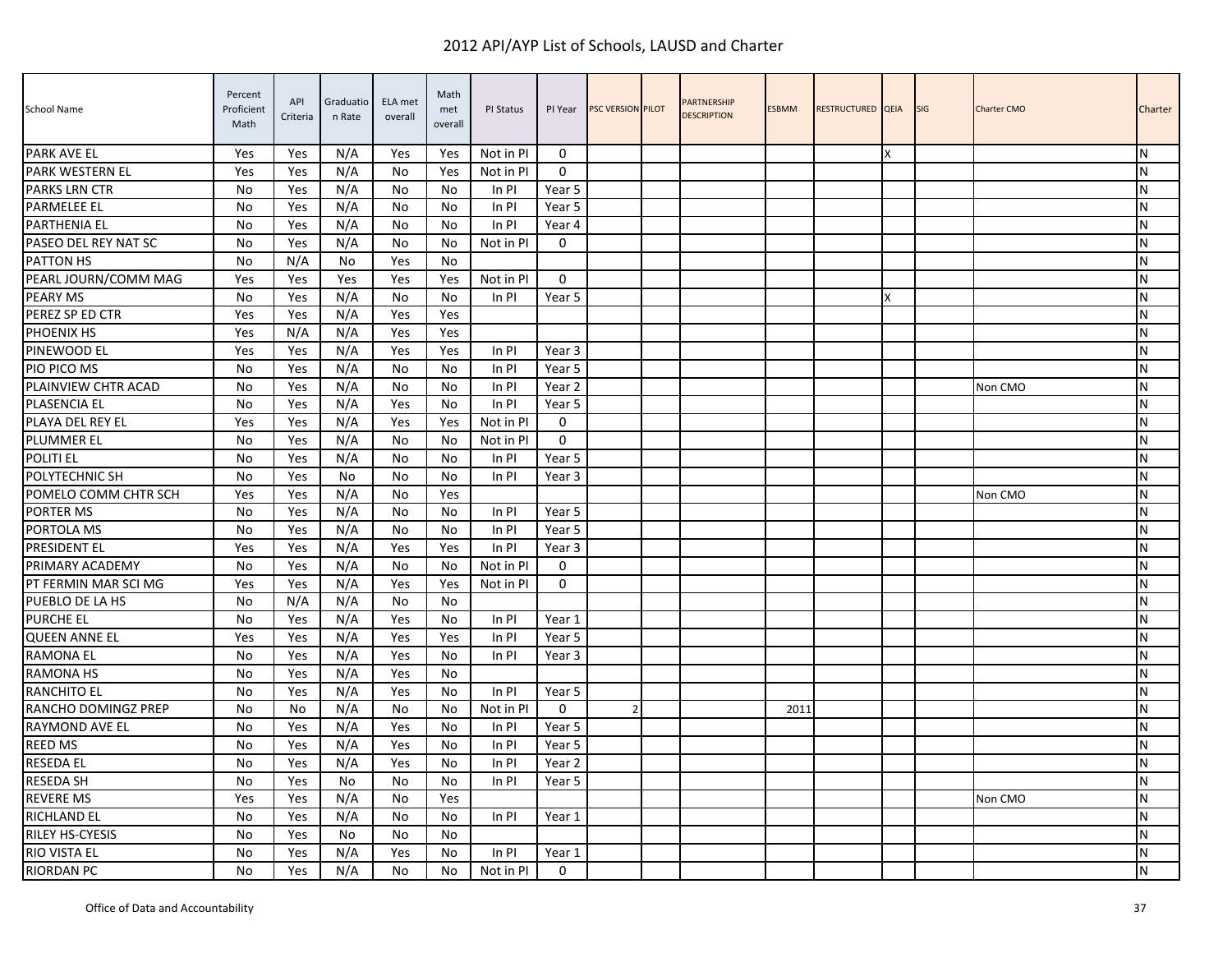# 2012 API/AYP List of Schools, LAUSD and Charter

| School Name | Percent Proficient Math | API Criteria | Graduation Rate | ELA met overall | Math met overall | PI Status | PI Year | PSC VERSION | PILOT | PARTNERSHIP DESCRIPTION | ESBMM | RESTRUCTURED | QEIA | SIG | Charter CMO | Charter |
|---|---|---|---|---|---|---|---|---|---|---|---|---|---|---|---|---|
| PARK AVE EL | Yes | Yes | N/A | Yes | Yes | Not in PI | 0 | | | | | | X | | | N |
| PARK WESTERN EL | Yes | Yes | N/A | No | Yes | Not in PI | 0 | | | | | | | | | N |
| PARKS LRN CTR | No | Yes | N/A | No | No | In PI | Year 5 | | | | | | | | | N |
| PARMELEE EL | No | Yes | N/A | No | No | In PI | Year 5 | | | | | | | | | N |
| PARTHENIA EL | No | Yes | N/A | No | No | In PI | Year 4 | | | | | | | | | N |
| PASEO DEL REY NAT SC | No | Yes | N/A | No | No | Not in PI | 0 | | | | | | | | | N |
| PATTON HS | No | N/A | No | Yes | No | | | | | | | | | | | N |
| PEARL JOURN/COMM MAG | Yes | Yes | Yes | Yes | Yes | Not in PI | 0 | | | | | | | | | N |
| PEARY MS | No | Yes | N/A | No | No | In PI | Year 5 | | | | | | X | | | N |
| PEREZ SP ED CTR | Yes | Yes | N/A | Yes | Yes | | | | | | | | | | | N |
| PHOENIX HS | Yes | N/A | N/A | Yes | Yes | | | | | | | | | | | N |
| PINEWOOD EL | Yes | Yes | N/A | Yes | Yes | In PI | Year 3 | | | | | | | | | N |
| PIO PICO MS | No | Yes | N/A | No | No | In PI | Year 5 | | | | | | | | | N |
| PLAINVIEW CHTR ACAD | No | Yes | N/A | No | No | In PI | Year 2 | | | | | | | | Non CMO | N |
| PLASENCIA EL | No | Yes | N/A | Yes | No | In PI | Year 5 | | | | | | | | | N |
| PLAYA DEL REY EL | Yes | Yes | N/A | Yes | Yes | Not in PI | 0 | | | | | | | | | N |
| PLUMMER EL | No | Yes | N/A | No | No | Not in PI | 0 | | | | | | | | | N |
| POLITI EL | No | Yes | N/A | No | No | In PI | Year 5 | | | | | | | | | N |
| POLYTECHNIC SH | No | Yes | No | No | No | In PI | Year 3 | | | | | | | | | N |
| POMELO COMM CHTR SCH | Yes | Yes | N/A | No | Yes | | | | | | | | | | Non CMO | N |
| PORTER MS | No | Yes | N/A | No | No | In PI | Year 5 | | | | | | | | | N |
| PORTOLA MS | No | Yes | N/A | No | No | In PI | Year 5 | | | | | | | | | N |
| PRESIDENT EL | Yes | Yes | N/A | Yes | Yes | In PI | Year 3 | | | | | | | | | N |
| PRIMARY ACADEMY | No | Yes | N/A | No | No | Not in PI | 0 | | | | | | | | | N |
| PT FERMIN MAR SCI MG | Yes | Yes | N/A | Yes | Yes | Not in PI | 0 | | | | | | | | | N |
| PUEBLO DE LA HS | No | N/A | N/A | No | No | | | | | | | | | | | N |
| PURCHE EL | No | Yes | N/A | Yes | No | In PI | Year 1 | | | | | | | | | N |
| QUEEN ANNE EL | Yes | Yes | N/A | Yes | Yes | In PI | Year 5 | | | | | | | | | N |
| RAMONA EL | No | Yes | N/A | Yes | No | In PI | Year 3 | | | | | | | | | N |
| RAMONA HS | No | Yes | N/A | Yes | No | | | | | | | | | | | N |
| RANCHITO EL | No | Yes | N/A | Yes | No | In PI | Year 5 | | | | | | | | | N |
| RANCHO DOMINGZ PREP | No | No | N/A | No | No | Not in PI | 0 | 2 | | | 2011 | | | | | N |
| RAYMOND AVE EL | No | Yes | N/A | Yes | No | In PI | Year 5 | | | | | | | | | N |
| REED MS | No | Yes | N/A | Yes | No | In PI | Year 5 | | | | | | | | | N |
| RESEDA EL | No | Yes | N/A | Yes | No | In PI | Year 2 | | | | | | | | | N |
| RESEDA SH | No | Yes | No | No | No | In PI | Year 5 | | | | | | | | | N |
| REVERE MS | Yes | Yes | N/A | No | Yes | | | | | | | | | | Non CMO | N |
| RICHLAND EL | No | Yes | N/A | No | No | In PI | Year 1 | | | | | | | | | N |
| RILEY HS-CYESIS | No | Yes | No | No | No | | | | | | | | | | | N |
| RIO VISTA EL | No | Yes | N/A | Yes | No | In PI | Year 1 | | | | | | | | | N |
| RIORDAN PC | No | Yes | N/A | No | No | Not in PI | 0 | | | | | | | | | N |

Office of Data and Accountability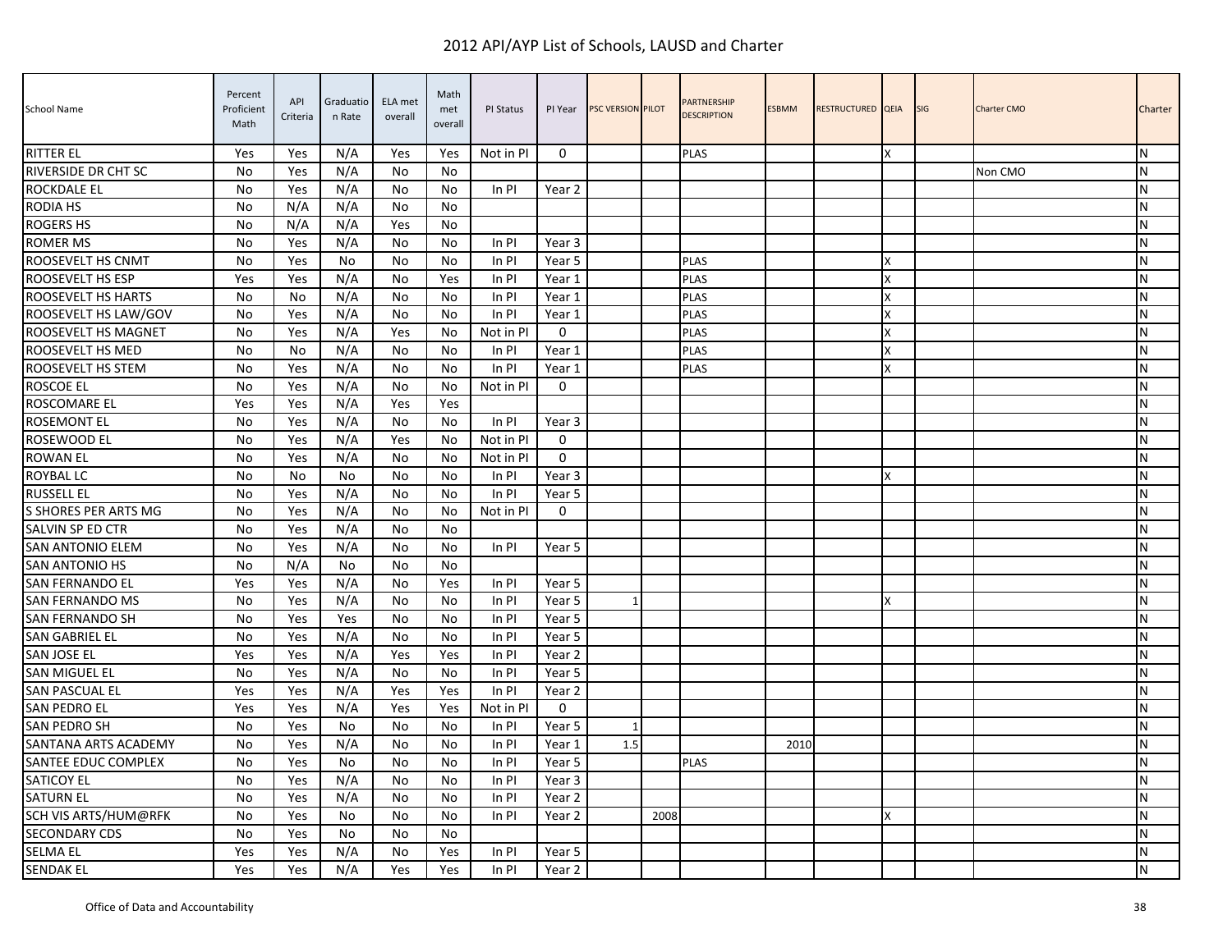# 2012 API/AYP List of Schools, LAUSD and Charter

| School Name | Percent Proficient Math | API Criteria | Graduation Rate | ELA met overall | Math met overall | PI Status | PI Year | PSC VERSION | PILOT | PARTNERSHIP DESCRIPTION | ESBMM | RESTRUCTURED | QEIA | SIG | Charter CMO | Charter |
|---|---|---|---|---|---|---|---|---|---|---|---|---|---|---|---|---|
| RITTER EL | Yes | Yes | N/A | Yes | Yes | Not in PI | 0 | | | PLAS | | | X | | | N |
| RIVERSIDE DR CHT SC | No | Yes | N/A | No | No | | | | | | | | | | Non CMO | N |
| ROCKDALE EL | No | Yes | N/A | No | No | In PI | Year 2 | | | | | | | | | N |
| RODIA HS | No | N/A | N/A | No | No | | | | | | | | | | | N |
| ROGERS HS | No | N/A | N/A | Yes | No | | | | | | | | | | | N |
| ROMER MS | No | Yes | N/A | No | No | In PI | Year 3 | | | | | | | | | N |
| ROOSEVELT HS CNMT | No | Yes | No | No | No | In PI | Year 5 | | | PLAS | | | X | | | N |
| ROOSEVELT HS ESP | Yes | Yes | N/A | No | Yes | In PI | Year 1 | | | PLAS | | | X | | | N |
| ROOSEVELT HS HARTS | No | No | N/A | No | No | In PI | Year 1 | | | PLAS | | | X | | | N |
| ROOSEVELT HS LAW/GOV | No | Yes | N/A | No | No | In PI | Year 1 | | | PLAS | | | X | | | N |
| ROOSEVELT HS MAGNET | No | Yes | N/A | Yes | No | Not in PI | 0 | | | PLAS | | | X | | | N |
| ROOSEVELT HS MED | No | No | N/A | No | No | In PI | Year 1 | | | PLAS | | | X | | | N |
| ROOSEVELT HS STEM | No | Yes | N/A | No | No | In PI | Year 1 | | | PLAS | | | X | | | N |
| ROSCOE EL | No | Yes | N/A | No | No | Not in PI | 0 | | | | | | | | | N |
| ROSCOMARE EL | Yes | Yes | N/A | Yes | Yes | | | | | | | | | | | N |
| ROSEMONT EL | No | Yes | N/A | No | No | In PI | Year 3 | | | | | | | | | N |
| ROSEWOOD EL | No | Yes | N/A | Yes | No | Not in PI | 0 | | | | | | | | | N |
| ROWAN EL | No | Yes | N/A | No | No | Not in PI | 0 | | | | | | | | | N |
| ROYBAL LC | No | No | No | No | No | In PI | Year 3 | | | | | | X | | | N |
| RUSSELL EL | No | Yes | N/A | No | No | In PI | Year 5 | | | | | | | | | N |
| S SHORES PER ARTS MG | No | Yes | N/A | No | No | Not in PI | 0 | | | | | | | | | N |
| SALVIN SP ED CTR | No | Yes | N/A | No | No | | | | | | | | | | | N |
| SAN ANTONIO ELEM | No | Yes | N/A | No | No | In PI | Year 5 | | | | | | | | | N |
| SAN ANTONIO HS | No | N/A | No | No | No | | | | | | | | | | | N |
| SAN FERNANDO EL | Yes | Yes | N/A | No | Yes | In PI | Year 5 | | | | | | | | | N |
| SAN FERNANDO MS | No | Yes | N/A | No | No | In PI | Year 5 | 1 | | | | | X | | | N |
| SAN FERNANDO SH | No | Yes | Yes | No | No | In PI | Year 5 | | | | | | | | | N |
| SAN GABRIEL EL | No | Yes | N/A | No | No | In PI | Year 5 | | | | | | | | | N |
| SAN JOSE EL | Yes | Yes | N/A | Yes | Yes | In PI | Year 2 | | | | | | | | | N |
| SAN MIGUEL EL | No | Yes | N/A | No | No | In PI | Year 5 | | | | | | | | | N |
| SAN PASCUAL EL | Yes | Yes | N/A | Yes | Yes | In PI | Year 2 | | | | | | | | | N |
| SAN PEDRO EL | Yes | Yes | N/A | Yes | Yes | Not in PI | 0 | | | | | | | | | N |
| SAN PEDRO SH | No | Yes | No | No | No | In PI | Year 5 | 1 | | | | | | | | N |
| SANTANA ARTS ACADEMY | No | Yes | N/A | No | No | In PI | Year 1 | 1.5 | | | 2010 | | | | | N |
| SANTEE EDUC COMPLEX | No | Yes | No | No | No | In PI | Year 5 | | | PLAS | | | | | | N |
| SATICOY EL | No | Yes | N/A | No | No | In PI | Year 3 | | | | | | | | | N |
| SATURN EL | No | Yes | N/A | No | No | In PI | Year 2 | | | | | | | | | N |
| SCH VIS ARTS/HUM@RFK | No | Yes | No | No | No | In PI | Year 2 | | 2008 | | | | X | | | N |
| SECONDARY CDS | No | Yes | No | No | No | | | | | | | | | | | N |
| SELMA EL | Yes | Yes | N/A | No | Yes | In PI | Year 5 | | | | | | | | | N |
| SENDAK EL | Yes | Yes | N/A | Yes | Yes | In PI | Year 2 | | | | | | | | | N |

Office of Data and Accountability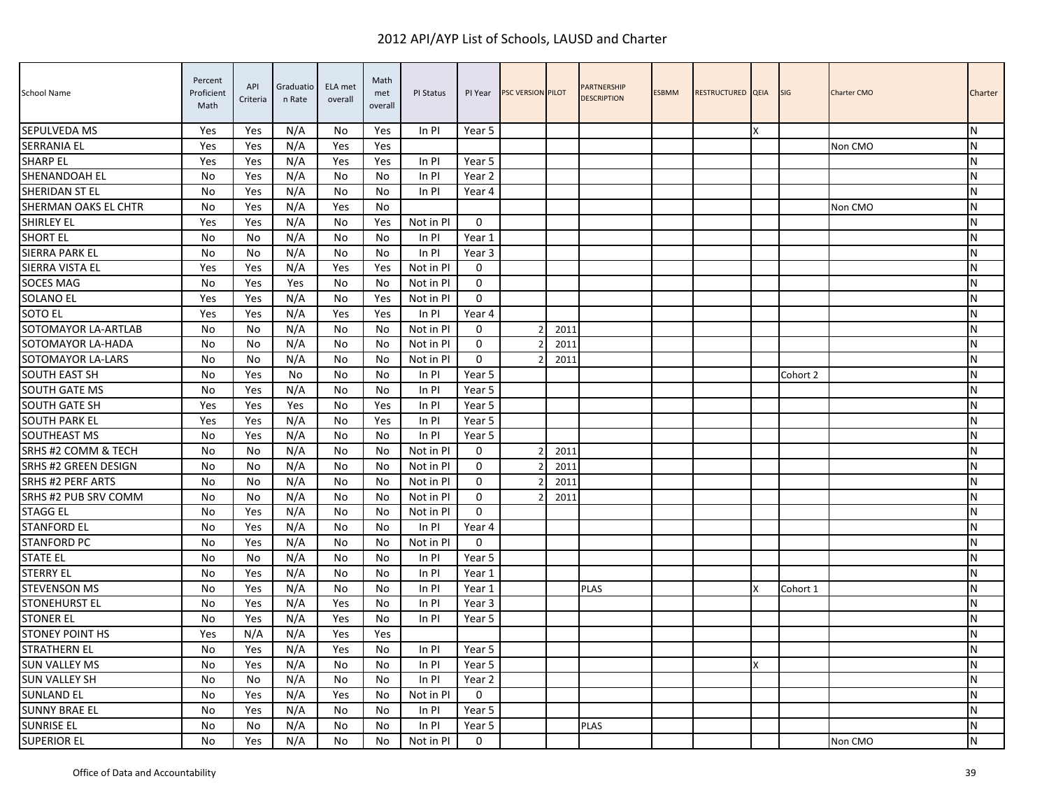# 2012 API/AYP List of Schools, LAUSD and Charter

| School Name | Percent Proficient Math | API Criteria | Graduation Rate | ELA met overall | Math met overall | PI Status | PI Year | PSC VERSION | PILOT | PARTNERSHIP DESCRIPTION | ESBMM | RESTRUCTURED | QEIA | SIG | Charter CMO | Charter |
|---|---|---|---|---|---|---|---|---|---|---|---|---|---|---|---|---|
| SEPULVEDA MS | Yes | Yes | N/A | No | Yes | In PI | Year 5 | | | | | | X | | | N |
| SERRANIA EL | Yes | Yes | N/A | Yes | Yes | | | | | | | | | | Non CMO | N |
| SHARP EL | Yes | Yes | N/A | Yes | Yes | In PI | Year 5 | | | | | | | | | N |
| SHENANDOAH EL | No | Yes | N/A | No | No | In PI | Year 2 | | | | | | | | | N |
| SHERIDAN ST EL | No | Yes | N/A | No | No | In PI | Year 4 | | | | | | | | | N |
| SHERMAN OAKS EL CHTR | No | Yes | N/A | Yes | No | | | | | | | | | | Non CMO | N |
| SHIRLEY EL | Yes | Yes | N/A | No | Yes | Not in PI | 0 | | | | | | | | | N |
| SHORT EL | No | No | N/A | No | No | In PI | Year 1 | | | | | | | | | N |
| SIERRA PARK EL | No | No | N/A | No | No | In PI | Year 3 | | | | | | | | | N |
| SIERRA VISTA EL | Yes | Yes | N/A | Yes | Yes | Not in PI | 0 | | | | | | | | | N |
| SOCES MAG | No | Yes | Yes | No | No | Not in PI | 0 | | | | | | | | | N |
| SOLANO EL | Yes | Yes | N/A | No | Yes | Not in PI | 0 | | | | | | | | | N |
| SOTO EL | Yes | Yes | N/A | Yes | Yes | In PI | Year 4 | | | | | | | | | N |
| SOTOMAYOR LA-ARTLAB | No | No | N/A | No | No | Not in PI | 0 | 2 | 2011 | | | | | | | N |
| SOTOMAYOR LA-HADA | No | No | N/A | No | No | Not in PI | 0 | 2 | 2011 | | | | | | | N |
| SOTOMAYOR LA-LARS | No | No | N/A | No | No | Not in PI | 0 | 2 | 2011 | | | | | | | N |
| SOUTH EAST SH | No | Yes | No | No | No | In PI | Year 5 | | | | | | | Cohort 2 | | N |
| SOUTH GATE MS | No | Yes | N/A | No | No | In PI | Year 5 | | | | | | | | | N |
| SOUTH GATE SH | Yes | Yes | Yes | No | Yes | In PI | Year 5 | | | | | | | | | N |
| SOUTH PARK EL | Yes | Yes | N/A | No | Yes | In PI | Year 5 | | | | | | | | | N |
| SOUTHEAST MS | No | Yes | N/A | No | No | In PI | Year 5 | | | | | | | | | N |
| SRHS #2 COMM & TECH | No | No | N/A | No | No | Not in PI | 0 | 2 | 2011 | | | | | | | N |
| SRHS #2 GREEN DESIGN | No | No | N/A | No | No | Not in PI | 0 | 2 | 2011 | | | | | | | N |
| SRHS #2 PERF ARTS | No | No | N/A | No | No | Not in PI | 0 | 2 | 2011 | | | | | | | N |
| SRHS #2 PUB SRV COMM | No | No | N/A | No | No | Not in PI | 0 | 2 | 2011 | | | | | | | N |
| STAGG EL | No | Yes | N/A | No | No | Not in PI | 0 | | | | | | | | | N |
| STANFORD EL | No | Yes | N/A | No | No | In PI | Year 4 | | | | | | | | | N |
| STANFORD PC | No | Yes | N/A | No | No | Not in PI | 0 | | | | | | | | | N |
| STATE EL | No | No | N/A | No | No | In PI | Year 5 | | | | | | | | | N |
| STERRY EL | No | Yes | N/A | No | No | In PI | Year 1 | | | | | | | | | N |
| STEVENSON MS | No | Yes | N/A | No | No | In PI | Year 1 | | | PLAS | | | X | Cohort 1 | | N |
| STONEHURST EL | No | Yes | N/A | Yes | No | In PI | Year 3 | | | | | | | | | N |
| STONER EL | No | Yes | N/A | Yes | No | In PI | Year 5 | | | | | | | | | N |
| STONEY POINT HS | Yes | N/A | N/A | Yes | Yes | | | | | | | | | | | N |
| STRATHERN EL | No | Yes | N/A | Yes | No | In PI | Year 5 | | | | | | | | | N |
| SUN VALLEY MS | No | Yes | N/A | No | No | In PI | Year 5 | | | | | | X | | | N |
| SUN VALLEY SH | No | No | N/A | No | No | In PI | Year 2 | | | | | | | | | N |
| SUNLAND EL | No | Yes | N/A | Yes | No | Not in PI | 0 | | | | | | | | | N |
| SUNNY BRAE EL | No | Yes | N/A | No | No | In PI | Year 5 | | | | | | | | | N |
| SUNRISE EL | No | No | N/A | No | No | In PI | Year 5 | | | PLAS | | | | | | N |
| SUPERIOR EL | No | Yes | N/A | No | No | Not in PI | 0 | | | | | | | | Non CMO | N |

Office of Data and Accountability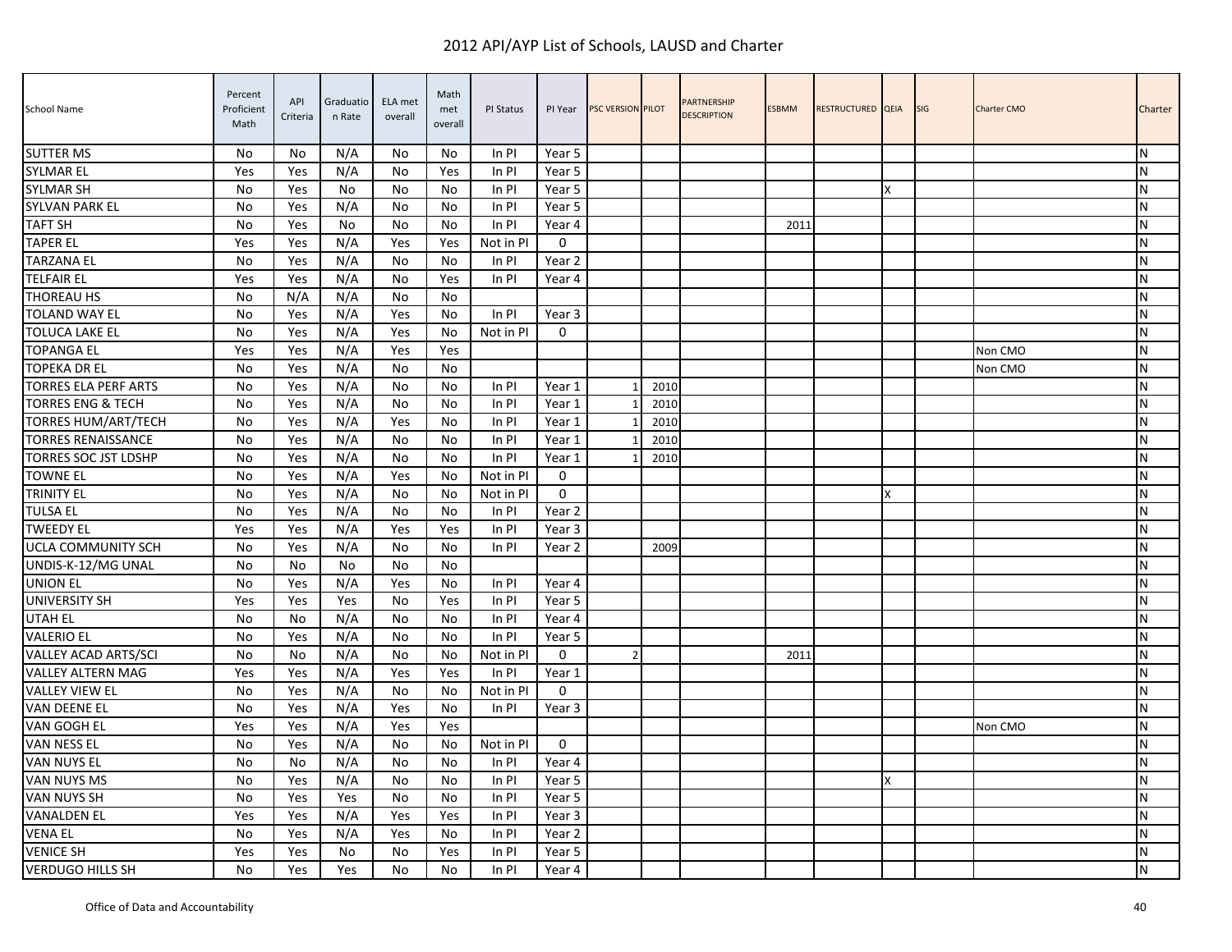# 2012 API/AYP List of Schools, LAUSD and Charter

| School Name | Percent Proficient Math | API Criteria | Graduation Rate | ELA met overall | Math met overall | PI Status | PI Year | PSC VERSION | PILOT | PARTNERSHIP DESCRIPTION | ESBMM | RESTRUCTURED | QEIA | SIG | Charter CMO | Charter |
|---|---|---|---|---|---|---|---|---|---|---|---|---|---|---|---|---|
| SUTTER MS | No | No | N/A | No | No | In PI | Year 5 | | | | | | | | | N |
| SYLMAR EL | Yes | Yes | N/A | No | Yes | In PI | Year 5 | | | | | | | | | N |
| SYLMAR SH | No | Yes | No | No | No | In PI | Year 5 | | | | | | X | | | N |
| SYLVAN PARK EL | No | Yes | N/A | No | No | In PI | Year 5 | | | | | | | | | N |
| TAFT SH | No | Yes | No | No | No | In PI | Year 4 | | | | 2011 | | | | | N |
| TAPER EL | Yes | Yes | N/A | Yes | Yes | Not in PI | 0 | | | | | | | | | N |
| TARZANA EL | No | Yes | N/A | No | No | In PI | Year 2 | | | | | | | | | N |
| TELFAIR EL | Yes | Yes | N/A | No | Yes | In PI | Year 4 | | | | | | | | | N |
| THOREAU HS | No | N/A | N/A | No | No | | | | | | | | | | | N |
| TOLAND WAY EL | No | Yes | N/A | Yes | No | In PI | Year 3 | | | | | | | | | N |
| TOLUCA LAKE EL | No | Yes | N/A | Yes | No | Not in PI | 0 | | | | | | | | | N |
| TOPANGA EL | Yes | Yes | N/A | Yes | Yes | | | | | | | | | | Non CMO | N |
| TOPEKA DR EL | No | Yes | N/A | No | No | | | | | | | | | | Non CMO | N |
| TORRES ELA PERF ARTS | No | Yes | N/A | No | No | In PI | Year 1 | 1 | 2010 | | | | | | | N |
| TORRES ENG & TECH | No | Yes | N/A | No | No | In PI | Year 1 | 1 | 2010 | | | | | | | N |
| TORRES HUM/ART/TECH | No | Yes | N/A | Yes | No | In PI | Year 1 | 1 | 2010 | | | | | | | N |
| TORRES RENAISSANCE | No | Yes | N/A | No | No | In PI | Year 1 | 1 | 2010 | | | | | | | N |
| TORRES SOC JST LDSHP | No | Yes | N/A | No | No | In PI | Year 1 | 1 | 2010 | | | | | | | N |
| TOWNE EL | No | Yes | N/A | Yes | No | Not in PI | 0 | | | | | | | | | N |
| TRINITY EL | No | Yes | N/A | No | No | Not in PI | 0 | | | | | | X | | | N |
| TULSA EL | No | Yes | N/A | No | No | In PI | Year 2 | | | | | | | | | N |
| TWEEDY EL | Yes | Yes | N/A | Yes | Yes | In PI | Year 3 | | | | | | | | | N |
| UCLA COMMUNITY SCH | No | Yes | N/A | No | No | In PI | Year 2 | | 2009 | | | | | | | N |
| UNDIS-K-12/MG UNAL | No | No | No | No | No | | | | | | | | | | | N |
| UNION EL | No | Yes | N/A | Yes | No | In PI | Year 4 | | | | | | | | | N |
| UNIVERSITY SH | Yes | Yes | Yes | No | Yes | In PI | Year 5 | | | | | | | | | N |
| UTAH EL | No | No | N/A | No | No | In PI | Year 4 | | | | | | | | | N |
| VALERIO EL | No | Yes | N/A | No | No | In PI | Year 5 | | | | | | | | | N |
| VALLEY ACAD ARTS/SCI | No | No | N/A | No | No | Not in PI | 0 | 2 | | | 2011 | | | | | N |
| VALLEY ALTERN MAG | Yes | Yes | N/A | Yes | Yes | In PI | Year 1 | | | | | | | | | N |
| VALLEY VIEW EL | No | Yes | N/A | No | No | Not in PI | 0 | | | | | | | | | N |
| VAN DEENE EL | No | Yes | N/A | Yes | No | In PI | Year 3 | | | | | | | | | N |
| VAN GOGH EL | Yes | Yes | N/A | Yes | Yes | | | | | | | | | | Non CMO | N |
| VAN NESS EL | No | Yes | N/A | No | No | Not in PI | 0 | | | | | | | | | N |
| VAN NUYS EL | No | No | N/A | No | No | In PI | Year 4 | | | | | | | | | N |
| VAN NUYS MS | No | Yes | N/A | No | No | In PI | Year 5 | | | | | | X | | | N |
| VAN NUYS SH | No | Yes | Yes | No | No | In PI | Year 5 | | | | | | | | | N |
| VANALDEN EL | Yes | Yes | N/A | Yes | Yes | In PI | Year 3 | | | | | | | | | N |
| VENA EL | No | Yes | N/A | Yes | No | In PI | Year 2 | | | | | | | | | N |
| VENICE SH | Yes | Yes | No | No | Yes | In PI | Year 5 | | | | | | | | | N |
| VERDUGO HILLS SH | No | Yes | Yes | No | No | In PI | Year 4 | | | | | | | | | N |

Office of Data and Accountability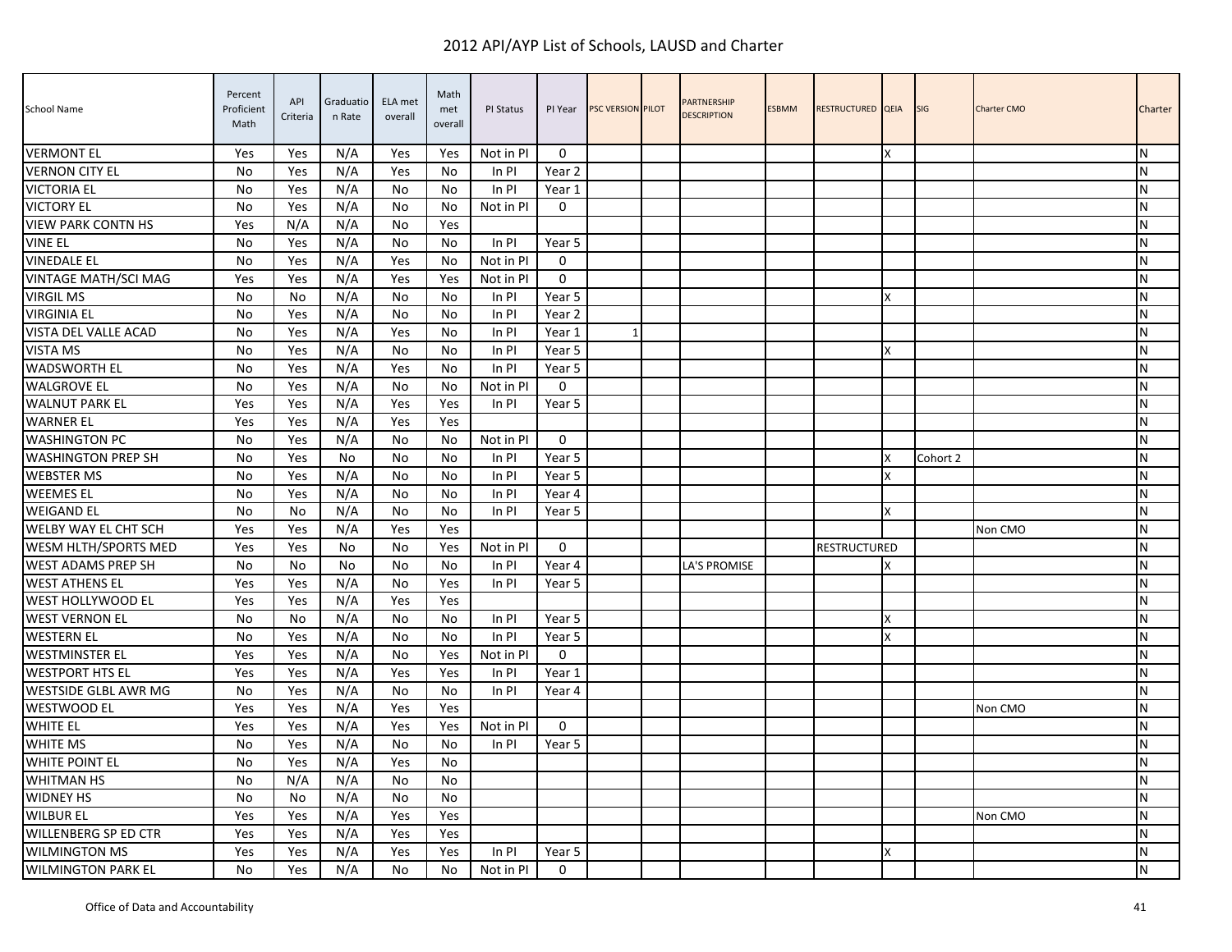# 2012 API/AYP List of Schools, LAUSD and Charter

| School Name | Percent Proficient Math | API Criteria | Graduation Rate | ELA met overall | Math met overall | PI Status | PI Year | PSC VERSION | PILOT | PARTNERSHIP DESCRIPTION | ESBMM | RESTRUCTURED | QEIA | SIG | Charter CMO | Charter |
|---|---|---|---|---|---|---|---|---|---|---|---|---|---|---|---|---|
| VERMONT EL | Yes | Yes | N/A | Yes | Yes | Not in PI | 0 | | | | | | X | | | N |
| VERNON CITY EL | No | Yes | N/A | Yes | No | In PI | Year 2 | | | | | | | | | N |
| VICTORIA EL | No | Yes | N/A | No | No | In PI | Year 1 | | | | | | | | | N |
| VICTORY EL | No | Yes | N/A | No | No | Not in PI | 0 | | | | | | | | | N |
| VIEW PARK CONTN HS | Yes | N/A | N/A | No | Yes | | | | | | | | | | | N |
| VINE EL | No | Yes | N/A | No | No | In PI | Year 5 | | | | | | | | | N |
| VINEDALE EL | No | Yes | N/A | Yes | No | Not in PI | 0 | | | | | | | | | N |
| VINTAGE MATH/SCI MAG | Yes | Yes | N/A | Yes | Yes | Not in PI | 0 | | | | | | | | | N |
| VIRGIL MS | No | No | N/A | No | No | In PI | Year 5 | | | | | | X | | | N |
| VIRGINIA EL | No | Yes | N/A | No | No | In PI | Year 2 | | | | | | | | | N |
| VISTA DEL VALLE ACAD | No | Yes | N/A | Yes | No | In PI | Year 1 | 1 | | | | | | | | N |
| VISTA MS | No | Yes | N/A | No | No | In PI | Year 5 | | | | | | X | | | N |
| WADSWORTH EL | No | Yes | N/A | Yes | No | In PI | Year 5 | | | | | | | | | N |
| WALGROVE EL | No | Yes | N/A | No | No | Not in PI | 0 | | | | | | | | | N |
| WALNUT PARK EL | Yes | Yes | N/A | Yes | Yes | In PI | Year 5 | | | | | | | | | N |
| WARNER EL | Yes | Yes | N/A | Yes | Yes | | | | | | | | | | | N |
| WASHINGTON PC | No | Yes | N/A | No | No | Not in PI | 0 | | | | | | | | | N |
| WASHINGTON PREP SH | No | Yes | No | No | No | In PI | Year 5 | | | | | | X | Cohort 2 | | N |
| WEBSTER MS | No | Yes | N/A | No | No | In PI | Year 5 | | | | | | X | | | N |
| WEEMES EL | No | Yes | N/A | No | No | In PI | Year 4 | | | | | | | | | N |
| WEIGAND EL | No | No | N/A | No | No | In PI | Year 5 | | | | | | X | | | N |
| WELBY WAY EL CHT SCH | Yes | Yes | N/A | Yes | Yes | | | | | | | | | | Non CMO | N |
| WESM HLTH/SPORTS MED | Yes | Yes | No | No | Yes | Not in PI | 0 | | | | | RESTRUCTURED | | | | N |
| WEST ADAMS PREP SH | No | No | No | No | No | In PI | Year 4 | | | LA'S PROMISE | | | X | | | N |
| WEST ATHENS EL | Yes | Yes | N/A | No | Yes | In PI | Year 5 | | | | | | | | | N |
| WEST HOLLYWOOD EL | Yes | Yes | N/A | Yes | Yes | | | | | | | | | | | N |
| WEST VERNON EL | No | No | N/A | No | No | In PI | Year 5 | | | | | | X | | | N |
| WESTERN EL | No | Yes | N/A | No | No | In PI | Year 5 | | | | | | X | | | N |
| WESTMINSTER EL | Yes | Yes | N/A | No | Yes | Not in PI | 0 | | | | | | | | | N |
| WESTPORT HTS EL | Yes | Yes | N/A | Yes | Yes | In PI | Year 1 | | | | | | | | | N |
| WESTSIDE GLBL AWR MG | No | Yes | N/A | No | No | In PI | Year 4 | | | | | | | | | N |
| WESTWOOD EL | Yes | Yes | N/A | Yes | Yes | | | | | | | | | | Non CMO | N |
| WHITE EL | Yes | Yes | N/A | Yes | Yes | Not in PI | 0 | | | | | | | | | N |
| WHITE MS | No | Yes | N/A | No | No | In PI | Year 5 | | | | | | | | | N |
| WHITE POINT EL | No | Yes | N/A | Yes | No | | | | | | | | | | | N |
| WHITMAN HS | No | N/A | N/A | No | No | | | | | | | | | | | N |
| WIDNEY HS | No | No | N/A | No | No | | | | | | | | | | | N |
| WILBUR EL | Yes | Yes | N/A | Yes | Yes | | | | | | | | | | Non CMO | N |
| WILLENBERG SP ED CTR | Yes | Yes | N/A | Yes | Yes | | | | | | | | | | | N |
| WILMINGTON MS | Yes | Yes | N/A | Yes | Yes | In PI | Year 5 | | | | | | X | | | N |
| WILMINGTON PARK EL | No | Yes | N/A | No | No | Not in PI | 0 | | | | | | | | | N |

Office of Data and Accountability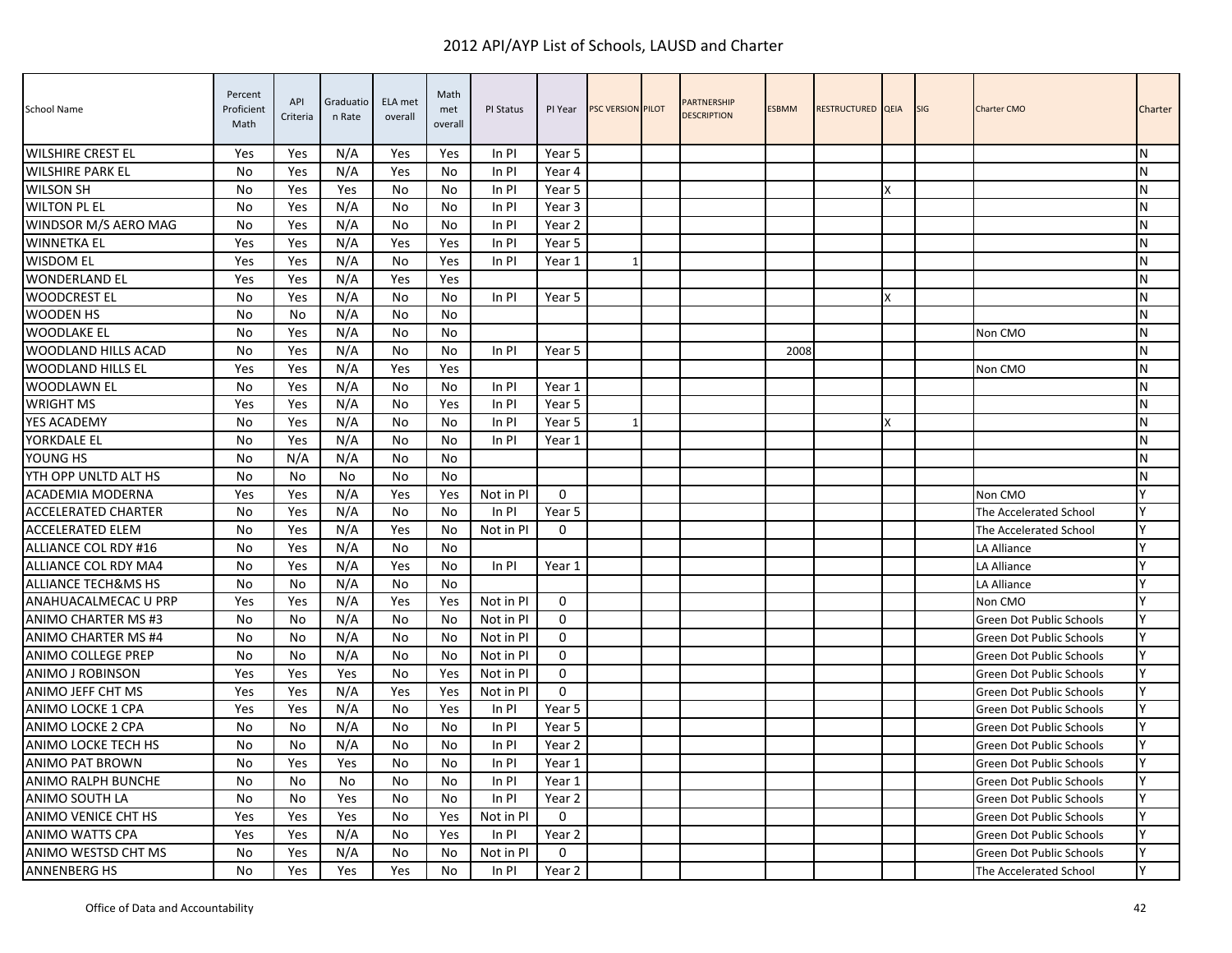# 2012 API/AYP List of Schools, LAUSD and Charter

| School Name | Percent Proficient Math | API Criteria | Graduation Rate | ELA met overall | Math met overall | PI Status | PI Year | PSC VERSION | PILOT | PARTNERSHIP DESCRIPTION | ESBMM | RESTRUCTURED | QEIA | SIG | Charter CMO | Charter |
|---|---|---|---|---|---|---|---|---|---|---|---|---|---|---|---|---|
| WILSHIRE CREST EL | Yes | Yes | N/A | Yes | Yes | In PI | Year 5 | | | | | | | | | N |
| WILSHIRE PARK EL | No | Yes | N/A | Yes | No | In PI | Year 4 | | | | | | | | | N |
| WILSON SH | No | Yes | Yes | No | No | In PI | Year 5 | | | | | | X | | | N |
| WILTON PL EL | No | Yes | N/A | No | No | In PI | Year 3 | | | | | | | | | N |
| WINDSOR M/S AERO MAG | No | Yes | N/A | No | No | In PI | Year 2 | | | | | | | | | N |
| WINNETKA EL | Yes | Yes | N/A | Yes | Yes | In PI | Year 5 | | | | | | | | | N |
| WISDOM EL | Yes | Yes | N/A | No | Yes | In PI | Year 1 | 1 | | | | | | | | N |
| WONDERLAND EL | Yes | Yes | N/A | Yes | Yes | | | | | | | | | | | N |
| WOODCREST EL | No | Yes | N/A | No | No | In PI | Year 5 | | | | | | X | | | N |
| WOODEN HS | No | No | N/A | No | No | | | | | | | | | | | N |
| WOODLAKE EL | No | Yes | N/A | No | No | | | | | | | | | | Non CMO | N |
| WOODLAND HILLS ACAD | No | Yes | N/A | No | No | In PI | Year 5 | | | | 2008 | | | | | N |
| WOODLAND HILLS EL | Yes | Yes | N/A | Yes | Yes | | | | | | | | | | Non CMO | N |
| WOODLAWN EL | No | Yes | N/A | No | No | In PI | Year 1 | | | | | | | | | N |
| WRIGHT MS | Yes | Yes | N/A | No | Yes | In PI | Year 5 | | | | | | | | | N |
| YES ACADEMY | No | Yes | N/A | No | No | In PI | Year 5 | 1 | | | | | X | | | N |
| YORKDALE EL | No | Yes | N/A | No | No | In PI | Year 1 | | | | | | | | | N |
| YOUNG HS | No | N/A | N/A | No | No | | | | | | | | | | | N |
| YTH OPP UNLTD ALT HS | No | No | No | No | No | | | | | | | | | | | N |
| ACADEMIA MODERNA | Yes | Yes | N/A | Yes | Yes | Not in PI | 0 | | | | | | | | Non CMO | Y |
| ACCELERATED CHARTER | No | Yes | N/A | No | No | In PI | Year 5 | | | | | | | | The Accelerated School | Y |
| ACCELERATED ELEM | No | Yes | N/A | Yes | No | Not in PI | 0 | | | | | | | | The Accelerated School | Y |
| ALLIANCE COL RDY #16 | No | Yes | N/A | No | No | | | | | | | | | | LA Alliance | Y |
| ALLIANCE COL RDY MA4 | No | Yes | N/A | Yes | No | In PI | Year 1 | | | | | | | | LA Alliance | Y |
| ALLIANCE TECH&MS HS | No | No | N/A | No | No | | | | | | | | | | LA Alliance | Y |
| ANAHUACALMECAC U PRP | Yes | Yes | N/A | Yes | Yes | Not in PI | 0 | | | | | | | | Non CMO | Y |
| ANIMO CHARTER MS #3 | No | No | N/A | No | No | Not in PI | 0 | | | | | | | | Green Dot Public Schools | Y |
| ANIMO CHARTER MS #4 | No | No | N/A | No | No | Not in PI | 0 | | | | | | | | Green Dot Public Schools | Y |
| ANIMO COLLEGE PREP | No | No | N/A | No | No | Not in PI | 0 | | | | | | | | Green Dot Public Schools | Y |
| ANIMO J ROBINSON | Yes | Yes | Yes | No | Yes | Not in PI | 0 | | | | | | | | Green Dot Public Schools | Y |
| ANIMO JEFF CHT MS | Yes | Yes | N/A | Yes | Yes | Not in PI | 0 | | | | | | | | Green Dot Public Schools | Y |
| ANIMO LOCKE 1 CPA | Yes | Yes | N/A | No | Yes | In PI | Year 5 | | | | | | | | Green Dot Public Schools | Y |
| ANIMO LOCKE 2 CPA | No | No | N/A | No | No | In PI | Year 5 | | | | | | | | Green Dot Public Schools | Y |
| ANIMO LOCKE TECH HS | No | No | N/A | No | No | In PI | Year 2 | | | | | | | | Green Dot Public Schools | Y |
| ANIMO PAT BROWN | No | Yes | Yes | No | No | In PI | Year 1 | | | | | | | | Green Dot Public Schools | Y |
| ANIMO RALPH BUNCHE | No | No | No | No | No | In PI | Year 1 | | | | | | | | Green Dot Public Schools | Y |
| ANIMO SOUTH LA | No | No | Yes | No | No | In PI | Year 2 | | | | | | | | Green Dot Public Schools | Y |
| ANIMO VENICE CHT HS | Yes | Yes | Yes | No | Yes | Not in PI | 0 | | | | | | | | Green Dot Public Schools | Y |
| ANIMO WATTS CPA | Yes | Yes | N/A | No | Yes | In PI | Year 2 | | | | | | | | Green Dot Public Schools | Y |
| ANIMO WESTSD CHT MS | No | Yes | N/A | No | No | Not in PI | 0 | | | | | | | | Green Dot Public Schools | Y |
| ANNENBERG HS | No | Yes | Yes | Yes | No | In PI | Year 2 | | | | | | | | The Accelerated School | Y |

Office of Data and Accountability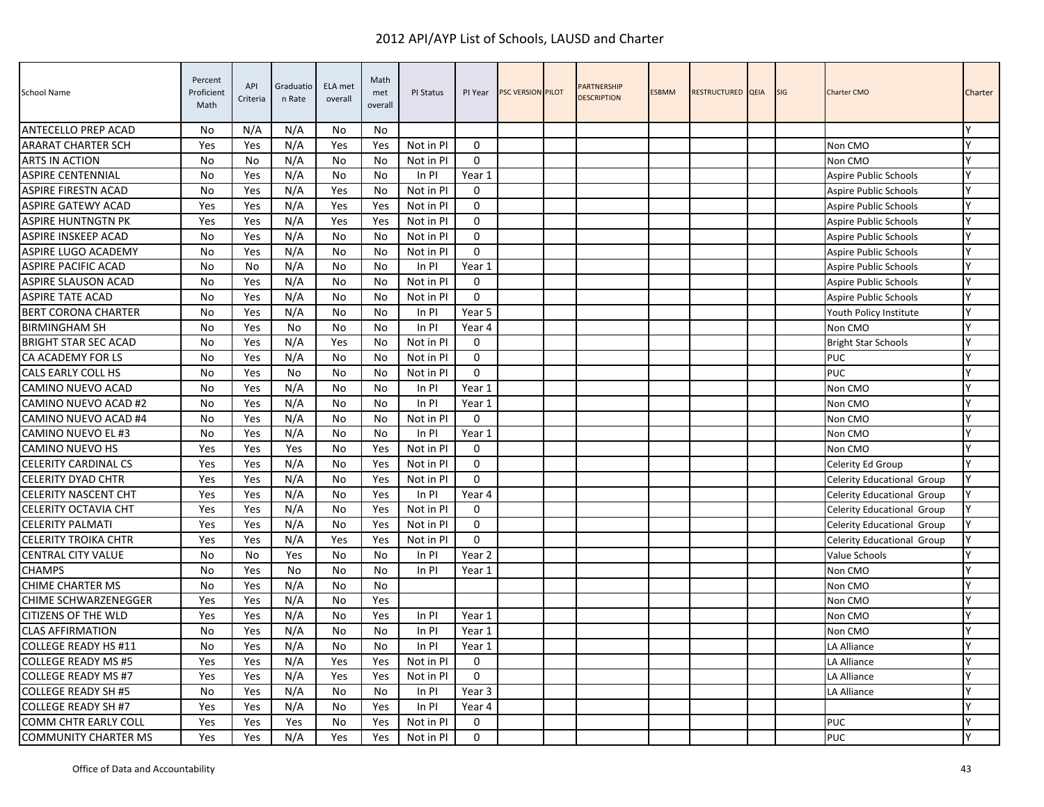# 2012 API/AYP List of Schools, LAUSD and Charter

| School Name | Percent Proficient Math | API Criteria | Graduation Rate | ELA met overall | Math met overall | PI Status | PI Year | PSC VERSION | PILOT | PARTNERSHIP DESCRIPTION | ESBMM | RESTRUCTURED | QEIA | SIG | Charter CMO | Charter |
|---|---|---|---|---|---|---|---|---|---|---|---|---|---|---|---|---|
| ANTECELLO PREP ACAD | No | N/A | N/A | No | No | | | | | | | | | | | Y |
| ARARAT CHARTER SCH | Yes | Yes | N/A | Yes | Yes | Not in PI | 0 | | | | | | | | Non CMO | Y |
| ARTS IN ACTION | No | No | N/A | No | No | Not in PI | 0 | | | | | | | | Non CMO | Y |
| ASPIRE CENTENNIAL | No | Yes | N/A | No | No | In PI | Year 1 | | | | | | | | Aspire Public Schools | Y |
| ASPIRE FIRESTN ACAD | No | Yes | N/A | Yes | No | Not in PI | 0 | | | | | | | | Aspire Public Schools | Y |
| ASPIRE GATEWY ACAD | Yes | Yes | N/A | Yes | Yes | Not in PI | 0 | | | | | | | | Aspire Public Schools | Y |
| ASPIRE HUNTNGTN PK | Yes | Yes | N/A | Yes | Yes | Not in PI | 0 | | | | | | | | Aspire Public Schools | Y |
| ASPIRE INSKEEP ACAD | No | Yes | N/A | No | No | Not in PI | 0 | | | | | | | | Aspire Public Schools | Y |
| ASPIRE LUGO ACADEMY | No | Yes | N/A | No | No | Not in PI | 0 | | | | | | | | Aspire Public Schools | Y |
| ASPIRE PACIFIC ACAD | No | No | N/A | No | No | In PI | Year 1 | | | | | | | | Aspire Public Schools | Y |
| ASPIRE SLAUSON ACAD | No | Yes | N/A | No | No | Not in PI | 0 | | | | | | | | Aspire Public Schools | Y |
| ASPIRE TATE ACAD | No | Yes | N/A | No | No | Not in PI | 0 | | | | | | | | Aspire Public Schools | Y |
| BERT CORONA CHARTER | No | Yes | N/A | No | No | In PI | Year 5 | | | | | | | | Youth Policy Institute | Y |
| BIRMINGHAM SH | No | Yes | No | No | No | In PI | Year 4 | | | | | | | | Non CMO | Y |
| BRIGHT STAR SEC ACAD | No | Yes | N/A | Yes | No | Not in PI | 0 | | | | | | | | Bright Star Schools | Y |
| CA ACADEMY FOR LS | No | Yes | N/A | No | No | Not in PI | 0 | | | | | | | | PUC | Y |
| CALS EARLY COLL HS | No | Yes | No | No | No | Not in PI | 0 | | | | | | | | PUC | Y |
| CAMINO NUEVO ACAD | No | Yes | N/A | No | No | In PI | Year 1 | | | | | | | | Non CMO | Y |
| CAMINO NUEVO ACAD #2 | No | Yes | N/A | No | No | In PI | Year 1 | | | | | | | | Non CMO | Y |
| CAMINO NUEVO ACAD #4 | No | Yes | N/A | No | No | Not in PI | 0 | | | | | | | | Non CMO | Y |
| CAMINO NUEVO EL #3 | No | Yes | N/A | No | No | In PI | Year 1 | | | | | | | | Non CMO | Y |
| CAMINO NUEVO HS | Yes | Yes | Yes | No | Yes | Not in PI | 0 | | | | | | | | Non CMO | Y |
| CELERITY CARDINAL CS | Yes | Yes | N/A | No | Yes | Not in PI | 0 | | | | | | | | Celerity Ed Group | Y |
| CELERITY DYAD CHTR | Yes | Yes | N/A | No | Yes | Not in PI | 0 | | | | | | | | Celerity Educational Group | Y |
| CELERITY NASCENT CHT | Yes | Yes | N/A | No | Yes | In PI | Year 4 | | | | | | | | Celerity Educational Group | Y |
| CELERITY OCTAVIA CHT | Yes | Yes | N/A | No | Yes | Not in PI | 0 | | | | | | | | Celerity Educational Group | Y |
| CELERITY PALMATI | Yes | Yes | N/A | No | Yes | Not in PI | 0 | | | | | | | | Celerity Educational Group | Y |
| CELERITY TROIKA CHTR | Yes | Yes | N/A | Yes | Yes | Not in PI | 0 | | | | | | | | Celerity Educational Group | Y |
| CENTRAL CITY VALUE | No | No | Yes | No | No | In PI | Year 2 | | | | | | | | Value Schools | Y |
| CHAMPS | No | Yes | No | No | No | In PI | Year 1 | | | | | | | | Non CMO | Y |
| CHIME CHARTER MS | No | Yes | N/A | No | No | | | | | | | | | | Non CMO | Y |
| CHIME SCHWARZENEGGER | Yes | Yes | N/A | No | Yes | | | | | | | | | | Non CMO | Y |
| CITIZENS OF THE WLD | Yes | Yes | N/A | No | Yes | In PI | Year 1 | | | | | | | | Non CMO | Y |
| CLAS AFFIRMATION | No | Yes | N/A | No | No | In PI | Year 1 | | | | | | | | Non CMO | Y |
| COLLEGE READY HS #11 | No | Yes | N/A | No | No | In PI | Year 1 | | | | | | | | LA Alliance | Y |
| COLLEGE READY MS #5 | Yes | Yes | N/A | Yes | Yes | Not in PI | 0 | | | | | | | | LA Alliance | Y |
| COLLEGE READY MS #7 | Yes | Yes | N/A | Yes | Yes | Not in PI | 0 | | | | | | | | LA Alliance | Y |
| COLLEGE READY SH #5 | No | Yes | N/A | No | No | In PI | Year 3 | | | | | | | | LA Alliance | Y |
| COLLEGE READY SH #7 | Yes | Yes | N/A | No | Yes | In PI | Year 4 | | | | | | | | | Y |
| COMM CHTR EARLY COLL | Yes | Yes | Yes | No | Yes | Not in PI | 0 | | | | | | | | PUC | Y |
| COMMUNITY CHARTER MS | Yes | Yes | N/A | Yes | Yes | Not in PI | 0 | | | | | | | | PUC | Y |

Office of Data and Accountability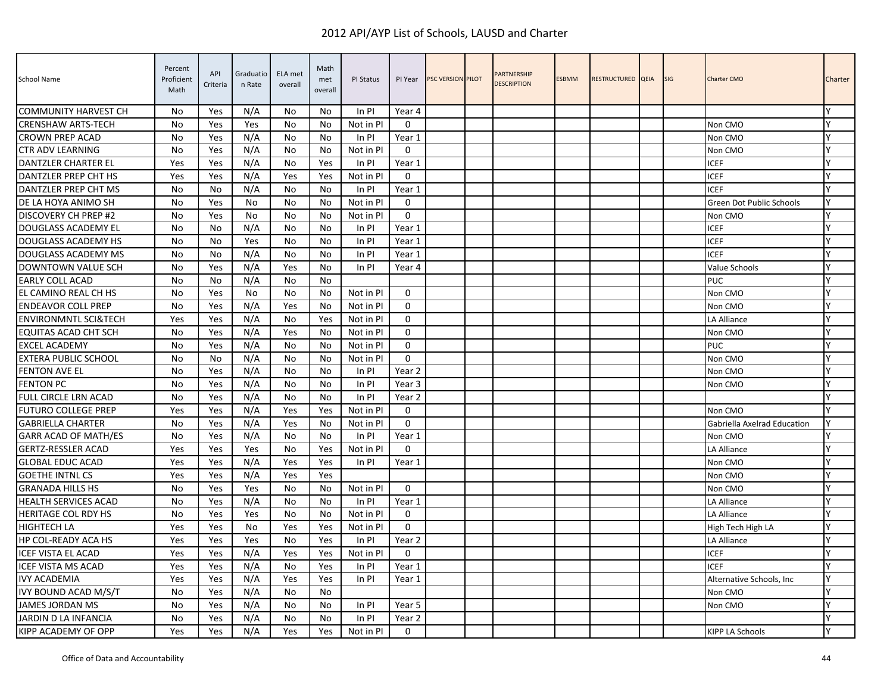# 2012 API/AYP List of Schools, LAUSD and Charter

| School Name | Percent Proficient Math | API Criteria | Graduation Rate | ELA met overall | Math met overall | PI Status | PI Year | PSC VERSION | PILOT | PARTNERSHIP DESCRIPTION | ESBMM | RESTRUCTURED | QEIA | SIG | Charter CMO | Charter |
|---|---|---|---|---|---|---|---|---|---|---|---|---|---|---|---|---|
| COMMUNITY HARVEST CH | No | Yes | N/A | No | No | In PI | Year 4 | | | | | | | | | Y |
| CRENSHAW ARTS-TECH | No | Yes | Yes | No | No | Not in PI | 0 | | | | | | | | Non CMO | Y |
| CROWN PREP ACAD | No | Yes | N/A | No | No | In PI | Year 1 | | | | | | | | Non CMO | Y |
| CTR ADV LEARNING | No | Yes | N/A | No | No | Not in PI | 0 | | | | | | | | Non CMO | Y |
| DANTZLER CHARTER EL | Yes | Yes | N/A | No | Yes | In PI | Year 1 | | | | | | | | ICEF | Y |
| DANTZLER PREP CHT HS | Yes | Yes | N/A | Yes | Yes | Not in PI | 0 | | | | | | | | ICEF | Y |
| DANTZLER PREP CHT MS | No | No | N/A | No | No | In PI | Year 1 | | | | | | | | ICEF | Y |
| DE LA HOYA ANIMO SH | No | Yes | No | No | No | Not in PI | 0 | | | | | | | | Green Dot Public Schools | Y |
| DISCOVERY CH PREP #2 | No | Yes | No | No | No | Not in PI | 0 | | | | | | | | Non CMO | Y |
| DOUGLASS ACADEMY EL | No | No | N/A | No | No | In PI | Year 1 | | | | | | | | ICEF | Y |
| DOUGLASS ACADEMY HS | No | No | Yes | No | No | In PI | Year 1 | | | | | | | | ICEF | Y |
| DOUGLASS ACADEMY MS | No | No | N/A | No | No | In PI | Year 1 | | | | | | | | ICEF | Y |
| DOWNTOWN VALUE SCH | No | Yes | N/A | Yes | No | In PI | Year 4 | | | | | | | | Value Schools | Y |
| EARLY COLL ACAD | No | No | N/A | No | No | | | | | | | | | | PUC | Y |
| EL CAMINO REAL CH HS | No | Yes | No | No | No | Not in PI | 0 | | | | | | | | Non CMO | Y |
| ENDEAVOR COLL PREP | No | Yes | N/A | Yes | No | Not in PI | 0 | | | | | | | | Non CMO | Y |
| ENVIRONMNTL SCI&TECH | Yes | Yes | N/A | No | Yes | Not in PI | 0 | | | | | | | | LA Alliance | Y |
| EQUITAS ACAD CHT SCH | No | Yes | N/A | Yes | No | Not in PI | 0 | | | | | | | | Non CMO | Y |
| EXCEL ACADEMY | No | Yes | N/A | No | No | Not in PI | 0 | | | | | | | | PUC | Y |
| EXTERA PUBLIC SCHOOL | No | No | N/A | No | No | Not in PI | 0 | | | | | | | | Non CMO | Y |
| FENTON AVE EL | No | Yes | N/A | No | No | In PI | Year 2 | | | | | | | | Non CMO | Y |
| FENTON PC | No | Yes | N/A | No | No | In PI | Year 3 | | | | | | | | Non CMO | Y |
| FULL CIRCLE LRN ACAD | No | Yes | N/A | No | No | In PI | Year 2 | | | | | | | | | Y |
| FUTURO COLLEGE PREP | Yes | Yes | N/A | Yes | Yes | Not in PI | 0 | | | | | | | | Non CMO | Y |
| GABRIELLA CHARTER | No | Yes | N/A | Yes | No | Not in PI | 0 | | | | | | | | Gabriella Axelrad Education | Y |
| GARR ACAD OF MATH/ES | No | Yes | N/A | No | No | In PI | Year 1 | | | | | | | | Non CMO | Y |
| GERTZ-RESSLER ACAD | Yes | Yes | Yes | No | Yes | Not in PI | 0 | | | | | | | | LA Alliance | Y |
| GLOBAL EDUC ACAD | Yes | Yes | N/A | Yes | Yes | In PI | Year 1 | | | | | | | | Non CMO | Y |
| GOETHE INTNL CS | Yes | Yes | N/A | Yes | Yes | | | | | | | | | | Non CMO | Y |
| GRANADA HILLS HS | No | Yes | Yes | No | No | Not in PI | 0 | | | | | | | | Non CMO | Y |
| HEALTH SERVICES ACAD | No | Yes | N/A | No | No | In PI | Year 1 | | | | | | | | LA Alliance | Y |
| HERITAGE COL RDY HS | No | Yes | Yes | No | No | Not in PI | 0 | | | | | | | | LA Alliance | Y |
| HIGHTECH LA | Yes | Yes | No | Yes | Yes | Not in PI | 0 | | | | | | | | High Tech High LA | Y |
| HP COL-READY ACA HS | Yes | Yes | Yes | No | Yes | In PI | Year 2 | | | | | | | | LA Alliance | Y |
| ICEF VISTA EL ACAD | Yes | Yes | N/A | Yes | Yes | Not in PI | 0 | | | | | | | | ICEF | Y |
| ICEF VISTA MS ACAD | Yes | Yes | N/A | No | Yes | In PI | Year 1 | | | | | | | | ICEF | Y |
| IVY ACADEMIA | Yes | Yes | N/A | Yes | Yes | In PI | Year 1 | | | | | | | | Alternative Schools, Inc | Y |
| IVY BOUND ACAD M/S/T | No | Yes | N/A | No | No | | | | | | | | | | Non CMO | Y |
| JAMES JORDAN MS | No | Yes | N/A | No | No | In PI | Year 5 | | | | | | | | Non CMO | Y |
| JARDIN D LA INFANCIA | No | Yes | N/A | No | No | In PI | Year 2 | | | | | | | | | Y |
| KIPP ACADEMY OF OPP | Yes | Yes | N/A | Yes | Yes | Not in PI | 0 | | | | | | | | KIPP LA Schools | Y |

Office of Data and Accountability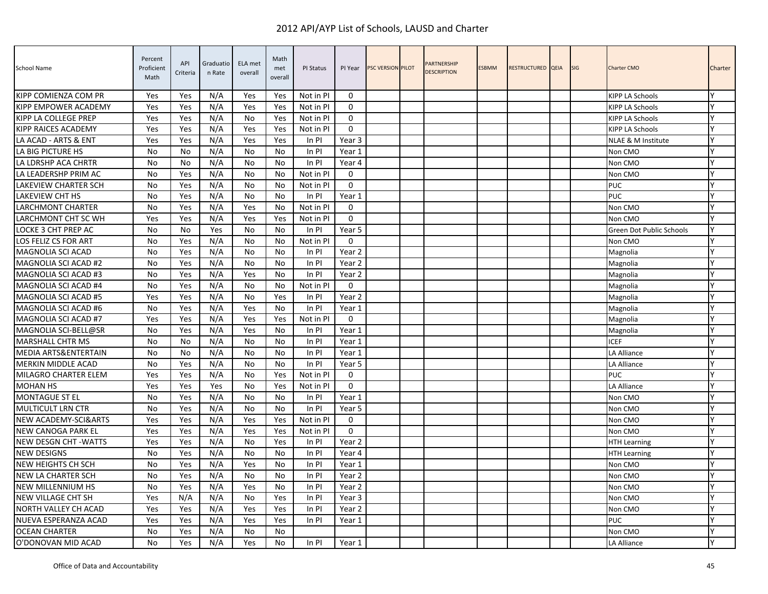# 2012 API/AYP List of Schools, LAUSD and Charter

| School Name | Percent Proficient Math | API Criteria | Graduation Rate | ELA met overall | Math met overall | PI Status | PI Year | PSC VERSION | PILOT | PARTNERSHIP DESCRIPTION | ESBMM | RESTRUCTURED | QEIA | SIG | Charter CMO | Charter |
|---|---|---|---|---|---|---|---|---|---|---|---|---|---|---|---|---|
| KIPP COMIENZA COM PR | Yes | Yes | N/A | Yes | Yes | Not in PI | 0 | | | | | | | | KIPP LA Schools | Y |
| KIPP EMPOWER ACADEMY | Yes | Yes | N/A | Yes | Yes | Not in PI | 0 | | | | | | | | KIPP LA Schools | Y |
| KIPP LA COLLEGE PREP | Yes | Yes | N/A | No | Yes | Not in PI | 0 | | | | | | | | KIPP LA Schools | Y |
| KIPP RAICES ACADEMY | Yes | Yes | N/A | Yes | Yes | Not in PI | 0 | | | | | | | | KIPP LA Schools | Y |
| LA ACAD - ARTS & ENT | Yes | Yes | N/A | Yes | Yes | In PI | Year 3 | | | | | | | | NLAE & M Institute | Y |
| LA BIG PICTURE HS | No | No | N/A | No | No | In PI | Year 1 | | | | | | | | Non CMO | Y |
| LA LDRSHP ACA CHRTR | No | No | N/A | No | No | In PI | Year 4 | | | | | | | | Non CMO | Y |
| LA LEADERSHP PRIM AC | No | Yes | N/A | No | No | Not in PI | 0 | | | | | | | | Non CMO | Y |
| LAKEVIEW CHARTER SCH | No | Yes | N/A | No | No | Not in PI | 0 | | | | | | | | PUC | Y |
| LAKEVIEW CHT HS | No | Yes | N/A | No | No | In PI | Year 1 | | | | | | | | PUC | Y |
| LARCHMONT CHARTER | No | Yes | N/A | Yes | No | Not in PI | 0 | | | | | | | | Non CMO | Y |
| LARCHMONT CHT SC WH | Yes | Yes | N/A | Yes | Yes | Not in PI | 0 | | | | | | | | Non CMO | Y |
| LOCKE 3 CHT PREP AC | No | No | Yes | No | No | In PI | Year 5 | | | | | | | | Green Dot Public Schools | Y |
| LOS FELIZ CS FOR ART | No | Yes | N/A | No | No | Not in PI | 0 | | | | | | | | Non CMO | Y |
| MAGNOLIA SCI ACAD | No | Yes | N/A | No | No | In PI | Year 2 | | | | | | | | Magnolia | Y |
| MAGNOLIA SCI ACAD #2 | No | Yes | N/A | No | No | In PI | Year 2 | | | | | | | | Magnolia | Y |
| MAGNOLIA SCI ACAD #3 | No | Yes | N/A | Yes | No | In PI | Year 2 | | | | | | | | Magnolia | Y |
| MAGNOLIA SCI ACAD #4 | No | Yes | N/A | No | No | Not in PI | 0 | | | | | | | | Magnolia | Y |
| MAGNOLIA SCI ACAD #5 | Yes | Yes | N/A | No | Yes | In PI | Year 2 | | | | | | | | Magnolia | Y |
| MAGNOLIA SCI ACAD #6 | No | Yes | N/A | Yes | No | In PI | Year 1 | | | | | | | | Magnolia | Y |
| MAGNOLIA SCI ACAD #7 | Yes | Yes | N/A | Yes | Yes | Not in PI | 0 | | | | | | | | Magnolia | Y |
| MAGNOLIA SCI-BELL@SR | No | Yes | N/A | Yes | No | In PI | Year 1 | | | | | | | | Magnolia | Y |
| MARSHALL CHTR MS | No | No | N/A | No | No | In PI | Year 1 | | | | | | | | ICEF | Y |
| MEDIA ARTS&ENTERTAIN | No | No | N/A | No | No | In PI | Year 1 | | | | | | | | LA Alliance | Y |
| MERKIN MIDDLE ACAD | No | Yes | N/A | No | No | In PI | Year 5 | | | | | | | | LA Alliance | Y |
| MILAGRO CHARTER ELEM | Yes | Yes | N/A | No | Yes | Not in PI | 0 | | | | | | | | PUC | Y |
| MOHAN HS | Yes | Yes | Yes | No | Yes | Not in PI | 0 | | | | | | | | LA Alliance | Y |
| MONTAGUE ST EL | No | Yes | N/A | No | No | In PI | Year 1 | | | | | | | | Non CMO | Y |
| MULTICULT LRN CTR | No | Yes | N/A | No | No | In PI | Year 5 | | | | | | | | Non CMO | Y |
| NEW ACADEMY-SCI&ARTS | Yes | Yes | N/A | Yes | Yes | Not in PI | 0 | | | | | | | | Non CMO | Y |
| NEW CANOGA PARK EL | Yes | Yes | N/A | Yes | Yes | Not in PI | 0 | | | | | | | | Non CMO | Y |
| NEW DESGN CHT -WATTS | Yes | Yes | N/A | No | Yes | In PI | Year 2 | | | | | | | | HTH Learning | Y |
| NEW DESIGNS | No | Yes | N/A | No | No | In PI | Year 4 | | | | | | | | HTH Learning | Y |
| NEW HEIGHTS CH SCH | No | Yes | N/A | Yes | No | In PI | Year 1 | | | | | | | | Non CMO | Y |
| NEW LA CHARTER SCH | No | Yes | N/A | No | No | In PI | Year 2 | | | | | | | | Non CMO | Y |
| NEW MILLENNIUM HS | No | Yes | N/A | Yes | No | In PI | Year 2 | | | | | | | | Non CMO | Y |
| NEW VILLAGE CHT SH | Yes | N/A | N/A | No | Yes | In PI | Year 3 | | | | | | | | Non CMO | Y |
| NORTH VALLEY CH ACAD | Yes | Yes | N/A | Yes | Yes | In PI | Year 2 | | | | | | | | Non CMO | Y |
| NUEVA ESPERANZA ACAD | Yes | Yes | N/A | Yes | Yes | In PI | Year 1 | | | | | | | | PUC | Y |
| OCEAN CHARTER | No | Yes | N/A | No | No | | | | | | | | | | Non CMO | Y |
| O'DONOVAN MID ACAD | No | Yes | N/A | Yes | No | In PI | Year 1 | | | | | | | | LA Alliance | Y |

Office of Data and Accountability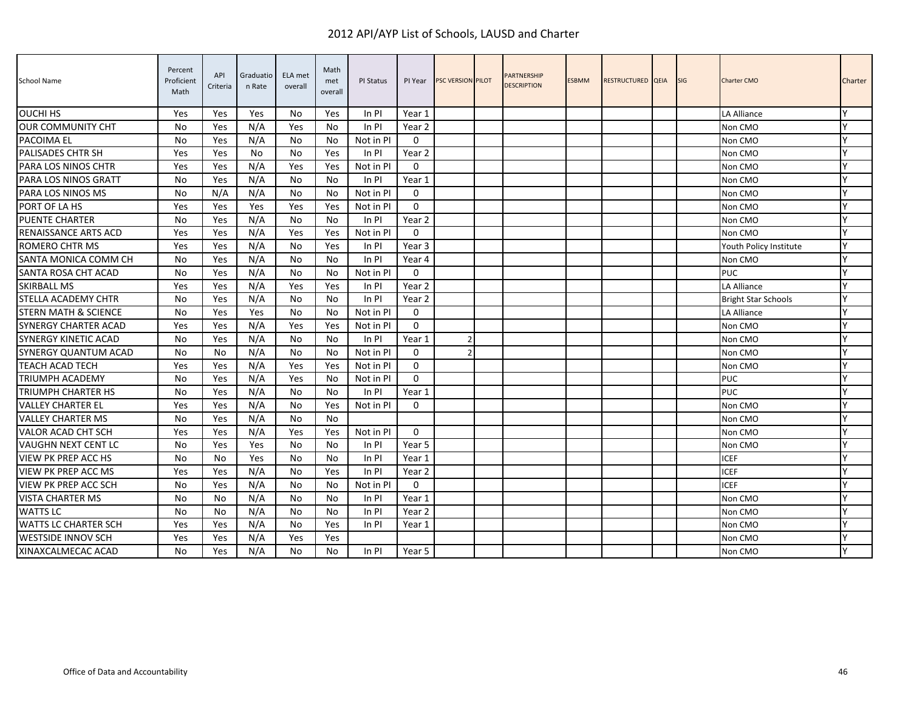# 2012 API/AYP List of Schools, LAUSD and Charter

| School Name | Percent Proficient Math | API Criteria | Graduation Rate | ELA met overall | Math met overall | PI Status | PI Year | PSC VERSION | PILOT | PARTNERSHIP DESCRIPTION | ESBMM | RESTRUCTURED | QEIA | SIG | Charter CMO | Charter |
|---|---|---|---|---|---|---|---|---|---|---|---|---|---|---|---|---|
| OUCHI HS | Yes | Yes | Yes | No | Yes | In PI | Year 1 | | | | | | | | LA Alliance | Y |
| OUR COMMUNITY CHT | No | Yes | N/A | Yes | No | In PI | Year 2 | | | | | | | | Non CMO | Y |
| PACOIMA EL | No | Yes | N/A | No | No | Not in PI | 0 | | | | | | | | Non CMO | Y |
| PALISADES CHTR SH | Yes | Yes | No | No | Yes | In PI | Year 2 | | | | | | | | Non CMO | Y |
| PARA LOS NINOS CHTR | Yes | Yes | N/A | Yes | Yes | Not in PI | 0 | | | | | | | | Non CMO | Y |
| PARA LOS NINOS GRATT | No | Yes | N/A | No | No | In PI | Year 1 | | | | | | | | Non CMO | Y |
| PARA LOS NINOS MS | No | N/A | N/A | No | No | Not in PI | 0 | | | | | | | | Non CMO | Y |
| PORT OF LA HS | Yes | Yes | Yes | Yes | Yes | Not in PI | 0 | | | | | | | | Non CMO | Y |
| PUENTE CHARTER | No | Yes | N/A | No | No | In PI | Year 2 | | | | | | | | Non CMO | Y |
| RENAISSANCE ARTS ACD | Yes | Yes | N/A | Yes | Yes | Not in PI | 0 | | | | | | | | Non CMO | Y |
| ROMERO CHTR MS | Yes | Yes | N/A | No | Yes | In PI | Year 3 | | | | | | | | Youth Policy Institute | Y |
| SANTA MONICA COMM CH | No | Yes | N/A | No | No | In PI | Year 4 | | | | | | | | Non CMO | Y |
| SANTA ROSA CHT ACAD | No | Yes | N/A | No | No | Not in PI | 0 | | | | | | | | PUC | Y |
| SKIRBALL MS | Yes | Yes | N/A | Yes | Yes | In PI | Year 2 | | | | | | | | LA Alliance | Y |
| STELLA ACADEMY CHTR | No | Yes | N/A | No | No | In PI | Year 2 | | | | | | | | Bright Star Schools | Y |
| STERN MATH & SCIENCE | No | Yes | Yes | No | No | Not in PI | 0 | | | | | | | | LA Alliance | Y |
| SYNERGY CHARTER ACAD | Yes | Yes | N/A | Yes | Yes | Not in PI | 0 | | | | | | | | Non CMO | Y |
| SYNERGY KINETIC ACAD | No | Yes | N/A | No | No | In PI | Year 1 | 2 | | | | | | | Non CMO | Y |
| SYNERGY QUANTUM ACAD | No | No | N/A | No | No | Not in PI | 0 | 2 | | | | | | | Non CMO | Y |
| TEACH ACAD TECH | Yes | Yes | N/A | Yes | Yes | Not in PI | 0 | | | | | | | | Non CMO | Y |
| TRIUMPH ACADEMY | No | Yes | N/A | Yes | No | Not in PI | 0 | | | | | | | | PUC | Y |
| TRIUMPH CHARTER HS | No | Yes | N/A | No | No | In PI | Year 1 | | | | | | | | PUC | Y |
| VALLEY CHARTER EL | Yes | Yes | N/A | No | Yes | Not in PI | 0 | | | | | | | | Non CMO | Y |
| VALLEY CHARTER MS | No | Yes | N/A | No | No | | | | | | | | | | Non CMO | Y |
| VALOR ACAD CHT SCH | Yes | Yes | N/A | Yes | Yes | Not in PI | 0 | | | | | | | | Non CMO | Y |
| VAUGHN NEXT CENT LC | No | Yes | Yes | No | No | In PI | Year 5 | | | | | | | | Non CMO | Y |
| VIEW PK PREP ACC HS | No | No | Yes | No | No | In PI | Year 1 | | | | | | | | ICEF | Y |
| VIEW PK PREP ACC MS | Yes | Yes | N/A | No | Yes | In PI | Year 2 | | | | | | | | ICEF | Y |
| VIEW PK PREP ACC SCH | No | Yes | N/A | No | No | Not in PI | 0 | | | | | | | | ICEF | Y |
| VISTA CHARTER MS | No | No | N/A | No | No | In PI | Year 1 | | | | | | | | Non CMO | Y |
| WATTS LC | No | No | N/A | No | No | In PI | Year 2 | | | | | | | | Non CMO | Y |
| WATTS LC CHARTER SCH | Yes | Yes | N/A | No | Yes | In PI | Year 1 | | | | | | | | Non CMO | Y |
| WESTSIDE INNOV SCH | Yes | Yes | N/A | Yes | Yes | | | | | | | | | | Non CMO | Y |
| XINAXCALMECAC ACAD | No | Yes | N/A | No | No | In PI | Year 5 | | | | | | | | Non CMO | Y |

Office of Data and Accountability